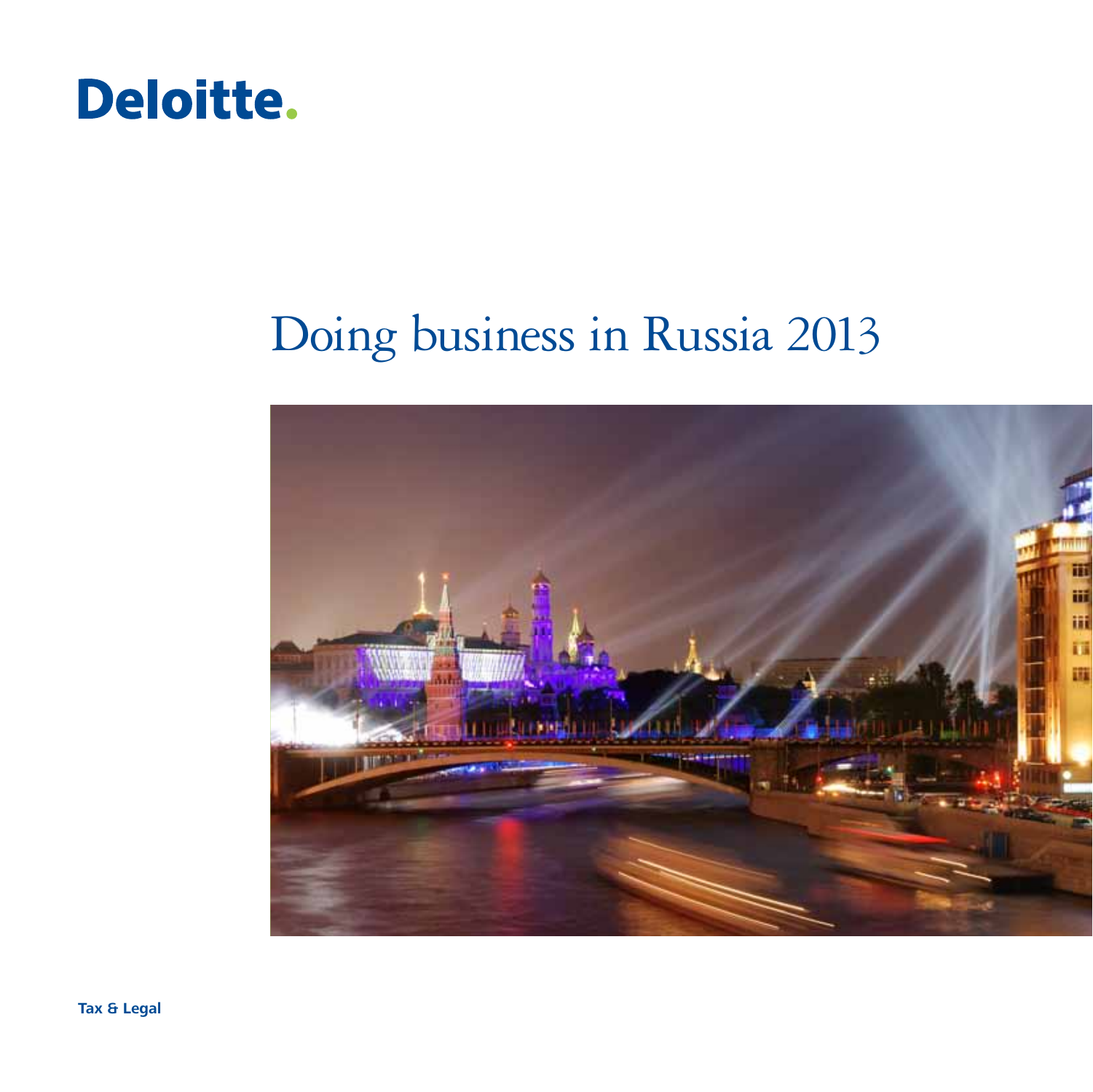Deloitte.

# Doing business in Russia 2013

Tax & Legal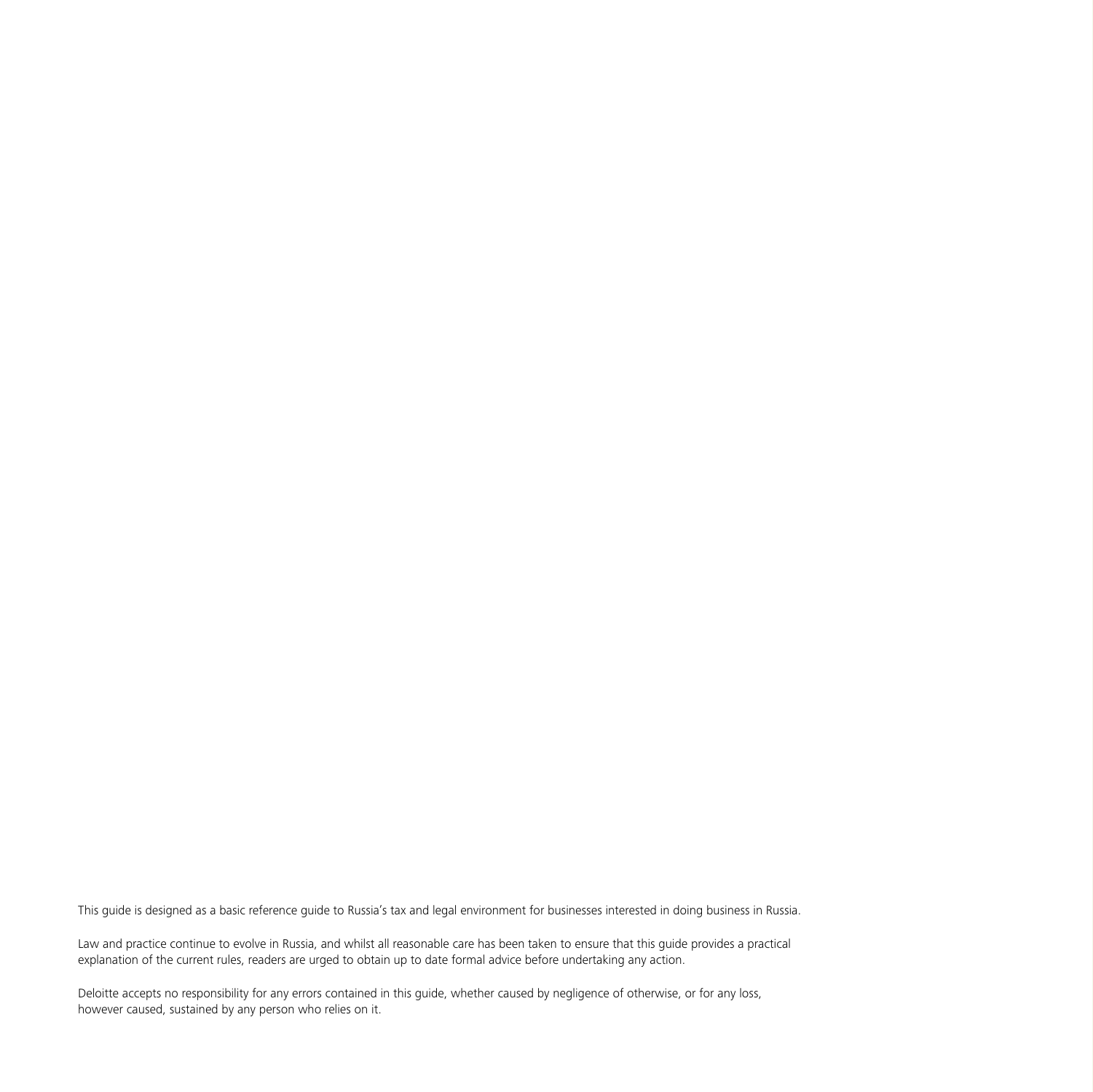This guide is designed as a basic reference guide to Russia's tax and legal environment for businesses interested in doing business in Russia.

Law and practice continue to evolve in Russia, and whilst all reasonable care has been taken to ensure that this guide provides a practical explanation of the current rules, readers are urged to obtain up to date formal advice before undertaking any action.

Deloitte accepts no responsibility for any errors contained in this guide, whether caused by negligence of otherwise, or for any loss, however caused, sustained by any person who relies on it.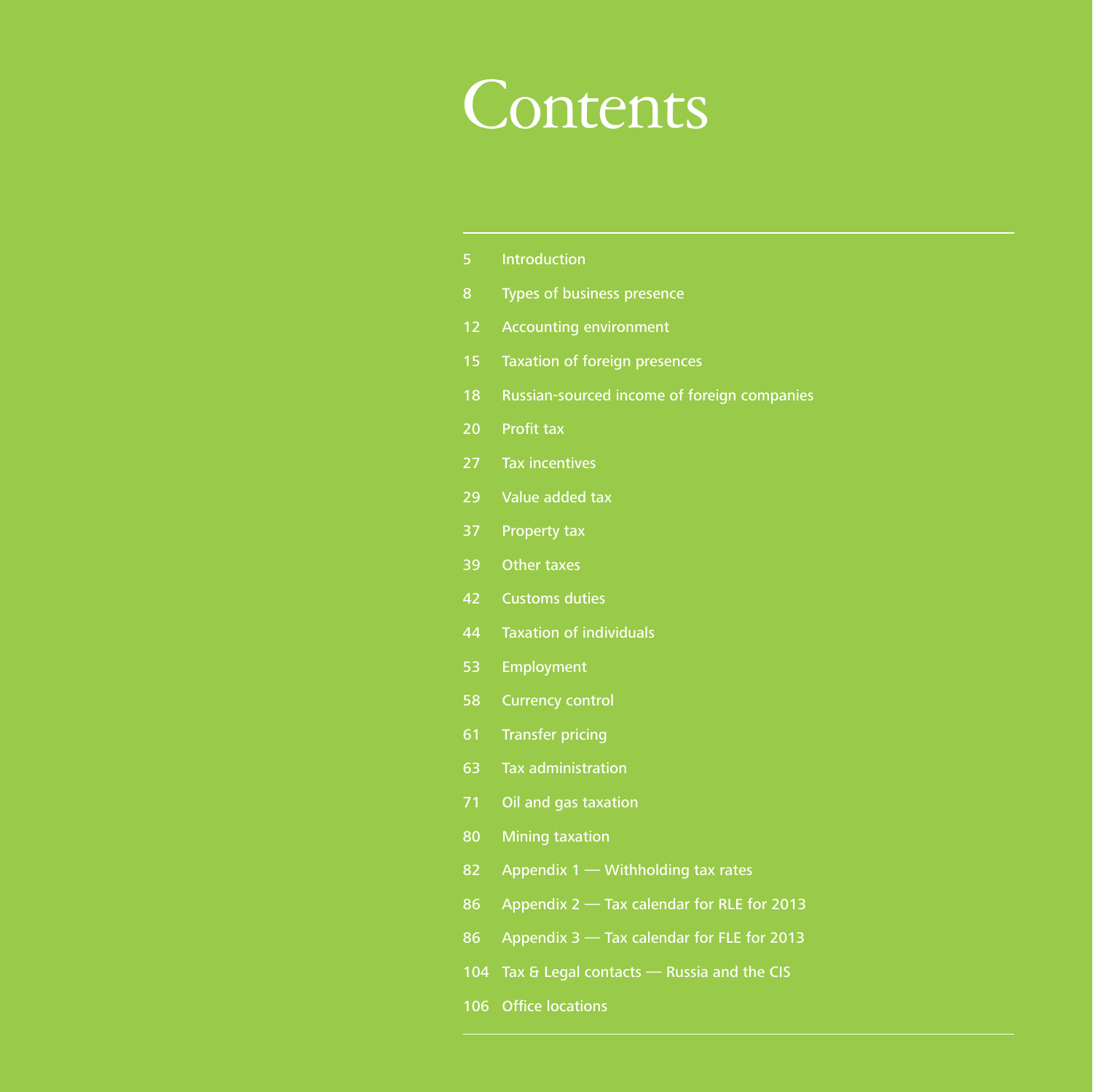# Contents

| | |
|---|---|
| 5 | Introduction |
| 8 | Types of business presence |
| 12 | Accounting environment |
| 15 | Taxation of foreign presences |
| 18 | Russian-sourced income of foreign companies |
| 20 | Profit tax |
| 27 | Tax incentives |
| 29 | Value added tax |
| 37 | Property tax |
| 39 | Other taxes |
| 42 | Customs duties |
| 44 | Taxation of individuals |
| 53 | Employment |
| 58 | Currency control |
| 61 | Transfer pricing |
| 63 | Tax administration |
| 71 | Oil and gas taxation |
| 80 | Mining taxation |
| 82 | Appendix 1 — Withholding tax rates |
| 86 | Appendix 2 — Tax calendar for RLE for 2013 |
| 86 | Appendix 3 — Tax calendar for FLE for 2013 |
| 104 | Tax & Legal contacts — Russia and the CIS |
| 106 | Office locations |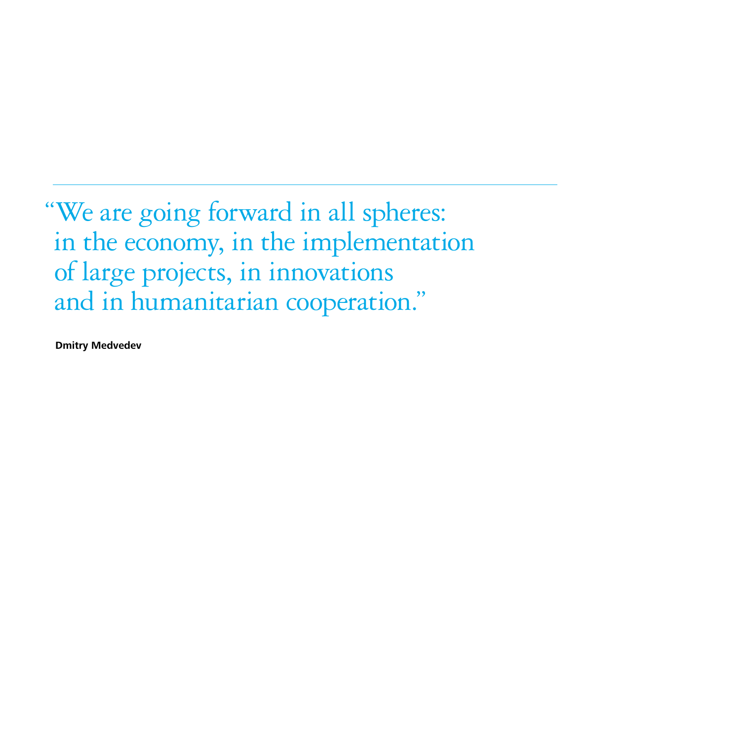---

> "We are going forward in all spheres: in the economy, in the implementation of large projects, in innovations and in humanitarian cooperation."

**Dmitry Medvedev**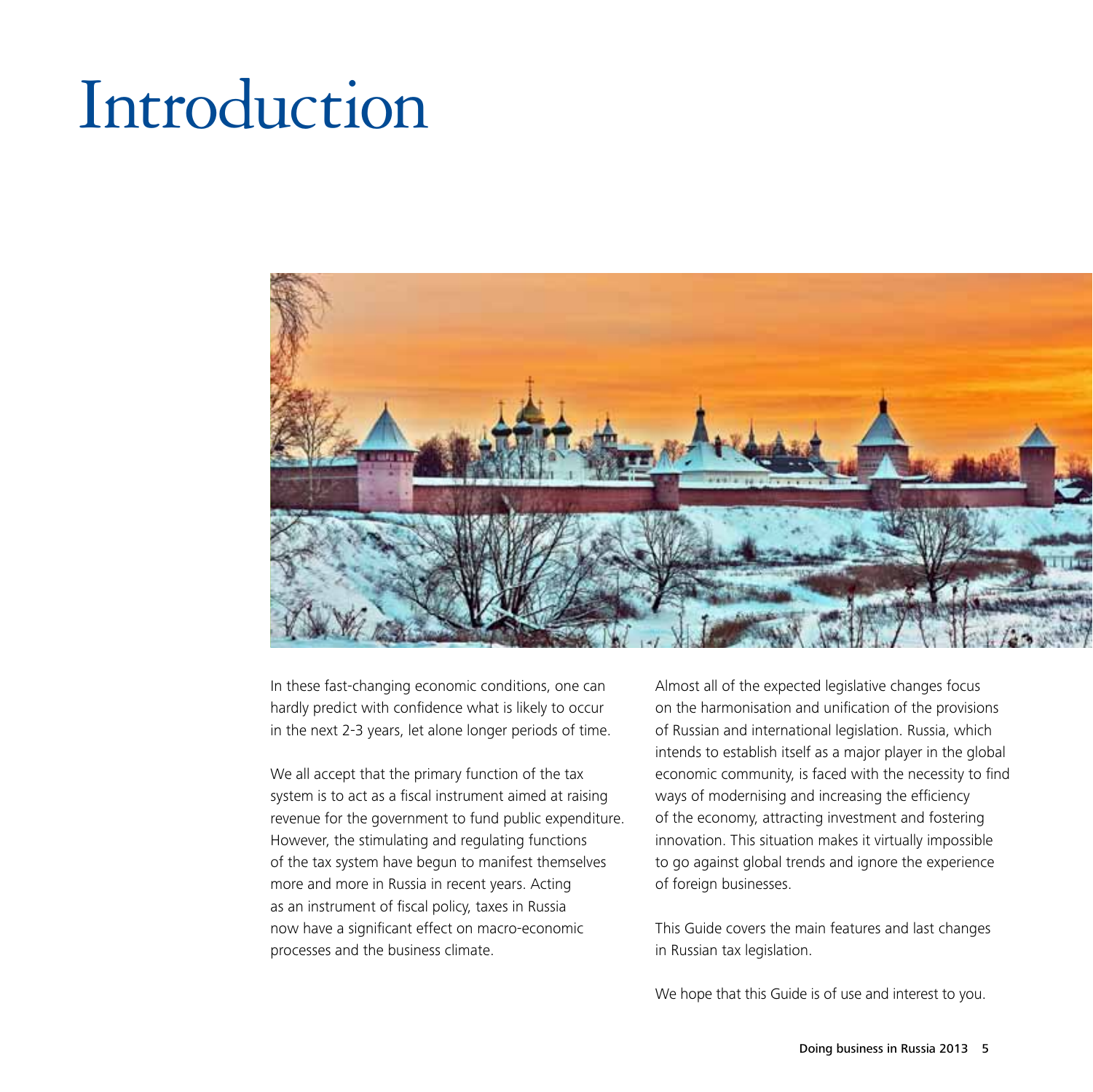# Introduction

In these fast-changing economic conditions, one can hardly predict with confidence what is likely to occur in the next 2-3 years, let alone longer periods of time.

We all accept that the primary function of the tax system is to act as a fiscal instrument aimed at raising revenue for the government to fund public expenditure. However, the stimulating and regulating functions of the tax system have begun to manifest themselves more and more in Russia in recent years. Acting as an instrument of fiscal policy, taxes in Russia now have a significant effect on macro-economic processes and the business climate.

Almost all of the expected legislative changes focus on the harmonisation and unification of the provisions of Russian and international legislation. Russia, which intends to establish itself as a major player in the global economic community, is faced with the necessity to find ways of modernising and increasing the efficiency of the economy, attracting investment and fostering innovation. This situation makes it virtually impossible to go against global trends and ignore the experience of foreign businesses.

This Guide covers the main features and last changes in Russian tax legislation.

We hope that this Guide is of use and interest to you.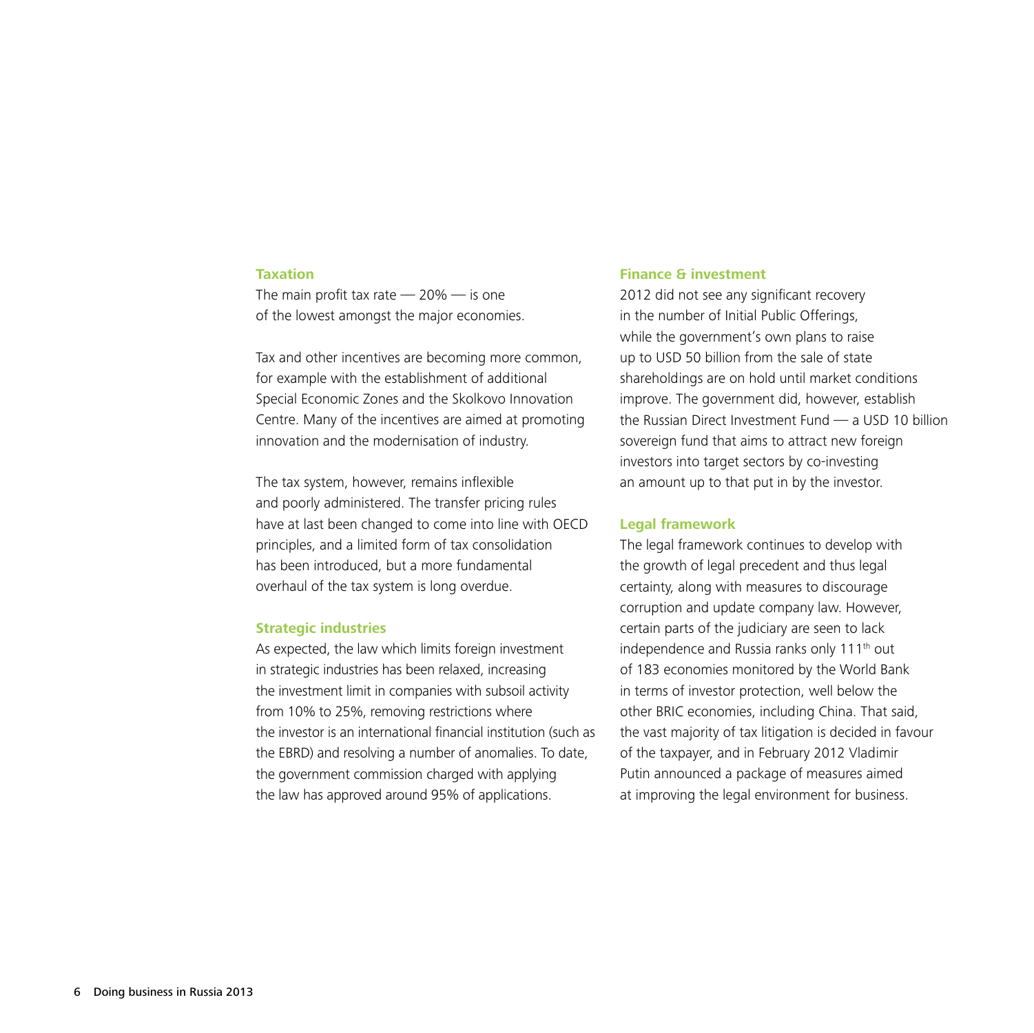### Taxation

The main profit tax rate — 20% — is one of the lowest amongst the major economies.

Tax and other incentives are becoming more common, for example with the establishment of additional Special Economic Zones and the Skolkovo Innovation Centre. Many of the incentives are aimed at promoting innovation and the modernisation of industry.

The tax system, however, remains inflexible and poorly administered. The transfer pricing rules have at last been changed to come into line with OECD principles, and a limited form of tax consolidation has been introduced, but a more fundamental overhaul of the tax system is long overdue.

### Strategic industries

As expected, the law which limits foreign investment in strategic industries has been relaxed, increasing the investment limit in companies with subsoil activity from 10% to 25%, removing restrictions where the investor is an international financial institution (such as the EBRD) and resolving a number of anomalies. To date, the government commission charged with applying the law has approved around 95% of applications.

### Finance & investment

2012 did not see any significant recovery in the number of Initial Public Offerings, while the government's own plans to raise up to USD 50 billion from the sale of state shareholdings are on hold until market conditions improve. The government did, however, establish the Russian Direct Investment Fund — a USD 10 billion sovereign fund that aims to attract new foreign investors into target sectors by co-investing an amount up to that put in by the investor.

### Legal framework

The legal framework continues to develop with the growth of legal precedent and thus legal certainty, along with measures to discourage corruption and update company law. However, certain parts of the judiciary are seen to lack independence and Russia ranks only 111th out of 183 economies monitored by the World Bank in terms of investor protection, well below the other BRIC economies, including China. That said, the vast majority of tax litigation is decided in favour of the taxpayer, and in February 2012 Vladimir Putin announced a package of measures aimed at improving the legal environment for business.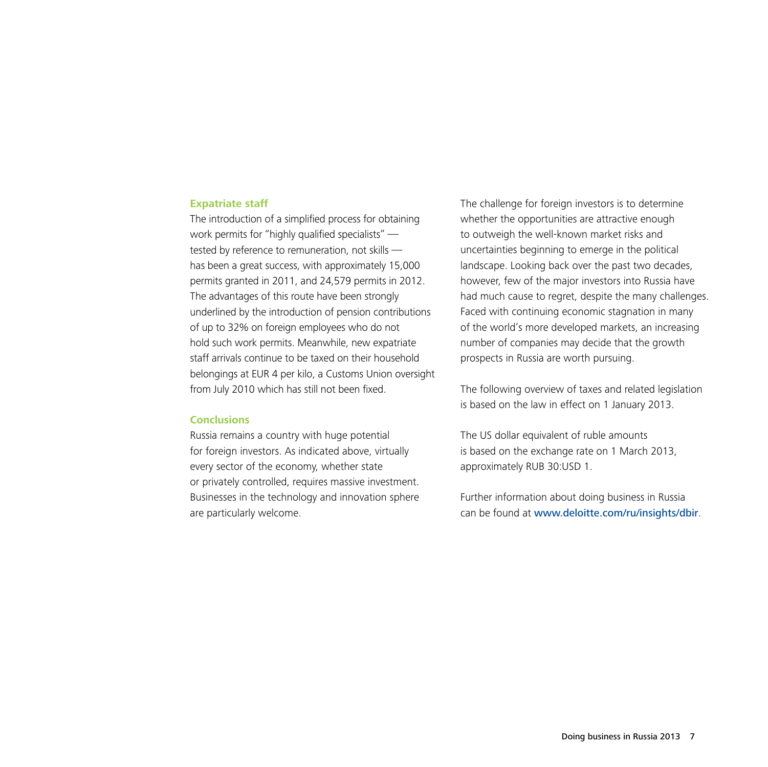### Expatriate staff

The introduction of a simplified process for obtaining work permits for "highly qualified specialists" — tested by reference to remuneration, not skills — has been a great success, with approximately 15,000 permits granted in 2011, and 24,579 permits in 2012. The advantages of this route have been strongly underlined by the introduction of pension contributions of up to 32% on foreign employees who do not hold such work permits. Meanwhile, new expatriate staff arrivals continue to be taxed on their household belongings at EUR 4 per kilo, a Customs Union oversight from July 2010 which has still not been fixed.

### Conclusions

Russia remains a country with huge potential for foreign investors. As indicated above, virtually every sector of the economy, whether state or privately controlled, requires massive investment. Businesses in the technology and innovation sphere are particularly welcome.

The challenge for foreign investors is to determine whether the opportunities are attractive enough to outweigh the well-known market risks and uncertainties beginning to emerge in the political landscape. Looking back over the past two decades, however, few of the major investors into Russia have had much cause to regret, despite the many challenges. Faced with continuing economic stagnation in many of the world's more developed markets, an increasing number of companies may decide that the growth prospects in Russia are worth pursuing.

The following overview of taxes and related legislation is based on the law in effect on 1 January 2013.

The US dollar equivalent of ruble amounts is based on the exchange rate on 1 March 2013, approximately RUB 30:USD 1.

Further information about doing business in Russia can be found at www.deloitte.com/ru/insights/dbir.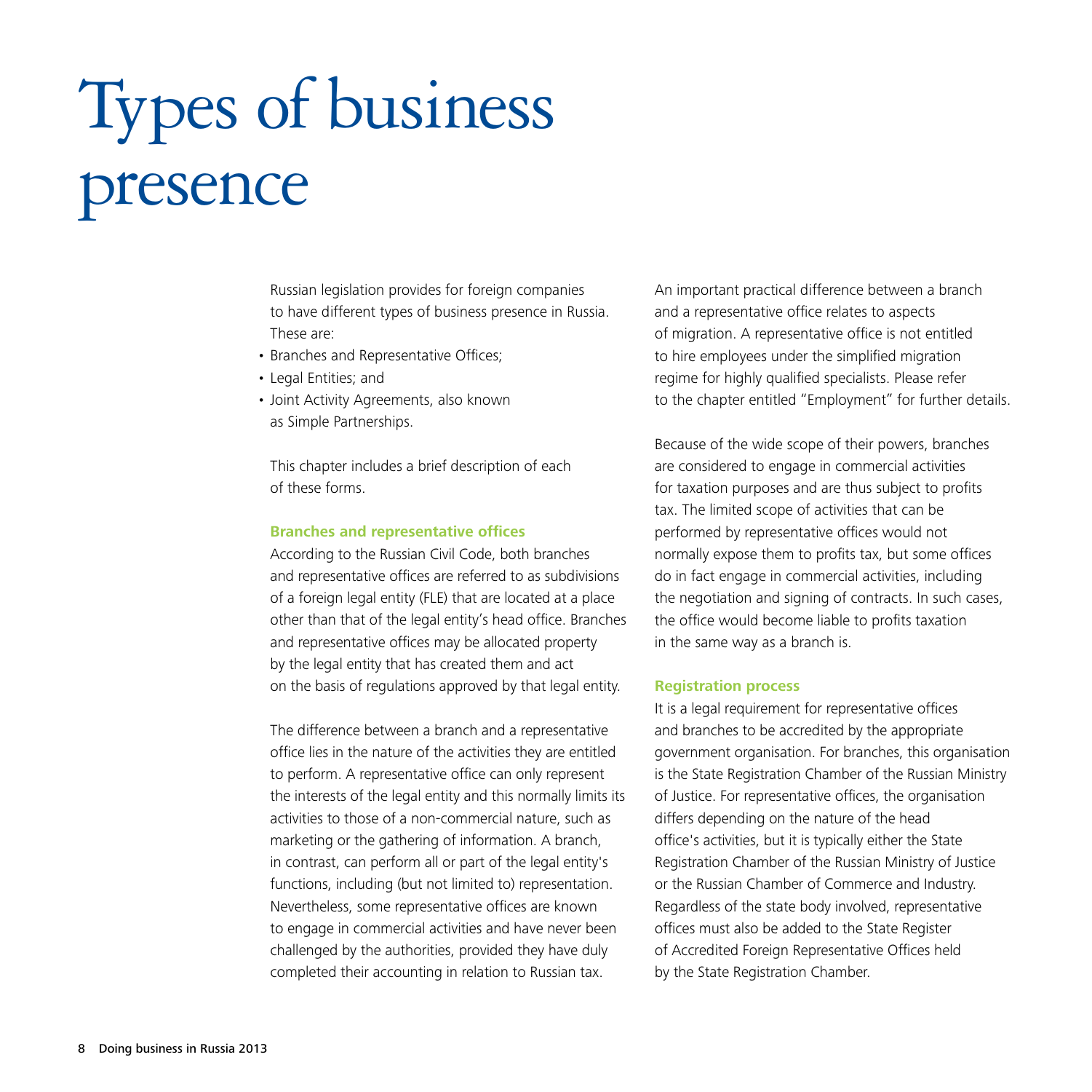# Types of business presence

Russian legislation provides for foreign companies to have different types of business presence in Russia. These are:

- Branches and Representative Offices;
- Legal Entities; and
- Joint Activity Agreements, also known as Simple Partnerships.

This chapter includes a brief description of each of these forms.

### Branches and representative offices

According to the Russian Civil Code, both branches and representative offices are referred to as subdivisions of a foreign legal entity (FLE) that are located at a place other than that of the legal entity's head office. Branches and representative offices may be allocated property by the legal entity that has created them and act on the basis of regulations approved by that legal entity.

The difference between a branch and a representative office lies in the nature of the activities they are entitled to perform. A representative office can only represent the interests of the legal entity and this normally limits its activities to those of a non-commercial nature, such as marketing or the gathering of information. A branch, in contrast, can perform all or part of the legal entity's functions, including (but not limited to) representation. Nevertheless, some representative offices are known to engage in commercial activities and have never been challenged by the authorities, provided they have duly completed their accounting in relation to Russian tax.

An important practical difference between a branch and a representative office relates to aspects of migration. A representative office is not entitled to hire employees under the simplified migration regime for highly qualified specialists. Please refer to the chapter entitled "Employment" for further details.

Because of the wide scope of their powers, branches are considered to engage in commercial activities for taxation purposes and are thus subject to profits tax. The limited scope of activities that can be performed by representative offices would not normally expose them to profits tax, but some offices do in fact engage in commercial activities, including the negotiation and signing of contracts. In such cases, the office would become liable to profits taxation in the same way as a branch is.

### Registration process

It is a legal requirement for representative offices and branches to be accredited by the appropriate government organisation. For branches, this organisation is the State Registration Chamber of the Russian Ministry of Justice. For representative offices, the organisation differs depending on the nature of the head office's activities, but it is typically either the State Registration Chamber of the Russian Ministry of Justice or the Russian Chamber of Commerce and Industry. Regardless of the state body involved, representative offices must also be added to the State Register of Accredited Foreign Representative Offices held by the State Registration Chamber.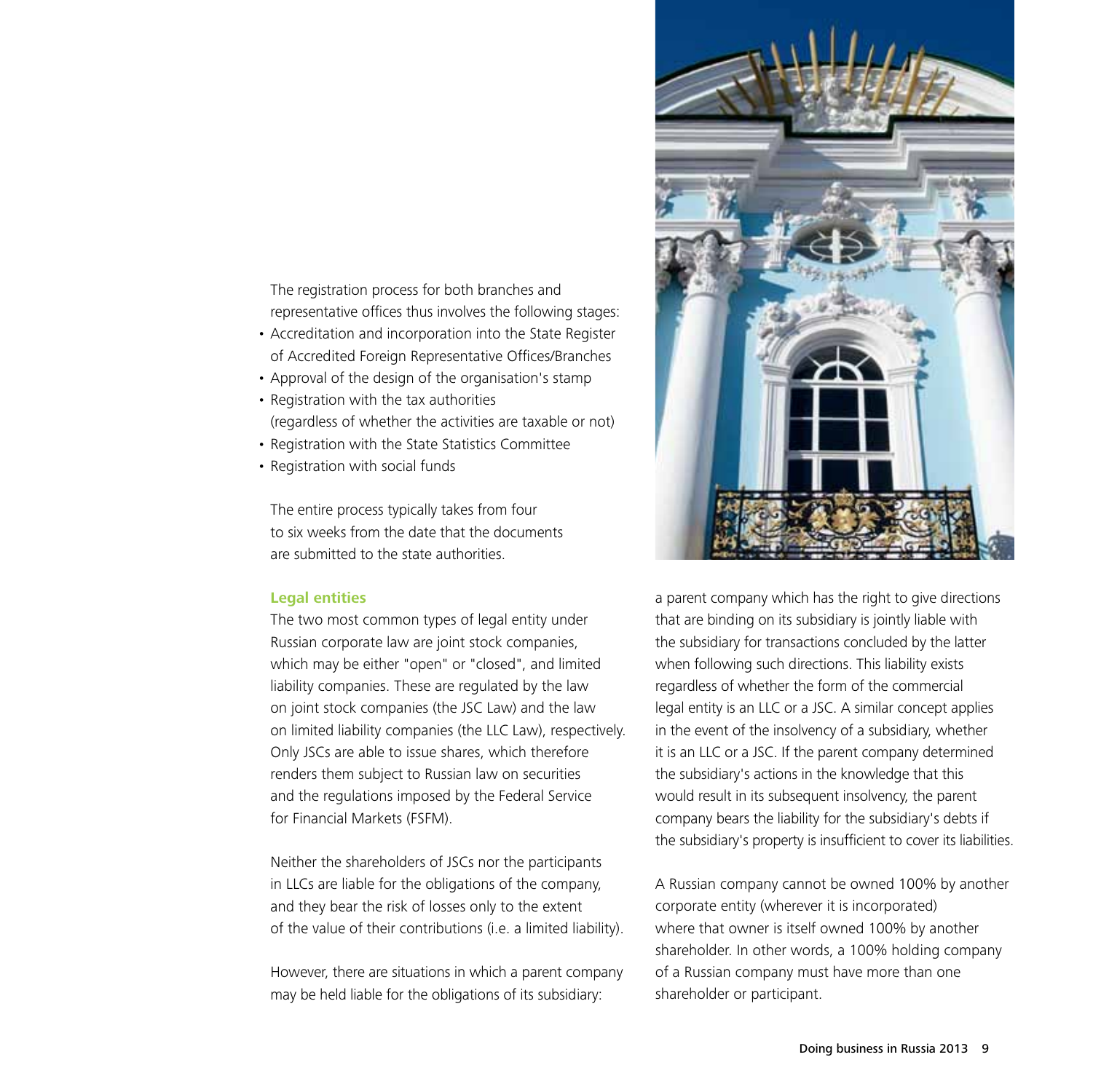The registration process for both branches and representative offices thus involves the following stages:

- Accreditation and incorporation into the State Register of Accredited Foreign Representative Offices/Branches
- Approval of the design of the organisation's stamp
- Registration with the tax authorities (regardless of whether the activities are taxable or not)
- Registration with the State Statistics Committee
- Registration with social funds

The entire process typically takes from four to six weeks from the date that the documents are submitted to the state authorities.

### Legal entities

The two most common types of legal entity under Russian corporate law are joint stock companies, which may be either "open" or "closed", and limited liability companies. These are regulated by the law on joint stock companies (the JSC Law) and the law on limited liability companies (the LLC Law), respectively. Only JSCs are able to issue shares, which therefore renders them subject to Russian law on securities and the regulations imposed by the Federal Service for Financial Markets (FSFM).

Neither the shareholders of JSCs nor the participants in LLCs are liable for the obligations of the company, and they bear the risk of losses only to the extent of the value of their contributions (i.e. a limited liability).

However, there are situations in which a parent company may be held liable for the obligations of its subsidiary: a parent company which has the right to give directions that are binding on its subsidiary is jointly liable with the subsidiary for transactions concluded by the latter when following such directions. This liability exists regardless of whether the form of the commercial legal entity is an LLC or a JSC. A similar concept applies in the event of the insolvency of a subsidiary, whether it is an LLC or a JSC. If the parent company determined the subsidiary's actions in the knowledge that this would result in its subsequent insolvency, the parent company bears the liability for the subsidiary's debts if the subsidiary's property is insufficient to cover its liabilities.

A Russian company cannot be owned 100% by another corporate entity (wherever it is incorporated) where that owner is itself owned 100% by another shareholder. In other words, a 100% holding company of a Russian company must have more than one shareholder or participant.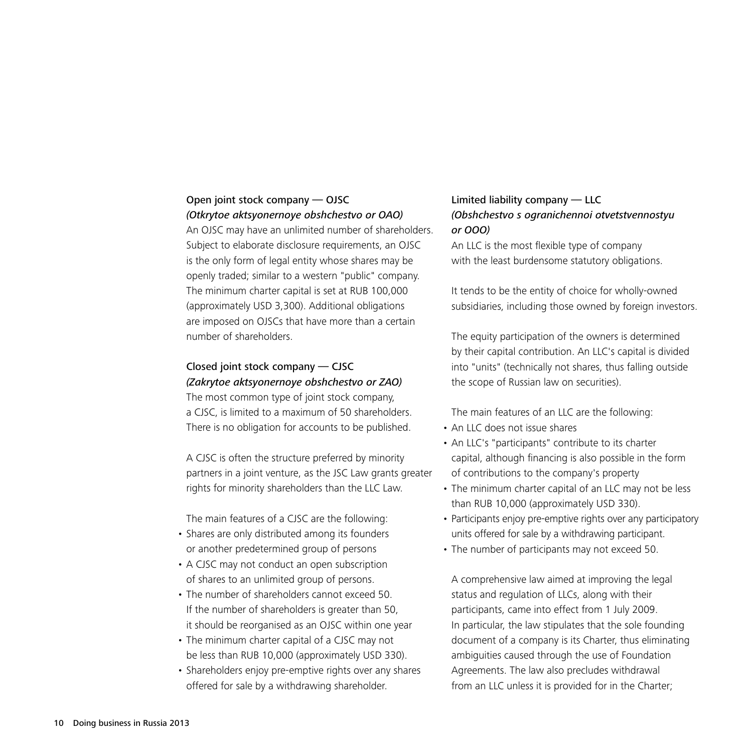### Open joint stock company — OJSC
*(Otkrytoe aktsyonernoye obshchestvo or OAO)*

An OJSC may have an unlimited number of shareholders. Subject to elaborate disclosure requirements, an OJSC is the only form of legal entity whose shares may be openly traded; similar to a western "public" company. The minimum charter capital is set at RUB 100,000 (approximately USD 3,300). Additional obligations are imposed on OJSCs that have more than a certain number of shareholders.

### Closed joint stock company — CJSC
*(Zakrytoe aktsyonernoye obshchestvo or ZAO)*

The most common type of joint stock company, a CJSC, is limited to a maximum of 50 shareholders. There is no obligation for accounts to be published.

A CJSC is often the structure preferred by minority partners in a joint venture, as the JSC Law grants greater rights for minority shareholders than the LLC Law.

The main features of a CJSC are the following:

- Shares are only distributed among its founders or another predetermined group of persons
- A CJSC may not conduct an open subscription of shares to an unlimited group of persons.
- The number of shareholders cannot exceed 50. If the number of shareholders is greater than 50, it should be reorganised as an OJSC within one year
- The minimum charter capital of a CJSC may not be less than RUB 10,000 (approximately USD 330).
- Shareholders enjoy pre-emptive rights over any shares offered for sale by a withdrawing shareholder.

### Limited liability company — LLC
*(Obshchestvo s ogranichennoi otvetstvennostyu or OOO)*

An LLC is the most flexible type of company with the least burdensome statutory obligations.

It tends to be the entity of choice for wholly-owned subsidiaries, including those owned by foreign investors.

The equity participation of the owners is determined by their capital contribution. An LLC's capital is divided into "units" (technically not shares, thus falling outside the scope of Russian law on securities).

The main features of an LLC are the following:

- An LLC does not issue shares
- An LLC's "participants" contribute to its charter capital, although financing is also possible in the form of contributions to the company's property
- The minimum charter capital of an LLC may not be less than RUB 10,000 (approximately USD 330).
- Participants enjoy pre-emptive rights over any participatory units offered for sale by a withdrawing participant.
- The number of participants may not exceed 50.

A comprehensive law aimed at improving the legal status and regulation of LLCs, along with their participants, came into effect from 1 July 2009. In particular, the law stipulates that the sole founding document of a company is its Charter, thus eliminating ambiguities caused through the use of Foundation Agreements. The law also precludes withdrawal from an LLC unless it is provided for in the Charter;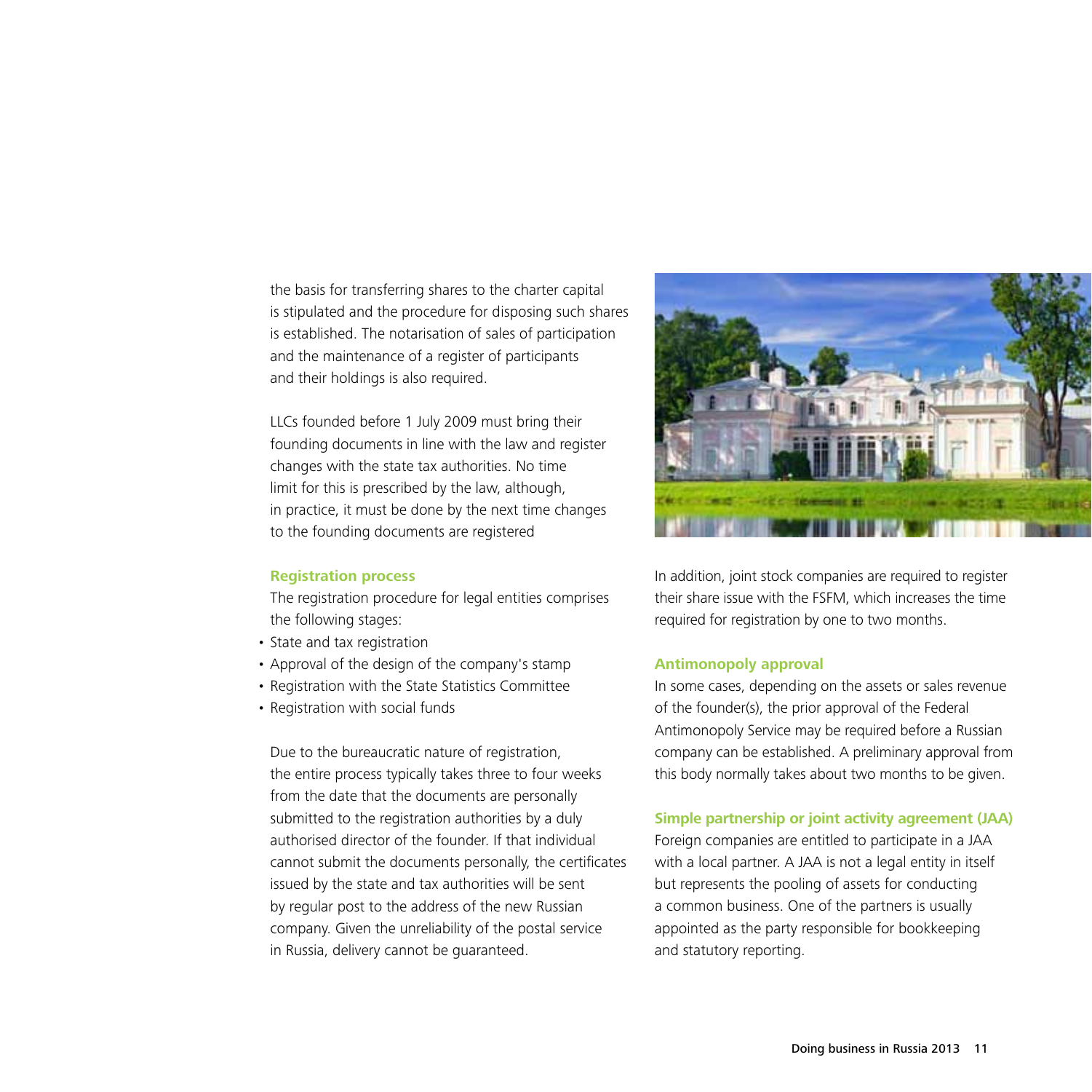the basis for transferring shares to the charter capital is stipulated and the procedure for disposing such shares is established. The notarisation of sales of participation and the maintenance of a register of participants and their holdings is also required.

LLCs founded before 1 July 2009 must bring their founding documents in line with the law and register changes with the state tax authorities. No time limit for this is prescribed by the law, although, in practice, it must be done by the next time changes to the founding documents are registered

### Registration process

The registration procedure for legal entities comprises the following stages:

- State and tax registration
- Approval of the design of the company's stamp
- Registration with the State Statistics Committee
- Registration with social funds

Due to the bureaucratic nature of registration, the entire process typically takes three to four weeks from the date that the documents are personally submitted to the registration authorities by a duly authorised director of the founder. If that individual cannot submit the documents personally, the certificates issued by the state and tax authorities will be sent by regular post to the address of the new Russian company. Given the unreliability of the postal service in Russia, delivery cannot be guaranteed.

In addition, joint stock companies are required to register their share issue with the FSFM, which increases the time required for registration by one to two months.

### Antimonopoly approval

In some cases, depending on the assets or sales revenue of the founder(s), the prior approval of the Federal Antimonopoly Service may be required before a Russian company can be established. A preliminary approval from this body normally takes about two months to be given.

### Simple partnership or joint activity agreement (JAA)

Foreign companies are entitled to participate in a JAA with a local partner. A JAA is not a legal entity in itself but represents the pooling of assets for conducting a common business. One of the partners is usually appointed as the party responsible for bookkeeping and statutory reporting.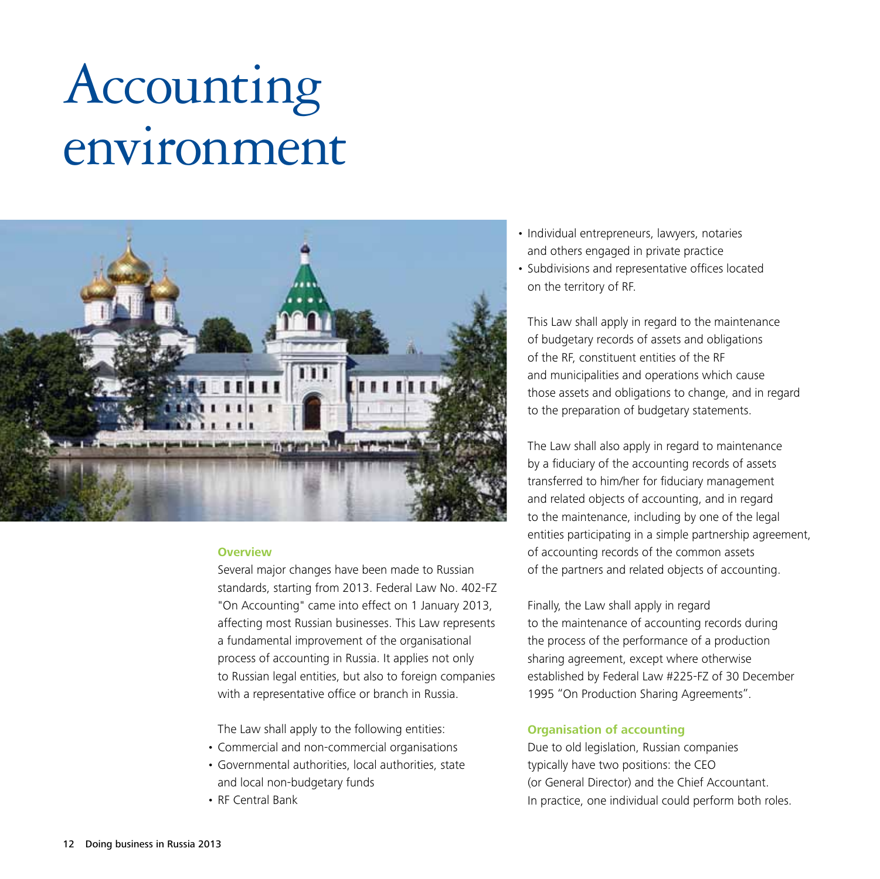# Accounting environment

## Overview

Several major changes have been made to Russian standards, starting from 2013. Federal Law No. 402-FZ "On Accounting" came into effect on 1 January 2013, affecting most Russian businesses. This Law represents a fundamental improvement of the organisational process of accounting in Russia. It applies not only to Russian legal entities, but also to foreign companies with a representative office or branch in Russia.

The Law shall apply to the following entities:

- Commercial and non-commercial organisations
- Governmental authorities, local authorities, state and local non-budgetary funds
- RF Central Bank
- Individual entrepreneurs, lawyers, notaries and others engaged in private practice
- Subdivisions and representative offices located on the territory of RF.

This Law shall apply in regard to the maintenance of budgetary records of assets and obligations of the RF, constituent entities of the RF and municipalities and operations which cause those assets and obligations to change, and in regard to the preparation of budgetary statements.

The Law shall also apply in regard to maintenance by a fiduciary of the accounting records of assets transferred to him/her for fiduciary management and related objects of accounting, and in regard to the maintenance, including by one of the legal entities participating in a simple partnership agreement, of accounting records of the common assets of the partners and related objects of accounting.

Finally, the Law shall apply in regard to the maintenance of accounting records during the process of the performance of a production sharing agreement, except where otherwise established by Federal Law #225-FZ of 30 December 1995 "On Production Sharing Agreements".

## Organisation of accounting

Due to old legislation, Russian companies typically have two positions: the CEO (or General Director) and the Chief Accountant. In practice, one individual could perform both roles.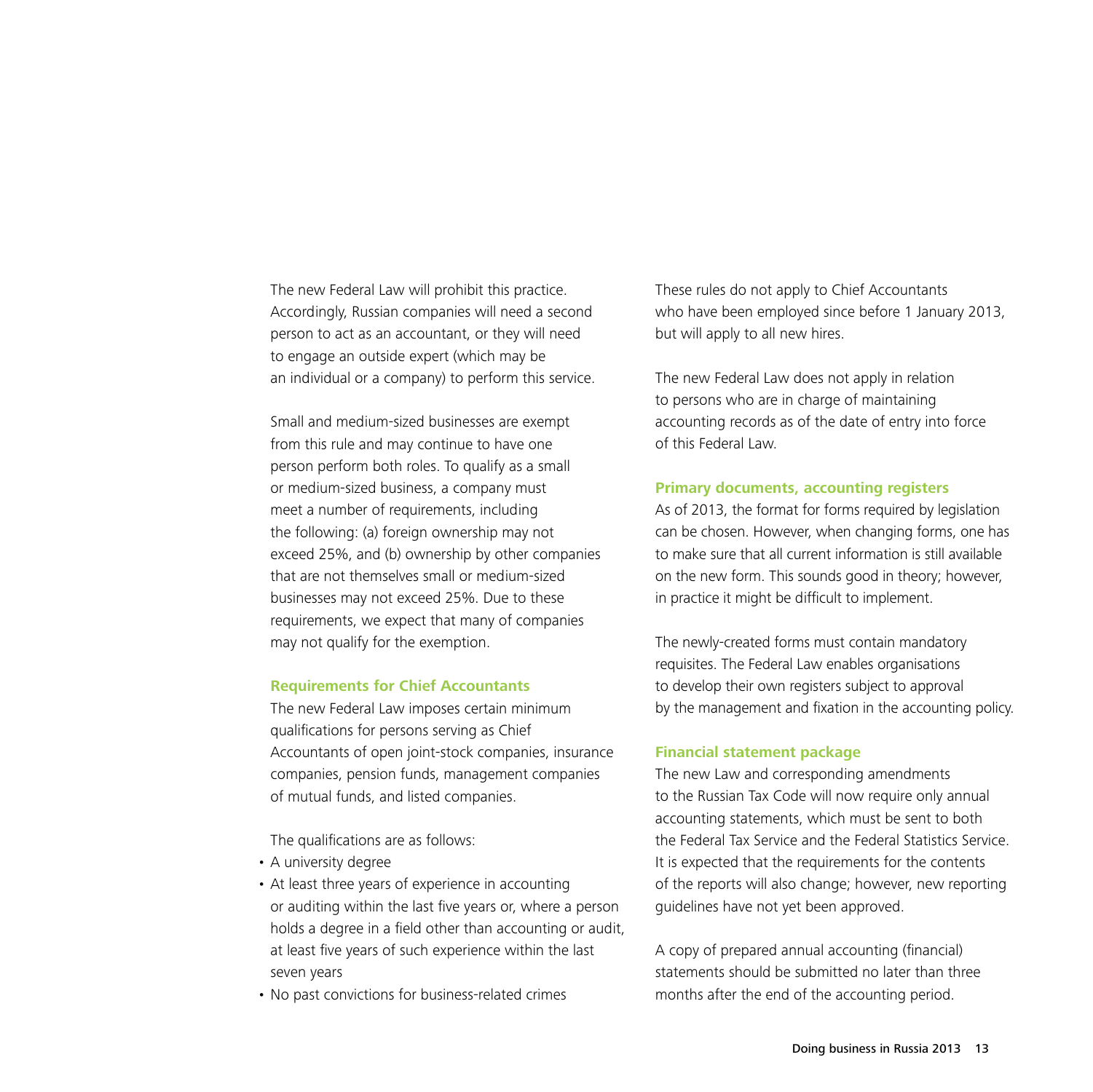The new Federal Law will prohibit this practice. Accordingly, Russian companies will need a second person to act as an accountant, or they will need to engage an outside expert (which may be an individual or a company) to perform this service.

Small and medium-sized businesses are exempt from this rule and may continue to have one person perform both roles. To qualify as a small or medium-sized business, a company must meet a number of requirements, including the following: (a) foreign ownership may not exceed 25%, and (b) ownership by other companies that are not themselves small or medium-sized businesses may not exceed 25%. Due to these requirements, we expect that many of companies may not qualify for the exemption.

### Requirements for Chief Accountants

The new Federal Law imposes certain minimum qualifications for persons serving as Chief Accountants of open joint-stock companies, insurance companies, pension funds, management companies of mutual funds, and listed companies.

The qualifications are as follows:

- A university degree
- At least three years of experience in accounting or auditing within the last five years or, where a person holds a degree in a field other than accounting or audit, at least five years of such experience within the last seven years
- No past convictions for business-related crimes

These rules do not apply to Chief Accountants who have been employed since before 1 January 2013, but will apply to all new hires.

The new Federal Law does not apply in relation to persons who are in charge of maintaining accounting records as of the date of entry into force of this Federal Law.

### Primary documents, accounting registers

As of 2013, the format for forms required by legislation can be chosen. However, when changing forms, one has to make sure that all current information is still available on the new form. This sounds good in theory; however, in practice it might be difficult to implement.

The newly-created forms must contain mandatory requisites. The Federal Law enables organisations to develop their own registers subject to approval by the management and fixation in the accounting policy.

### Financial statement package

The new Law and corresponding amendments to the Russian Tax Code will now require only annual accounting statements, which must be sent to both the Federal Tax Service and the Federal Statistics Service. It is expected that the requirements for the contents of the reports will also change; however, new reporting guidelines have not yet been approved.

A copy of prepared annual accounting (financial) statements should be submitted no later than three months after the end of the accounting period.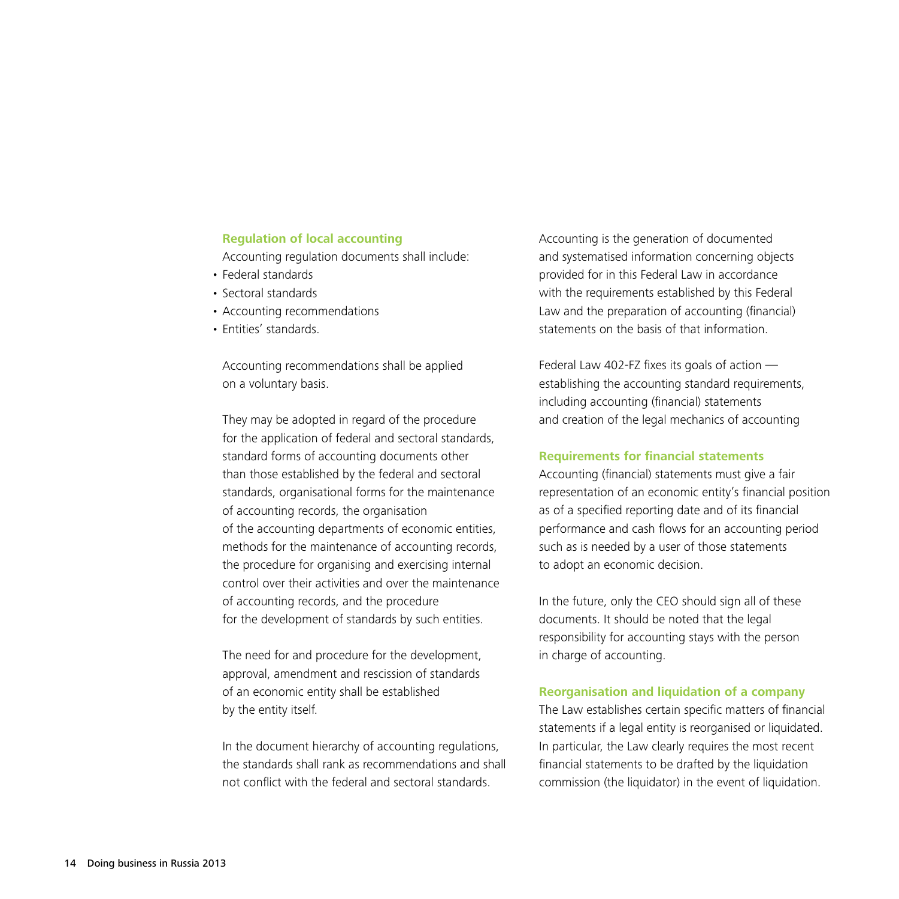### Regulation of local accounting

Accounting regulation documents shall include:

- Federal standards
- Sectoral standards
- Accounting recommendations
- Entities' standards.

Accounting recommendations shall be applied on a voluntary basis.

They may be adopted in regard of the procedure for the application of federal and sectoral standards, standard forms of accounting documents other than those established by the federal and sectoral standards, organisational forms for the maintenance of accounting records, the organisation of the accounting departments of economic entities, methods for the maintenance of accounting records, the procedure for organising and exercising internal control over their activities and over the maintenance of accounting records, and the procedure for the development of standards by such entities.

The need for and procedure for the development, approval, amendment and rescission of standards of an economic entity shall be established by the entity itself.

In the document hierarchy of accounting regulations, the standards shall rank as recommendations and shall not conflict with the federal and sectoral standards.

Accounting is the generation of documented and systematised information concerning objects provided for in this Federal Law in accordance with the requirements established by this Federal Law and the preparation of accounting (financial) statements on the basis of that information.

Federal Law 402-FZ fixes its goals of action — establishing the accounting standard requirements, including accounting (financial) statements and creation of the legal mechanics of accounting

### Requirements for financial statements

Accounting (financial) statements must give a fair representation of an economic entity's financial position as of a specified reporting date and of its financial performance and cash flows for an accounting period such as is needed by a user of those statements to adopt an economic decision.

In the future, only the CEO should sign all of these documents. It should be noted that the legal responsibility for accounting stays with the person in charge of accounting.

### Reorganisation and liquidation of a company

The Law establishes certain specific matters of financial statements if a legal entity is reorganised or liquidated. In particular, the Law clearly requires the most recent financial statements to be drafted by the liquidation commission (the liquidator) in the event of liquidation.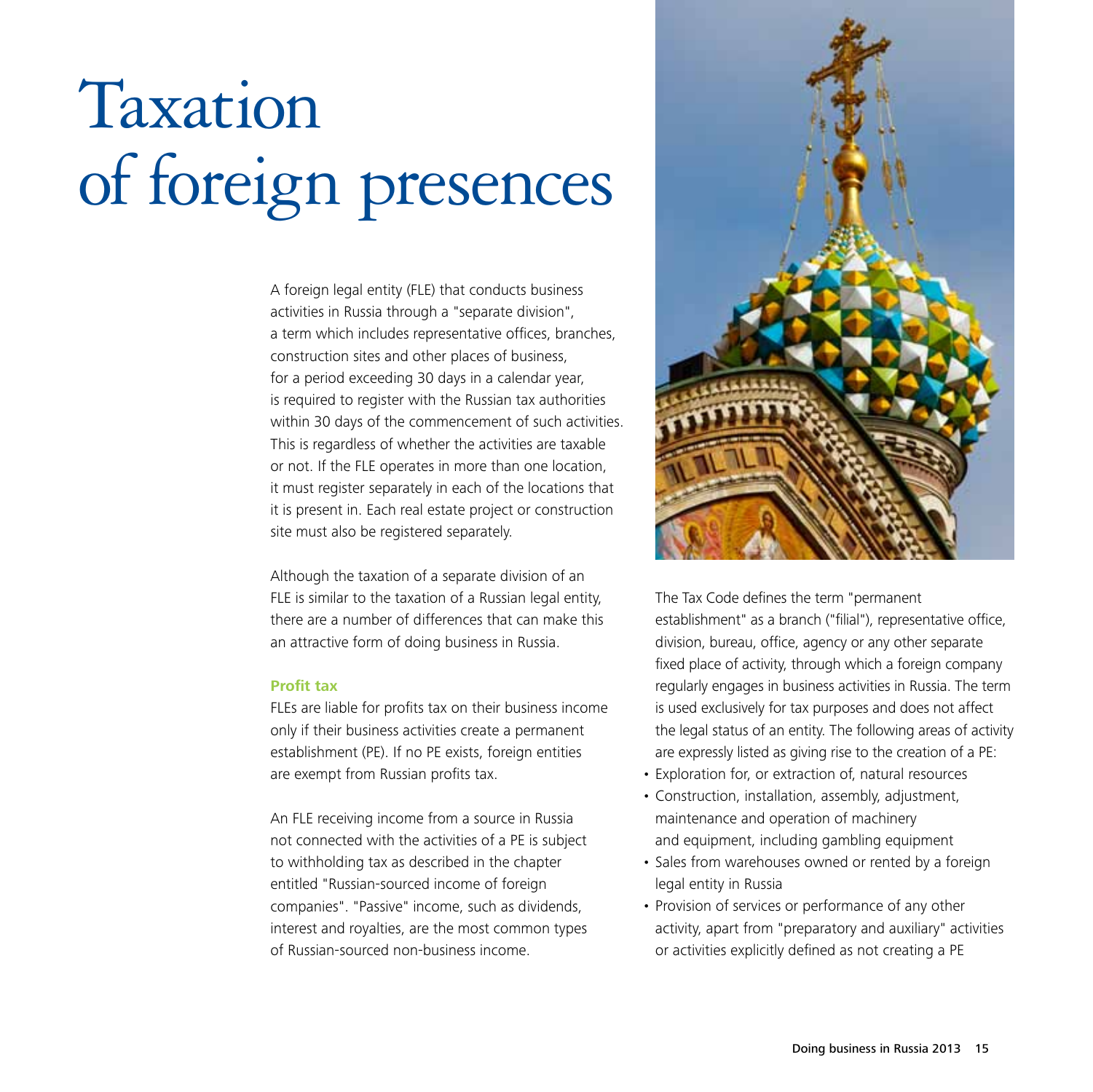# Taxation of foreign presences

A foreign legal entity (FLE) that conducts business activities in Russia through a "separate division", a term which includes representative offices, branches, construction sites and other places of business, for a period exceeding 30 days in a calendar year, is required to register with the Russian tax authorities within 30 days of the commencement of such activities. This is regardless of whether the activities are taxable or not. If the FLE operates in more than one location, it must register separately in each of the locations that it is present in. Each real estate project or construction site must also be registered separately.

Although the taxation of a separate division of an FLE is similar to the taxation of a Russian legal entity, there are a number of differences that can make this an attractive form of doing business in Russia.

### Profit tax

FLEs are liable for profits tax on their business income only if their business activities create a permanent establishment (PE). If no PE exists, foreign entities are exempt from Russian profits tax.

An FLE receiving income from a source in Russia not connected with the activities of a PE is subject to withholding tax as described in the chapter entitled "Russian-sourced income of foreign companies". "Passive" income, such as dividends, interest and royalties, are the most common types of Russian-sourced non-business income.

The Tax Code defines the term "permanent establishment" as a branch ("filial"), representative office, division, bureau, office, agency or any other separate fixed place of activity, through which a foreign company regularly engages in business activities in Russia. The term is used exclusively for tax purposes and does not affect the legal status of an entity. The following areas of activity are expressly listed as giving rise to the creation of a PE:

- Exploration for, or extraction of, natural resources
- Construction, installation, assembly, adjustment, maintenance and operation of machinery and equipment, including gambling equipment
- Sales from warehouses owned or rented by a foreign legal entity in Russia
- Provision of services or performance of any other activity, apart from "preparatory and auxiliary" activities or activities explicitly defined as not creating a PE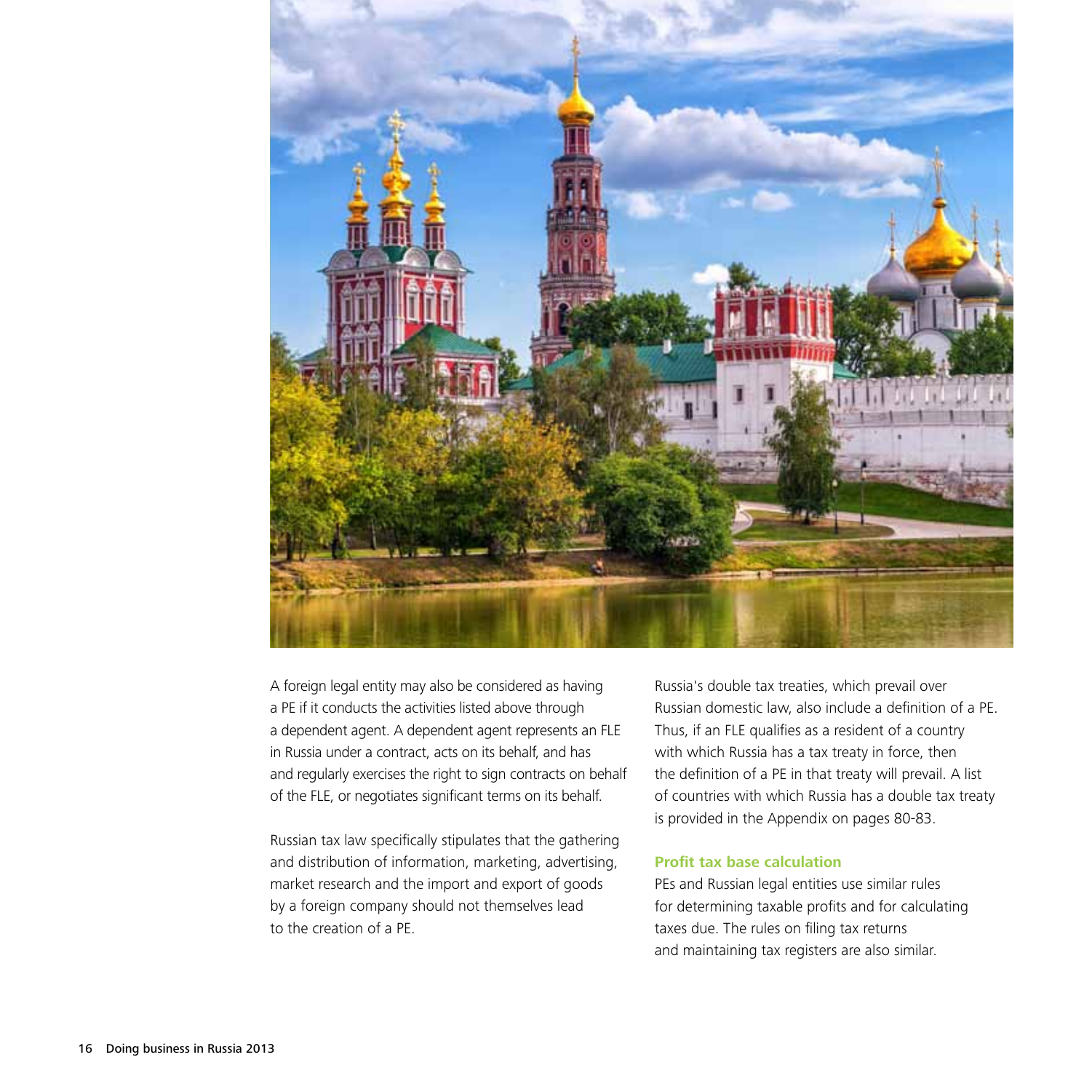A foreign legal entity may also be considered as having a PE if it conducts the activities listed above through a dependent agent. A dependent agent represents an FLE in Russia under a contract, acts on its behalf, and has and regularly exercises the right to sign contracts on behalf of the FLE, or negotiates significant terms on its behalf.

Russian tax law specifically stipulates that the gathering and distribution of information, marketing, advertising, market research and the import and export of goods by a foreign company should not themselves lead to the creation of a PE.

Russia's double tax treaties, which prevail over Russian domestic law, also include a definition of a PE. Thus, if an FLE qualifies as a resident of a country with which Russia has a tax treaty in force, then the definition of a PE in that treaty will prevail. A list of countries with which Russia has a double tax treaty is provided in the Appendix on pages 80-83.

### Profit tax base calculation

PEs and Russian legal entities use similar rules for determining taxable profits and for calculating taxes due. The rules on filing tax returns and maintaining tax registers are also similar.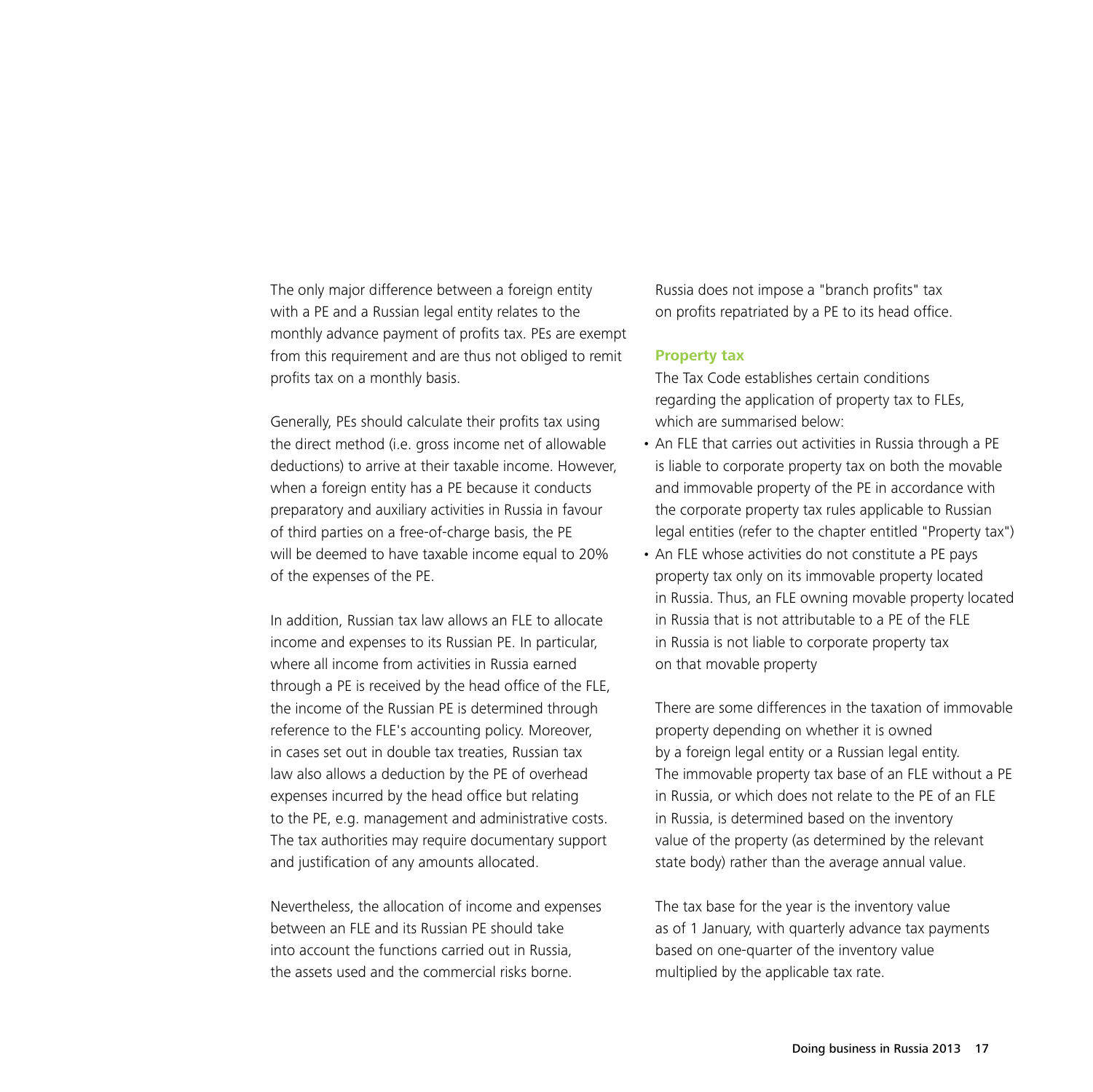The only major difference between a foreign entity with a PE and a Russian legal entity relates to the monthly advance payment of profits tax. PEs are exempt from this requirement and are thus not obliged to remit profits tax on a monthly basis.

Generally, PEs should calculate their profits tax using the direct method (i.e. gross income net of allowable deductions) to arrive at their taxable income. However, when a foreign entity has a PE because it conducts preparatory and auxiliary activities in Russia in favour of third parties on a free-of-charge basis, the PE will be deemed to have taxable income equal to 20% of the expenses of the PE.

In addition, Russian tax law allows an FLE to allocate income and expenses to its Russian PE. In particular, where all income from activities in Russia earned through a PE is received by the head office of the FLE, the income of the Russian PE is determined through reference to the FLE's accounting policy. Moreover, in cases set out in double tax treaties, Russian tax law also allows a deduction by the PE of overhead expenses incurred by the head office but relating to the PE, e.g. management and administrative costs. The tax authorities may require documentary support and justification of any amounts allocated.

Nevertheless, the allocation of income and expenses between an FLE and its Russian PE should take into account the functions carried out in Russia, the assets used and the commercial risks borne.

Russia does not impose a "branch profits" tax on profits repatriated by a PE to its head office.

### Property tax

The Tax Code establishes certain conditions regarding the application of property tax to FLEs, which are summarised below:

- An FLE that carries out activities in Russia through a PE is liable to corporate property tax on both the movable and immovable property of the PE in accordance with the corporate property tax rules applicable to Russian legal entities (refer to the chapter entitled "Property tax")
- An FLE whose activities do not constitute a PE pays property tax only on its immovable property located in Russia. Thus, an FLE owning movable property located in Russia that is not attributable to a PE of the FLE in Russia is not liable to corporate property tax on that movable property

There are some differences in the taxation of immovable property depending on whether it is owned by a foreign legal entity or a Russian legal entity. The immovable property tax base of an FLE without a PE in Russia, or which does not relate to the PE of an FLE in Russia, is determined based on the inventory value of the property (as determined by the relevant state body) rather than the average annual value.

The tax base for the year is the inventory value as of 1 January, with quarterly advance tax payments based on one-quarter of the inventory value multiplied by the applicable tax rate.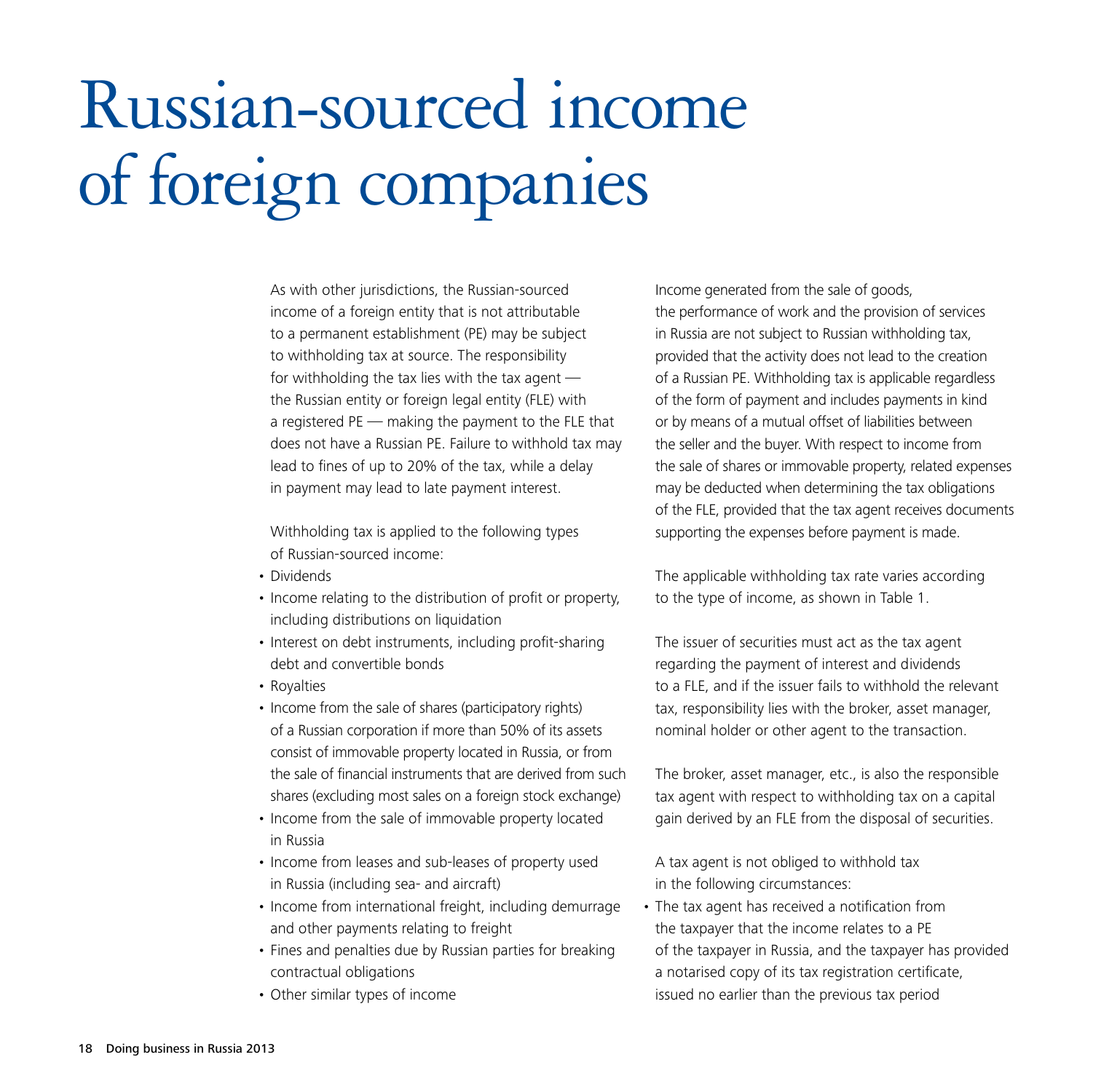# Russian-sourced income of foreign companies

As with other jurisdictions, the Russian-sourced income of a foreign entity that is not attributable to a permanent establishment (PE) may be subject to withholding tax at source. The responsibility for withholding the tax lies with the tax agent — the Russian entity or foreign legal entity (FLE) with a registered PE — making the payment to the FLE that does not have a Russian PE. Failure to withhold tax may lead to fines of up to 20% of the tax, while a delay in payment may lead to late payment interest.

Withholding tax is applied to the following types of Russian-sourced income:

- Dividends
- Income relating to the distribution of profit or property, including distributions on liquidation
- Interest on debt instruments, including profit-sharing debt and convertible bonds
- Royalties
- Income from the sale of shares (participatory rights) of a Russian corporation if more than 50% of its assets consist of immovable property located in Russia, or from the sale of financial instruments that are derived from such shares (excluding most sales on a foreign stock exchange)
- Income from the sale of immovable property located in Russia
- Income from leases and sub-leases of property used in Russia (including sea- and aircraft)
- Income from international freight, including demurrage and other payments relating to freight
- Fines and penalties due by Russian parties for breaking contractual obligations
- Other similar types of income

Income generated from the sale of goods, the performance of work and the provision of services in Russia are not subject to Russian withholding tax, provided that the activity does not lead to the creation of a Russian PE. Withholding tax is applicable regardless of the form of payment and includes payments in kind or by means of a mutual offset of liabilities between the seller and the buyer. With respect to income from the sale of shares or immovable property, related expenses may be deducted when determining the tax obligations of the FLE, provided that the tax agent receives documents supporting the expenses before payment is made.

The applicable withholding tax rate varies according to the type of income, as shown in Table 1.

The issuer of securities must act as the tax agent regarding the payment of interest and dividends to a FLE, and if the issuer fails to withhold the relevant tax, responsibility lies with the broker, asset manager, nominal holder or other agent to the transaction.

The broker, asset manager, etc., is also the responsible tax agent with respect to withholding tax on a capital gain derived by an FLE from the disposal of securities.

A tax agent is not obliged to withhold tax in the following circumstances:

- The tax agent has received a notification from the taxpayer that the income relates to a PE of the taxpayer in Russia, and the taxpayer has provided a notarised copy of its tax registration certificate, issued no earlier than the previous tax period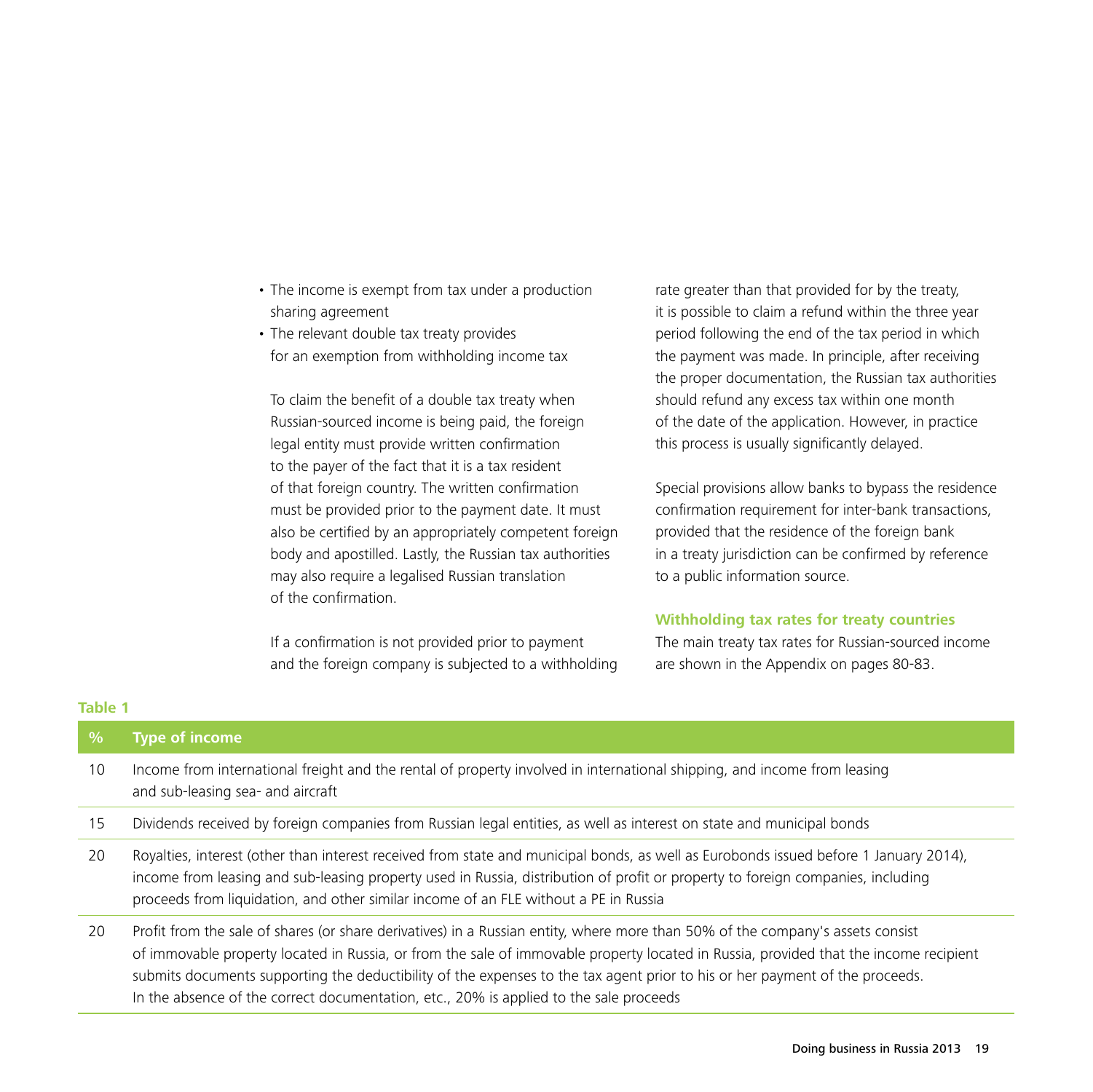- The income is exempt from tax under a production sharing agreement
- The relevant double tax treaty provides for an exemption from withholding income tax

To claim the benefit of a double tax treaty when Russian-sourced income is being paid, the foreign legal entity must provide written confirmation to the payer of the fact that it is a tax resident of that foreign country. The written confirmation must be provided prior to the payment date. It must also be certified by an appropriately competent foreign body and apostilled. Lastly, the Russian tax authorities may also require a legalised Russian translation of the confirmation.

If a confirmation is not provided prior to payment and the foreign company is subjected to a withholding rate greater than that provided for by the treaty, it is possible to claim a refund within the three year period following the end of the tax period in which the payment was made. In principle, after receiving the proper documentation, the Russian tax authorities should refund any excess tax within one month of the date of the application. However, in practice this process is usually significantly delayed.

Special provisions allow banks to bypass the residence confirmation requirement for inter-bank transactions, provided that the residence of the foreign bank in a treaty jurisdiction can be confirmed by reference to a public information source.

### Withholding tax rates for treaty countries

The main treaty tax rates for Russian-sourced income are shown in the Appendix on pages 80-83.

**Table 1**

| % | Type of income |
|---|---|
| 10 | Income from international freight and the rental of property involved in international shipping, and income from leasing and sub-leasing sea- and aircraft |
| 15 | Dividends received by foreign companies from Russian legal entities, as well as interest on state and municipal bonds |
| 20 | Royalties, interest (other than interest received from state and municipal bonds, as well as Eurobonds issued before 1 January 2014), income from leasing and sub-leasing property used in Russia, distribution of profit or property to foreign companies, including proceeds from liquidation, and other similar income of an FLE without a PE in Russia |
| 20 | Profit from the sale of shares (or share derivatives) in a Russian entity, where more than 50% of the company's assets consist of immovable property located in Russia, or from the sale of immovable property located in Russia, provided that the income recipient submits documents supporting the deductibility of the expenses to the tax agent prior to his or her payment of the proceeds. In the absence of the correct documentation, etc., 20% is applied to the sale proceeds |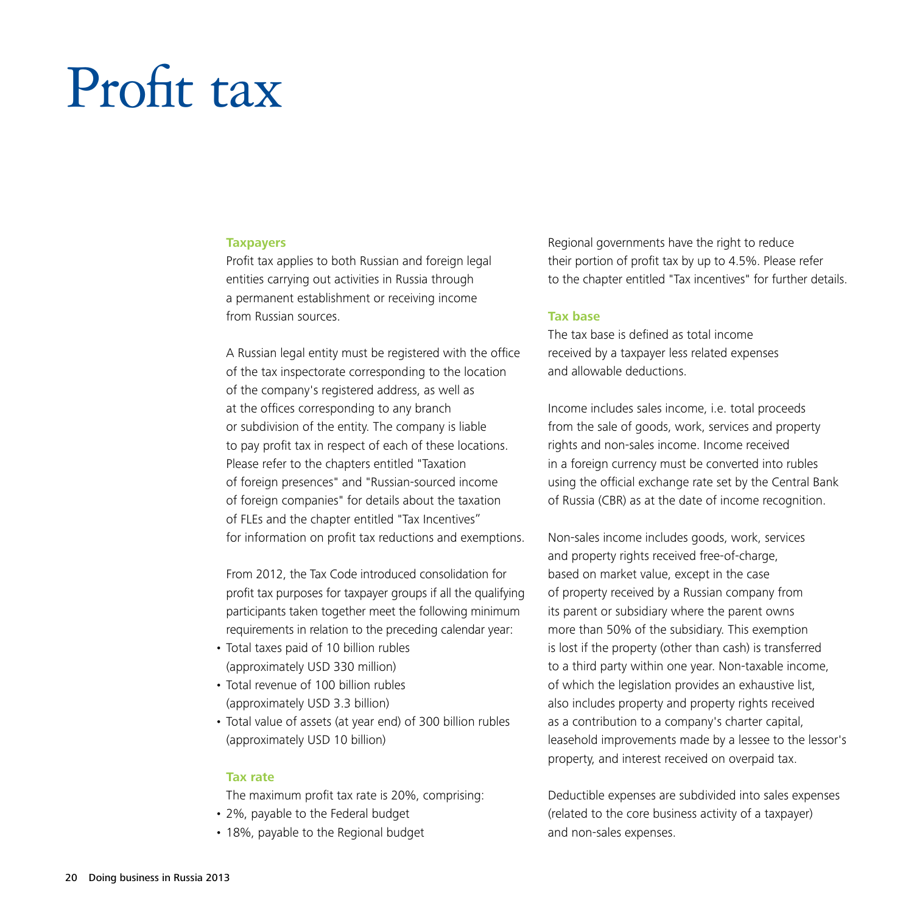# Profit tax

### Taxpayers

Profit tax applies to both Russian and foreign legal entities carrying out activities in Russia through a permanent establishment or receiving income from Russian sources.

A Russian legal entity must be registered with the office of the tax inspectorate corresponding to the location of the company's registered address, as well as at the offices corresponding to any branch or subdivision of the entity. The company is liable to pay profit tax in respect of each of these locations. Please refer to the chapters entitled "Taxation of foreign presences" and "Russian-sourced income of foreign companies" for details about the taxation of FLEs and the chapter entitled "Tax Incentives" for information on profit tax reductions and exemptions.

From 2012, the Tax Code introduced consolidation for profit tax purposes for taxpayer groups if all the qualifying participants taken together meet the following minimum requirements in relation to the preceding calendar year:

- Total taxes paid of 10 billion rubles (approximately USD 330 million)
- Total revenue of 100 billion rubles (approximately USD 3.3 billion)
- Total value of assets (at year end) of 300 billion rubles (approximately USD 10 billion)

### Tax rate

The maximum profit tax rate is 20%, comprising:

- 2%, payable to the Federal budget
- 18%, payable to the Regional budget

Regional governments have the right to reduce their portion of profit tax by up to 4.5%. Please refer to the chapter entitled "Tax incentives" for further details.

### Tax base

The tax base is defined as total income received by a taxpayer less related expenses and allowable deductions.

Income includes sales income, i.e. total proceeds from the sale of goods, work, services and property rights and non-sales income. Income received in a foreign currency must be converted into rubles using the official exchange rate set by the Central Bank of Russia (CBR) as at the date of income recognition.

Non-sales income includes goods, work, services and property rights received free-of-charge, based on market value, except in the case of property received by a Russian company from its parent or subsidiary where the parent owns more than 50% of the subsidiary. This exemption is lost if the property (other than cash) is transferred to a third party within one year. Non-taxable income, of which the legislation provides an exhaustive list, also includes property and property rights received as a contribution to a company's charter capital, leasehold improvements made by a lessee to the lessor's property, and interest received on overpaid tax.

Deductible expenses are subdivided into sales expenses (related to the core business activity of a taxpayer) and non-sales expenses.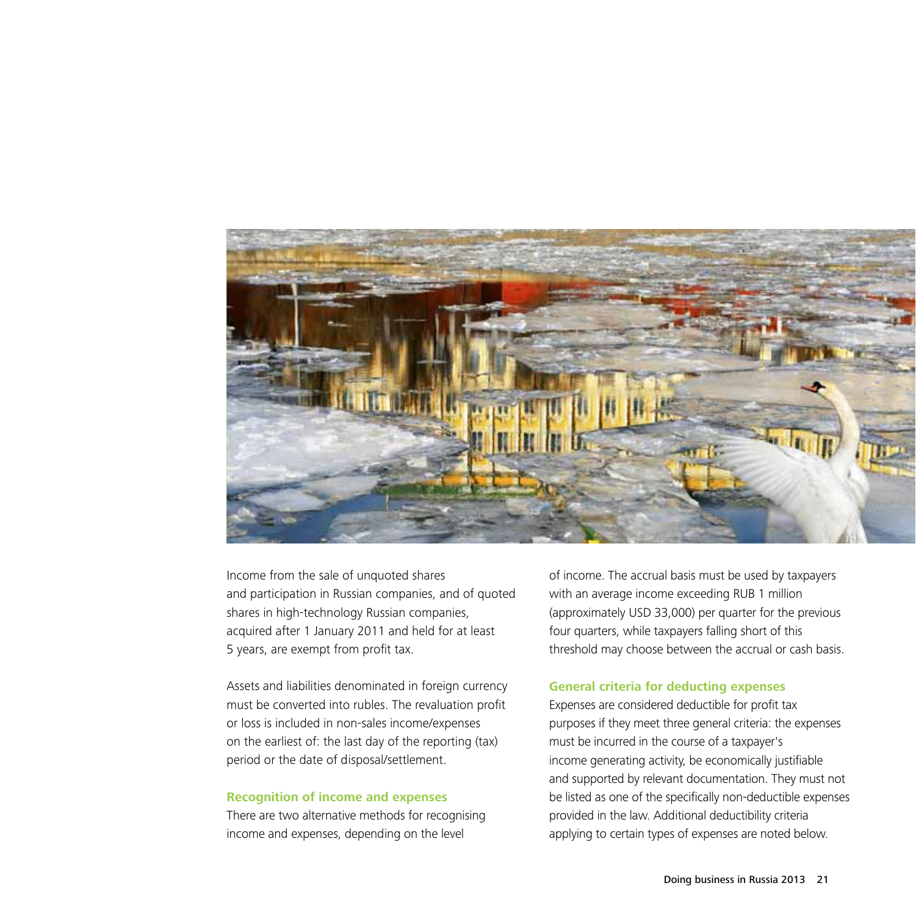Income from the sale of unquoted shares and participation in Russian companies, and of quoted shares in high-technology Russian companies, acquired after 1 January 2011 and held for at least 5 years, are exempt from profit tax.

Assets and liabilities denominated in foreign currency must be converted into rubles. The revaluation profit or loss is included in non-sales income/expenses on the earliest of: the last day of the reporting (tax) period or the date of disposal/settlement.

### Recognition of income and expenses

There are two alternative methods for recognising income and expenses, depending on the level of income. The accrual basis must be used by taxpayers with an average income exceeding RUB 1 million (approximately USD 33,000) per quarter for the previous four quarters, while taxpayers falling short of this threshold may choose between the accrual or cash basis.

### General criteria for deducting expenses

Expenses are considered deductible for profit tax purposes if they meet three general criteria: the expenses must be incurred in the course of a taxpayer's income generating activity, be economically justifiable and supported by relevant documentation. They must not be listed as one of the specifically non-deductible expenses provided in the law. Additional deductibility criteria applying to certain types of expenses are noted below.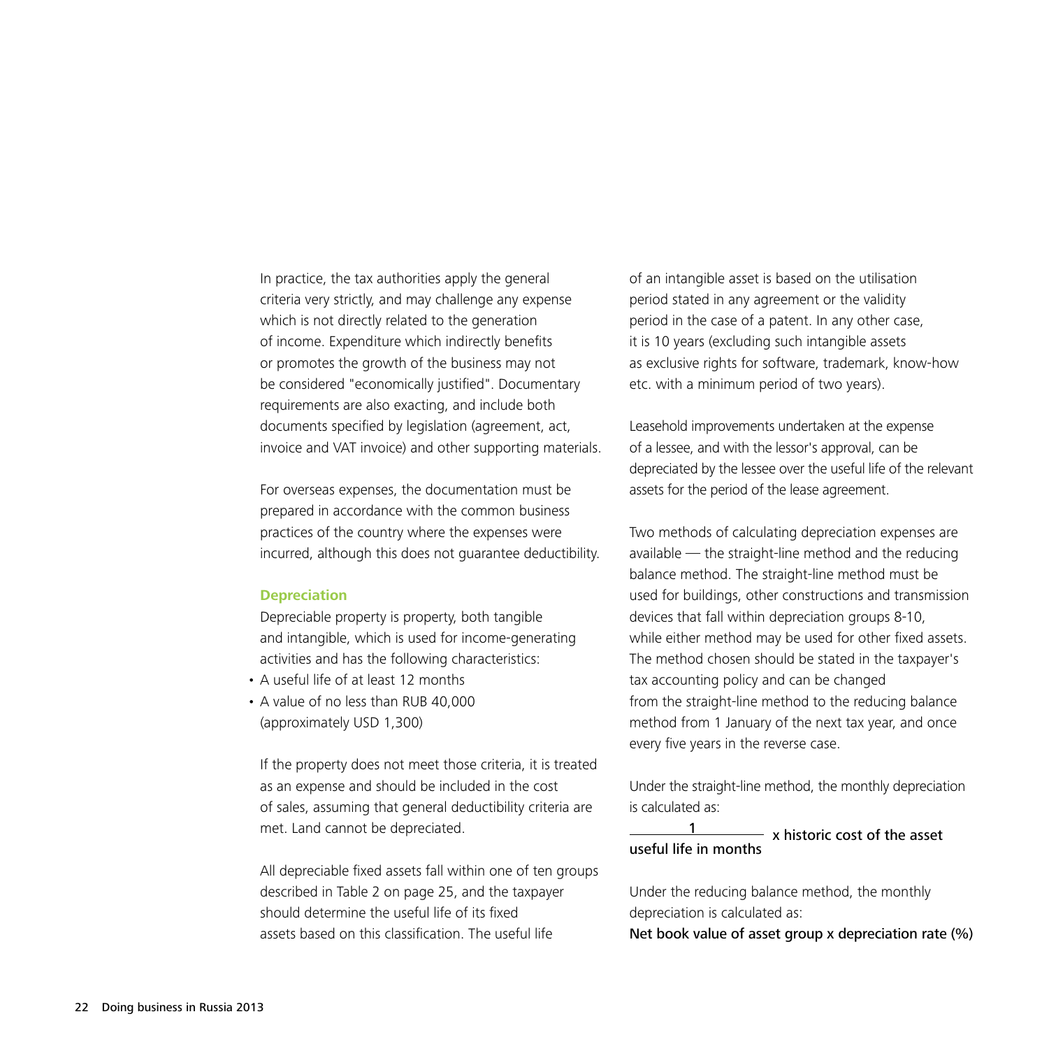In practice, the tax authorities apply the general criteria very strictly, and may challenge any expense which is not directly related to the generation of income. Expenditure which indirectly benefits or promotes the growth of the business may not be considered "economically justified". Documentary requirements are also exacting, and include both documents specified by legislation (agreement, act, invoice and VAT invoice) and other supporting materials.

For overseas expenses, the documentation must be prepared in accordance with the common business practices of the country where the expenses were incurred, although this does not guarantee deductibility.

### Depreciation

Depreciable property is property, both tangible and intangible, which is used for income-generating activities and has the following characteristics:

- A useful life of at least 12 months
- A value of no less than RUB 40,000 (approximately USD 1,300)

If the property does not meet those criteria, it is treated as an expense and should be included in the cost of sales, assuming that general deductibility criteria are met. Land cannot be depreciated.

All depreciable fixed assets fall within one of ten groups described in Table 2 on page 25, and the taxpayer should determine the useful life of its fixed assets based on this classification. The useful life of an intangible asset is based on the utilisation period stated in any agreement or the validity period in the case of a patent. In any other case, it is 10 years (excluding such intangible assets as exclusive rights for software, trademark, know-how etc. with a minimum period of two years).

Leasehold improvements undertaken at the expense of a lessee, and with the lessor's approval, can be depreciated by the lessee over the useful life of the relevant assets for the period of the lease agreement.

Two methods of calculating depreciation expenses are available — the straight-line method and the reducing balance method. The straight-line method must be used for buildings, other constructions and transmission devices that fall within depreciation groups 8-10, while either method may be used for other fixed assets. The method chosen should be stated in the taxpayer's tax accounting policy and can be changed from the straight-line method to the reducing balance method from 1 January of the next tax year, and once every five years in the reverse case.

Under the straight-line method, the monthly depreciation is calculated as:

$$\frac{1}{\text{useful life in months}} \times \text{historic cost of the asset}$$

Under the reducing balance method, the monthly depreciation is calculated as:

**Net book value of asset group x depreciation rate (%)**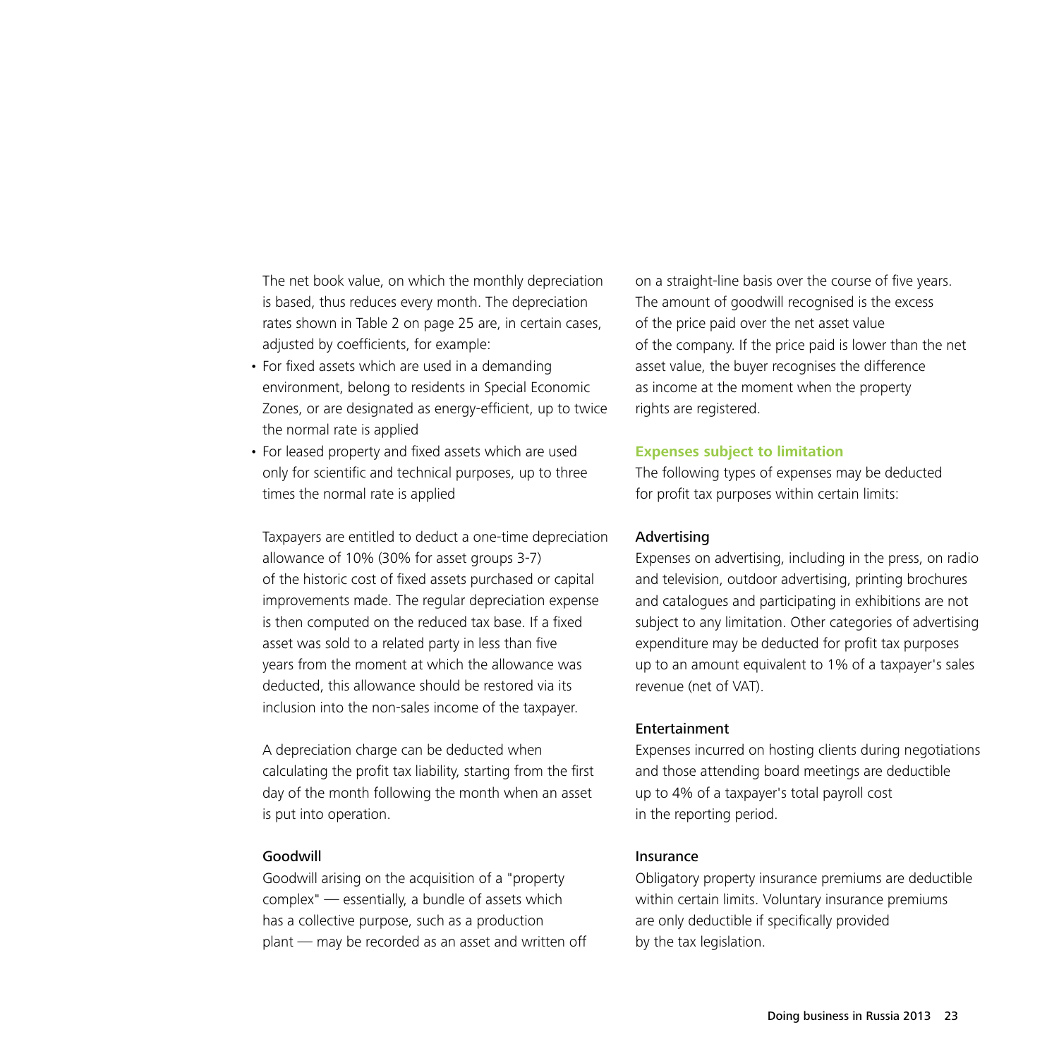The net book value, on which the monthly depreciation is based, thus reduces every month. The depreciation rates shown in Table 2 on page 25 are, in certain cases, adjusted by coefficients, for example:

- For fixed assets which are used in a demanding environment, belong to residents in Special Economic Zones, or are designated as energy-efficient, up to twice the normal rate is applied
- For leased property and fixed assets which are used only for scientific and technical purposes, up to three times the normal rate is applied

Taxpayers are entitled to deduct a one-time depreciation allowance of 10% (30% for asset groups 3-7) of the historic cost of fixed assets purchased or capital improvements made. The regular depreciation expense is then computed on the reduced tax base. If a fixed asset was sold to a related party in less than five years from the moment at which the allowance was deducted, this allowance should be restored via its inclusion into the non-sales income of the taxpayer.

A depreciation charge can be deducted when calculating the profit tax liability, starting from the first day of the month following the month when an asset is put into operation.

### Goodwill

Goodwill arising on the acquisition of a "property complex" — essentially, a bundle of assets which has a collective purpose, such as a production plant — may be recorded as an asset and written off on a straight-line basis over the course of five years. The amount of goodwill recognised is the excess of the price paid over the net asset value of the company. If the price paid is lower than the net asset value, the buyer recognises the difference as income at the moment when the property rights are registered.

## Expenses subject to limitation

The following types of expenses may be deducted for profit tax purposes within certain limits:

### Advertising

Expenses on advertising, including in the press, on radio and television, outdoor advertising, printing brochures and catalogues and participating in exhibitions are not subject to any limitation. Other categories of advertising expenditure may be deducted for profit tax purposes up to an amount equivalent to 1% of a taxpayer's sales revenue (net of VAT).

### Entertainment

Expenses incurred on hosting clients during negotiations and those attending board meetings are deductible up to 4% of a taxpayer's total payroll cost in the reporting period.

### Insurance

Obligatory property insurance premiums are deductible within certain limits. Voluntary insurance premiums are only deductible if specifically provided by the tax legislation.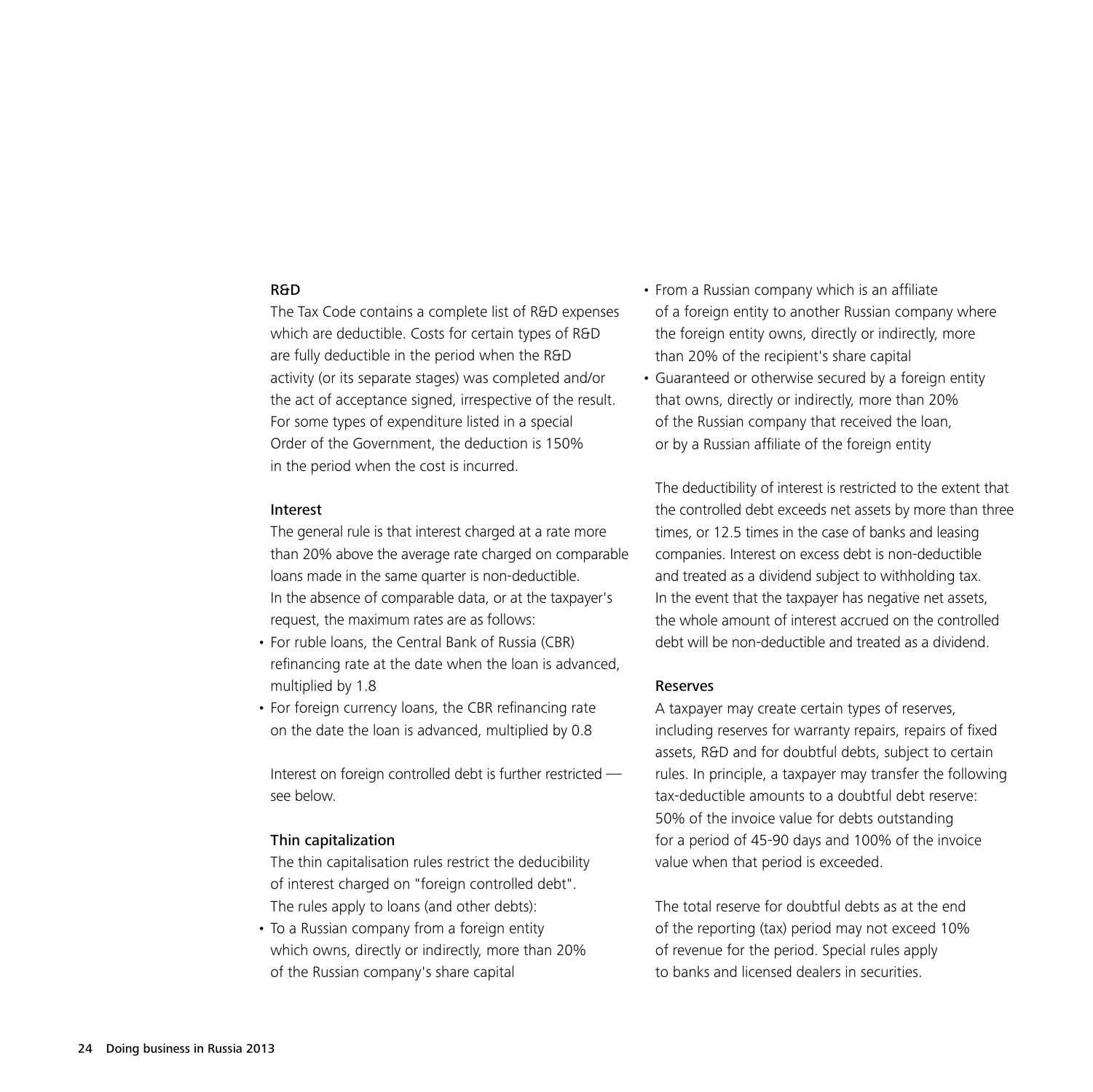### R&D

The Tax Code contains a complete list of R&D expenses which are deductible. Costs for certain types of R&D are fully deductible in the period when the R&D activity (or its separate stages) was completed and/or the act of acceptance signed, irrespective of the result. For some types of expenditure listed in a special Order of the Government, the deduction is 150% in the period when the cost is incurred.

### Interest

The general rule is that interest charged at a rate more than 20% above the average rate charged on comparable loans made in the same quarter is non-deductible. In the absence of comparable data, or at the taxpayer's request, the maximum rates are as follows:

- For ruble loans, the Central Bank of Russia (CBR) refinancing rate at the date when the loan is advanced, multiplied by 1.8
- For foreign currency loans, the CBR refinancing rate on the date the loan is advanced, multiplied by 0.8

Interest on foreign controlled debt is further restricted — see below.

### Thin capitalization

The thin capitalisation rules restrict the deducibility of interest charged on "foreign controlled debt". The rules apply to loans (and other debts):

- To a Russian company from a foreign entity which owns, directly or indirectly, more than 20% of the Russian company's share capital
- From a Russian company which is an affiliate of a foreign entity to another Russian company where the foreign entity owns, directly or indirectly, more than 20% of the recipient's share capital
- Guaranteed or otherwise secured by a foreign entity that owns, directly or indirectly, more than 20% of the Russian company that received the loan, or by a Russian affiliate of the foreign entity

The deductibility of interest is restricted to the extent that the controlled debt exceeds net assets by more than three times, or 12.5 times in the case of banks and leasing companies. Interest on excess debt is non-deductible and treated as a dividend subject to withholding tax. In the event that the taxpayer has negative net assets, the whole amount of interest accrued on the controlled debt will be non-deductible and treated as a dividend.

### Reserves

A taxpayer may create certain types of reserves, including reserves for warranty repairs, repairs of fixed assets, R&D and for doubtful debts, subject to certain rules. In principle, a taxpayer may transfer the following tax-deductible amounts to a doubtful debt reserve: 50% of the invoice value for debts outstanding for a period of 45-90 days and 100% of the invoice value when that period is exceeded.

The total reserve for doubtful debts as at the end of the reporting (tax) period may not exceed 10% of revenue for the period. Special rules apply to banks and licensed dealers in securities.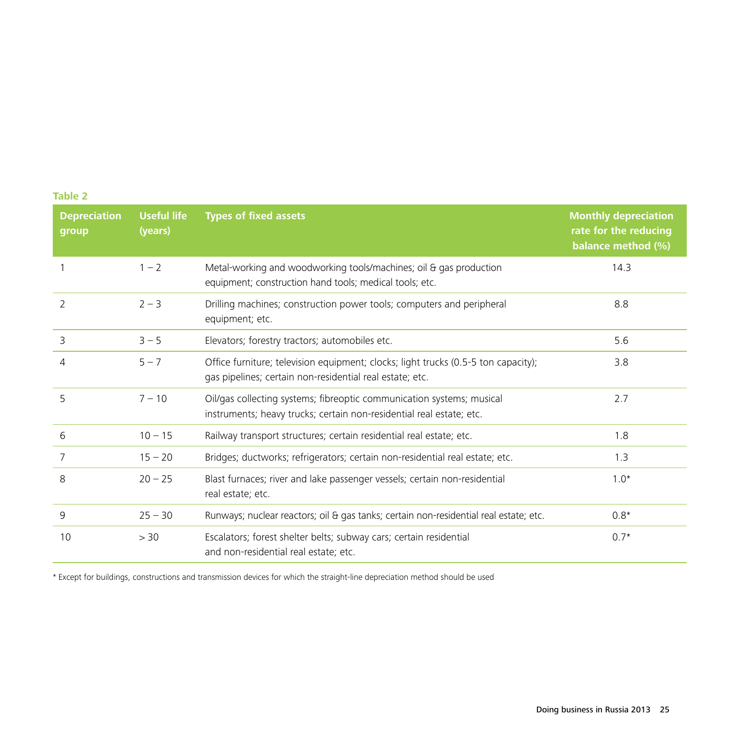**Table 2**

| Depreciation group | Useful life (years) | Types of fixed assets | Monthly depreciation rate for the reducing balance method (%) |
|---|---|---|---|
| 1 | 1 – 2 | Metal-working and woodworking tools/machines; oil & gas production equipment; construction hand tools; medical tools; etc. | 14.3 |
| 2 | 2 – 3 | Drilling machines; construction power tools; computers and peripheral equipment; etc. | 8.8 |
| 3 | 3 – 5 | Elevators; forestry tractors; automobiles etc. | 5.6 |
| 4 | 5 – 7 | Office furniture; television equipment; clocks; light trucks (0.5-5 ton capacity); gas pipelines; certain non-residential real estate; etc. | 3.8 |
| 5 | 7 – 10 | Oil/gas collecting systems; fibreoptic communication systems; musical instruments; heavy trucks; certain non-residential real estate; etc. | 2.7 |
| 6 | 10 – 15 | Railway transport structures; certain residential real estate; etc. | 1.8 |
| 7 | 15 – 20 | Bridges; ductworks; refrigerators; certain non-residential real estate; etc. | 1.3 |
| 8 | 20 – 25 | Blast furnaces; river and lake passenger vessels; certain non-residential real estate; etc. | 1.0* |
| 9 | 25 – 30 | Runways; nuclear reactors; oil & gas tanks; certain non-residential real estate; etc. | 0.8* |
| 10 | > 30 | Escalators; forest shelter belts; subway cars; certain residential and non-residential real estate; etc. | 0.7* |

* Except for buildings, constructions and transmission devices for which the straight-line depreciation method should be used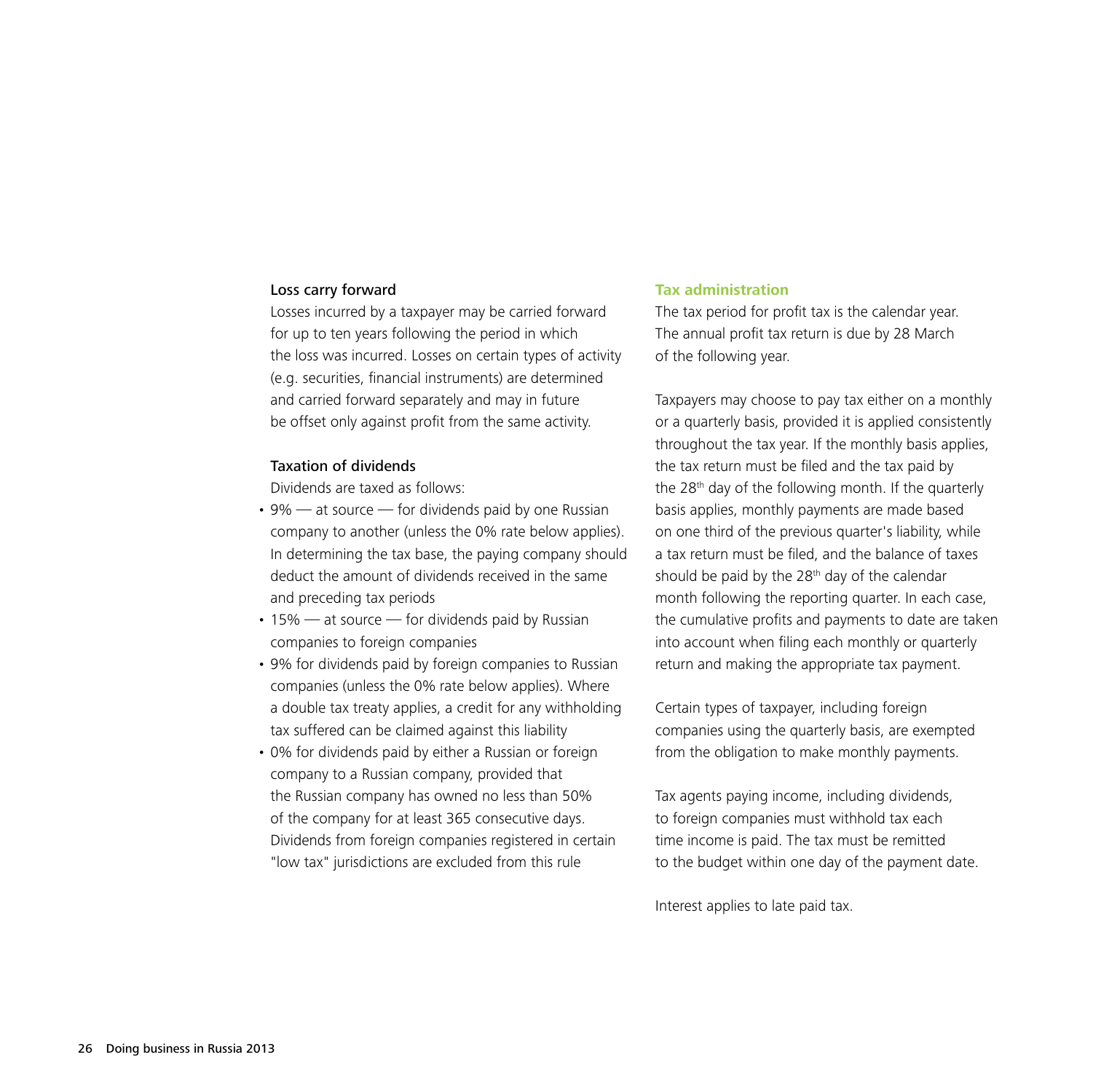### Loss carry forward

Losses incurred by a taxpayer may be carried forward for up to ten years following the period in which the loss was incurred. Losses on certain types of activity (e.g. securities, financial instruments) are determined and carried forward separately and may in future be offset only against profit from the same activity.

### Taxation of dividends

Dividends are taxed as follows:

- 9% — at source — for dividends paid by one Russian company to another (unless the 0% rate below applies). In determining the tax base, the paying company should deduct the amount of dividends received in the same and preceding tax periods
- 15% — at source — for dividends paid by Russian companies to foreign companies
- 9% for dividends paid by foreign companies to Russian companies (unless the 0% rate below applies). Where a double tax treaty applies, a credit for any withholding tax suffered can be claimed against this liability
- 0% for dividends paid by either a Russian or foreign company to a Russian company, provided that the Russian company has owned no less than 50% of the company for at least 365 consecutive days. Dividends from foreign companies registered in certain "low tax" jurisdictions are excluded from this rule

## Tax administration

The tax period for profit tax is the calendar year. The annual profit tax return is due by 28 March of the following year.

Taxpayers may choose to pay tax either on a monthly or a quarterly basis, provided it is applied consistently throughout the tax year. If the monthly basis applies, the tax return must be filed and the tax paid by the 28th day of the following month. If the quarterly basis applies, monthly payments are made based on one third of the previous quarter's liability, while a tax return must be filed, and the balance of taxes should be paid by the 28th day of the calendar month following the reporting quarter. In each case, the cumulative profits and payments to date are taken into account when filing each monthly or quarterly return and making the appropriate tax payment.

Certain types of taxpayer, including foreign companies using the quarterly basis, are exempted from the obligation to make monthly payments.

Tax agents paying income, including dividends, to foreign companies must withhold tax each time income is paid. The tax must be remitted to the budget within one day of the payment date.

Interest applies to late paid tax.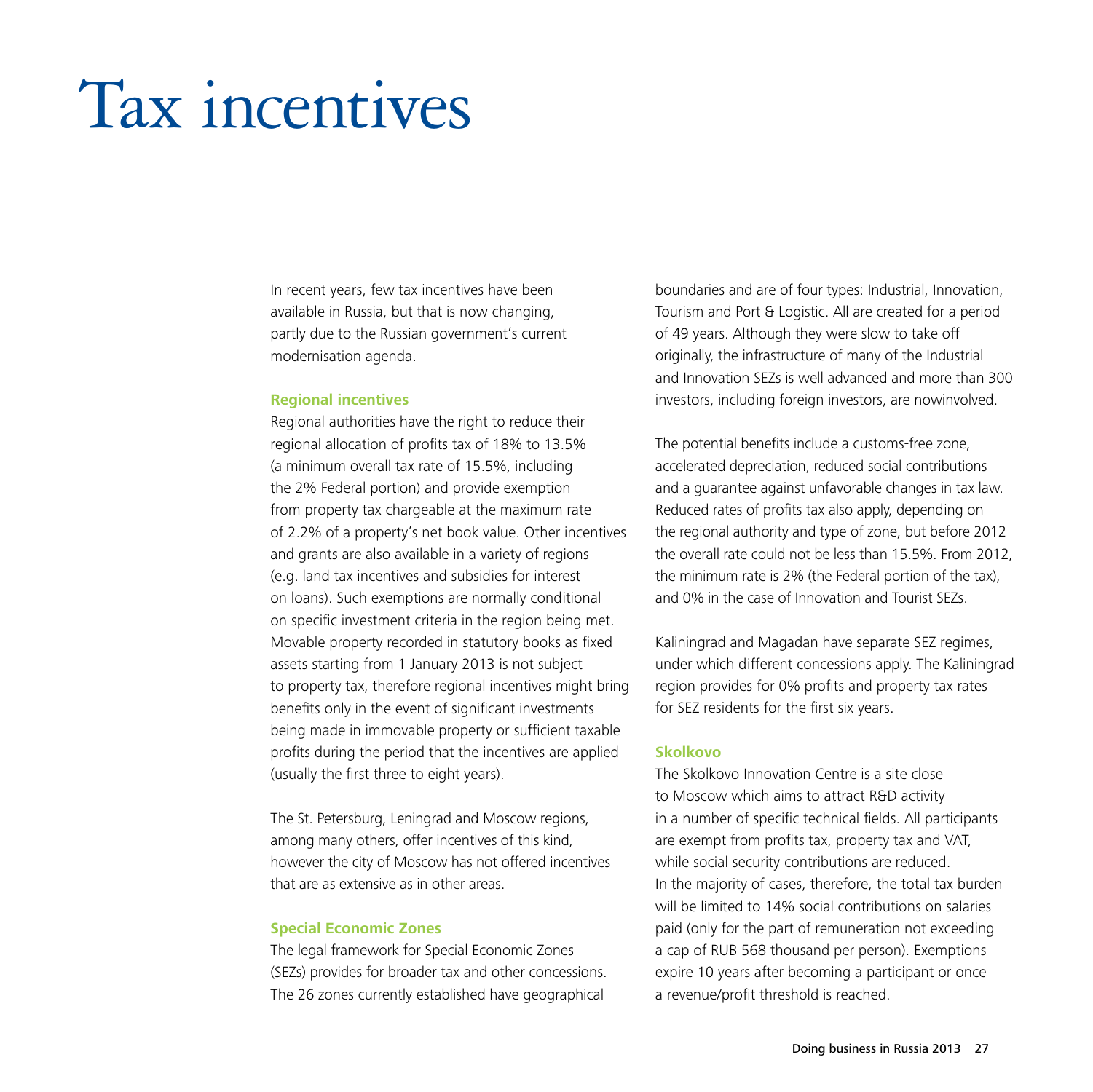# Tax incentives

In recent years, few tax incentives have been available in Russia, but that is now changing, partly due to the Russian government's current modernisation agenda.

### Regional incentives

Regional authorities have the right to reduce their regional allocation of profits tax of 18% to 13.5% (a minimum overall tax rate of 15.5%, including the 2% Federal portion) and provide exemption from property tax chargeable at the maximum rate of 2.2% of a property's net book value. Other incentives and grants are also available in a variety of regions (e.g. land tax incentives and subsidies for interest on loans). Such exemptions are normally conditional on specific investment criteria in the region being met. Movable property recorded in statutory books as fixed assets starting from 1 January 2013 is not subject to property tax, therefore regional incentives might bring benefits only in the event of significant investments being made in immovable property or sufficient taxable profits during the period that the incentives are applied (usually the first three to eight years).

The St. Petersburg, Leningrad and Moscow regions, among many others, offer incentives of this kind, however the city of Moscow has not offered incentives that are as extensive as in other areas.

### Special Economic Zones

The legal framework for Special Economic Zones (SEZs) provides for broader tax and other concessions. The 26 zones currently established have geographical boundaries and are of four types: Industrial, Innovation, Tourism and Port & Logistic. All are created for a period of 49 years. Although they were slow to take off originally, the infrastructure of many of the Industrial and Innovation SEZs is well advanced and more than 300 investors, including foreign investors, are nowinvolved.

The potential benefits include a customs-free zone, accelerated depreciation, reduced social contributions and a guarantee against unfavorable changes in tax law. Reduced rates of profits tax also apply, depending on the regional authority and type of zone, but before 2012 the overall rate could not be less than 15.5%. From 2012, the minimum rate is 2% (the Federal portion of the tax), and 0% in the case of Innovation and Tourist SEZs.

Kaliningrad and Magadan have separate SEZ regimes, under which different concessions apply. The Kaliningrad region provides for 0% profits and property tax rates for SEZ residents for the first six years.

### Skolkovo

The Skolkovo Innovation Centre is a site close to Moscow which aims to attract R&D activity in a number of specific technical fields. All participants are exempt from profits tax, property tax and VAT, while social security contributions are reduced. In the majority of cases, therefore, the total tax burden will be limited to 14% social contributions on salaries paid (only for the part of remuneration not exceeding a cap of RUB 568 thousand per person). Exemptions expire 10 years after becoming a participant or once a revenue/profit threshold is reached.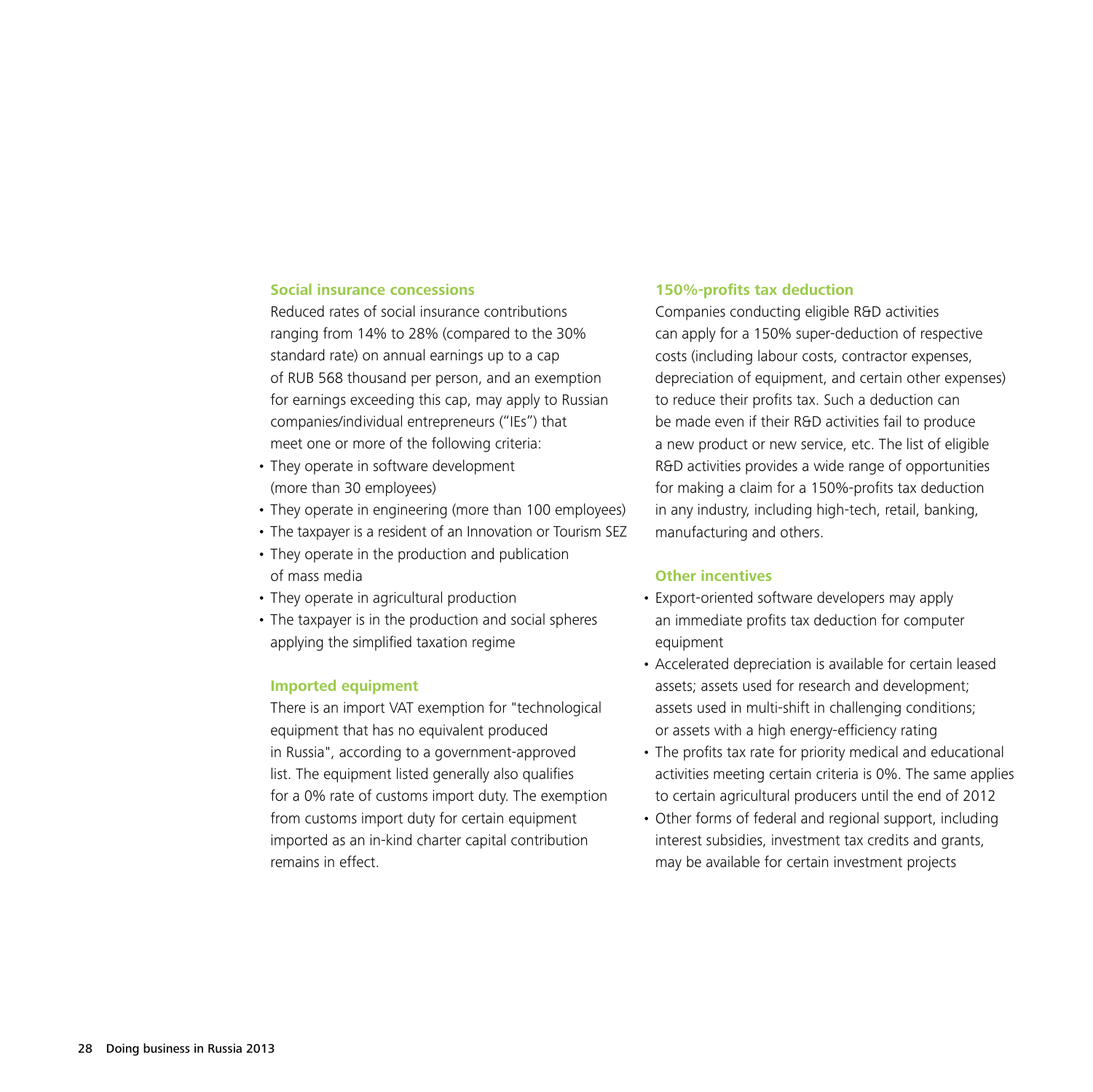### Social insurance concessions

Reduced rates of social insurance contributions ranging from 14% to 28% (compared to the 30% standard rate) on annual earnings up to a cap of RUB 568 thousand per person, and an exemption for earnings exceeding this cap, may apply to Russian companies/individual entrepreneurs ("IEs") that meet one or more of the following criteria:

- They operate in software development (more than 30 employees)
- They operate in engineering (more than 100 employees)
- The taxpayer is a resident of an Innovation or Tourism SEZ
- They operate in the production and publication of mass media
- They operate in agricultural production
- The taxpayer is in the production and social spheres applying the simplified taxation regime

### Imported equipment

There is an import VAT exemption for "technological equipment that has no equivalent produced in Russia", according to a government-approved list. The equipment listed generally also qualifies for a 0% rate of customs import duty. The exemption from customs import duty for certain equipment imported as an in-kind charter capital contribution remains in effect.

### 150%-profits tax deduction

Companies conducting eligible R&D activities can apply for a 150% super-deduction of respective costs (including labour costs, contractor expenses, depreciation of equipment, and certain other expenses) to reduce their profits tax. Such a deduction can be made even if their R&D activities fail to produce a new product or new service, etc. The list of eligible R&D activities provides a wide range of opportunities for making a claim for a 150%-profits tax deduction in any industry, including high-tech, retail, banking, manufacturing and others.

### Other incentives

- Export-oriented software developers may apply an immediate profits tax deduction for computer equipment
- Accelerated depreciation is available for certain leased assets; assets used for research and development; assets used in multi-shift in challenging conditions; or assets with a high energy-efficiency rating
- The profits tax rate for priority medical and educational activities meeting certain criteria is 0%. The same applies to certain agricultural producers until the end of 2012
- Other forms of federal and regional support, including interest subsidies, investment tax credits and grants, may be available for certain investment projects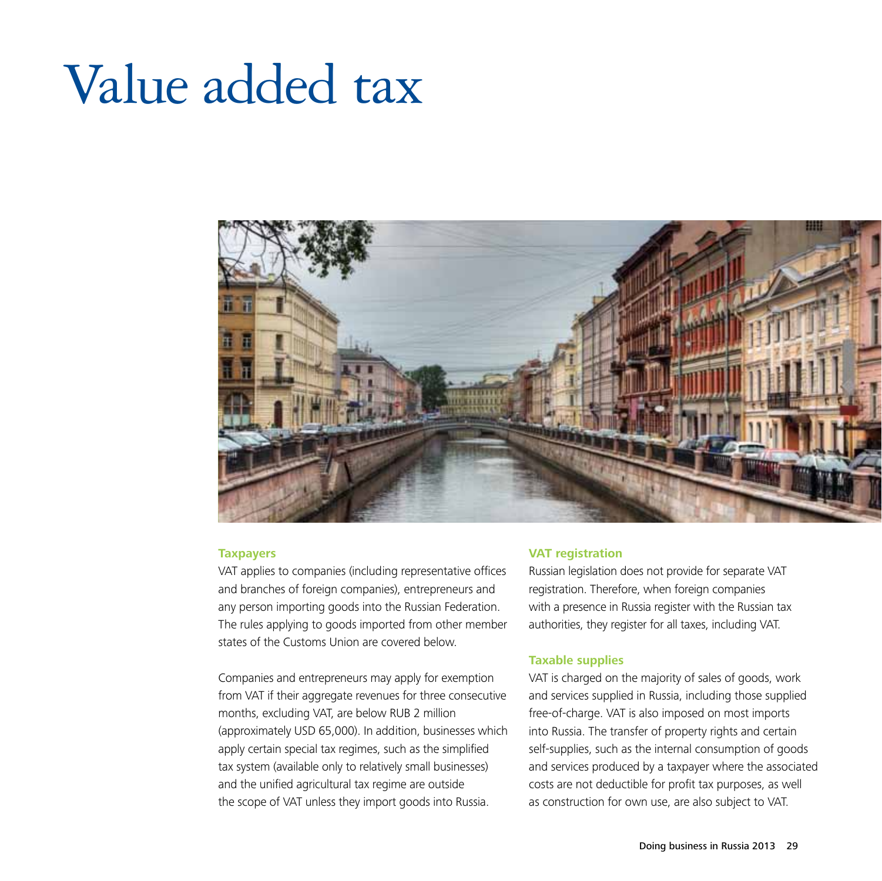# Value added tax

### Taxpayers

VAT applies to companies (including representative offices and branches of foreign companies), entrepreneurs and any person importing goods into the Russian Federation. The rules applying to goods imported from other member states of the Customs Union are covered below.

Companies and entrepreneurs may apply for exemption from VAT if their aggregate revenues for three consecutive months, excluding VAT, are below RUB 2 million (approximately USD 65,000). In addition, businesses which apply certain special tax regimes, such as the simplified tax system (available only to relatively small businesses) and the unified agricultural tax regime are outside the scope of VAT unless they import goods into Russia.

### VAT registration

Russian legislation does not provide for separate VAT registration. Therefore, when foreign companies with a presence in Russia register with the Russian tax authorities, they register for all taxes, including VAT.

### Taxable supplies

VAT is charged on the majority of sales of goods, work and services supplied in Russia, including those supplied free-of-charge. VAT is also imposed on most imports into Russia. The transfer of property rights and certain self-supplies, such as the internal consumption of goods and services produced by a taxpayer where the associated costs are not deductible for profit tax purposes, as well as construction for own use, are also subject to VAT.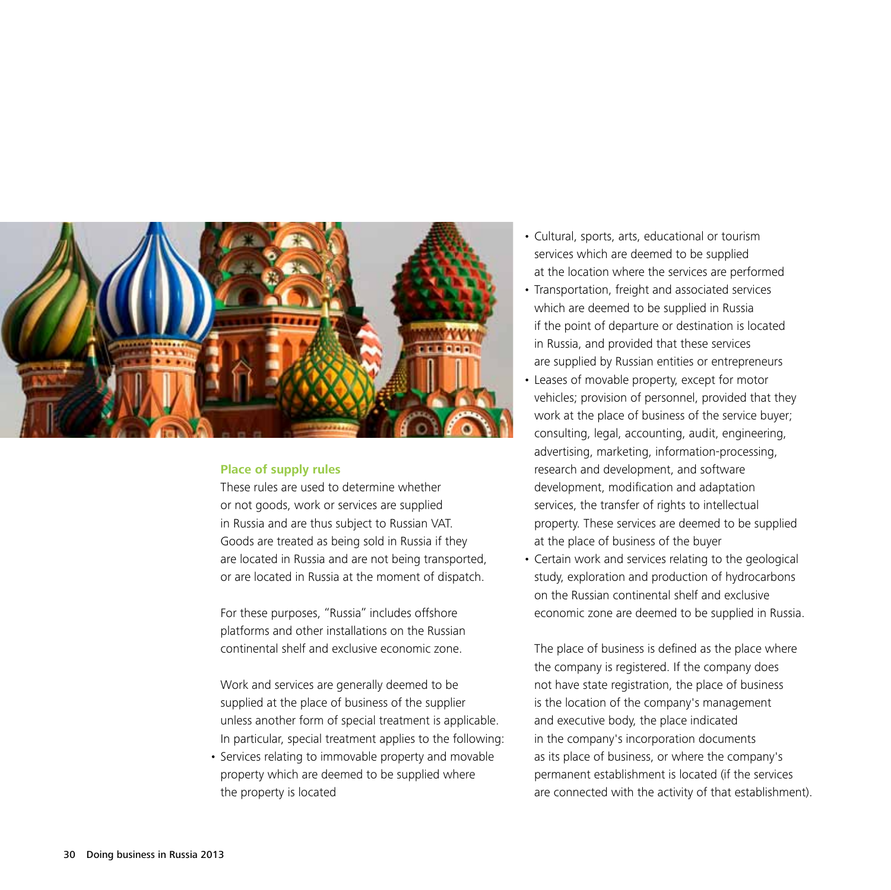### Place of supply rules

These rules are used to determine whether or not goods, work or services are supplied in Russia and are thus subject to Russian VAT. Goods are treated as being sold in Russia if they are located in Russia and are not being transported, or are located in Russia at the moment of dispatch.

For these purposes, "Russia" includes offshore platforms and other installations on the Russian continental shelf and exclusive economic zone.

Work and services are generally deemed to be supplied at the place of business of the supplier unless another form of special treatment is applicable. In particular, special treatment applies to the following:

- Services relating to immovable property and movable property which are deemed to be supplied where the property is located
- Cultural, sports, arts, educational or tourism services which are deemed to be supplied at the location where the services are performed
- Transportation, freight and associated services which are deemed to be supplied in Russia if the point of departure or destination is located in Russia, and provided that these services are supplied by Russian entities or entrepreneurs
- Leases of movable property, except for motor vehicles; provision of personnel, provided that they work at the place of business of the service buyer; consulting, legal, accounting, audit, engineering, advertising, marketing, information-processing, research and development, and software development, modification and adaptation services, the transfer of rights to intellectual property. These services are deemed to be supplied at the place of business of the buyer
- Certain work and services relating to the geological study, exploration and production of hydrocarbons on the Russian continental shelf and exclusive economic zone are deemed to be supplied in Russia.

The place of business is defined as the place where the company is registered. If the company does not have state registration, the place of business is the location of the company's management and executive body, the place indicated in the company's incorporation documents as its place of business, or where the company's permanent establishment is located (if the services are connected with the activity of that establishment).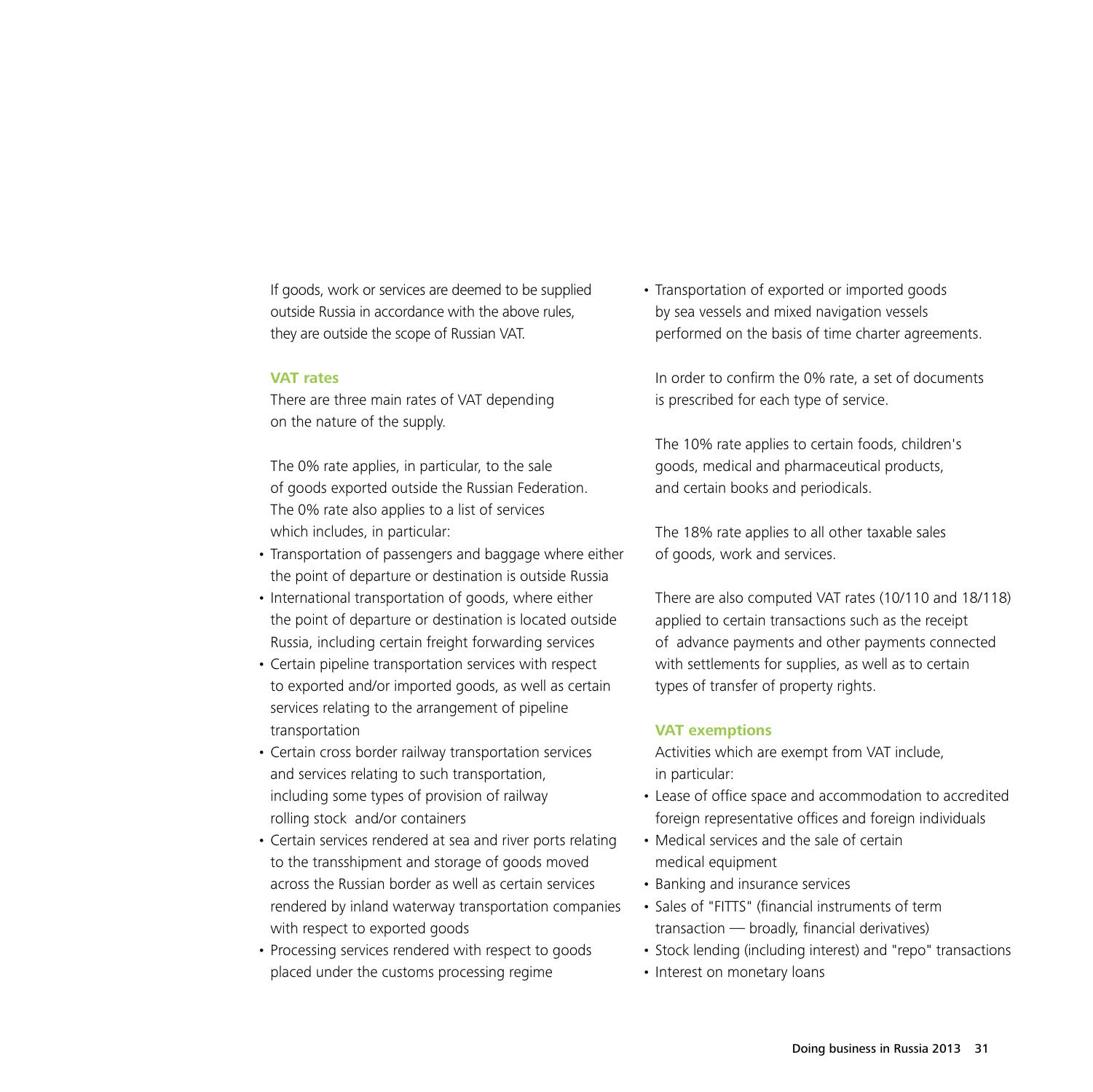If goods, work or services are deemed to be supplied outside Russia in accordance with the above rules, they are outside the scope of Russian VAT.

### VAT rates

There are three main rates of VAT depending on the nature of the supply.

The 0% rate applies, in particular, to the sale of goods exported outside the Russian Federation. The 0% rate also applies to a list of services which includes, in particular:

- Transportation of passengers and baggage where either the point of departure or destination is outside Russia
- International transportation of goods, where either the point of departure or destination is located outside Russia, including certain freight forwarding services
- Certain pipeline transportation services with respect to exported and/or imported goods, as well as certain services relating to the arrangement of pipeline transportation
- Certain cross border railway transportation services and services relating to such transportation, including some types of provision of railway rolling stock and/or containers
- Certain services rendered at sea and river ports relating to the transshipment and storage of goods moved across the Russian border as well as certain services rendered by inland waterway transportation companies with respect to exported goods
- Processing services rendered with respect to goods placed under the customs processing regime
- Transportation of exported or imported goods by sea vessels and mixed navigation vessels performed on the basis of time charter agreements.

In order to confirm the 0% rate, a set of documents is prescribed for each type of service.

The 10% rate applies to certain foods, children's goods, medical and pharmaceutical products, and certain books and periodicals.

The 18% rate applies to all other taxable sales of goods, work and services.

There are also computed VAT rates (10/110 and 18/118) applied to certain transactions such as the receipt of advance payments and other payments connected with settlements for supplies, as well as to certain types of transfer of property rights.

### VAT exemptions

Activities which are exempt from VAT include, in particular:

- Lease of office space and accommodation to accredited foreign representative offices and foreign individuals
- Medical services and the sale of certain medical equipment
- Banking and insurance services
- Sales of "FITTS" (financial instruments of term transaction — broadly, financial derivatives)
- Stock lending (including interest) and "repo" transactions
- Interest on monetary loans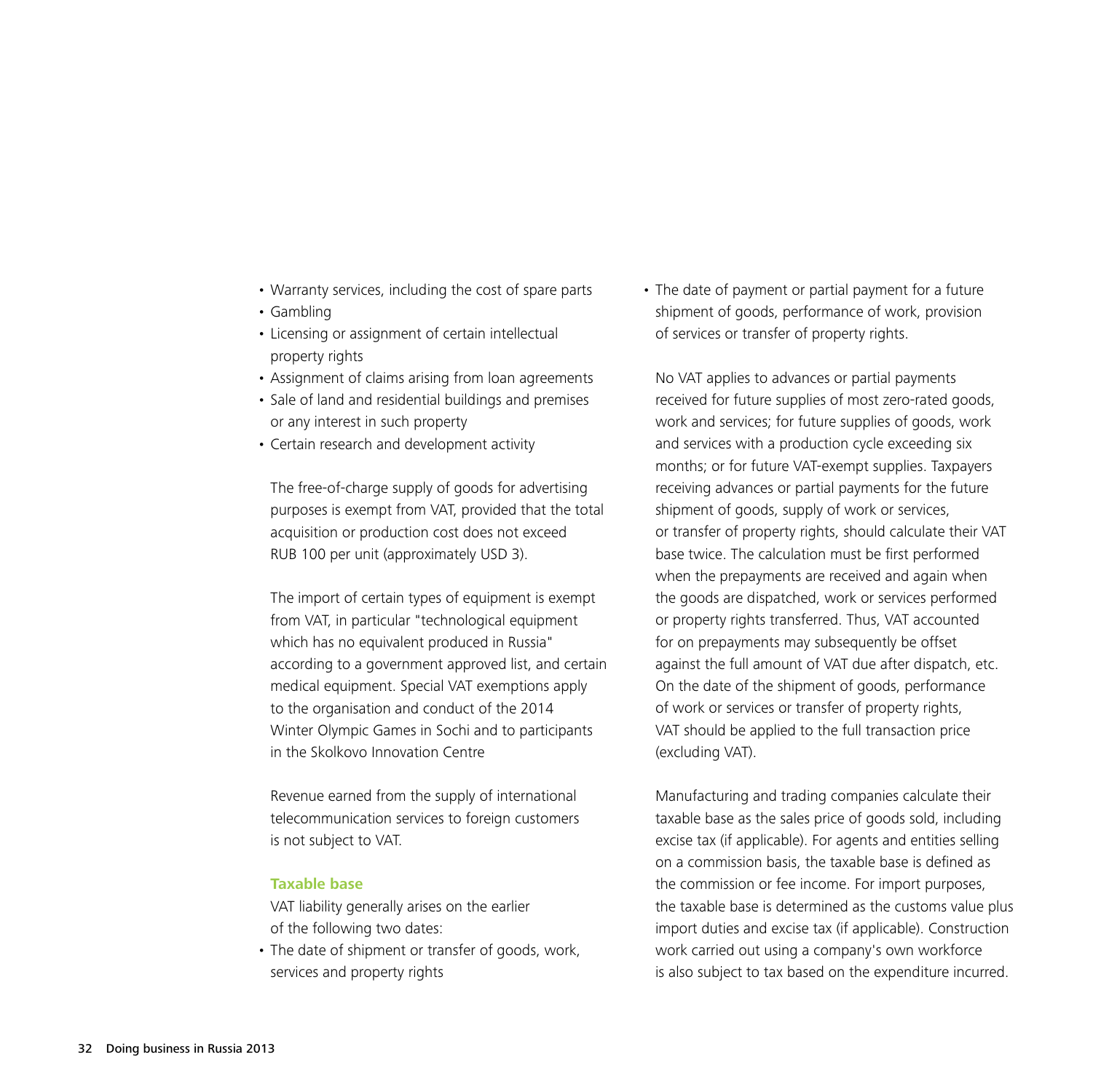- Warranty services, including the cost of spare parts
- Gambling
- Licensing or assignment of certain intellectual property rights
- Assignment of claims arising from loan agreements
- Sale of land and residential buildings and premises or any interest in such property
- Certain research and development activity

The free-of-charge supply of goods for advertising purposes is exempt from VAT, provided that the total acquisition or production cost does not exceed RUB 100 per unit (approximately USD 3).

The import of certain types of equipment is exempt from VAT, in particular "technological equipment which has no equivalent produced in Russia" according to a government approved list, and certain medical equipment. Special VAT exemptions apply to the organisation and conduct of the 2014 Winter Olympic Games in Sochi and to participants in the Skolkovo Innovation Centre

Revenue earned from the supply of international telecommunication services to foreign customers is not subject to VAT.

### Taxable base

VAT liability generally arises on the earlier of the following two dates:

- The date of shipment or transfer of goods, work, services and property rights
- The date of payment or partial payment for a future shipment of goods, performance of work, provision of services or transfer of property rights.

No VAT applies to advances or partial payments received for future supplies of most zero-rated goods, work and services; for future supplies of goods, work and services with a production cycle exceeding six months; or for future VAT-exempt supplies. Taxpayers receiving advances or partial payments for the future shipment of goods, supply of work or services, or transfer of property rights, should calculate their VAT base twice. The calculation must be first performed when the prepayments are received and again when the goods are dispatched, work or services performed or property rights transferred. Thus, VAT accounted for on prepayments may subsequently be offset against the full amount of VAT due after dispatch, etc. On the date of the shipment of goods, performance of work or services or transfer of property rights, VAT should be applied to the full transaction price (excluding VAT).

Manufacturing and trading companies calculate their taxable base as the sales price of goods sold, including excise tax (if applicable). For agents and entities selling on a commission basis, the taxable base is defined as the commission or fee income. For import purposes, the taxable base is determined as the customs value plus import duties and excise tax (if applicable). Construction work carried out using a company's own workforce is also subject to tax based on the expenditure incurred.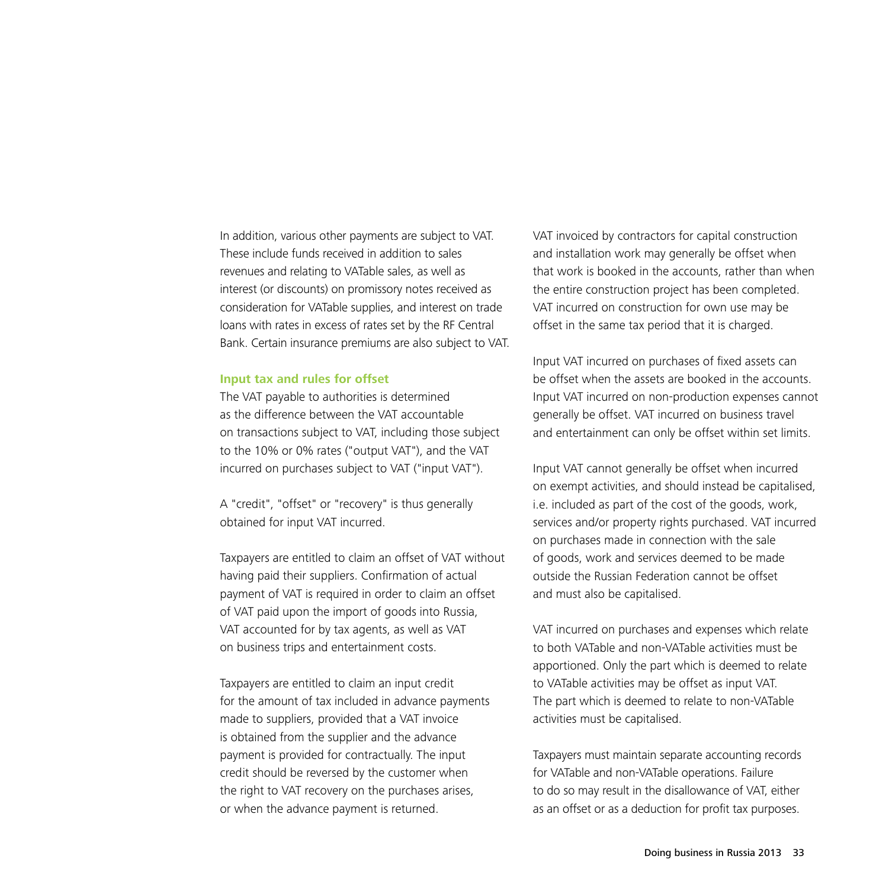In addition, various other payments are subject to VAT. These include funds received in addition to sales revenues and relating to VATable sales, as well as interest (or discounts) on promissory notes received as consideration for VATable supplies, and interest on trade loans with rates in excess of rates set by the RF Central Bank. Certain insurance premiums are also subject to VAT.

### Input tax and rules for offset

The VAT payable to authorities is determined as the difference between the VAT accountable on transactions subject to VAT, including those subject to the 10% or 0% rates ("output VAT"), and the VAT incurred on purchases subject to VAT ("input VAT").

A "credit", "offset" or "recovery" is thus generally obtained for input VAT incurred.

Taxpayers are entitled to claim an offset of VAT without having paid their suppliers. Confirmation of actual payment of VAT is required in order to claim an offset of VAT paid upon the import of goods into Russia, VAT accounted for by tax agents, as well as VAT on business trips and entertainment costs.

Taxpayers are entitled to claim an input credit for the amount of tax included in advance payments made to suppliers, provided that a VAT invoice is obtained from the supplier and the advance payment is provided for contractually. The input credit should be reversed by the customer when the right to VAT recovery on the purchases arises, or when the advance payment is returned.

VAT invoiced by contractors for capital construction and installation work may generally be offset when that work is booked in the accounts, rather than when the entire construction project has been completed. VAT incurred on construction for own use may be offset in the same tax period that it is charged.

Input VAT incurred on purchases of fixed assets can be offset when the assets are booked in the accounts. Input VAT incurred on non-production expenses cannot generally be offset. VAT incurred on business travel and entertainment can only be offset within set limits.

Input VAT cannot generally be offset when incurred on exempt activities, and should instead be capitalised, i.e. included as part of the cost of the goods, work, services and/or property rights purchased. VAT incurred on purchases made in connection with the sale of goods, work and services deemed to be made outside the Russian Federation cannot be offset and must also be capitalised.

VAT incurred on purchases and expenses which relate to both VATable and non-VATable activities must be apportioned. Only the part which is deemed to relate to VATable activities may be offset as input VAT. The part which is deemed to relate to non-VATable activities must be capitalised.

Taxpayers must maintain separate accounting records for VATable and non-VATable operations. Failure to do so may result in the disallowance of VAT, either as an offset or as a deduction for profit tax purposes.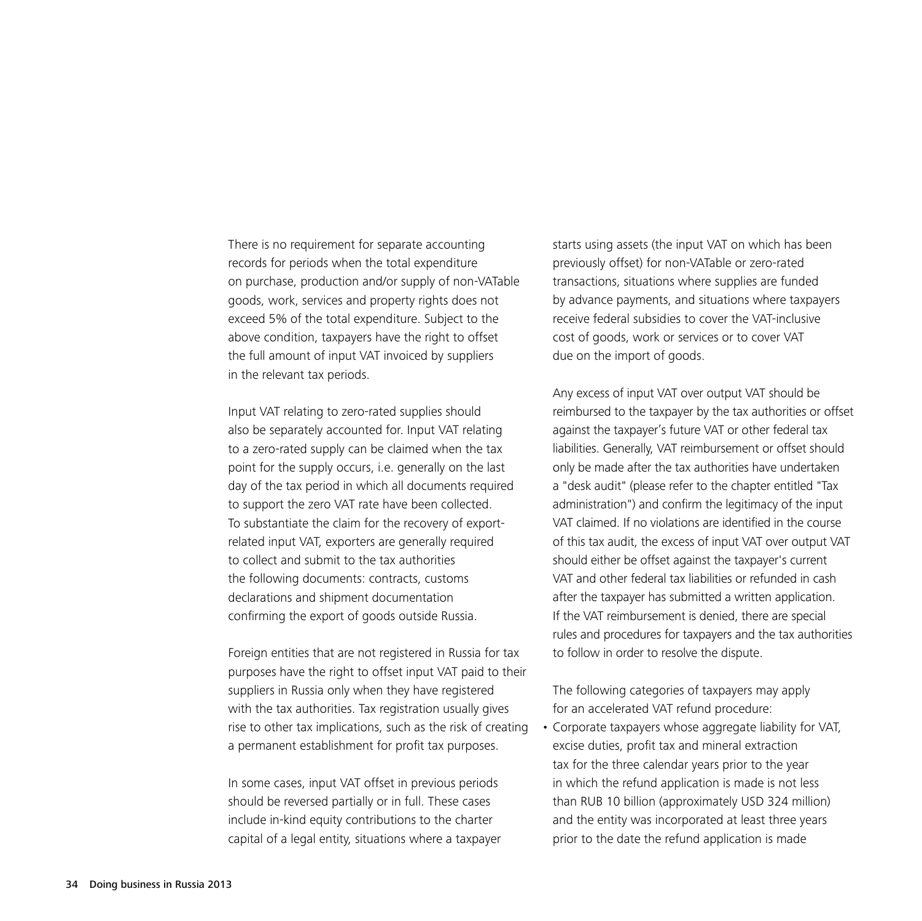There is no requirement for separate accounting records for periods when the total expenditure on purchase, production and/or supply of non-VATable goods, work, services and property rights does not exceed 5% of the total expenditure. Subject to the above condition, taxpayers have the right to offset the full amount of input VAT invoiced by suppliers in the relevant tax periods.

Input VAT relating to zero-rated supplies should also be separately accounted for. Input VAT relating to a zero-rated supply can be claimed when the tax point for the supply occurs, i.e. generally on the last day of the tax period in which all documents required to support the zero VAT rate have been collected. To substantiate the claim for the recovery of export-related input VAT, exporters are generally required to collect and submit to the tax authorities the following documents: contracts, customs declarations and shipment documentation confirming the export of goods outside Russia.

Foreign entities that are not registered in Russia for tax purposes have the right to offset input VAT paid to their suppliers in Russia only when they have registered with the tax authorities. Tax registration usually gives rise to other tax implications, such as the risk of creating a permanent establishment for profit tax purposes.

In some cases, input VAT offset in previous periods should be reversed partially or in full. These cases include in-kind equity contributions to the charter capital of a legal entity, situations where a taxpayer starts using assets (the input VAT on which has been previously offset) for non-VATable or zero-rated transactions, situations where supplies are funded by advance payments, and situations where taxpayers receive federal subsidies to cover the VAT-inclusive cost of goods, work or services or to cover VAT due on the import of goods.

Any excess of input VAT over output VAT should be reimbursed to the taxpayer by the tax authorities or offset against the taxpayer's future VAT or other federal tax liabilities. Generally, VAT reimbursement or offset should only be made after the tax authorities have undertaken a "desk audit" (please refer to the chapter entitled "Tax administration") and confirm the legitimacy of the input VAT claimed. If no violations are identified in the course of this tax audit, the excess of input VAT over output VAT should either be offset against the taxpayer's current VAT and other federal tax liabilities or refunded in cash after the taxpayer has submitted a written application. If the VAT reimbursement is denied, there are special rules and procedures for taxpayers and the tax authorities to follow in order to resolve the dispute.

The following categories of taxpayers may apply for an accelerated VAT refund procedure:

- Corporate taxpayers whose aggregate liability for VAT, excise duties, profit tax and mineral extraction tax for the three calendar years prior to the year in which the refund application is made is not less than RUB 10 billion (approximately USD 324 million) and the entity was incorporated at least three years prior to the date the refund application is made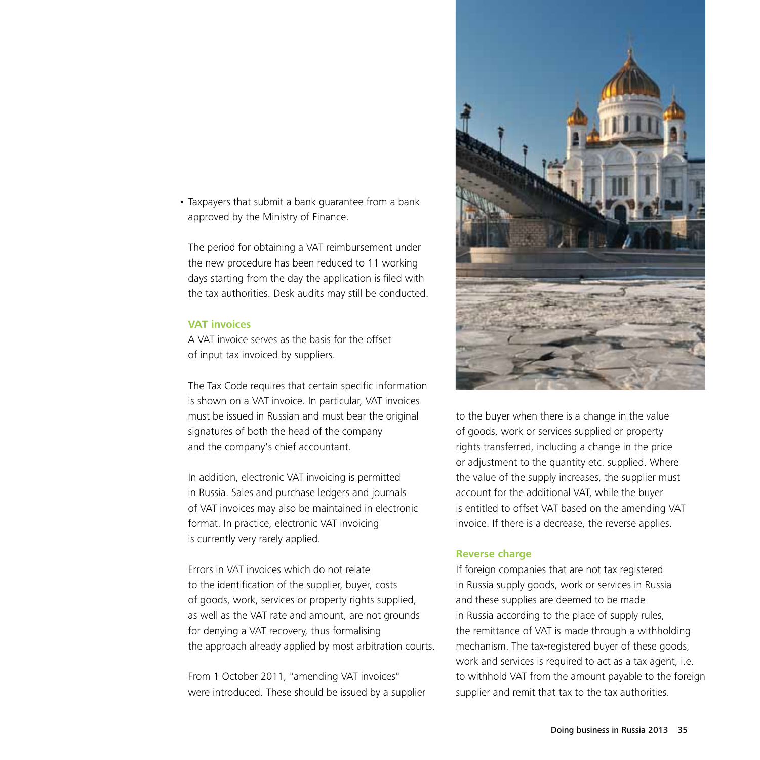- Taxpayers that submit a bank guarantee from a bank approved by the Ministry of Finance.

The period for obtaining a VAT reimbursement under the new procedure has been reduced to 11 working days starting from the day the application is filed with the tax authorities. Desk audits may still be conducted.

### VAT invoices

A VAT invoice serves as the basis for the offset of input tax invoiced by suppliers.

The Tax Code requires that certain specific information is shown on a VAT invoice. In particular, VAT invoices must be issued in Russian and must bear the original signatures of both the head of the company and the company's chief accountant.

In addition, electronic VAT invoicing is permitted in Russia. Sales and purchase ledgers and journals of VAT invoices may also be maintained in electronic format. In practice, electronic VAT invoicing is currently very rarely applied.

Errors in VAT invoices which do not relate to the identification of the supplier, buyer, costs of goods, work, services or property rights supplied, as well as the VAT rate and amount, are not grounds for denying a VAT recovery, thus formalising the approach already applied by most arbitration courts.

From 1 October 2011, "amending VAT invoices" were introduced. These should be issued by a supplier to the buyer when there is a change in the value of goods, work or services supplied or property rights transferred, including a change in the price or adjustment to the quantity etc. supplied. Where the value of the supply increases, the supplier must account for the additional VAT, while the buyer is entitled to offset VAT based on the amending VAT invoice. If there is a decrease, the reverse applies.

### Reverse charge

If foreign companies that are not tax registered in Russia supply goods, work or services in Russia and these supplies are deemed to be made in Russia according to the place of supply rules, the remittance of VAT is made through a withholding mechanism. The tax-registered buyer of these goods, work and services is required to act as a tax agent, i.e. to withhold VAT from the amount payable to the foreign supplier and remit that tax to the tax authorities.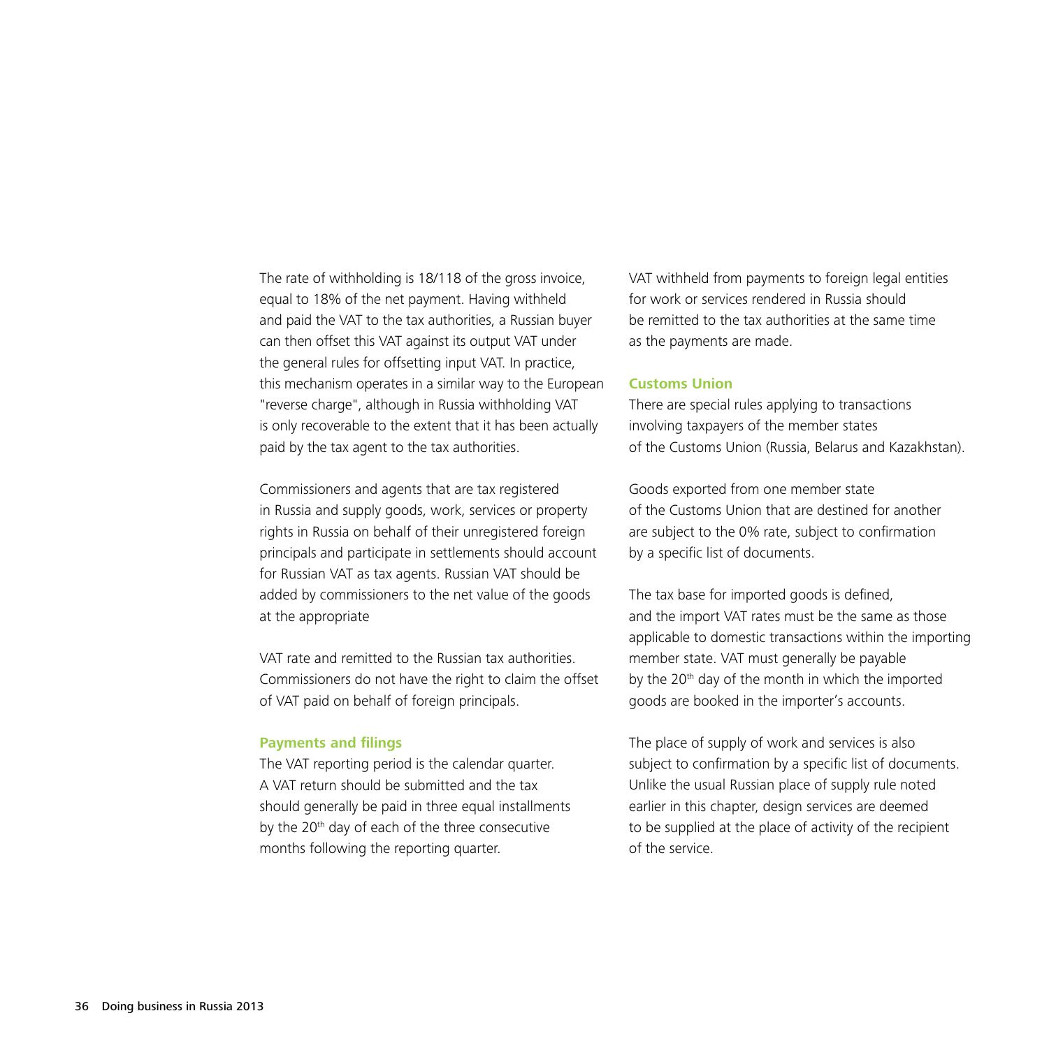The rate of withholding is 18/118 of the gross invoice, equal to 18% of the net payment. Having withheld and paid the VAT to the tax authorities, a Russian buyer can then offset this VAT against its output VAT under the general rules for offsetting input VAT. In practice, this mechanism operates in a similar way to the European "reverse charge", although in Russia withholding VAT is only recoverable to the extent that it has been actually paid by the tax agent to the tax authorities.

Commissioners and agents that are tax registered in Russia and supply goods, work, services or property rights in Russia on behalf of their unregistered foreign principals and participate in settlements should account for Russian VAT as tax agents. Russian VAT should be added by commissioners to the net value of the goods at the appropriate

VAT rate and remitted to the Russian tax authorities. Commissioners do not have the right to claim the offset of VAT paid on behalf of foreign principals.

### Payments and filings

The VAT reporting period is the calendar quarter. A VAT return should be submitted and the tax should generally be paid in three equal installments by the 20th day of each of the three consecutive months following the reporting quarter.

VAT withheld from payments to foreign legal entities for work or services rendered in Russia should be remitted to the tax authorities at the same time as the payments are made.

### Customs Union

There are special rules applying to transactions involving taxpayers of the member states of the Customs Union (Russia, Belarus and Kazakhstan).

Goods exported from one member state of the Customs Union that are destined for another are subject to the 0% rate, subject to confirmation by a specific list of documents.

The tax base for imported goods is defined, and the import VAT rates must be the same as those applicable to domestic transactions within the importing member state. VAT must generally be payable by the 20th day of the month in which the imported goods are booked in the importer's accounts.

The place of supply of work and services is also subject to confirmation by a specific list of documents. Unlike the usual Russian place of supply rule noted earlier in this chapter, design services are deemed to be supplied at the place of activity of the recipient of the service.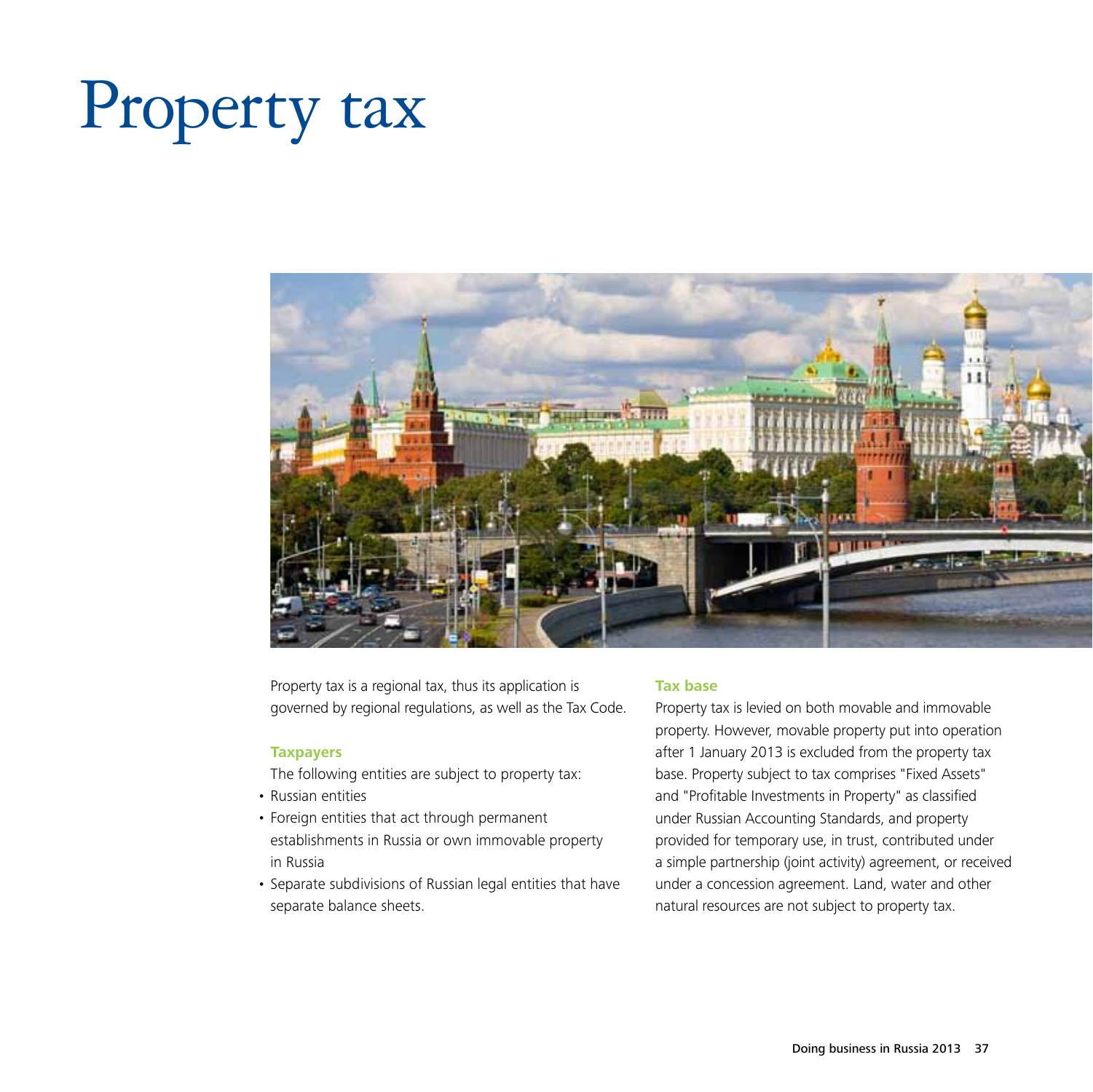# Property tax

Property tax is a regional tax, thus its application is governed by regional regulations, as well as the Tax Code.

### Taxpayers

The following entities are subject to property tax:

- Russian entities
- Foreign entities that act through permanent establishments in Russia or own immovable property in Russia
- Separate subdivisions of Russian legal entities that have separate balance sheets.

### Tax base

Property tax is levied on both movable and immovable property. However, movable property put into operation after 1 January 2013 is excluded from the property tax base. Property subject to tax comprises "Fixed Assets" and "Profitable Investments in Property" as classified under Russian Accounting Standards, and property provided for temporary use, in trust, contributed under a simple partnership (joint activity) agreement, or received under a concession agreement. Land, water and other natural resources are not subject to property tax.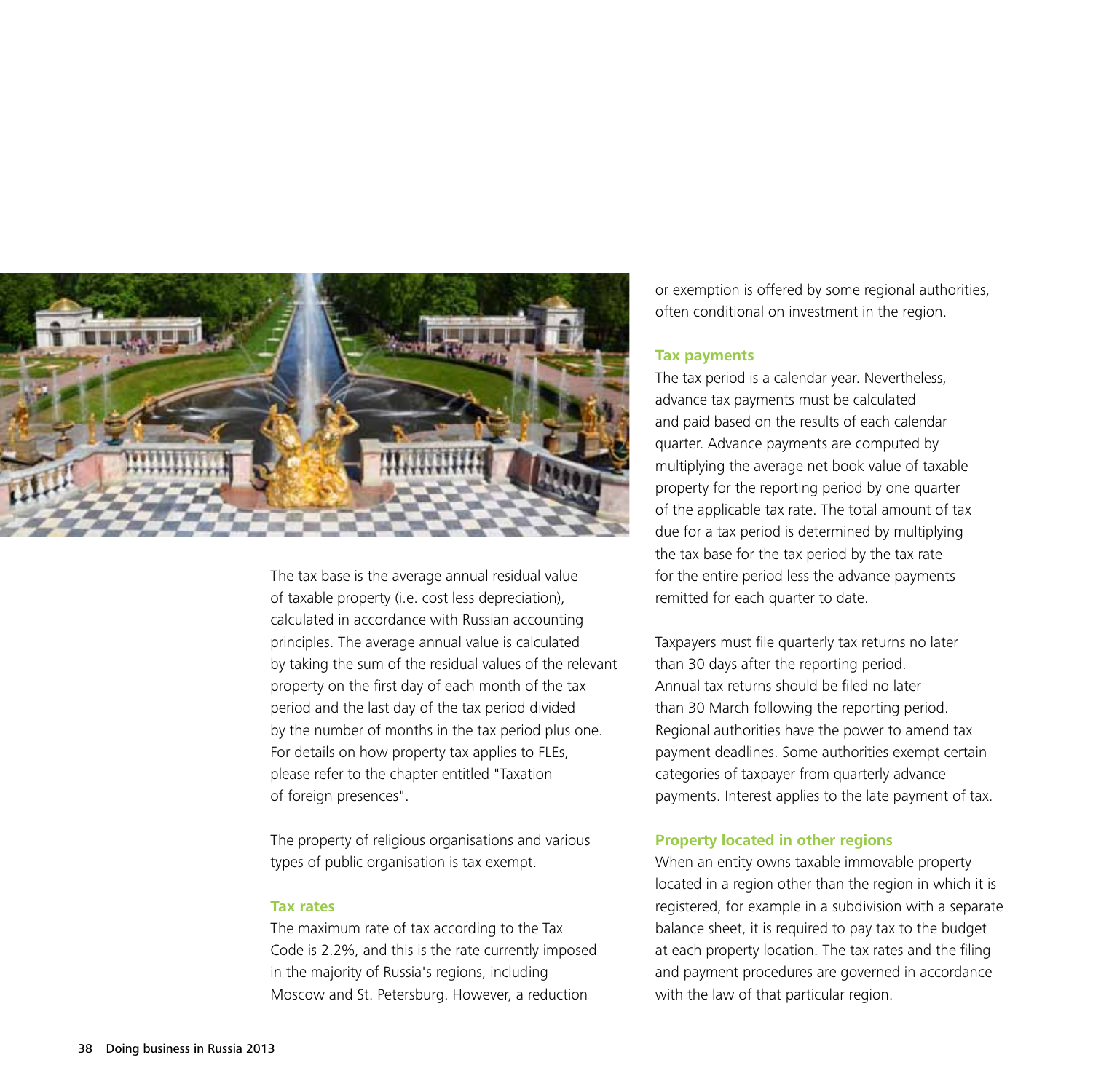The tax base is the average annual residual value of taxable property (i.e. cost less depreciation), calculated in accordance with Russian accounting principles. The average annual value is calculated by taking the sum of the residual values of the relevant property on the first day of each month of the tax period and the last day of the tax period divided by the number of months in the tax period plus one. For details on how property tax applies to FLEs, please refer to the chapter entitled "Taxation of foreign presences".

The property of religious organisations and various types of public organisation is tax exempt.

### Tax rates

The maximum rate of tax according to the Tax Code is 2.2%, and this is the rate currently imposed in the majority of Russia's regions, including Moscow and St. Petersburg. However, a reduction or exemption is offered by some regional authorities, often conditional on investment in the region.

### Tax payments

The tax period is a calendar year. Nevertheless, advance tax payments must be calculated and paid based on the results of each calendar quarter. Advance payments are computed by multiplying the average net book value of taxable property for the reporting period by one quarter of the applicable tax rate. The total amount of tax due for a tax period is determined by multiplying the tax base for the tax period by the tax rate for the entire period less the advance payments remitted for each quarter to date.

Taxpayers must file quarterly tax returns no later than 30 days after the reporting period. Annual tax returns should be filed no later than 30 March following the reporting period. Regional authorities have the power to amend tax payment deadlines. Some authorities exempt certain categories of taxpayer from quarterly advance payments. Interest applies to the late payment of tax.

### Property located in other regions

When an entity owns taxable immovable property located in a region other than the region in which it is registered, for example in a subdivision with a separate balance sheet, it is required to pay tax to the budget at each property location. The tax rates and the filing and payment procedures are governed in accordance with the law of that particular region.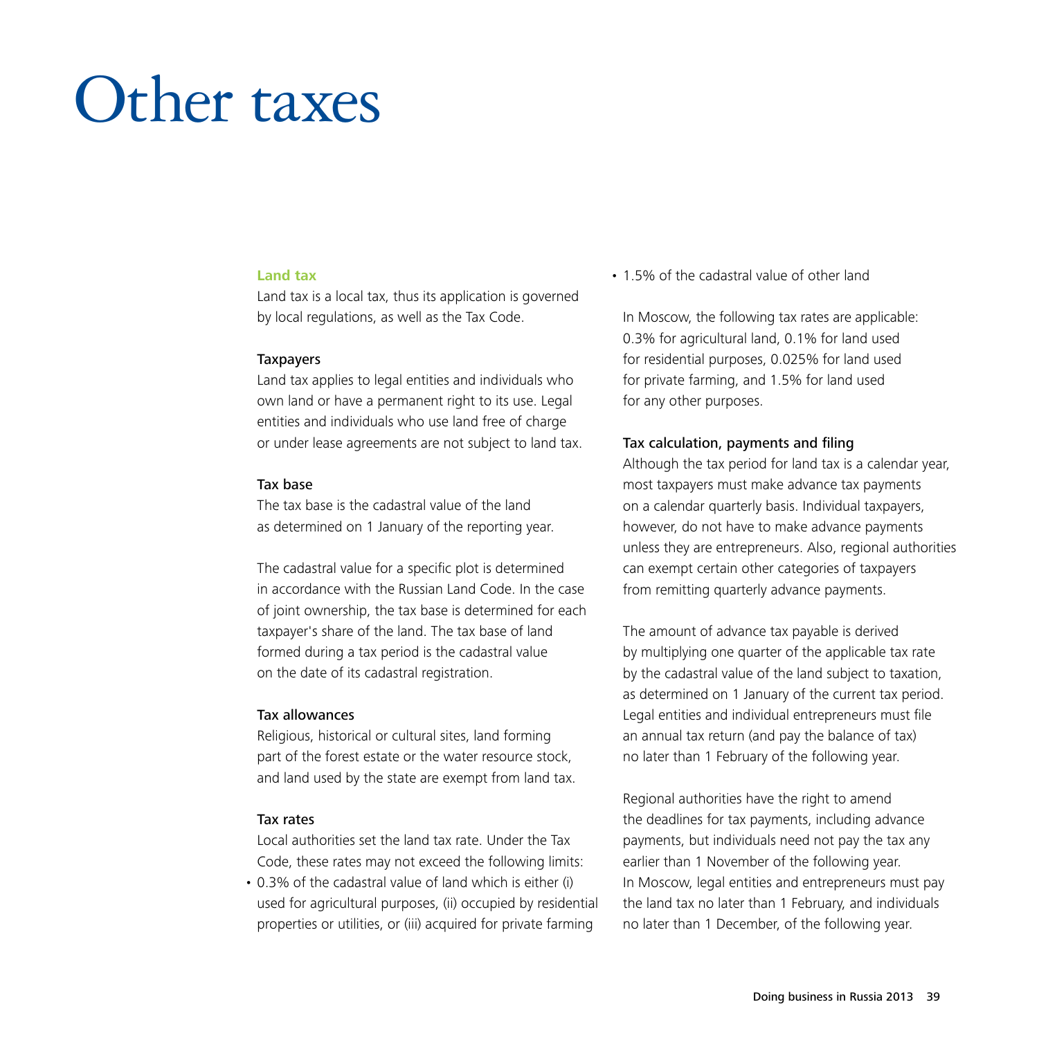# Other taxes

## Land tax

Land tax is a local tax, thus its application is governed by local regulations, as well as the Tax Code.

### Taxpayers

Land tax applies to legal entities and individuals who own land or have a permanent right to its use. Legal entities and individuals who use land free of charge or under lease agreements are not subject to land tax.

### Tax base

The tax base is the cadastral value of the land as determined on 1 January of the reporting year.

The cadastral value for a specific plot is determined in accordance with the Russian Land Code. In the case of joint ownership, the tax base is determined for each taxpayer's share of the land. The tax base of land formed during a tax period is the cadastral value on the date of its cadastral registration.

### Tax allowances

Religious, historical or cultural sites, land forming part of the forest estate or the water resource stock, and land used by the state are exempt from land tax.

### Tax rates

Local authorities set the land tax rate. Under the Tax Code, these rates may not exceed the following limits:

- 0.3% of the cadastral value of land which is either (i) used for agricultural purposes, (ii) occupied by residential properties or utilities, or (iii) acquired for private farming
- 1.5% of the cadastral value of other land

In Moscow, the following tax rates are applicable: 0.3% for agricultural land, 0.1% for land used for residential purposes, 0.025% for land used for private farming, and 1.5% for land used for any other purposes.

### Tax calculation, payments and filing

Although the tax period for land tax is a calendar year, most taxpayers must make advance tax payments on a calendar quarterly basis. Individual taxpayers, however, do not have to make advance payments unless they are entrepreneurs. Also, regional authorities can exempt certain other categories of taxpayers from remitting quarterly advance payments.

The amount of advance tax payable is derived by multiplying one quarter of the applicable tax rate by the cadastral value of the land subject to taxation, as determined on 1 January of the current tax period. Legal entities and individual entrepreneurs must file an annual tax return (and pay the balance of tax) no later than 1 February of the following year.

Regional authorities have the right to amend the deadlines for tax payments, including advance payments, but individuals need not pay the tax any earlier than 1 November of the following year. In Moscow, legal entities and entrepreneurs must pay the land tax no later than 1 February, and individuals no later than 1 December, of the following year.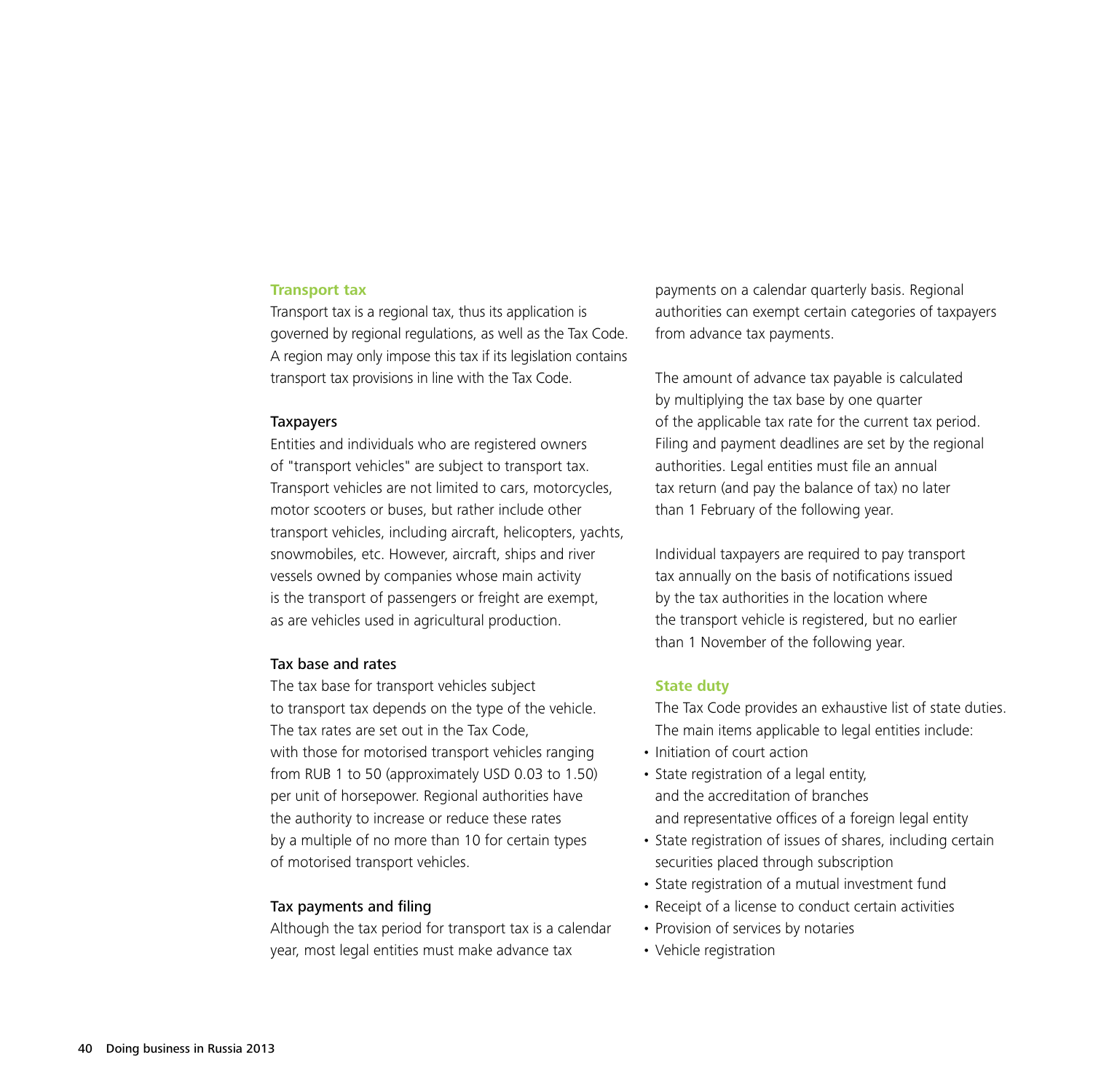## Transport tax

Transport tax is a regional tax, thus its application is governed by regional regulations, as well as the Tax Code. A region may only impose this tax if its legislation contains transport tax provisions in line with the Tax Code.

### Taxpayers

Entities and individuals who are registered owners of "transport vehicles" are subject to transport tax. Transport vehicles are not limited to cars, motorcycles, motor scooters or buses, but rather include other transport vehicles, including aircraft, helicopters, yachts, snowmobiles, etc. However, aircraft, ships and river vessels owned by companies whose main activity is the transport of passengers or freight are exempt, as are vehicles used in agricultural production.

### Tax base and rates

The tax base for transport vehicles subject to transport tax depends on the type of the vehicle. The tax rates are set out in the Tax Code, with those for motorised transport vehicles ranging from RUB 1 to 50 (approximately USD 0.03 to 1.50) per unit of horsepower. Regional authorities have the authority to increase or reduce these rates by a multiple of no more than 10 for certain types of motorised transport vehicles.

### Tax payments and filing

Although the tax period for transport tax is a calendar year, most legal entities must make advance tax payments on a calendar quarterly basis. Regional authorities can exempt certain categories of taxpayers from advance tax payments.

The amount of advance tax payable is calculated by multiplying the tax base by one quarter of the applicable tax rate for the current tax period. Filing and payment deadlines are set by the regional authorities. Legal entities must file an annual tax return (and pay the balance of tax) no later than 1 February of the following year.

Individual taxpayers are required to pay transport tax annually on the basis of notifications issued by the tax authorities in the location where the transport vehicle is registered, but no earlier than 1 November of the following year.

## State duty

The Tax Code provides an exhaustive list of state duties. The main items applicable to legal entities include:

- Initiation of court action
- State registration of a legal entity, and the accreditation of branches and representative offices of a foreign legal entity
- State registration of issues of shares, including certain securities placed through subscription
- State registration of a mutual investment fund
- Receipt of a license to conduct certain activities
- Provision of services by notaries
- Vehicle registration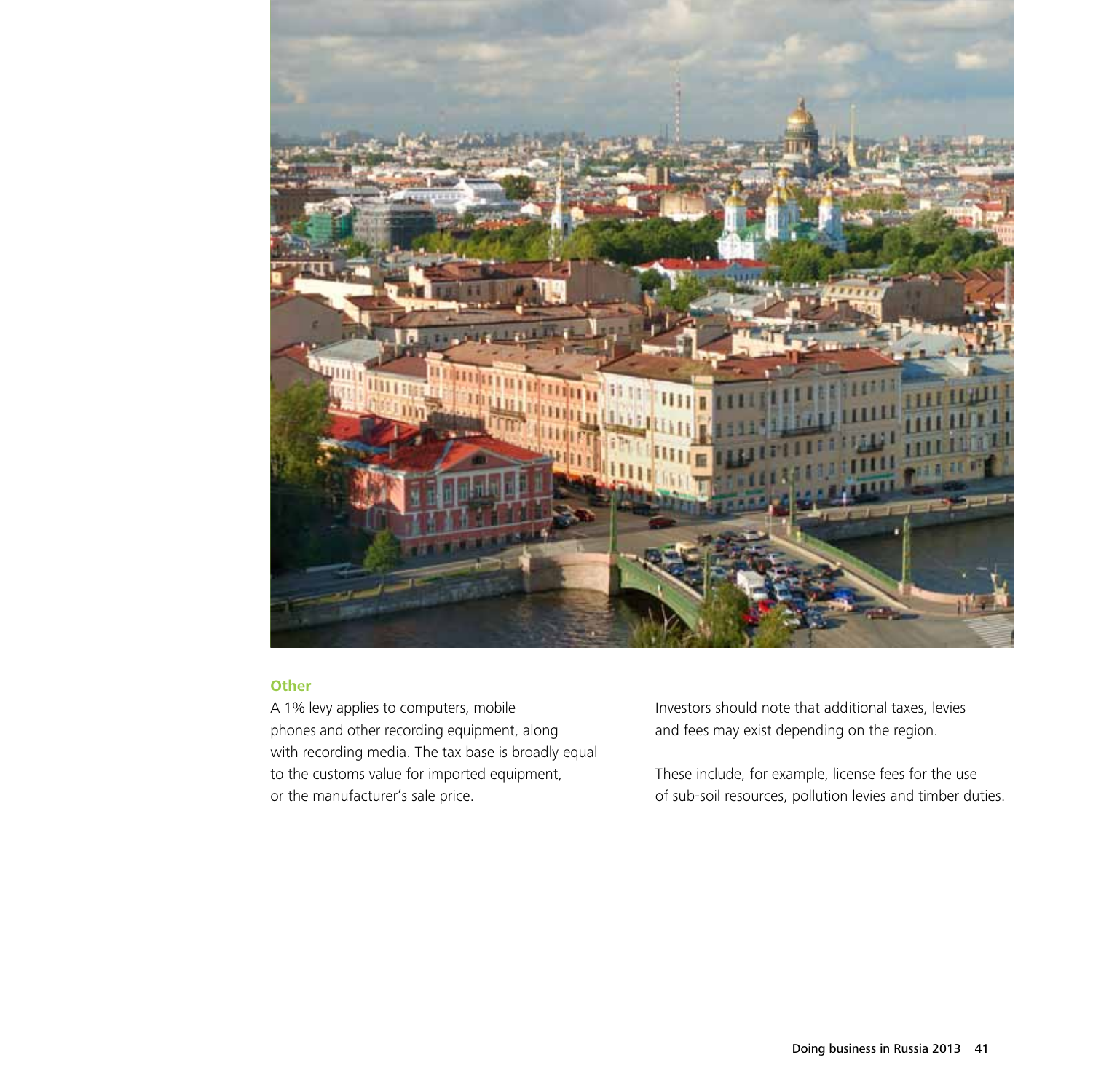### Other

A 1% levy applies to computers, mobile phones and other recording equipment, along with recording media. The tax base is broadly equal to the customs value for imported equipment, or the manufacturer's sale price.

Investors should note that additional taxes, levies and fees may exist depending on the region.

These include, for example, license fees for the use of sub-soil resources, pollution levies and timber duties.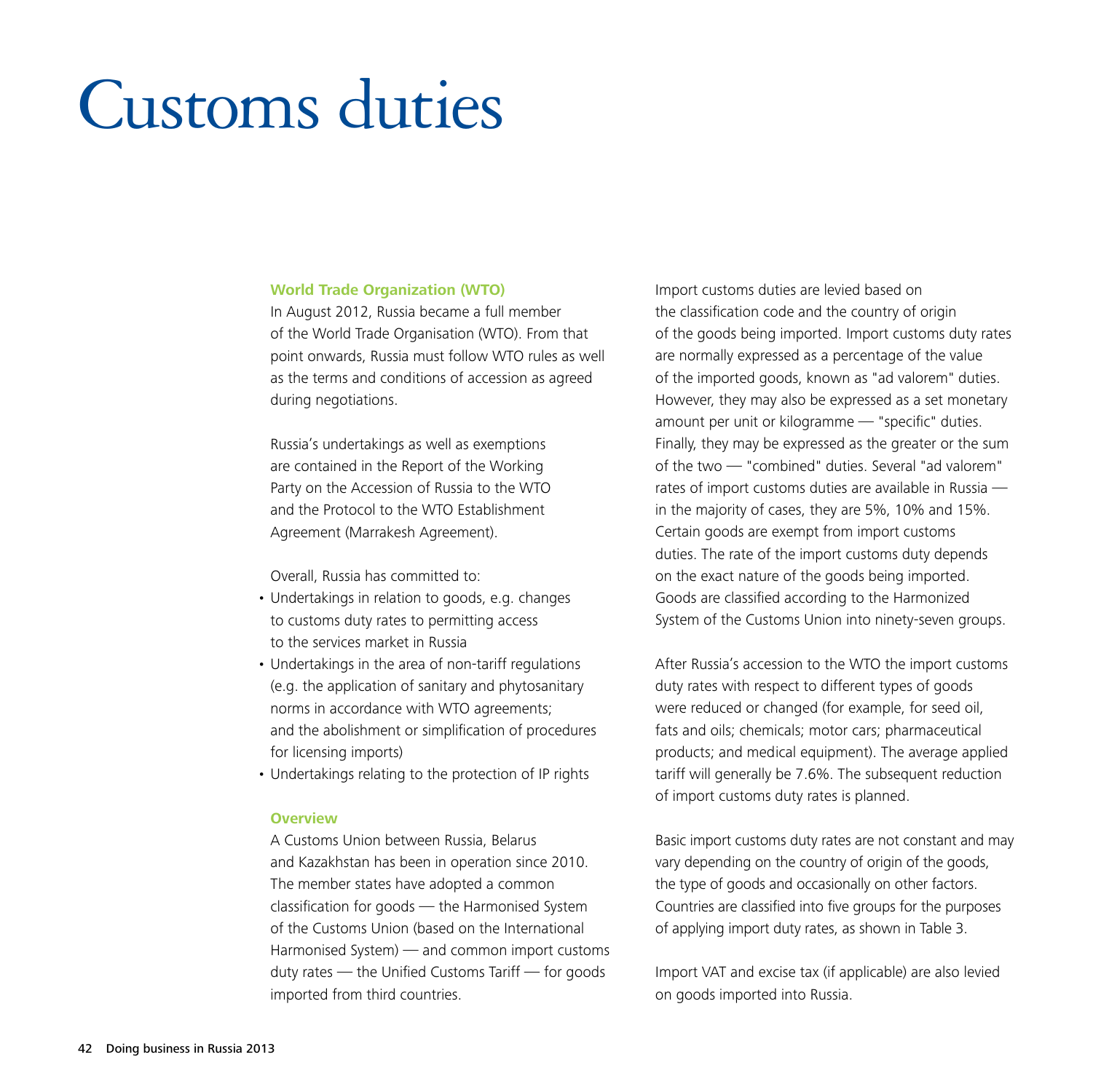# Customs duties

## World Trade Organization (WTO)

In August 2012, Russia became a full member of the World Trade Organisation (WTO). From that point onwards, Russia must follow WTO rules as well as the terms and conditions of accession as agreed during negotiations.

Russia's undertakings as well as exemptions are contained in the Report of the Working Party on the Accession of Russia to the WTO and the Protocol to the WTO Establishment Agreement (Marrakesh Agreement).

Overall, Russia has committed to:

- Undertakings in relation to goods, e.g. changes to customs duty rates to permitting access to the services market in Russia
- Undertakings in the area of non-tariff regulations (e.g. the application of sanitary and phytosanitary norms in accordance with WTO agreements; and the abolishment or simplification of procedures for licensing imports)
- Undertakings relating to the protection of IP rights

## Overview

A Customs Union between Russia, Belarus and Kazakhstan has been in operation since 2010. The member states have adopted a common classification for goods — the Harmonised System of the Customs Union (based on the International Harmonised System) — and common import customs duty rates — the Unified Customs Tariff — for goods imported from third countries.

Import customs duties are levied based on the classification code and the country of origin of the goods being imported. Import customs duty rates are normally expressed as a percentage of the value of the imported goods, known as "ad valorem" duties. However, they may also be expressed as a set monetary amount per unit or kilogramme — "specific" duties. Finally, they may be expressed as the greater or the sum of the two — "combined" duties. Several "ad valorem" rates of import customs duties are available in Russia — in the majority of cases, they are 5%, 10% and 15%. Certain goods are exempt from import customs duties. The rate of the import customs duty depends on the exact nature of the goods being imported. Goods are classified according to the Harmonized System of the Customs Union into ninety-seven groups.

After Russia's accession to the WTO the import customs duty rates with respect to different types of goods were reduced or changed (for example, for seed oil, fats and oils; chemicals; motor cars; pharmaceutical products; and medical equipment). The average applied tariff will generally be 7.6%. The subsequent reduction of import customs duty rates is planned.

Basic import customs duty rates are not constant and may vary depending on the country of origin of the goods, the type of goods and occasionally on other factors. Countries are classified into five groups for the purposes of applying import duty rates, as shown in Table 3.

Import VAT and excise tax (if applicable) are also levied on goods imported into Russia.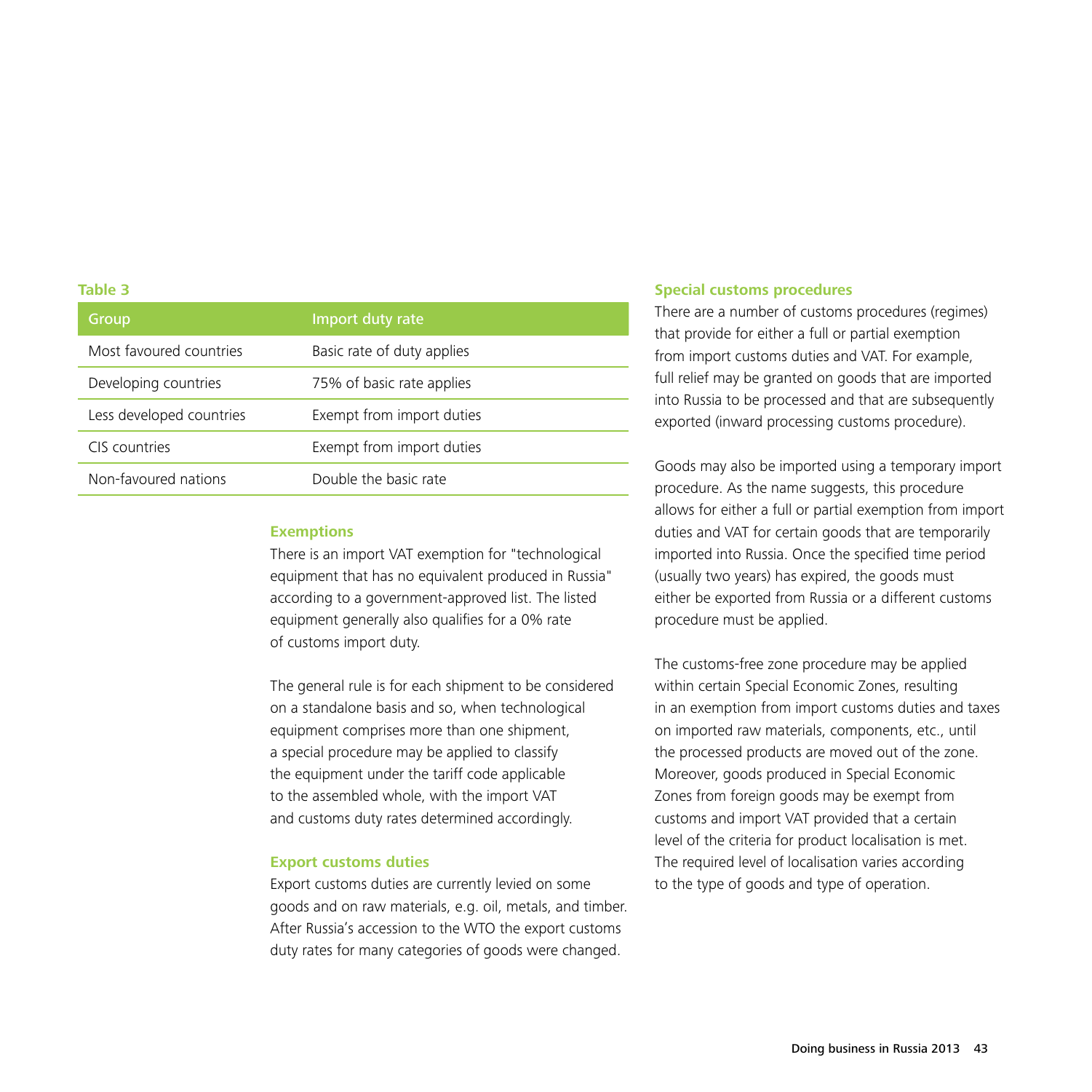**Table 3**

| Group | Import duty rate |
|---|---|
| Most favoured countries | Basic rate of duty applies |
| Developing countries | 75% of basic rate applies |
| Less developed countries | Exempt from import duties |
| CIS countries | Exempt from import duties |
| Non-favoured nations | Double the basic rate |

### Exemptions

There is an import VAT exemption for "technological equipment that has no equivalent produced in Russia" according to a government-approved list. The listed equipment generally also qualifies for a 0% rate of customs import duty.

The general rule is for each shipment to be considered on a standalone basis and so, when technological equipment comprises more than one shipment, a special procedure may be applied to classify the equipment under the tariff code applicable to the assembled whole, with the import VAT and customs duty rates determined accordingly.

### Export customs duties

Export customs duties are currently levied on some goods and on raw materials, e.g. oil, metals, and timber. After Russia's accession to the WTO the export customs duty rates for many categories of goods were changed.

### Special customs procedures

There are a number of customs procedures (regimes) that provide for either a full or partial exemption from import customs duties and VAT. For example, full relief may be granted on goods that are imported into Russia to be processed and that are subsequently exported (inward processing customs procedure).

Goods may also be imported using a temporary import procedure. As the name suggests, this procedure allows for either a full or partial exemption from import duties and VAT for certain goods that are temporarily imported into Russia. Once the specified time period (usually two years) has expired, the goods must either be exported from Russia or a different customs procedure must be applied.

The customs-free zone procedure may be applied within certain Special Economic Zones, resulting in an exemption from import customs duties and taxes on imported raw materials, components, etc., until the processed products are moved out of the zone. Moreover, goods produced in Special Economic Zones from foreign goods may be exempt from customs and import VAT provided that a certain level of the criteria for product localisation is met. The required level of localisation varies according to the type of goods and type of operation.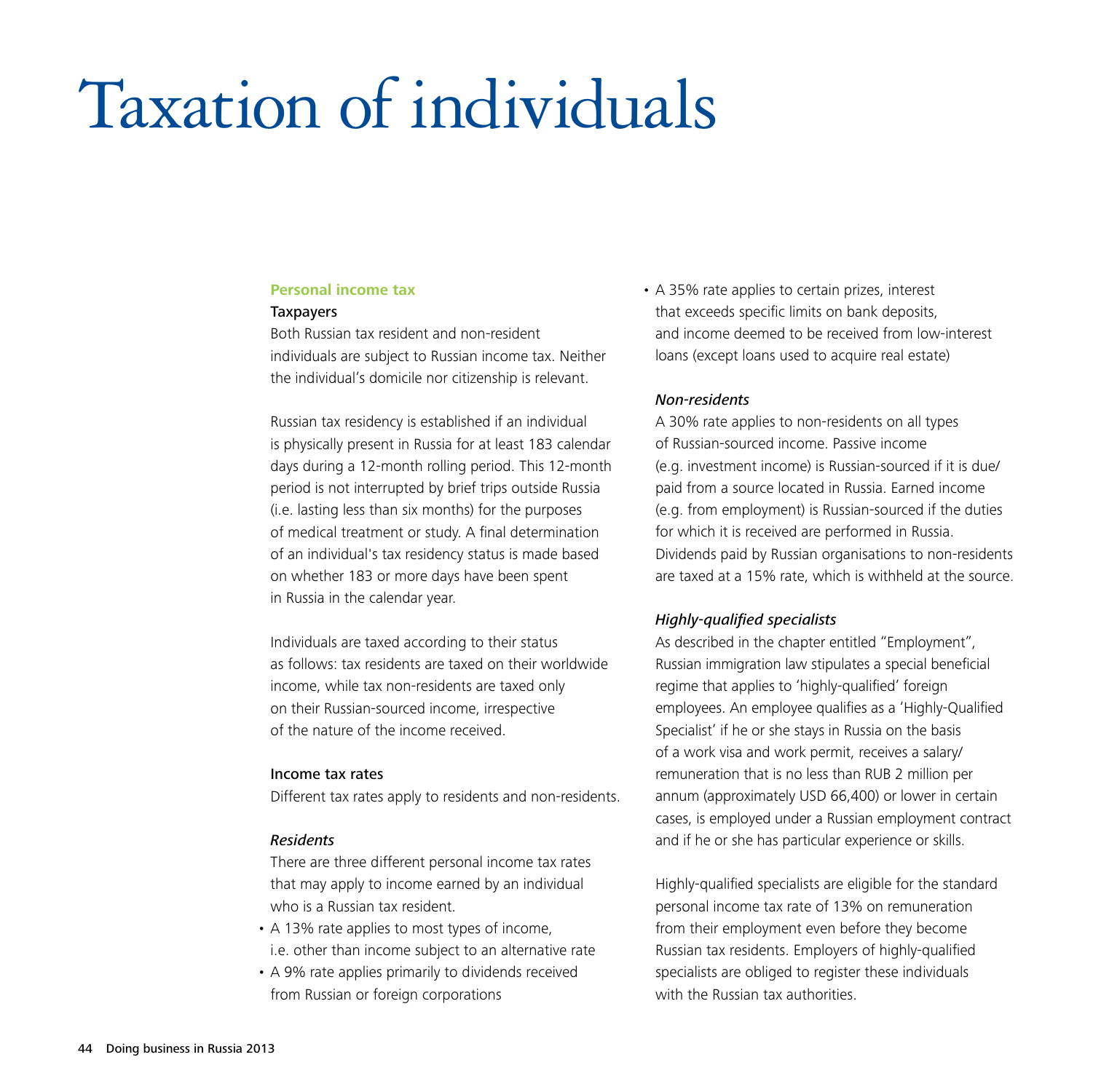# Taxation of individuals

## Personal income tax

### Taxpayers

Both Russian tax resident and non-resident individuals are subject to Russian income tax. Neither the individual's domicile nor citizenship is relevant.

Russian tax residency is established if an individual is physically present in Russia for at least 183 calendar days during a 12-month rolling period. This 12-month period is not interrupted by brief trips outside Russia (i.e. lasting less than six months) for the purposes of medical treatment or study. A final determination of an individual's tax residency status is made based on whether 183 or more days have been spent in Russia in the calendar year.

Individuals are taxed according to their status as follows: tax residents are taxed on their worldwide income, while tax non-residents are taxed only on their Russian-sourced income, irrespective of the nature of the income received.

### Income tax rates

Different tax rates apply to residents and non-residents.

*Residents*

There are three different personal income tax rates that may apply to income earned by an individual who is a Russian tax resident.

- A 13% rate applies to most types of income, i.e. other than income subject to an alternative rate
- A 9% rate applies primarily to dividends received from Russian or foreign corporations
- A 35% rate applies to certain prizes, interest that exceeds specific limits on bank deposits, and income deemed to be received from low-interest loans (except loans used to acquire real estate)

*Non-residents*

A 30% rate applies to non-residents on all types of Russian-sourced income. Passive income (e.g. investment income) is Russian-sourced if it is due/ paid from a source located in Russia. Earned income (e.g. from employment) is Russian-sourced if the duties for which it is received are performed in Russia. Dividends paid by Russian organisations to non-residents are taxed at a 15% rate, which is withheld at the source.

*Highly-qualified specialists*

As described in the chapter entitled "Employment", Russian immigration law stipulates a special beneficial regime that applies to 'highly-qualified' foreign employees. An employee qualifies as a 'Highly-Qualified Specialist' if he or she stays in Russia on the basis of a work visa and work permit, receives a salary/ remuneration that is no less than RUB 2 million per annum (approximately USD 66,400) or lower in certain cases, is employed under a Russian employment contract and if he or she has particular experience or skills.

Highly-qualified specialists are eligible for the standard personal income tax rate of 13% on remuneration from their employment even before they become Russian tax residents. Employers of highly-qualified specialists are obliged to register these individuals with the Russian tax authorities.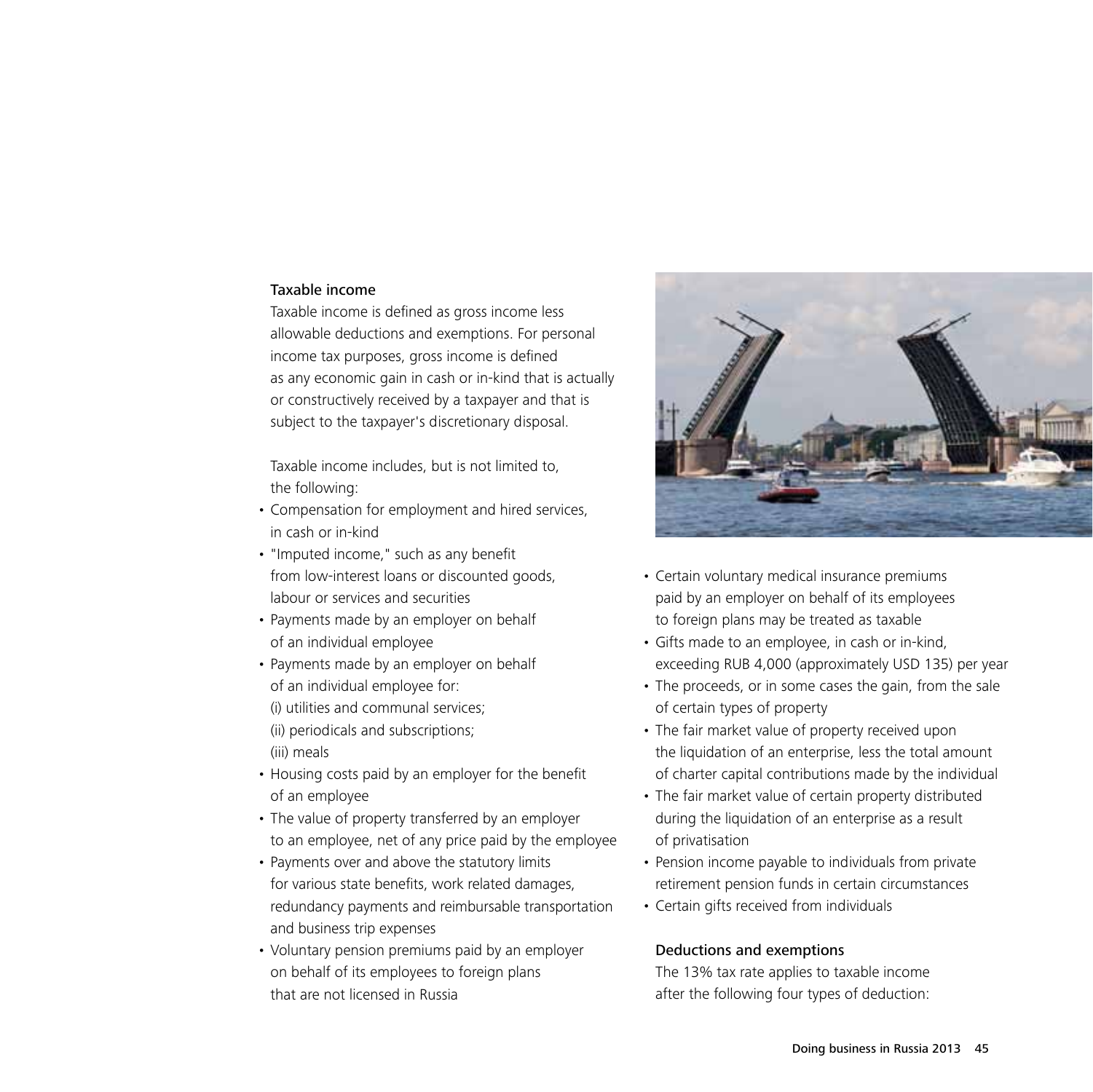### Taxable income

Taxable income is defined as gross income less allowable deductions and exemptions. For personal income tax purposes, gross income is defined as any economic gain in cash or in-kind that is actually or constructively received by a taxpayer and that is subject to the taxpayer's discretionary disposal.

Taxable income includes, but is not limited to, the following:

- Compensation for employment and hired services, in cash or in-kind
- "Imputed income," such as any benefit from low-interest loans or discounted goods, labour or services and securities
- Payments made by an employer on behalf of an individual employee
- Payments made by an employer on behalf of an individual employee for:
  (i) utilities and communal services;
  (ii) periodicals and subscriptions;
  (iii) meals
- Housing costs paid by an employer for the benefit of an employee
- The value of property transferred by an employer to an employee, net of any price paid by the employee
- Payments over and above the statutory limits for various state benefits, work related damages, redundancy payments and reimbursable transportation and business trip expenses
- Voluntary pension premiums paid by an employer on behalf of its employees to foreign plans that are not licensed in Russia
- Certain voluntary medical insurance premiums paid by an employer on behalf of its employees to foreign plans may be treated as taxable
- Gifts made to an employee, in cash or in-kind, exceeding RUB 4,000 (approximately USD 135) per year
- The proceeds, or in some cases the gain, from the sale of certain types of property
- The fair market value of property received upon the liquidation of an enterprise, less the total amount of charter capital contributions made by the individual
- The fair market value of certain property distributed during the liquidation of an enterprise as a result of privatisation
- Pension income payable to individuals from private retirement pension funds in certain circumstances
- Certain gifts received from individuals

### Deductions and exemptions

The 13% tax rate applies to taxable income after the following four types of deduction: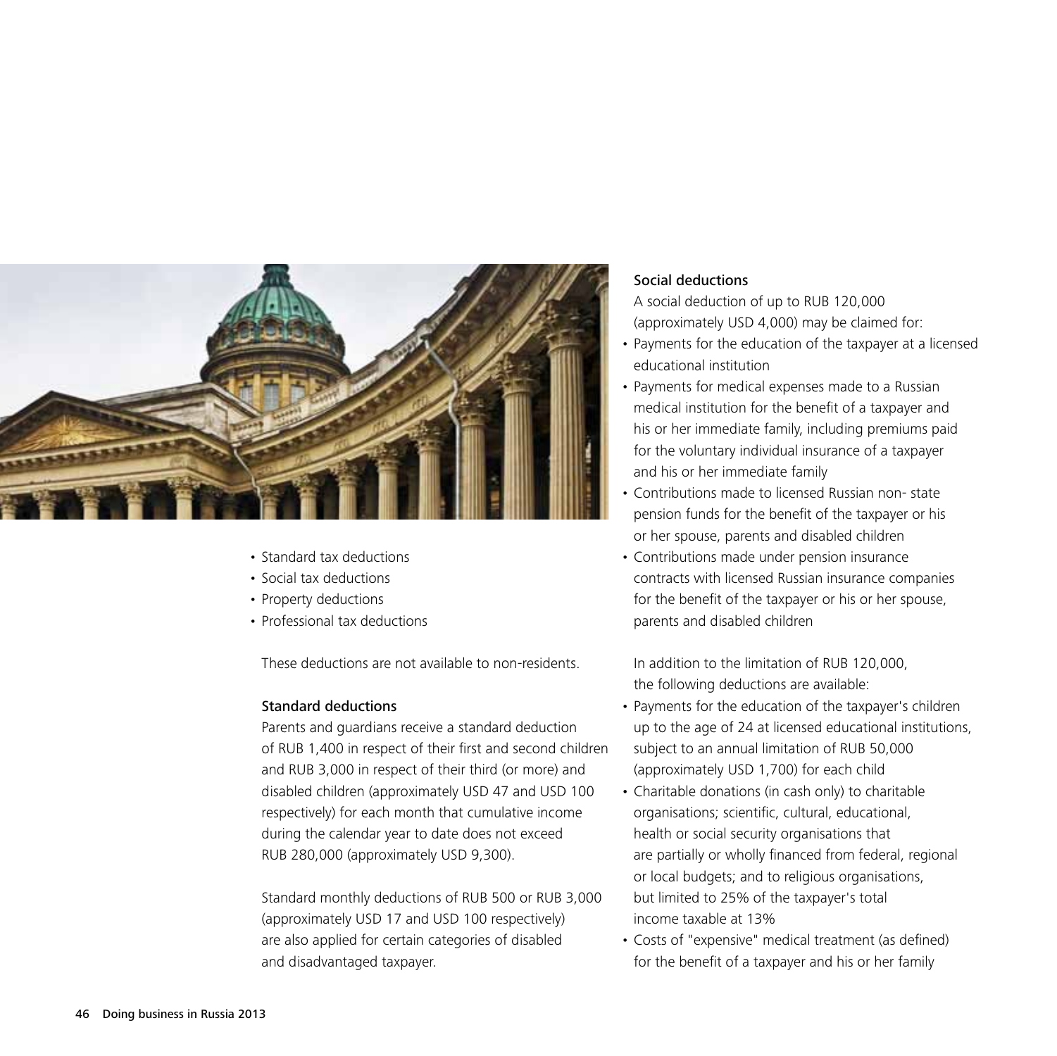- Standard tax deductions
- Social tax deductions
- Property deductions
- Professional tax deductions

These deductions are not available to non-residents.

### Standard deductions

Parents and guardians receive a standard deduction of RUB 1,400 in respect of their first and second children and RUB 3,000 in respect of their third (or more) and disabled children (approximately USD 47 and USD 100 respectively) for each month that cumulative income during the calendar year to date does not exceed RUB 280,000 (approximately USD 9,300).

Standard monthly deductions of RUB 500 or RUB 3,000 (approximately USD 17 and USD 100 respectively) are also applied for certain categories of disabled and disadvantaged taxpayer.

### Social deductions

A social deduction of up to RUB 120,000 (approximately USD 4,000) may be claimed for:

- Payments for the education of the taxpayer at a licensed educational institution
- Payments for medical expenses made to a Russian medical institution for the benefit of a taxpayer and his or her immediate family, including premiums paid for the voluntary individual insurance of a taxpayer and his or her immediate family
- Contributions made to licensed Russian non- state pension funds for the benefit of the taxpayer or his or her spouse, parents and disabled children
- Contributions made under pension insurance contracts with licensed Russian insurance companies for the benefit of the taxpayer or his or her spouse, parents and disabled children

In addition to the limitation of RUB 120,000, the following deductions are available:

- Payments for the education of the taxpayer's children up to the age of 24 at licensed educational institutions, subject to an annual limitation of RUB 50,000 (approximately USD 1,700) for each child
- Charitable donations (in cash only) to charitable organisations; scientific, cultural, educational, health or social security organisations that are partially or wholly financed from federal, regional or local budgets; and to religious organisations, but limited to 25% of the taxpayer's total income taxable at 13%
- Costs of "expensive" medical treatment (as defined) for the benefit of a taxpayer and his or her family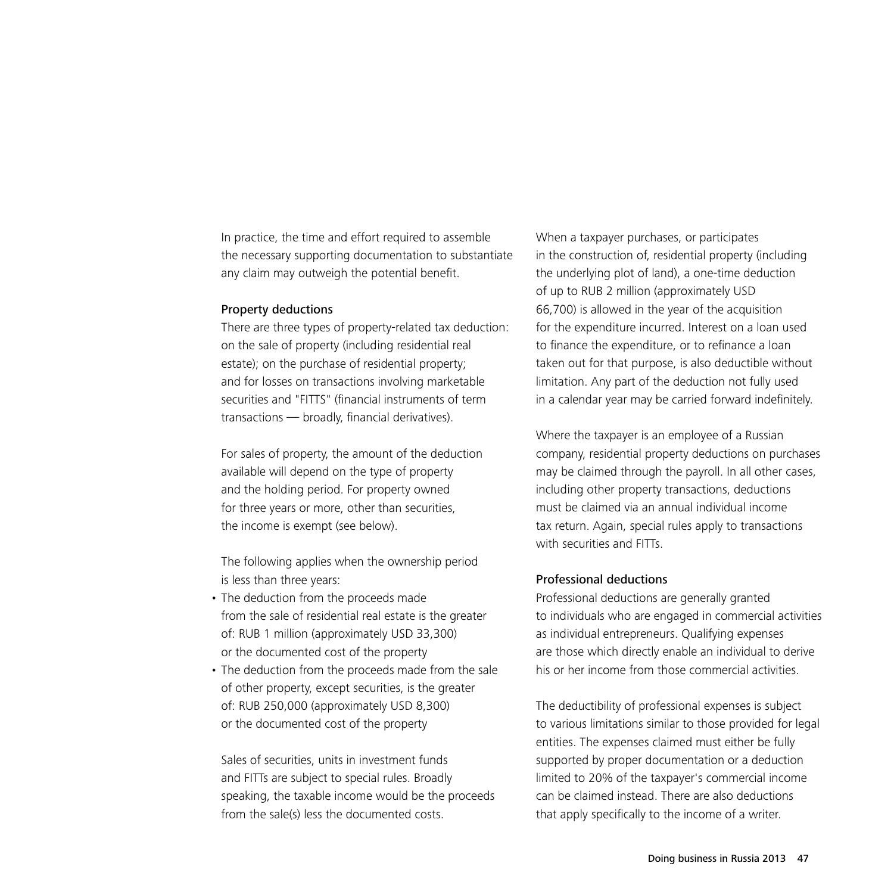In practice, the time and effort required to assemble the necessary supporting documentation to substantiate any claim may outweigh the potential benefit.

### Property deductions

There are three types of property-related tax deduction: on the sale of property (including residential real estate); on the purchase of residential property; and for losses on transactions involving marketable securities and "FITTS" (financial instruments of term transactions — broadly, financial derivatives).

For sales of property, the amount of the deduction available will depend on the type of property and the holding period. For property owned for three years or more, other than securities, the income is exempt (see below).

The following applies when the ownership period is less than three years:

- The deduction from the proceeds made from the sale of residential real estate is the greater of: RUB 1 million (approximately USD 33,300) or the documented cost of the property
- The deduction from the proceeds made from the sale of other property, except securities, is the greater of: RUB 250,000 (approximately USD 8,300) or the documented cost of the property

Sales of securities, units in investment funds and FITTs are subject to special rules. Broadly speaking, the taxable income would be the proceeds from the sale(s) less the documented costs.

When a taxpayer purchases, or participates in the construction of, residential property (including the underlying plot of land), a one-time deduction of up to RUB 2 million (approximately USD 66,700) is allowed in the year of the acquisition for the expenditure incurred. Interest on a loan used to finance the expenditure, or to refinance a loan taken out for that purpose, is also deductible without limitation. Any part of the deduction not fully used in a calendar year may be carried forward indefinitely.

Where the taxpayer is an employee of a Russian company, residential property deductions on purchases may be claimed through the payroll. In all other cases, including other property transactions, deductions must be claimed via an annual individual income tax return. Again, special rules apply to transactions with securities and FITTs.

### Professional deductions

Professional deductions are generally granted to individuals who are engaged in commercial activities as individual entrepreneurs. Qualifying expenses are those which directly enable an individual to derive his or her income from those commercial activities.

The deductibility of professional expenses is subject to various limitations similar to those provided for legal entities. The expenses claimed must either be fully supported by proper documentation or a deduction limited to 20% of the taxpayer's commercial income can be claimed instead. There are also deductions that apply specifically to the income of a writer.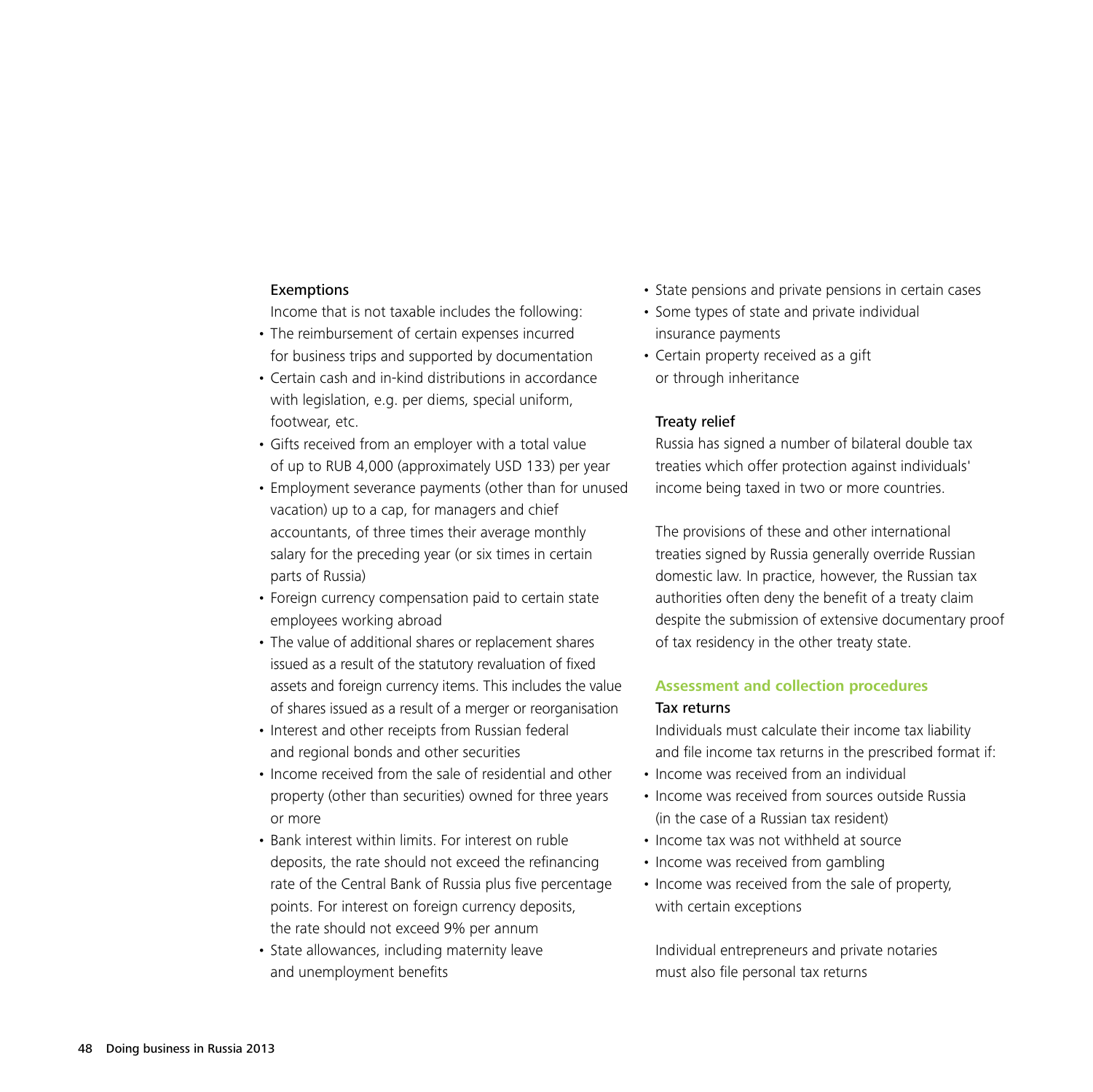#### Exemptions

Income that is not taxable includes the following:

- The reimbursement of certain expenses incurred for business trips and supported by documentation
- Certain cash and in-kind distributions in accordance with legislation, e.g. per diems, special uniform, footwear, etc.
- Gifts received from an employer with a total value of up to RUB 4,000 (approximately USD 133) per year
- Employment severance payments (other than for unused vacation) up to a cap, for managers and chief accountants, of three times their average monthly salary for the preceding year (or six times in certain parts of Russia)
- Foreign currency compensation paid to certain state employees working abroad
- The value of additional shares or replacement shares issued as a result of the statutory revaluation of fixed assets and foreign currency items. This includes the value of shares issued as a result of a merger or reorganisation
- Interest and other receipts from Russian federal and regional bonds and other securities
- Income received from the sale of residential and other property (other than securities) owned for three years or more
- Bank interest within limits. For interest on ruble deposits, the rate should not exceed the refinancing rate of the Central Bank of Russia plus five percentage points. For interest on foreign currency deposits, the rate should not exceed 9% per annum
- State allowances, including maternity leave and unemployment benefits
- State pensions and private pensions in certain cases
- Some types of state and private individual insurance payments
- Certain property received as a gift or through inheritance

#### Treaty relief

Russia has signed a number of bilateral double tax treaties which offer protection against individuals' income being taxed in two or more countries.

The provisions of these and other international treaties signed by Russia generally override Russian domestic law. In practice, however, the Russian tax authorities often deny the benefit of a treaty claim despite the submission of extensive documentary proof of tax residency in the other treaty state.

### Assessment and collection procedures

#### Tax returns

Individuals must calculate their income tax liability and file income tax returns in the prescribed format if:

- Income was received from an individual
- Income was received from sources outside Russia (in the case of a Russian tax resident)
- Income tax was not withheld at source
- Income was received from gambling
- Income was received from the sale of property, with certain exceptions

Individual entrepreneurs and private notaries must also file personal tax returns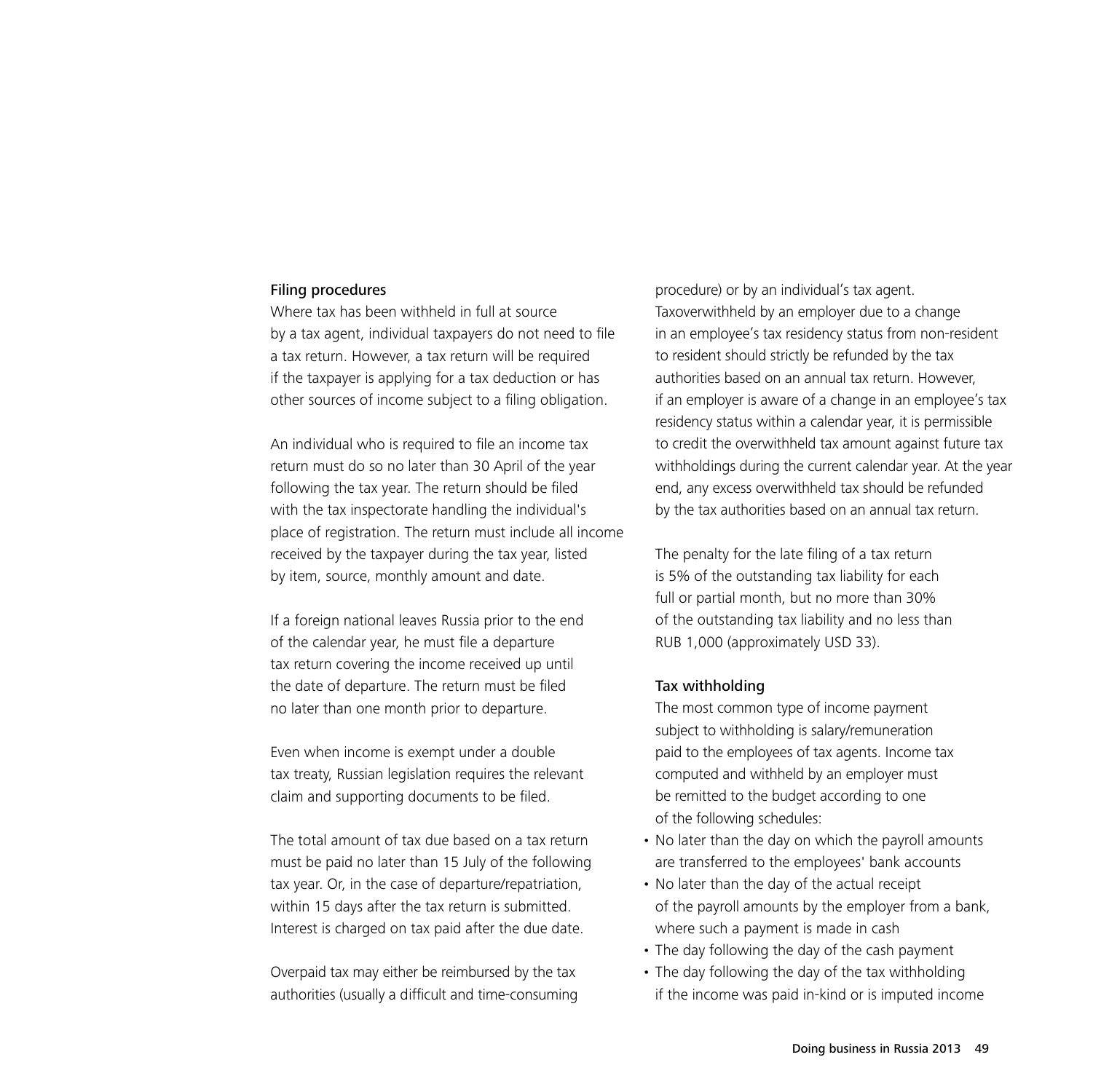### Filing procedures

Where tax has been withheld in full at source by a tax agent, individual taxpayers do not need to file a tax return. However, a tax return will be required if the taxpayer is applying for a tax deduction or has other sources of income subject to a filing obligation.

An individual who is required to file an income tax return must do so no later than 30 April of the year following the tax year. The return should be filed with the tax inspectorate handling the individual's place of registration. The return must include all income received by the taxpayer during the tax year, listed by item, source, monthly amount and date.

If a foreign national leaves Russia prior to the end of the calendar year, he must file a departure tax return covering the income received up until the date of departure. The return must be filed no later than one month prior to departure.

Even when income is exempt under a double tax treaty, Russian legislation requires the relevant claim and supporting documents to be filed.

The total amount of tax due based on a tax return must be paid no later than 15 July of the following tax year. Or, in the case of departure/repatriation, within 15 days after the tax return is submitted. Interest is charged on tax paid after the due date.

Overpaid tax may either be reimbursed by the tax authorities (usually a difficult and time-consuming procedure) or by an individual's tax agent. Taxoverwithheld by an employer due to a change in an employee's tax residency status from non-resident to resident should strictly be refunded by the tax authorities based on an annual tax return. However, if an employer is aware of a change in an employee's tax residency status within a calendar year, it is permissible to credit the overwithheld tax amount against future tax withholdings during the current calendar year. At the year end, any excess overwithheld tax should be refunded by the tax authorities based on an annual tax return.

The penalty for the late filing of a tax return is 5% of the outstanding tax liability for each full or partial month, but no more than 30% of the outstanding tax liability and no less than RUB 1,000 (approximately USD 33).

### Tax withholding

The most common type of income payment subject to withholding is salary/remuneration paid to the employees of tax agents. Income tax computed and withheld by an employer must be remitted to the budget according to one of the following schedules:

- No later than the day on which the payroll amounts are transferred to the employees' bank accounts
- No later than the day of the actual receipt of the payroll amounts by the employer from a bank, where such a payment is made in cash
- The day following the day of the cash payment
- The day following the day of the tax withholding if the income was paid in-kind or is imputed income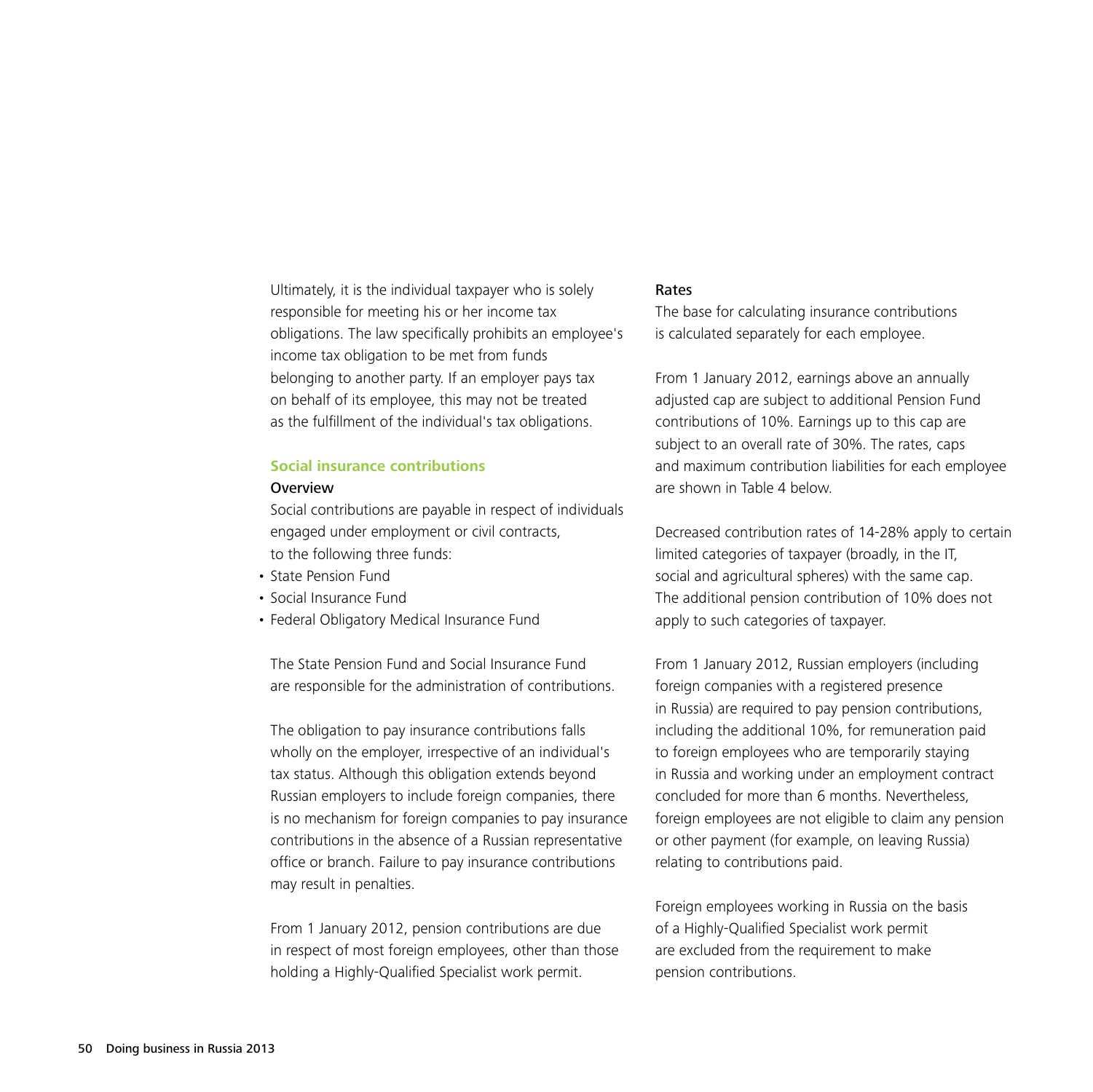Ultimately, it is the individual taxpayer who is solely responsible for meeting his or her income tax obligations. The law specifically prohibits an employee's income tax obligation to be met from funds belonging to another party. If an employer pays tax on behalf of its employee, this may not be treated as the fulfillment of the individual's tax obligations.

## Social insurance contributions

### Overview

Social contributions are payable in respect of individuals engaged under employment or civil contracts, to the following three funds:

- State Pension Fund
- Social Insurance Fund
- Federal Obligatory Medical Insurance Fund

The State Pension Fund and Social Insurance Fund are responsible for the administration of contributions.

The obligation to pay insurance contributions falls wholly on the employer, irrespective of an individual's tax status. Although this obligation extends beyond Russian employers to include foreign companies, there is no mechanism for foreign companies to pay insurance contributions in the absence of a Russian representative office or branch. Failure to pay insurance contributions may result in penalties.

From 1 January 2012, pension contributions are due in respect of most foreign employees, other than those holding a Highly-Qualified Specialist work permit.

### Rates

The base for calculating insurance contributions is calculated separately for each employee.

From 1 January 2012, earnings above an annually adjusted cap are subject to additional Pension Fund contributions of 10%. Earnings up to this cap are subject to an overall rate of 30%. The rates, caps and maximum contribution liabilities for each employee are shown in Table 4 below.

Decreased contribution rates of 14-28% apply to certain limited categories of taxpayer (broadly, in the IT, social and agricultural spheres) with the same cap. The additional pension contribution of 10% does not apply to such categories of taxpayer.

From 1 January 2012, Russian employers (including foreign companies with a registered presence in Russia) are required to pay pension contributions, including the additional 10%, for remuneration paid to foreign employees who are temporarily staying in Russia and working under an employment contract concluded for more than 6 months. Nevertheless, foreign employees are not eligible to claim any pension or other payment (for example, on leaving Russia) relating to contributions paid.

Foreign employees working in Russia on the basis of a Highly-Qualified Specialist work permit are excluded from the requirement to make pension contributions.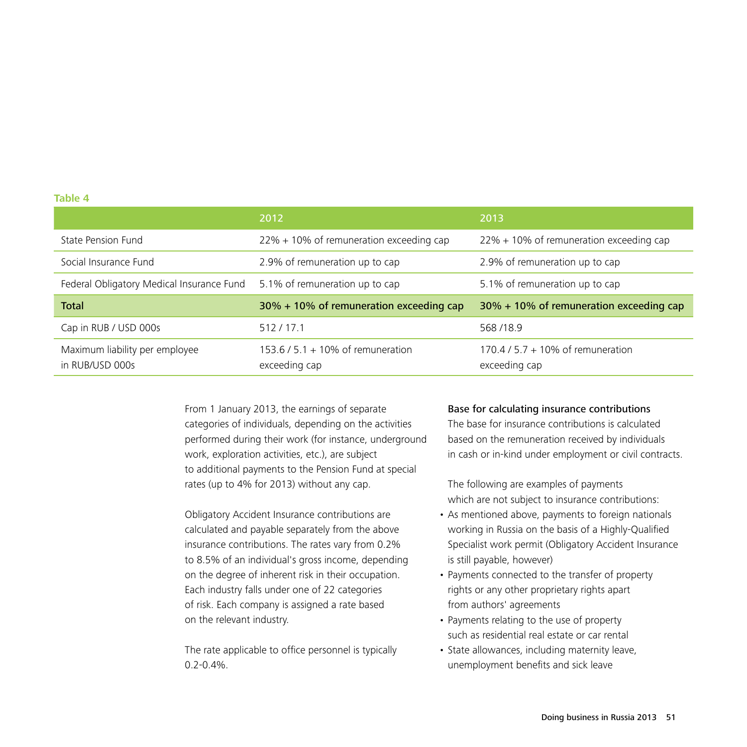**Table 4**

| | 2012 | 2013 |
|---|---|---|
| State Pension Fund | 22% + 10% of remuneration exceeding cap | 22% + 10% of remuneration exceeding cap |
| Social Insurance Fund | 2.9% of remuneration up to cap | 2.9% of remuneration up to cap |
| Federal Obligatory Medical Insurance Fund | 5.1% of remuneration up to cap | 5.1% of remuneration up to cap |
| **Total** | **30% + 10% of remuneration exceeding cap** | **30% + 10% of remuneration exceeding cap** |
| Cap in RUB / USD 000s | 512 / 17.1 | 568 /18.9 |
| Maximum liability per employee in RUB/USD 000s | 153.6 / 5.1 + 10% of remuneration exceeding cap | 170.4 / 5.7 + 10% of remuneration exceeding cap |

From 1 January 2013, the earnings of separate categories of individuals, depending on the activities performed during their work (for instance, underground work, exploration activities, etc.), are subject to additional payments to the Pension Fund at special rates (up to 4% for 2013) without any cap.

Obligatory Accident Insurance contributions are calculated and payable separately from the above insurance contributions. The rates vary from 0.2% to 8.5% of an individual's gross income, depending on the degree of inherent risk in their occupation. Each industry falls under one of 22 categories of risk. Each company is assigned a rate based on the relevant industry.

The rate applicable to office personnel is typically 0.2-0.4%.

**Base for calculating insurance contributions**

The base for insurance contributions is calculated based on the remuneration received by individuals in cash or in-kind under employment or civil contracts.

The following are examples of payments which are not subject to insurance contributions:

- As mentioned above, payments to foreign nationals working in Russia on the basis of a Highly-Qualified Specialist work permit (Obligatory Accident Insurance is still payable, however)
- Payments connected to the transfer of property rights or any other proprietary rights apart from authors' agreements
- Payments relating to the use of property such as residential real estate or car rental
- State allowances, including maternity leave, unemployment benefits and sick leave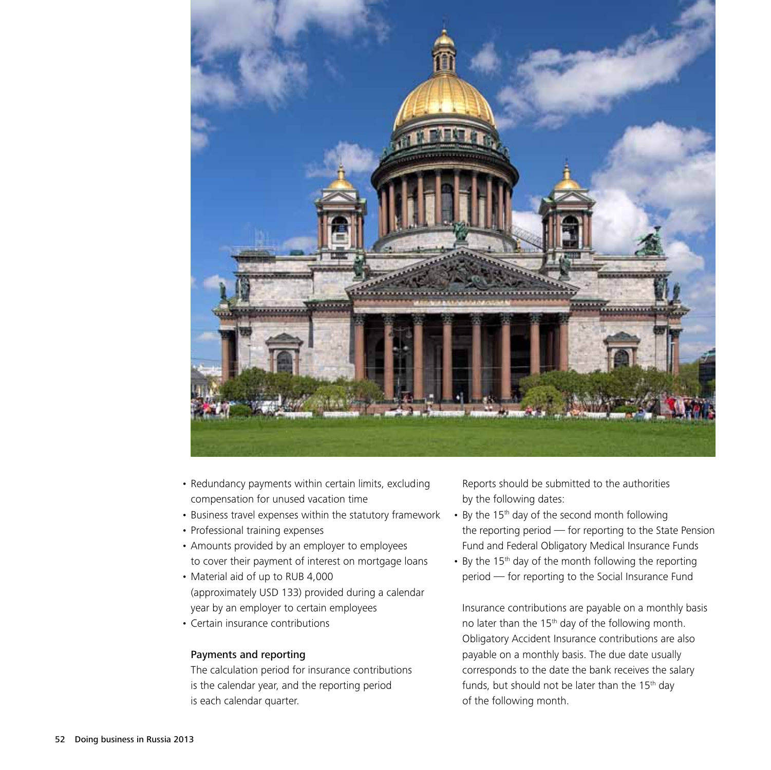- Redundancy payments within certain limits, excluding compensation for unused vacation time
- Business travel expenses within the statutory framework
- Professional training expenses
- Amounts provided by an employer to employees to cover their payment of interest on mortgage loans
- Material aid of up to RUB 4,000 (approximately USD 133) provided during a calendar year by an employer to certain employees
- Certain insurance contributions

### Payments and reporting

The calculation period for insurance contributions is the calendar year, and the reporting period is each calendar quarter.

Reports should be submitted to the authorities by the following dates:

- By the 15th day of the second month following the reporting period — for reporting to the State Pension Fund and Federal Obligatory Medical Insurance Funds
- By the 15th day of the month following the reporting period — for reporting to the Social Insurance Fund

Insurance contributions are payable on a monthly basis no later than the 15th day of the following month. Obligatory Accident Insurance contributions are also payable on a monthly basis. The due date usually corresponds to the date the bank receives the salary funds, but should not be later than the 15th day of the following month.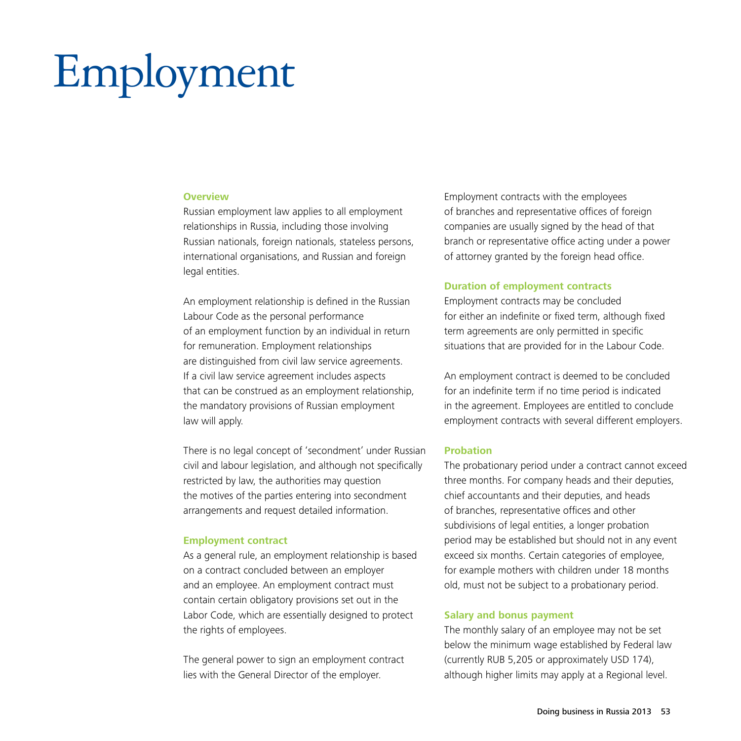# Employment

## Overview

Russian employment law applies to all employment relationships in Russia, including those involving Russian nationals, foreign nationals, stateless persons, international organisations, and Russian and foreign legal entities.

An employment relationship is defined in the Russian Labour Code as the personal performance of an employment function by an individual in return for remuneration. Employment relationships are distinguished from civil law service agreements. If a civil law service agreement includes aspects that can be construed as an employment relationship, the mandatory provisions of Russian employment law will apply.

There is no legal concept of 'secondment' under Russian civil and labour legislation, and although not specifically restricted by law, the authorities may question the motives of the parties entering into secondment arrangements and request detailed information.

## Employment contract

As a general rule, an employment relationship is based on a contract concluded between an employer and an employee. An employment contract must contain certain obligatory provisions set out in the Labor Code, which are essentially designed to protect the rights of employees.

The general power to sign an employment contract lies with the General Director of the employer.

Employment contracts with the employees of branches and representative offices of foreign companies are usually signed by the head of that branch or representative office acting under a power of attorney granted by the foreign head office.

## Duration of employment contracts

Employment contracts may be concluded for either an indefinite or fixed term, although fixed term agreements are only permitted in specific situations that are provided for in the Labour Code.

An employment contract is deemed to be concluded for an indefinite term if no time period is indicated in the agreement. Employees are entitled to conclude employment contracts with several different employers.

## Probation

The probationary period under a contract cannot exceed three months. For company heads and their deputies, chief accountants and their deputies, and heads of branches, representative offices and other subdivisions of legal entities, a longer probation period may be established but should not in any event exceed six months. Certain categories of employee, for example mothers with children under 18 months old, must not be subject to a probationary period.

## Salary and bonus payment

The monthly salary of an employee may not be set below the minimum wage established by Federal law (currently RUB 5,205 or approximately USD 174), although higher limits may apply at a Regional level.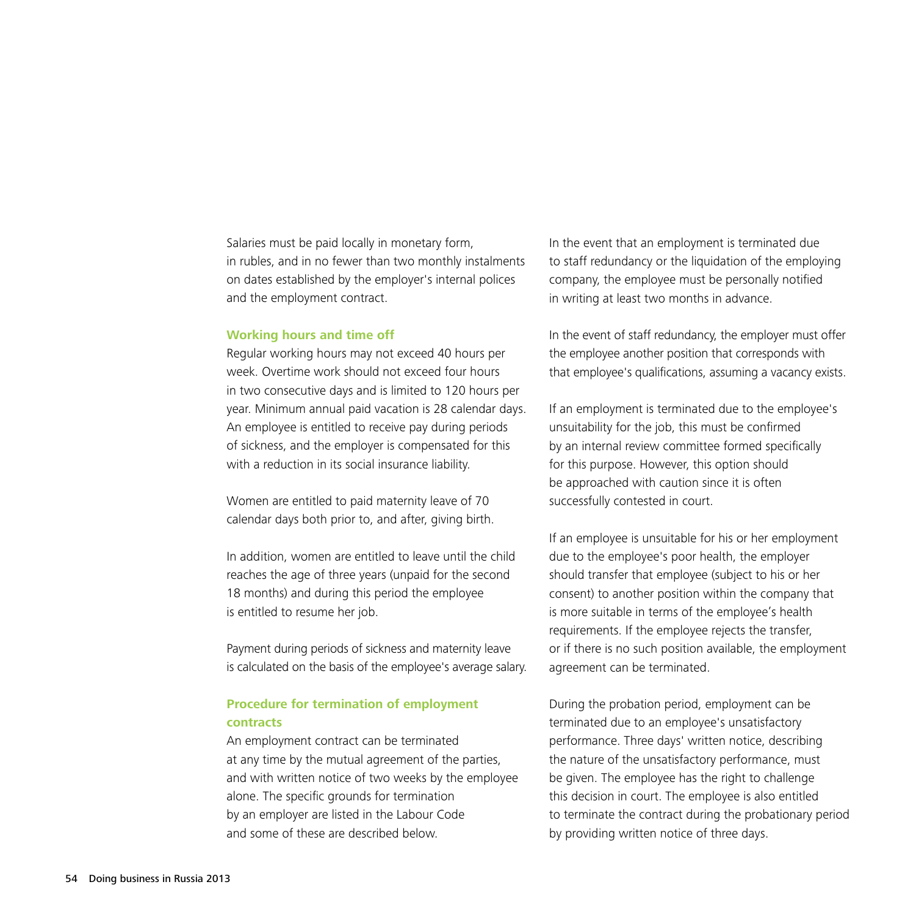Salaries must be paid locally in monetary form, in rubles, and in no fewer than two monthly instalments on dates established by the employer's internal polices and the employment contract.

### Working hours and time off

Regular working hours may not exceed 40 hours per week. Overtime work should not exceed four hours in two consecutive days and is limited to 120 hours per year. Minimum annual paid vacation is 28 calendar days. An employee is entitled to receive pay during periods of sickness, and the employer is compensated for this with a reduction in its social insurance liability.

Women are entitled to paid maternity leave of 70 calendar days both prior to, and after, giving birth.

In addition, women are entitled to leave until the child reaches the age of three years (unpaid for the second 18 months) and during this period the employee is entitled to resume her job.

Payment during periods of sickness and maternity leave is calculated on the basis of the employee's average salary.

### Procedure for termination of employment contracts

An employment contract can be terminated at any time by the mutual agreement of the parties, and with written notice of two weeks by the employee alone. The specific grounds for termination by an employer are listed in the Labour Code and some of these are described below.

In the event that an employment is terminated due to staff redundancy or the liquidation of the employing company, the employee must be personally notified in writing at least two months in advance.

In the event of staff redundancy, the employer must offer the employee another position that corresponds with that employee's qualifications, assuming a vacancy exists.

If an employment is terminated due to the employee's unsuitability for the job, this must be confirmed by an internal review committee formed specifically for this purpose. However, this option should be approached with caution since it is often successfully contested in court.

If an employee is unsuitable for his or her employment due to the employee's poor health, the employer should transfer that employee (subject to his or her consent) to another position within the company that is more suitable in terms of the employee's health requirements. If the employee rejects the transfer, or if there is no such position available, the employment agreement can be terminated.

During the probation period, employment can be terminated due to an employee's unsatisfactory performance. Three days' written notice, describing the nature of the unsatisfactory performance, must be given. The employee has the right to challenge this decision in court. The employee is also entitled to terminate the contract during the probationary period by providing written notice of three days.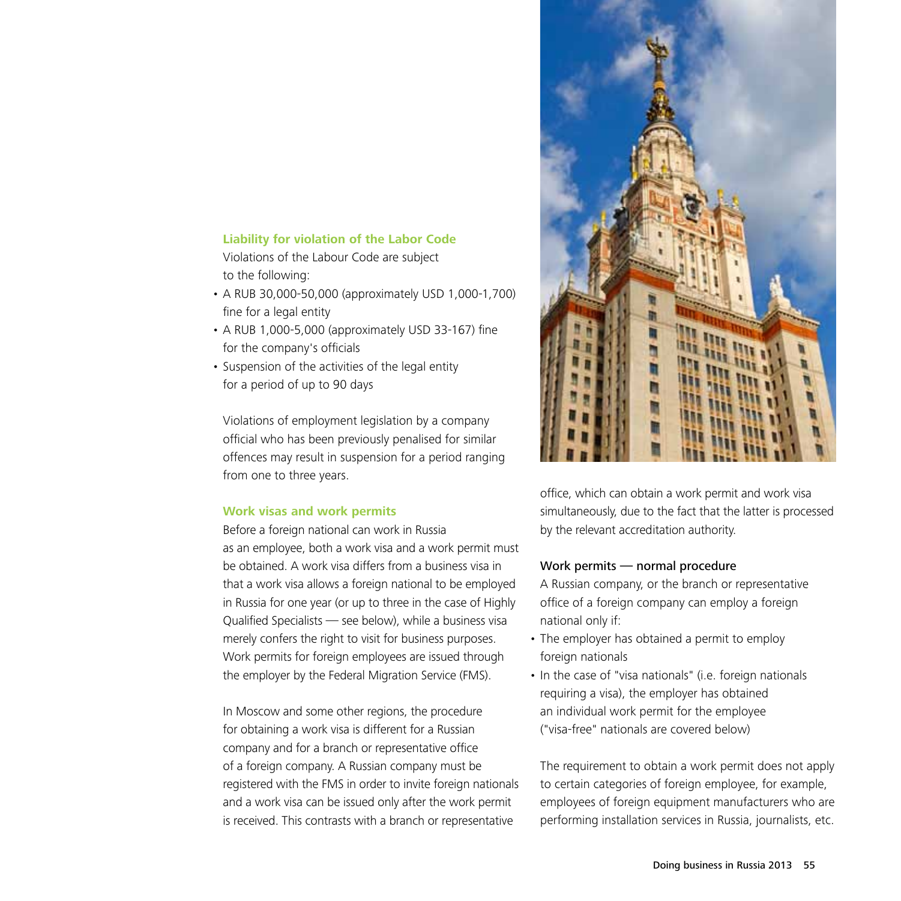### Liability for violation of the Labor Code

Violations of the Labour Code are subject to the following:

- A RUB 30,000-50,000 (approximately USD 1,000-1,700) fine for a legal entity
- A RUB 1,000-5,000 (approximately USD 33-167) fine for the company's officials
- Suspension of the activities of the legal entity for a period of up to 90 days

Violations of employment legislation by a company official who has been previously penalised for similar offences may result in suspension for a period ranging from one to three years.

### Work visas and work permits

Before a foreign national can work in Russia as an employee, both a work visa and a work permit must be obtained. A work visa differs from a business visa in that a work visa allows a foreign national to be employed in Russia for one year (or up to three in the case of Highly Qualified Specialists — see below), while a business visa merely confers the right to visit for business purposes. Work permits for foreign employees are issued through the employer by the Federal Migration Service (FMS).

In Moscow and some other regions, the procedure for obtaining a work visa is different for a Russian company and for a branch or representative office of a foreign company. A Russian company must be registered with the FMS in order to invite foreign nationals and a work visa can be issued only after the work permit is received. This contrasts with a branch or representative office, which can obtain a work permit and work visa simultaneously, due to the fact that the latter is processed by the relevant accreditation authority.

#### Work permits — normal procedure

A Russian company, or the branch or representative office of a foreign company can employ a foreign national only if:

- The employer has obtained a permit to employ foreign nationals
- In the case of "visa nationals" (i.e. foreign nationals requiring a visa), the employer has obtained an individual work permit for the employee ("visa-free" nationals are covered below)

The requirement to obtain a work permit does not apply to certain categories of foreign employee, for example, employees of foreign equipment manufacturers who are performing installation services in Russia, journalists, etc.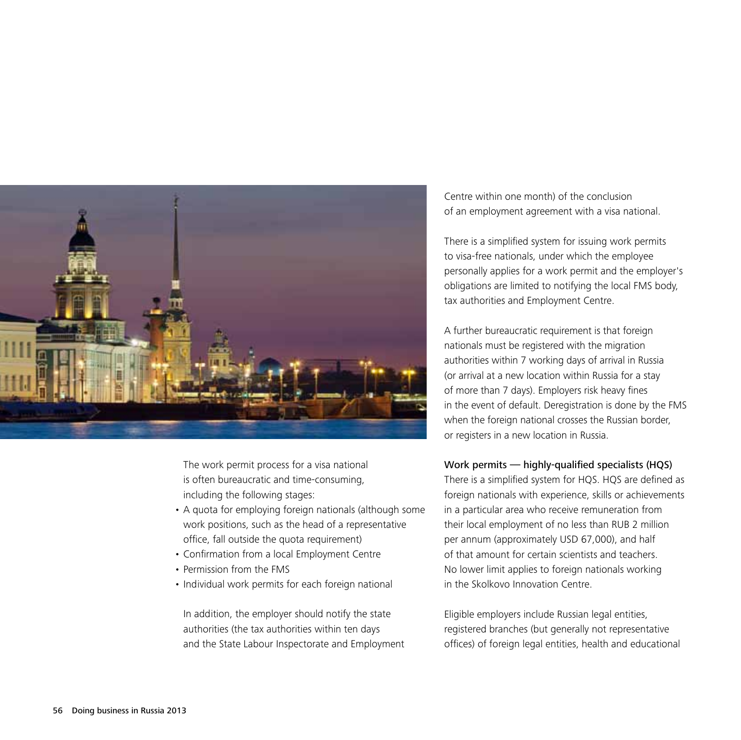The work permit process for a visa national is often bureaucratic and time-consuming, including the following stages:

- A quota for employing foreign nationals (although some work positions, such as the head of a representative office, fall outside the quota requirement)
- Confirmation from a local Employment Centre
- Permission from the FMS
- Individual work permits for each foreign national

In addition, the employer should notify the state authorities (the tax authorities within ten days and the State Labour Inspectorate and Employment Centre within one month) of the conclusion of an employment agreement with a visa national.

There is a simplified system for issuing work permits to visa-free nationals, under which the employee personally applies for a work permit and the employer's obligations are limited to notifying the local FMS body, tax authorities and Employment Centre.

A further bureaucratic requirement is that foreign nationals must be registered with the migration authorities within 7 working days of arrival in Russia (or arrival at a new location within Russia for a stay of more than 7 days). Employers risk heavy fines in the event of default. Deregistration is done by the FMS when the foreign national crosses the Russian border, or registers in a new location in Russia.

### Work permits — highly-qualified specialists (HQS)

There is a simplified system for HQS. HQS are defined as foreign nationals with experience, skills or achievements in a particular area who receive remuneration from their local employment of no less than RUB 2 million per annum (approximately USD 67,000), and half of that amount for certain scientists and teachers. No lower limit applies to foreign nationals working in the Skolkovo Innovation Centre.

Eligible employers include Russian legal entities, registered branches (but generally not representative offices) of foreign legal entities, health and educational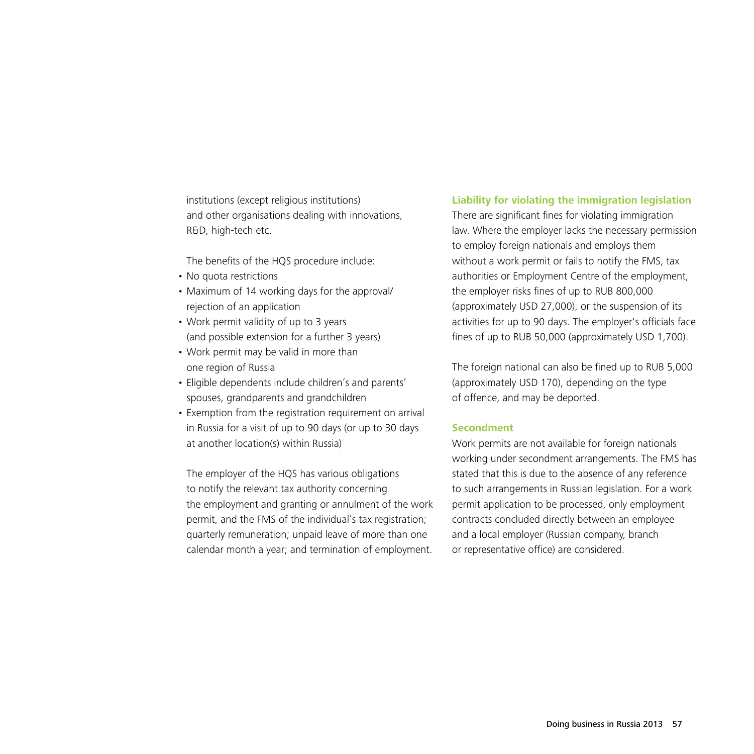institutions (except religious institutions) and other organisations dealing with innovations, R&D, high-tech etc.

The benefits of the HQS procedure include:

- No quota restrictions
- Maximum of 14 working days for the approval/rejection of an application
- Work permit validity of up to 3 years (and possible extension for a further 3 years)
- Work permit may be valid in more than one region of Russia
- Eligible dependents include children's and parents' spouses, grandparents and grandchildren
- Exemption from the registration requirement on arrival in Russia for a visit of up to 90 days (or up to 30 days at another location(s) within Russia)

The employer of the HQS has various obligations to notify the relevant tax authority concerning the employment and granting or annulment of the work permit, and the FMS of the individual's tax registration; quarterly remuneration; unpaid leave of more than one calendar month a year; and termination of employment.

### Liability for violating the immigration legislation

There are significant fines for violating immigration law. Where the employer lacks the necessary permission to employ foreign nationals and employs them without a work permit or fails to notify the FMS, tax authorities or Employment Centre of the employment, the employer risks fines of up to RUB 800,000 (approximately USD 27,000), or the suspension of its activities for up to 90 days. The employer's officials face fines of up to RUB 50,000 (approximately USD 1,700).

The foreign national can also be fined up to RUB 5,000 (approximately USD 170), depending on the type of offence, and may be deported.

### Secondment

Work permits are not available for foreign nationals working under secondment arrangements. The FMS has stated that this is due to the absence of any reference to such arrangements in Russian legislation. For a work permit application to be processed, only employment contracts concluded directly between an employee and a local employer (Russian company, branch or representative office) are considered.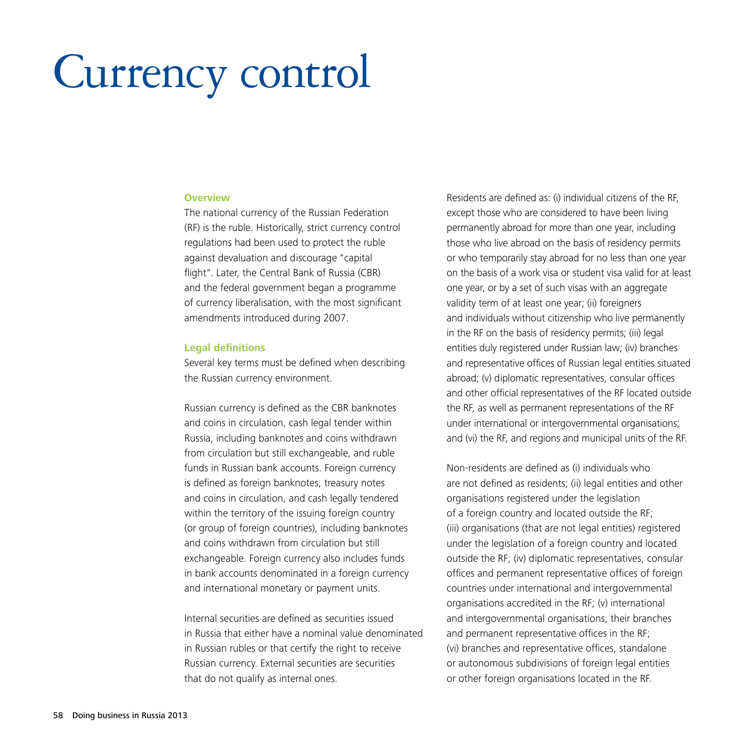# Currency control

## Overview

The national currency of the Russian Federation (RF) is the ruble. Historically, strict currency control regulations had been used to protect the ruble against devaluation and discourage "capital flight". Later, the Central Bank of Russia (CBR) and the federal government began a programme of currency liberalisation, with the most significant amendments introduced during 2007.

## Legal definitions

Several key terms must be defined when describing the Russian currency environment.

Russian currency is defined as the CBR banknotes and coins in circulation, cash legal tender within Russia, including banknotes and coins withdrawn from circulation but still exchangeable, and ruble funds in Russian bank accounts. Foreign currency is defined as foreign banknotes, treasury notes and coins in circulation, and cash legally tendered within the territory of the issuing foreign country (or group of foreign countries), including banknotes and coins withdrawn from circulation but still exchangeable. Foreign currency also includes funds in bank accounts denominated in a foreign currency and international monetary or payment units.

Internal securities are defined as securities issued in Russia that either have a nominal value denominated in Russian rubles or that certify the right to receive Russian currency. External securities are securities that do not qualify as internal ones.

Residents are defined as: (i) individual citizens of the RF, except those who are considered to have been living permanently abroad for more than one year, including those who live abroad on the basis of residency permits or who temporarily stay abroad for no less than one year on the basis of a work visa or student visa valid for at least one year, or by a set of such visas with an aggregate validity term of at least one year; (ii) foreigners and individuals without citizenship who live permanently in the RF on the basis of residency permits; (iii) legal entities duly registered under Russian law; (iv) branches and representative offices of Russian legal entities situated abroad; (v) diplomatic representatives, consular offices and other official representatives of the RF located outside the RF, as well as permanent representations of the RF under international or intergovernmental organisations; and (vi) the RF, and regions and municipal units of the RF.

Non-residents are defined as (i) individuals who are not defined as residents; (ii) legal entities and other organisations registered under the legislation of a foreign country and located outside the RF; (iii) organisations (that are not legal entities) registered under the legislation of a foreign country and located outside the RF; (iv) diplomatic representatives, consular offices and permanent representative offices of foreign countries under international and intergovernmental organisations accredited in the RF; (v) international and intergovernmental organisations, their branches and permanent representative offices in the RF; (vi) branches and representative offices, standalone or autonomous subdivisions of foreign legal entities or other foreign organisations located in the RF.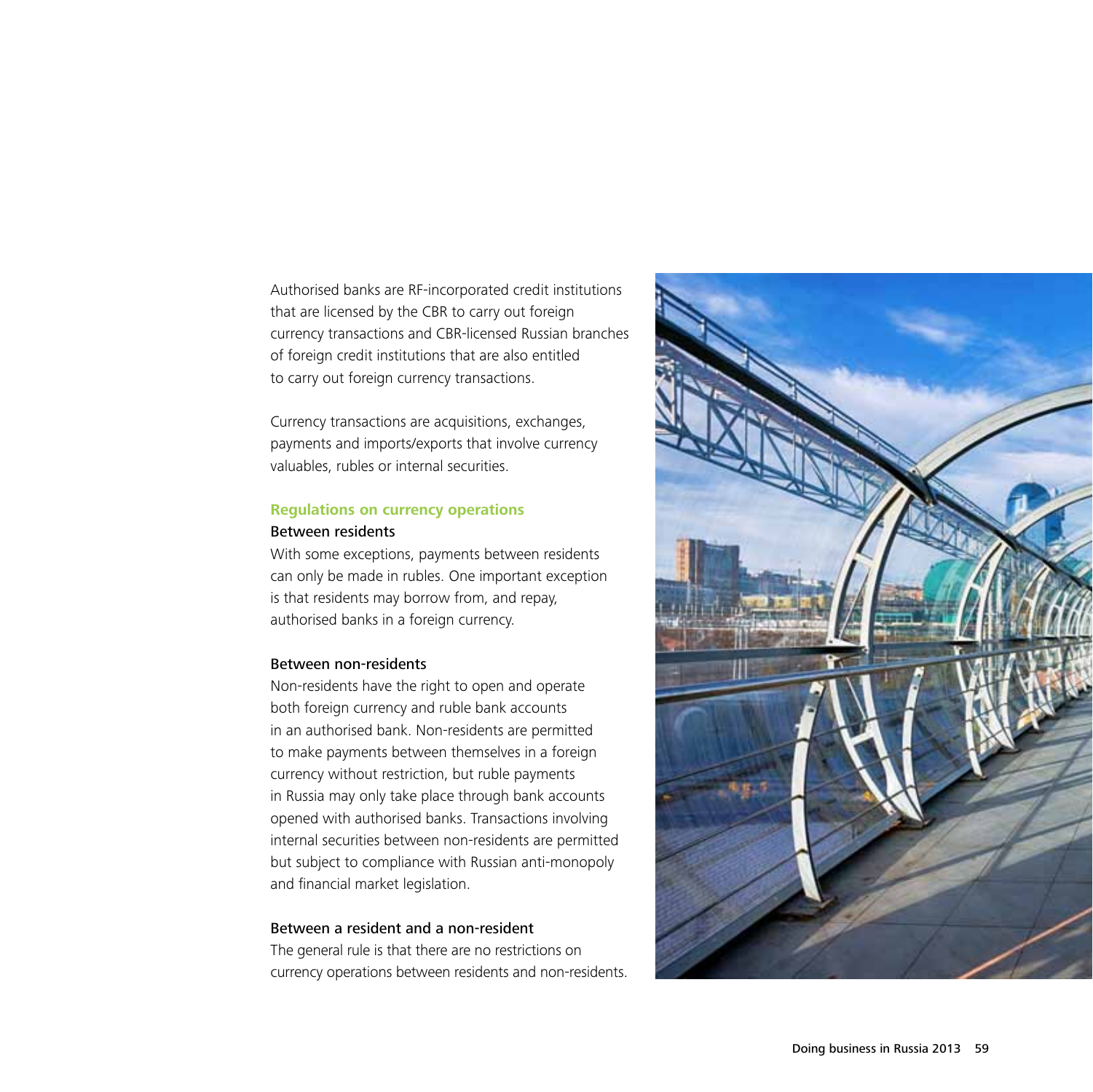Authorised banks are RF-incorporated credit institutions that are licensed by the CBR to carry out foreign currency transactions and CBR-licensed Russian branches of foreign credit institutions that are also entitled to carry out foreign currency transactions.

Currency transactions are acquisitions, exchanges, payments and imports/exports that involve currency valuables, rubles or internal securities.

## Regulations on currency operations

### Between residents

With some exceptions, payments between residents can only be made in rubles. One important exception is that residents may borrow from, and repay, authorised banks in a foreign currency.

### Between non-residents

Non-residents have the right to open and operate both foreign currency and ruble bank accounts in an authorised bank. Non-residents are permitted to make payments between themselves in a foreign currency without restriction, but ruble payments in Russia may only take place through bank accounts opened with authorised banks. Transactions involving internal securities between non-residents are permitted but subject to compliance with Russian anti-monopoly and financial market legislation.

### Between a resident and a non-resident

The general rule is that there are no restrictions on currency operations between residents and non-residents.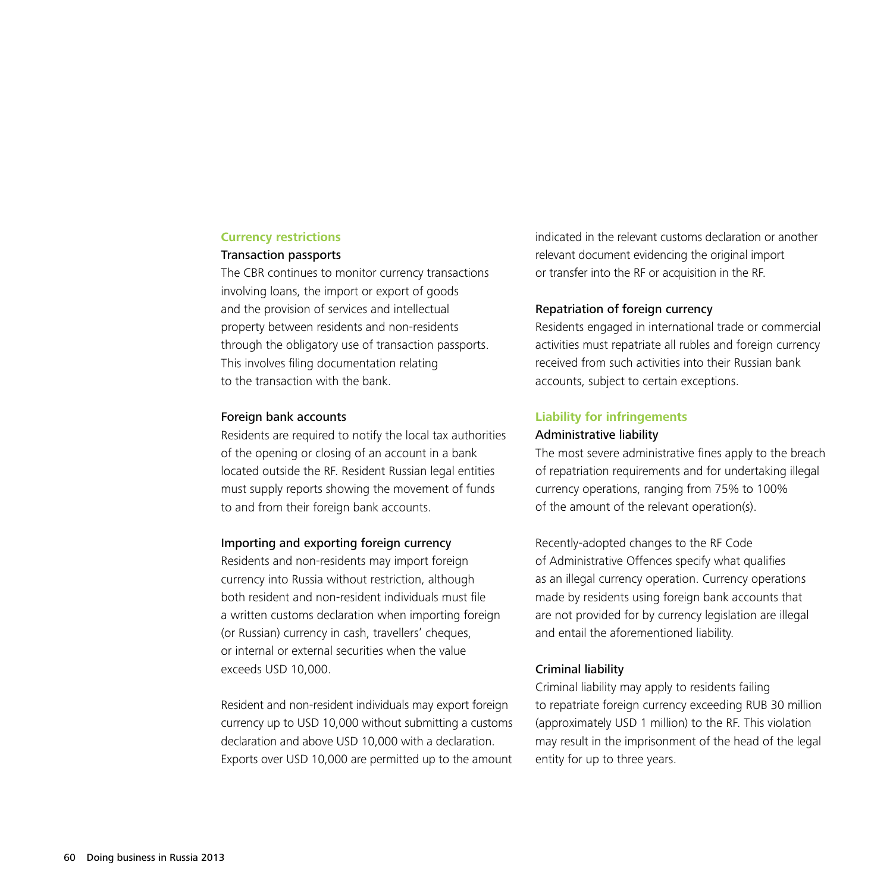## Currency restrictions

### Transaction passports

The CBR continues to monitor currency transactions involving loans, the import or export of goods and the provision of services and intellectual property between residents and non-residents through the obligatory use of transaction passports. This involves filing documentation relating to the transaction with the bank.

### Foreign bank accounts

Residents are required to notify the local tax authorities of the opening or closing of an account in a bank located outside the RF. Resident Russian legal entities must supply reports showing the movement of funds to and from their foreign bank accounts.

### Importing and exporting foreign currency

Residents and non-residents may import foreign currency into Russia without restriction, although both resident and non-resident individuals must file a written customs declaration when importing foreign (or Russian) currency in cash, travellers' cheques, or internal or external securities when the value exceeds USD 10,000.

Resident and non-resident individuals may export foreign currency up to USD 10,000 without submitting a customs declaration and above USD 10,000 with a declaration. Exports over USD 10,000 are permitted up to the amount indicated in the relevant customs declaration or another relevant document evidencing the original import or transfer into the RF or acquisition in the RF.

### Repatriation of foreign currency

Residents engaged in international trade or commercial activities must repatriate all rubles and foreign currency received from such activities into their Russian bank accounts, subject to certain exceptions.

## Liability for infringements

### Administrative liability

The most severe administrative fines apply to the breach of repatriation requirements and for undertaking illegal currency operations, ranging from 75% to 100% of the amount of the relevant operation(s).

Recently-adopted changes to the RF Code of Administrative Offences specify what qualifies as an illegal currency operation. Currency operations made by residents using foreign bank accounts that are not provided for by currency legislation are illegal and entail the aforementioned liability.

### Criminal liability

Criminal liability may apply to residents failing to repatriate foreign currency exceeding RUB 30 million (approximately USD 1 million) to the RF. This violation may result in the imprisonment of the head of the legal entity for up to three years.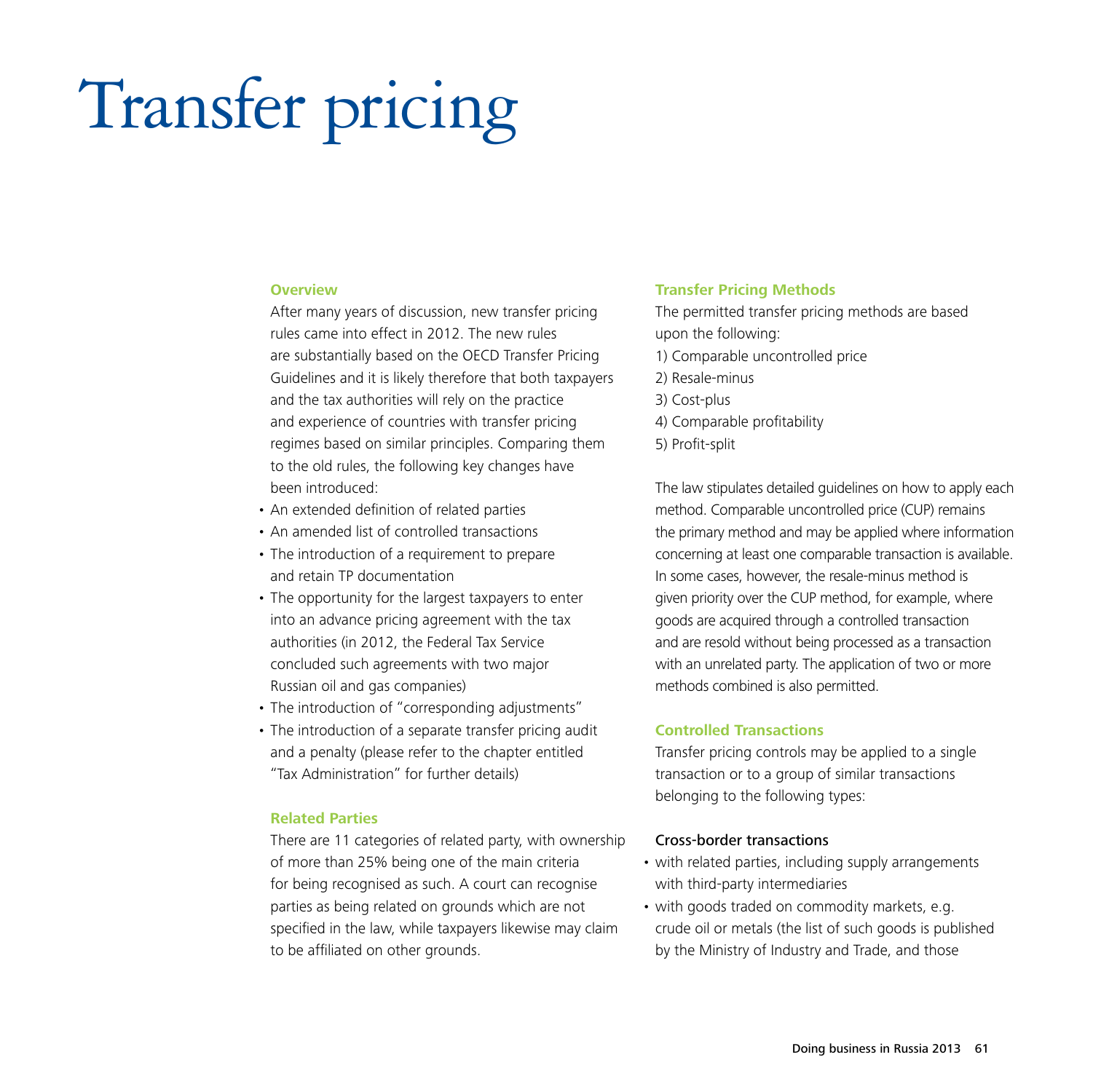# Transfer pricing

## Overview

After many years of discussion, new transfer pricing rules came into effect in 2012. The new rules are substantially based on the OECD Transfer Pricing Guidelines and it is likely therefore that both taxpayers and the tax authorities will rely on the practice and experience of countries with transfer pricing regimes based on similar principles. Comparing them to the old rules, the following key changes have been introduced:

- An extended definition of related parties
- An amended list of controlled transactions
- The introduction of a requirement to prepare and retain TP documentation
- The opportunity for the largest taxpayers to enter into an advance pricing agreement with the tax authorities (in 2012, the Federal Tax Service concluded such agreements with two major Russian oil and gas companies)
- The introduction of "corresponding adjustments"
- The introduction of a separate transfer pricing audit and a penalty (please refer to the chapter entitled "Tax Administration" for further details)

## Related Parties

There are 11 categories of related party, with ownership of more than 25% being one of the main criteria for being recognised as such. A court can recognise parties as being related on grounds which are not specified in the law, while taxpayers likewise may claim to be affiliated on other grounds.

## Transfer Pricing Methods

The permitted transfer pricing methods are based upon the following:

1) Comparable uncontrolled price
2) Resale-minus
3) Cost-plus
4) Comparable profitability
5) Profit-split

The law stipulates detailed guidelines on how to apply each method. Comparable uncontrolled price (CUP) remains the primary method and may be applied where information concerning at least one comparable transaction is available. In some cases, however, the resale-minus method is given priority over the CUP method, for example, where goods are acquired through a controlled transaction and are resold without being processed as a transaction with an unrelated party. The application of two or more methods combined is also permitted.

## Controlled Transactions

Transfer pricing controls may be applied to a single transaction or to a group of similar transactions belonging to the following types:

### Cross-border transactions

- with related parties, including supply arrangements with third-party intermediaries
- with goods traded on commodity markets, e.g. crude oil or metals (the list of such goods is published by the Ministry of Industry and Trade, and those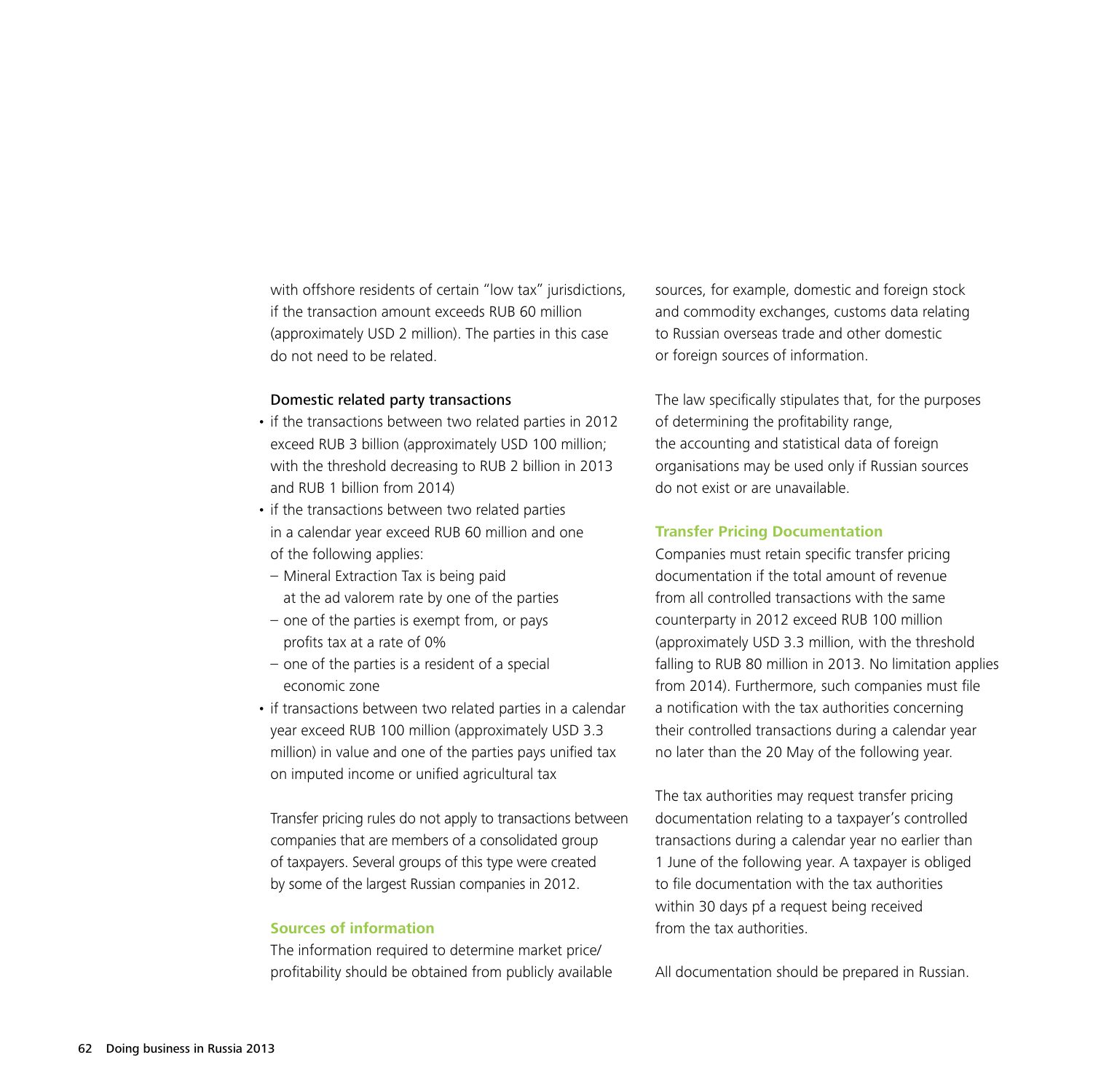with offshore residents of certain "low tax" jurisdictions, if the transaction amount exceeds RUB 60 million (approximately USD 2 million). The parties in this case do not need to be related.

**Domestic related party transactions**

- if the transactions between two related parties in 2012 exceed RUB 3 billion (approximately USD 100 million; with the threshold decreasing to RUB 2 billion in 2013 and RUB 1 billion from 2014)
- if the transactions between two related parties in a calendar year exceed RUB 60 million and one of the following applies:
  - Mineral Extraction Tax is being paid at the ad valorem rate by one of the parties
  - one of the parties is exempt from, or pays profits tax at a rate of 0%
  - one of the parties is a resident of a special economic zone
- if transactions between two related parties in a calendar year exceed RUB 100 million (approximately USD 3.3 million) in value and one of the parties pays unified tax on imputed income or unified agricultural tax

Transfer pricing rules do not apply to transactions between companies that are members of a consolidated group of taxpayers. Several groups of this type were created by some of the largest Russian companies in 2012.

### Sources of information

The information required to determine market price/profitability should be obtained from publicly available sources, for example, domestic and foreign stock and commodity exchanges, customs data relating to Russian overseas trade and other domestic or foreign sources of information.

The law specifically stipulates that, for the purposes of determining the profitability range, the accounting and statistical data of foreign organisations may be used only if Russian sources do not exist or are unavailable.

### Transfer Pricing Documentation

Companies must retain specific transfer pricing documentation if the total amount of revenue from all controlled transactions with the same counterparty in 2012 exceed RUB 100 million (approximately USD 3.3 million, with the threshold falling to RUB 80 million in 2013. No limitation applies from 2014). Furthermore, such companies must file a notification with the tax authorities concerning their controlled transactions during a calendar year no later than the 20 May of the following year.

The tax authorities may request transfer pricing documentation relating to a taxpayer's controlled transactions during a calendar year no earlier than 1 June of the following year. A taxpayer is obliged to file documentation with the tax authorities within 30 days pf a request being received from the tax authorities.

All documentation should be prepared in Russian.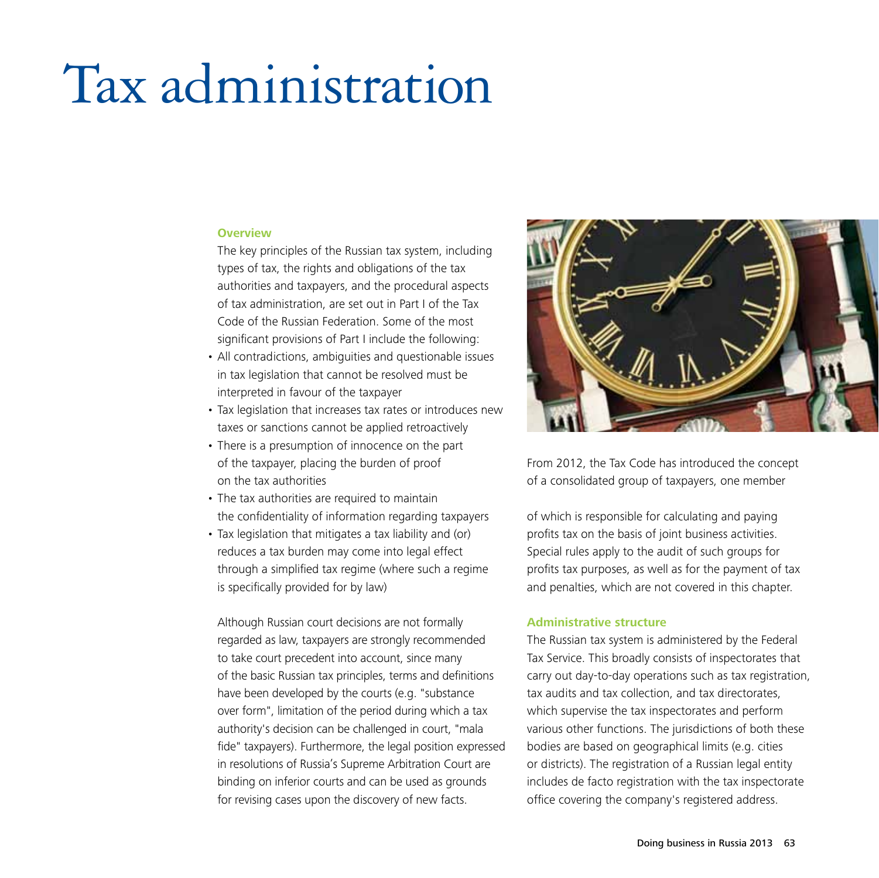# Tax administration

### Overview

The key principles of the Russian tax system, including types of tax, the rights and obligations of the tax authorities and taxpayers, and the procedural aspects of tax administration, are set out in Part I of the Tax Code of the Russian Federation. Some of the most significant provisions of Part I include the following:

- All contradictions, ambiguities and questionable issues in tax legislation that cannot be resolved must be interpreted in favour of the taxpayer
- Tax legislation that increases tax rates or introduces new taxes or sanctions cannot be applied retroactively
- There is a presumption of innocence on the part of the taxpayer, placing the burden of proof on the tax authorities
- The tax authorities are required to maintain the confidentiality of information regarding taxpayers
- Tax legislation that mitigates a tax liability and (or) reduces a tax burden may come into legal effect through a simplified tax regime (where such a regime is specifically provided for by law)

Although Russian court decisions are not formally regarded as law, taxpayers are strongly recommended to take court precedent into account, since many of the basic Russian tax principles, terms and definitions have been developed by the courts (e.g. "substance over form", limitation of the period during which a tax authority's decision can be challenged in court, "mala fide" taxpayers). Furthermore, the legal position expressed in resolutions of Russia's Supreme Arbitration Court are binding on inferior courts and can be used as grounds for revising cases upon the discovery of new facts.

From 2012, the Tax Code has introduced the concept of a consolidated group of taxpayers, one member of which is responsible for calculating and paying profits tax on the basis of joint business activities. Special rules apply to the audit of such groups for profits tax purposes, as well as for the payment of tax and penalties, which are not covered in this chapter.

### Administrative structure

The Russian tax system is administered by the Federal Tax Service. This broadly consists of inspectorates that carry out day-to-day operations such as tax registration, tax audits and tax collection, and tax directorates, which supervise the tax inspectorates and perform various other functions. The jurisdictions of both these bodies are based on geographical limits (e.g. cities or districts). The registration of a Russian legal entity includes de facto registration with the tax inspectorate office covering the company's registered address.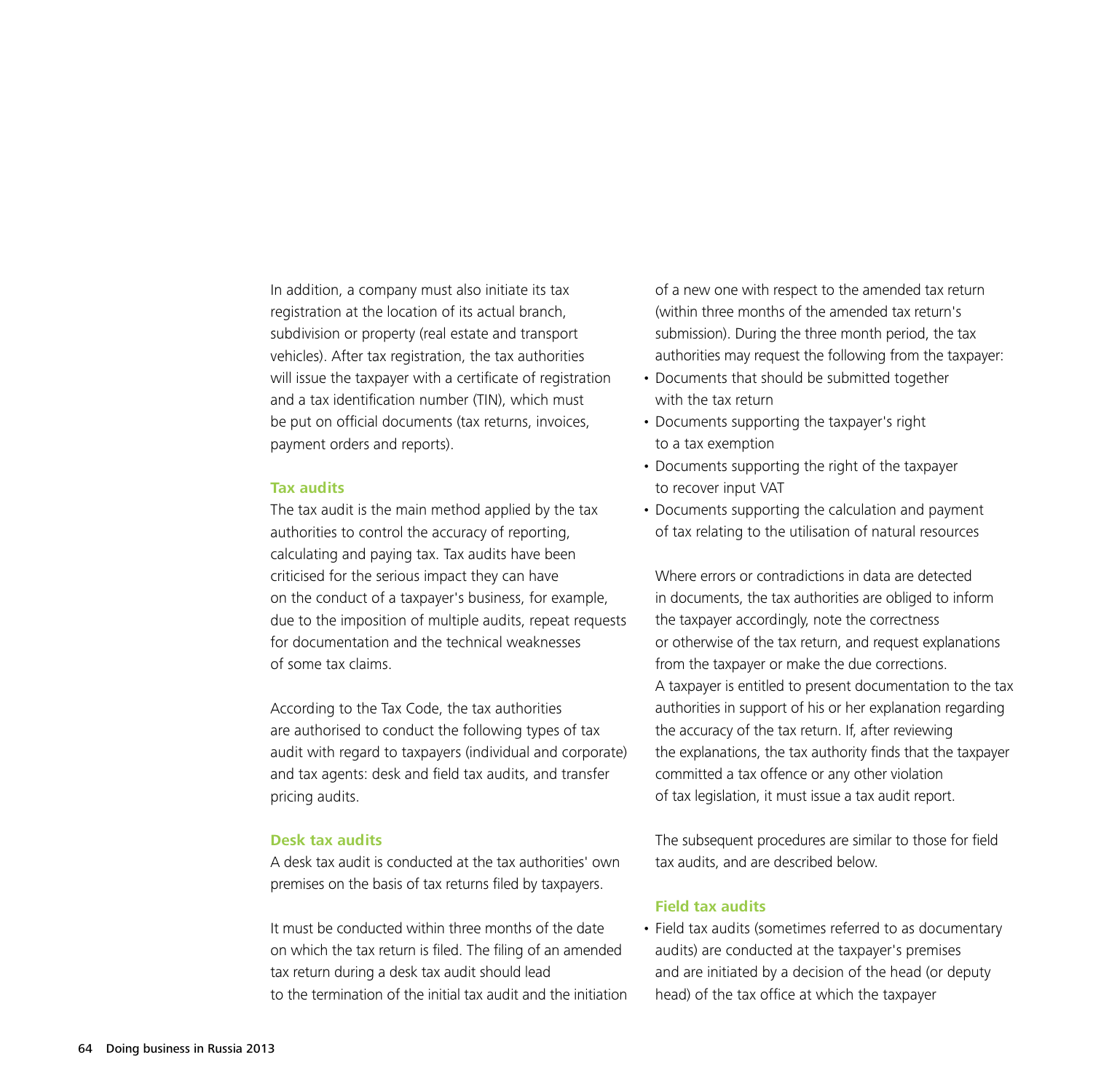In addition, a company must also initiate its tax registration at the location of its actual branch, subdivision or property (real estate and transport vehicles). After tax registration, the tax authorities will issue the taxpayer with a certificate of registration and a tax identification number (TIN), which must be put on official documents (tax returns, invoices, payment orders and reports).

### Tax audits

The tax audit is the main method applied by the tax authorities to control the accuracy of reporting, calculating and paying tax. Tax audits have been criticised for the serious impact they can have on the conduct of a taxpayer's business, for example, due to the imposition of multiple audits, repeat requests for documentation and the technical weaknesses of some tax claims.

According to the Tax Code, the tax authorities are authorised to conduct the following types of tax audit with regard to taxpayers (individual and corporate) and tax agents: desk and field tax audits, and transfer pricing audits.

### Desk tax audits

A desk tax audit is conducted at the tax authorities' own premises on the basis of tax returns filed by taxpayers.

It must be conducted within three months of the date on which the tax return is filed. The filing of an amended tax return during a desk tax audit should lead to the termination of the initial tax audit and the initiation of a new one with respect to the amended tax return (within three months of the amended tax return's submission). During the three month period, the tax authorities may request the following from the taxpayer:

- Documents that should be submitted together with the tax return
- Documents supporting the taxpayer's right to a tax exemption
- Documents supporting the right of the taxpayer to recover input VAT
- Documents supporting the calculation and payment of tax relating to the utilisation of natural resources

Where errors or contradictions in data are detected in documents, the tax authorities are obliged to inform the taxpayer accordingly, note the correctness or otherwise of the tax return, and request explanations from the taxpayer or make the due corrections. A taxpayer is entitled to present documentation to the tax authorities in support of his or her explanation regarding the accuracy of the tax return. If, after reviewing the explanations, the tax authority finds that the taxpayer committed a tax offence or any other violation of tax legislation, it must issue a tax audit report.

The subsequent procedures are similar to those for field tax audits, and are described below.

### Field tax audits

- Field tax audits (sometimes referred to as documentary audits) are conducted at the taxpayer's premises and are initiated by a decision of the head (or deputy head) of the tax office at which the taxpayer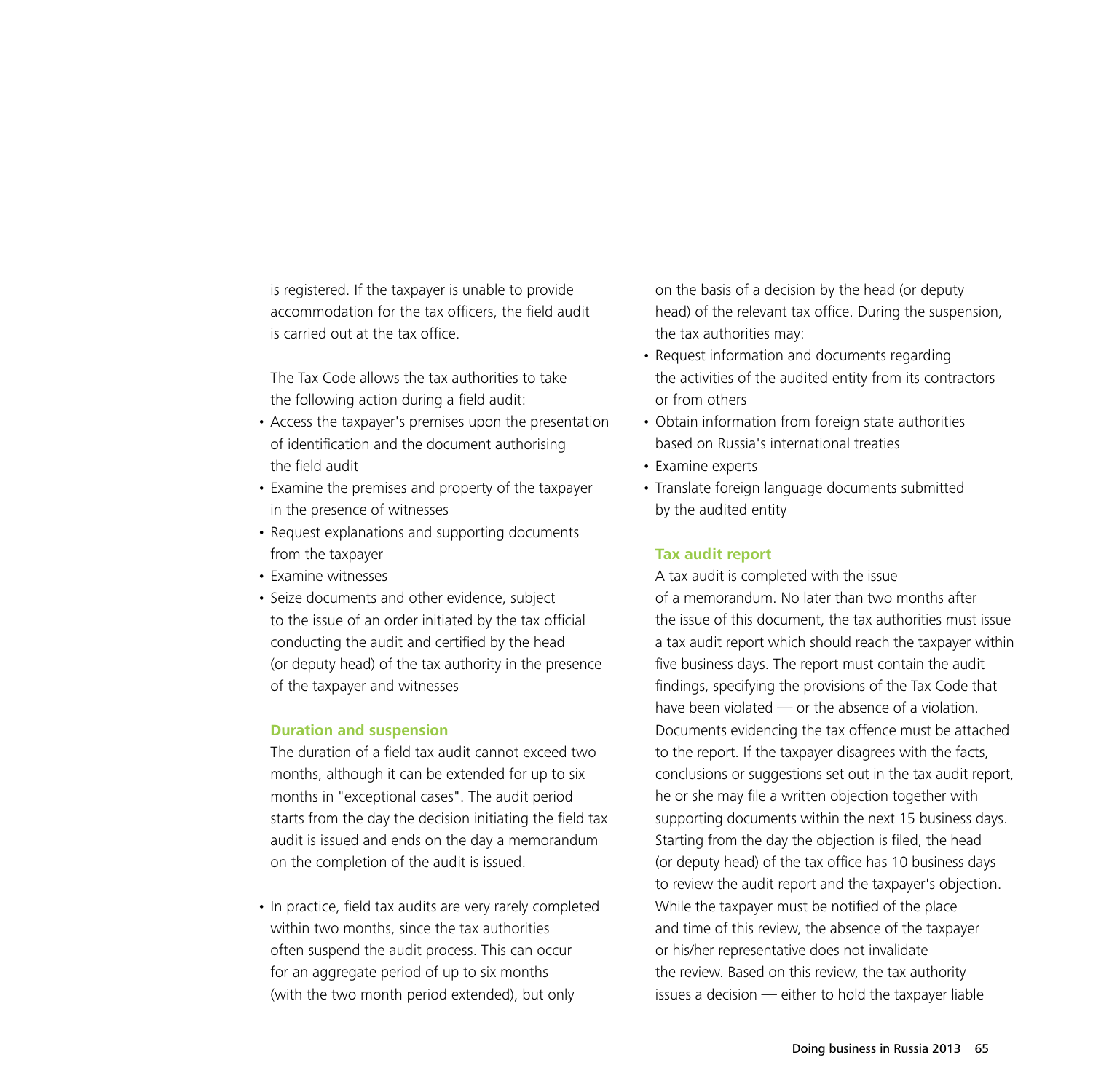is registered. If the taxpayer is unable to provide accommodation for the tax officers, the field audit is carried out at the tax office.

The Tax Code allows the tax authorities to take the following action during a field audit:

- Access the taxpayer's premises upon the presentation of identification and the document authorising the field audit
- Examine the premises and property of the taxpayer in the presence of witnesses
- Request explanations and supporting documents from the taxpayer
- Examine witnesses
- Seize documents and other evidence, subject to the issue of an order initiated by the tax official conducting the audit and certified by the head (or deputy head) of the tax authority in the presence of the taxpayer and witnesses

### Duration and suspension

The duration of a field tax audit cannot exceed two months, although it can be extended for up to six months in "exceptional cases". The audit period starts from the day the decision initiating the field tax audit is issued and ends on the day a memorandum on the completion of the audit is issued.

- In practice, field tax audits are very rarely completed within two months, since the tax authorities often suspend the audit process. This can occur for an aggregate period of up to six months (with the two month period extended), but only on the basis of a decision by the head (or deputy head) of the relevant tax office. During the suspension, the tax authorities may:
- Request information and documents regarding the activities of the audited entity from its contractors or from others
- Obtain information from foreign state authorities based on Russia's international treaties
- Examine experts
- Translate foreign language documents submitted by the audited entity

### Tax audit report

A tax audit is completed with the issue of a memorandum. No later than two months after the issue of this document, the tax authorities must issue a tax audit report which should reach the taxpayer within five business days. The report must contain the audit findings, specifying the provisions of the Tax Code that have been violated — or the absence of a violation. Documents evidencing the tax offence must be attached to the report. If the taxpayer disagrees with the facts, conclusions or suggestions set out in the tax audit report, he or she may file a written objection together with supporting documents within the next 15 business days. Starting from the day the objection is filed, the head (or deputy head) of the tax office has 10 business days to review the audit report and the taxpayer's objection. While the taxpayer must be notified of the place and time of this review, the absence of the taxpayer or his/her representative does not invalidate the review. Based on this review, the tax authority issues a decision — either to hold the taxpayer liable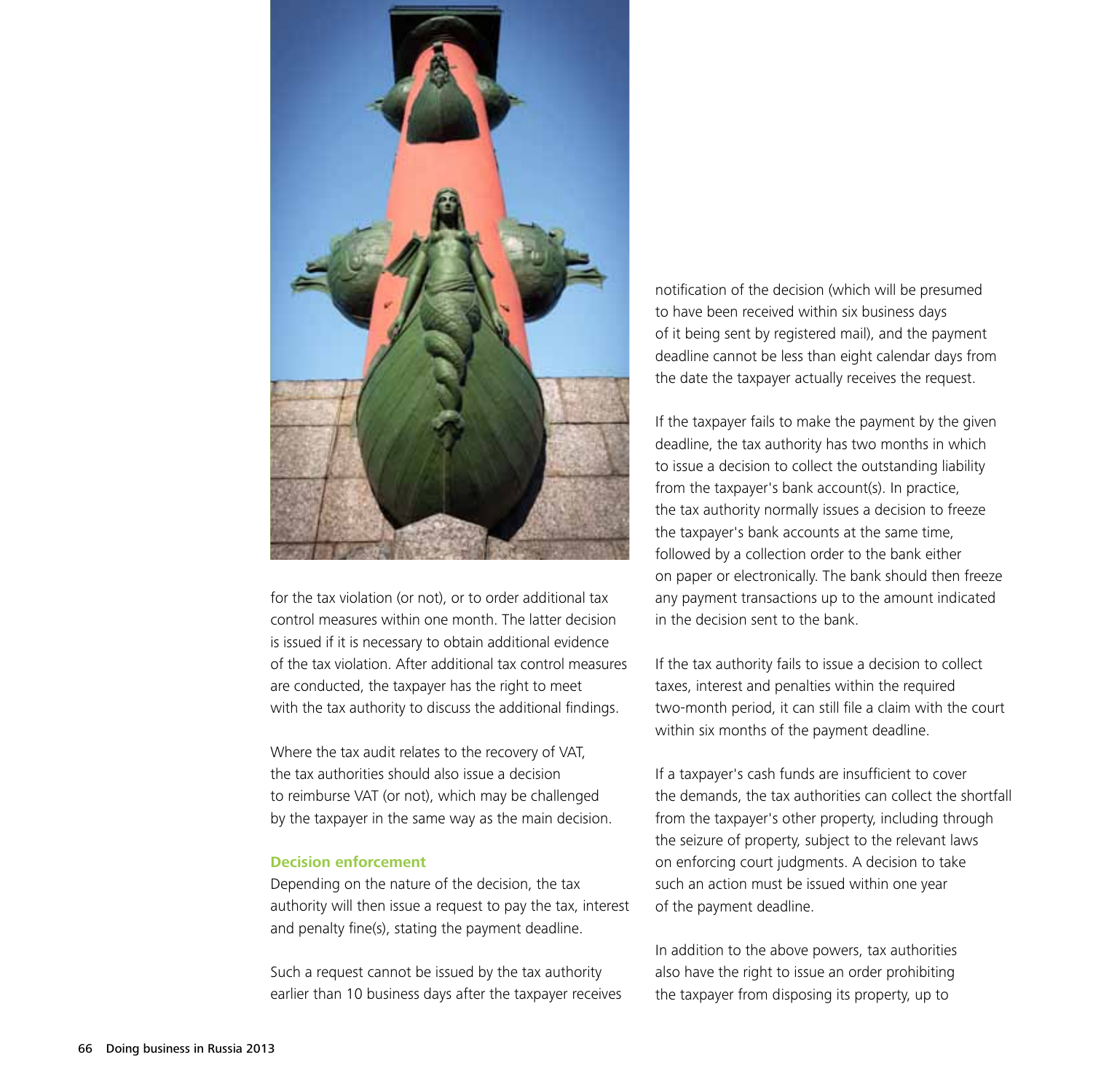for the tax violation (or not), or to order additional tax control measures within one month. The latter decision is issued if it is necessary to obtain additional evidence of the tax violation. After additional tax control measures are conducted, the taxpayer has the right to meet with the tax authority to discuss the additional findings.

Where the tax audit relates to the recovery of VAT, the tax authorities should also issue a decision to reimburse VAT (or not), which may be challenged by the taxpayer in the same way as the main decision.

### Decision enforcement

Depending on the nature of the decision, the tax authority will then issue a request to pay the tax, interest and penalty fine(s), stating the payment deadline.

Such a request cannot be issued by the tax authority earlier than 10 business days after the taxpayer receives notification of the decision (which will be presumed to have been received within six business days of it being sent by registered mail), and the payment deadline cannot be less than eight calendar days from the date the taxpayer actually receives the request.

If the taxpayer fails to make the payment by the given deadline, the tax authority has two months in which to issue a decision to collect the outstanding liability from the taxpayer's bank account(s). In practice, the tax authority normally issues a decision to freeze the taxpayer's bank accounts at the same time, followed by a collection order to the bank either on paper or electronically. The bank should then freeze any payment transactions up to the amount indicated in the decision sent to the bank.

If the tax authority fails to issue a decision to collect taxes, interest and penalties within the required two-month period, it can still file a claim with the court within six months of the payment deadline.

If a taxpayer's cash funds are insufficient to cover the demands, the tax authorities can collect the shortfall from the taxpayer's other property, including through the seizure of property, subject to the relevant laws on enforcing court judgments. A decision to take such an action must be issued within one year of the payment deadline.

In addition to the above powers, tax authorities also have the right to issue an order prohibiting the taxpayer from disposing its property, up to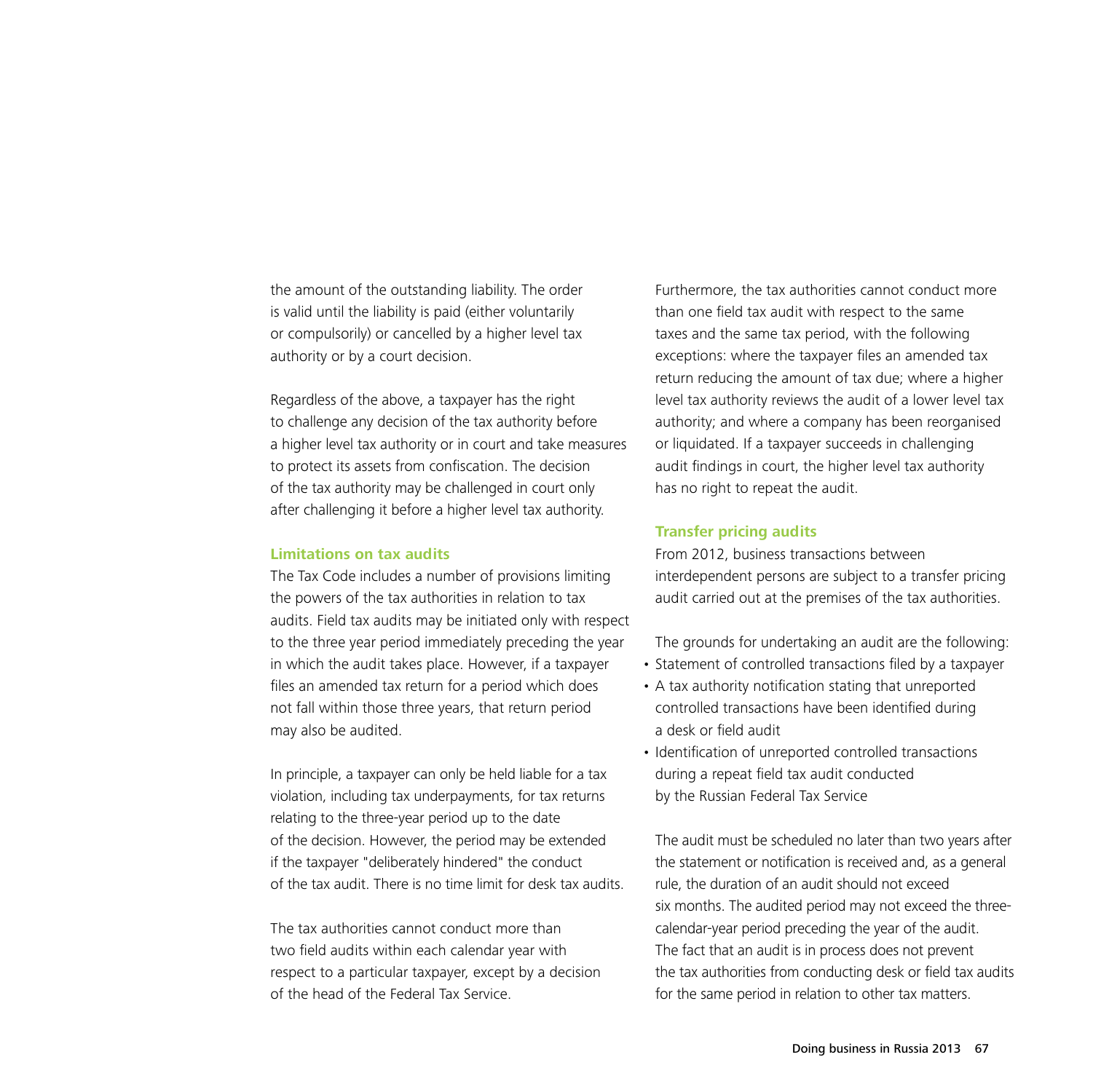the amount of the outstanding liability. The order is valid until the liability is paid (either voluntarily or compulsorily) or cancelled by a higher level tax authority or by a court decision.

Regardless of the above, a taxpayer has the right to challenge any decision of the tax authority before a higher level tax authority or in court and take measures to protect its assets from confiscation. The decision of the tax authority may be challenged in court only after challenging it before a higher level tax authority.

### Limitations on tax audits

The Tax Code includes a number of provisions limiting the powers of the tax authorities in relation to tax audits. Field tax audits may be initiated only with respect to the three year period immediately preceding the year in which the audit takes place. However, if a taxpayer files an amended tax return for a period which does not fall within those three years, that return period may also be audited.

In principle, a taxpayer can only be held liable for a tax violation, including tax underpayments, for tax returns relating to the three-year period up to the date of the decision. However, the period may be extended if the taxpayer "deliberately hindered" the conduct of the tax audit. There is no time limit for desk tax audits.

The tax authorities cannot conduct more than two field audits within each calendar year with respect to a particular taxpayer, except by a decision of the head of the Federal Tax Service.

Furthermore, the tax authorities cannot conduct more than one field tax audit with respect to the same taxes and the same tax period, with the following exceptions: where the taxpayer files an amended tax return reducing the amount of tax due; where a higher level tax authority reviews the audit of a lower level tax authority; and where a company has been reorganised or liquidated. If a taxpayer succeeds in challenging audit findings in court, the higher level tax authority has no right to repeat the audit.

### Transfer pricing audits

From 2012, business transactions between interdependent persons are subject to a transfer pricing audit carried out at the premises of the tax authorities.

The grounds for undertaking an audit are the following:

- Statement of controlled transactions filed by a taxpayer
- A tax authority notification stating that unreported controlled transactions have been identified during a desk or field audit
- Identification of unreported controlled transactions during a repeat field tax audit conducted by the Russian Federal Tax Service

The audit must be scheduled no later than two years after the statement or notification is received and, as a general rule, the duration of an audit should not exceed six months. The audited period may not exceed the three-calendar-year period preceding the year of the audit. The fact that an audit is in process does not prevent the tax authorities from conducting desk or field tax audits for the same period in relation to other tax matters.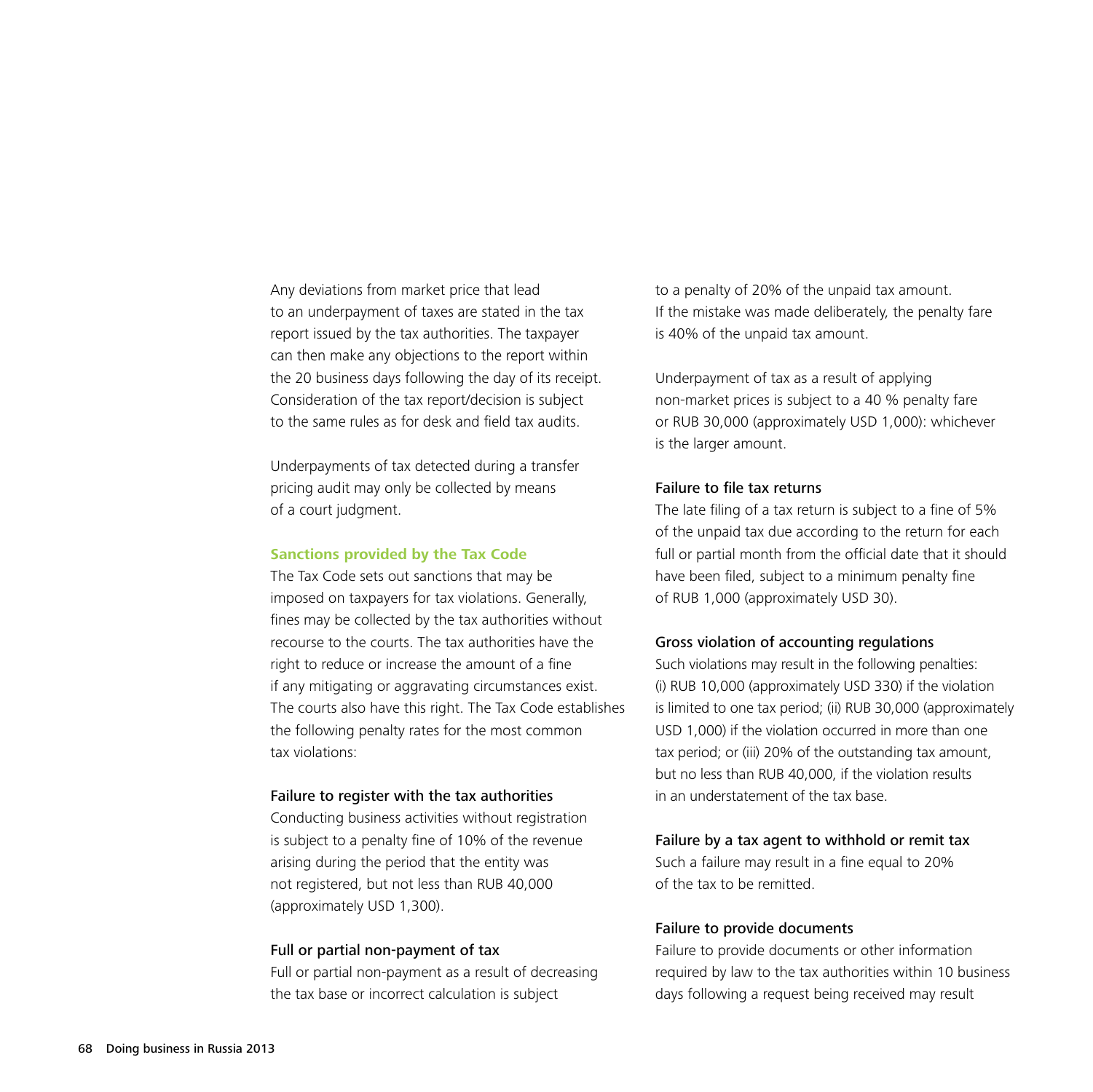Any deviations from market price that lead to an underpayment of taxes are stated in the tax report issued by the tax authorities. The taxpayer can then make any objections to the report within the 20 business days following the day of its receipt. Consideration of the tax report/decision is subject to the same rules as for desk and field tax audits.

Underpayments of tax detected during a transfer pricing audit may only be collected by means of a court judgment.

### Sanctions provided by the Tax Code

The Tax Code sets out sanctions that may be imposed on taxpayers for tax violations. Generally, fines may be collected by the tax authorities without recourse to the courts. The tax authorities have the right to reduce or increase the amount of a fine if any mitigating or aggravating circumstances exist. The courts also have this right. The Tax Code establishes the following penalty rates for the most common tax violations:

#### Failure to register with the tax authorities

Conducting business activities without registration is subject to a penalty fine of 10% of the revenue arising during the period that the entity was not registered, but not less than RUB 40,000 (approximately USD 1,300).

#### Full or partial non-payment of tax

Full or partial non-payment as a result of decreasing the tax base or incorrect calculation is subject to a penalty of 20% of the unpaid tax amount. If the mistake was made deliberately, the penalty fare is 40% of the unpaid tax amount.

Underpayment of tax as a result of applying non-market prices is subject to a 40 % penalty fare or RUB 30,000 (approximately USD 1,000): whichever is the larger amount.

#### Failure to file tax returns

The late filing of a tax return is subject to a fine of 5% of the unpaid tax due according to the return for each full or partial month from the official date that it should have been filed, subject to a minimum penalty fine of RUB 1,000 (approximately USD 30).

#### Gross violation of accounting regulations

Such violations may result in the following penalties: (i) RUB 10,000 (approximately USD 330) if the violation is limited to one tax period; (ii) RUB 30,000 (approximately USD 1,000) if the violation occurred in more than one tax period; or (iii) 20% of the outstanding tax amount, but no less than RUB 40,000, if the violation results in an understatement of the tax base.

#### Failure by a tax agent to withhold or remit tax

Such a failure may result in a fine equal to 20% of the tax to be remitted.

#### Failure to provide documents

Failure to provide documents or other information required by law to the tax authorities within 10 business days following a request being received may result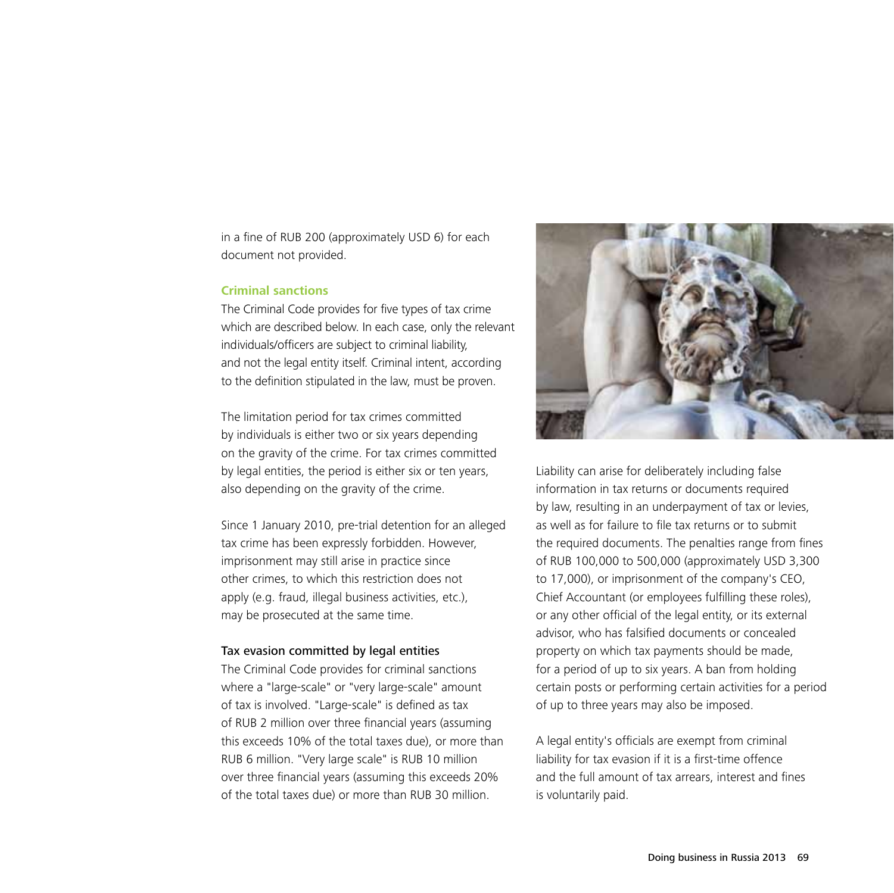in a fine of RUB 200 (approximately USD 6) for each document not provided.

### Criminal sanctions

The Criminal Code provides for five types of tax crime which are described below. In each case, only the relevant individuals/officers are subject to criminal liability, and not the legal entity itself. Criminal intent, according to the definition stipulated in the law, must be proven.

The limitation period for tax crimes committed by individuals is either two or six years depending on the gravity of the crime. For tax crimes committed by legal entities, the period is either six or ten years, also depending on the gravity of the crime.

Since 1 January 2010, pre-trial detention for an alleged tax crime has been expressly forbidden. However, imprisonment may still arise in practice since other crimes, to which this restriction does not apply (e.g. fraud, illegal business activities, etc.), may be prosecuted at the same time.

#### Tax evasion committed by legal entities

The Criminal Code provides for criminal sanctions where a "large-scale" or "very large-scale" amount of tax is involved. "Large-scale" is defined as tax of RUB 2 million over three financial years (assuming this exceeds 10% of the total taxes due), or more than RUB 6 million. "Very large scale" is RUB 10 million over three financial years (assuming this exceeds 20% of the total taxes due) or more than RUB 30 million.

Liability can arise for deliberately including false information in tax returns or documents required by law, resulting in an underpayment of tax or levies, as well as for failure to file tax returns or to submit the required documents. The penalties range from fines of RUB 100,000 to 500,000 (approximately USD 3,300 to 17,000), or imprisonment of the company's CEO, Chief Accountant (or employees fulfilling these roles), or any other official of the legal entity, or its external advisor, who has falsified documents or concealed property on which tax payments should be made, for a period of up to six years. A ban from holding certain posts or performing certain activities for a period of up to three years may also be imposed.

A legal entity's officials are exempt from criminal liability for tax evasion if it is a first-time offence and the full amount of tax arrears, interest and fines is voluntarily paid.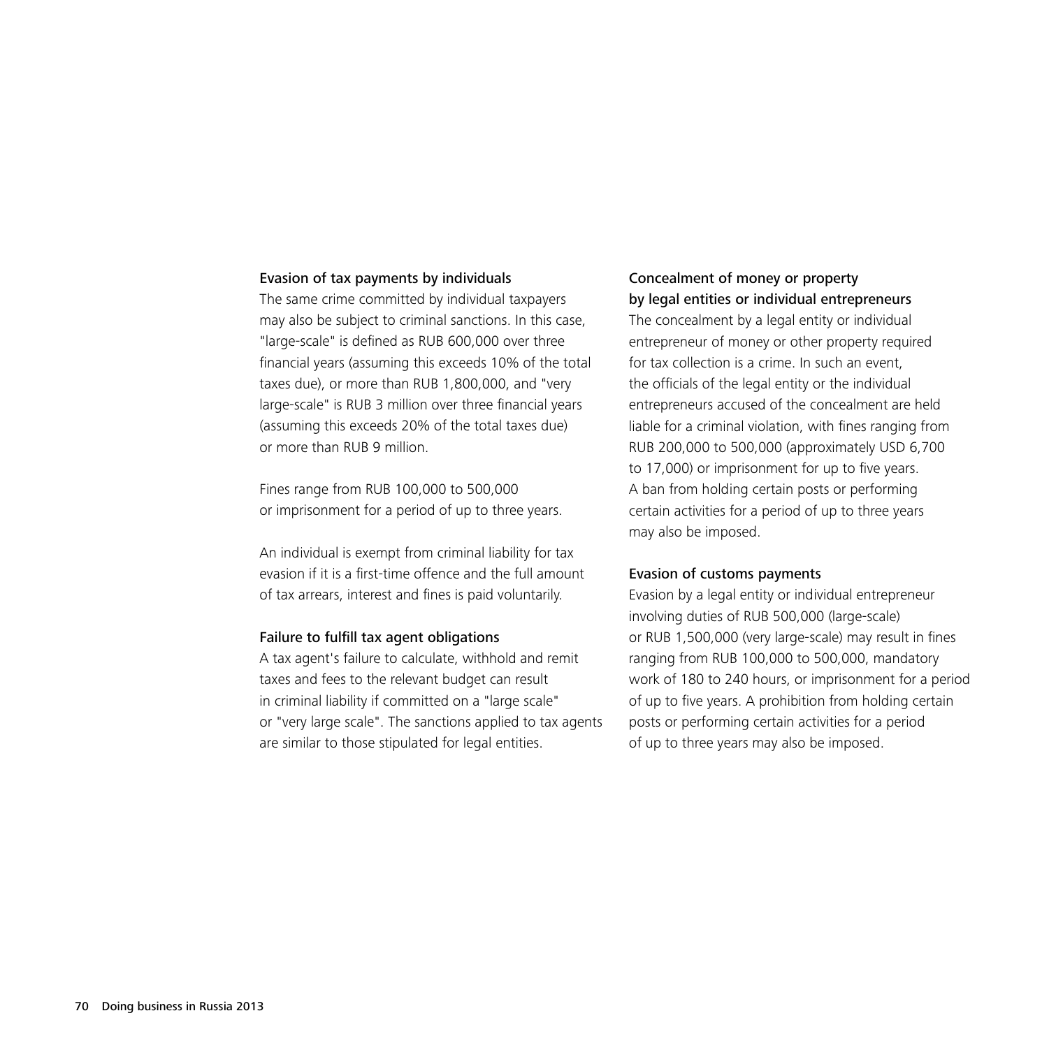### Evasion of tax payments by individuals

The same crime committed by individual taxpayers may also be subject to criminal sanctions. In this case, "large-scale" is defined as RUB 600,000 over three financial years (assuming this exceeds 10% of the total taxes due), or more than RUB 1,800,000, and "very large-scale" is RUB 3 million over three financial years (assuming this exceeds 20% of the total taxes due) or more than RUB 9 million.

Fines range from RUB 100,000 to 500,000 or imprisonment for a period of up to three years.

An individual is exempt from criminal liability for tax evasion if it is a first-time offence and the full amount of tax arrears, interest and fines is paid voluntarily.

### Failure to fulfill tax agent obligations

A tax agent's failure to calculate, withhold and remit taxes and fees to the relevant budget can result in criminal liability if committed on a "large scale" or "very large scale". The sanctions applied to tax agents are similar to those stipulated for legal entities.

### Concealment of money or property by legal entities or individual entrepreneurs

The concealment by a legal entity or individual entrepreneur of money or other property required for tax collection is a crime. In such an event, the officials of the legal entity or the individual entrepreneurs accused of the concealment are held liable for a criminal violation, with fines ranging from RUB 200,000 to 500,000 (approximately USD 6,700 to 17,000) or imprisonment for up to five years. A ban from holding certain posts or performing certain activities for a period of up to three years may also be imposed.

### Evasion of customs payments

Evasion by a legal entity or individual entrepreneur involving duties of RUB 500,000 (large-scale) or RUB 1,500,000 (very large-scale) may result in fines ranging from RUB 100,000 to 500,000, mandatory work of 180 to 240 hours, or imprisonment for a period of up to five years. A prohibition from holding certain posts or performing certain activities for a period of up to three years may also be imposed.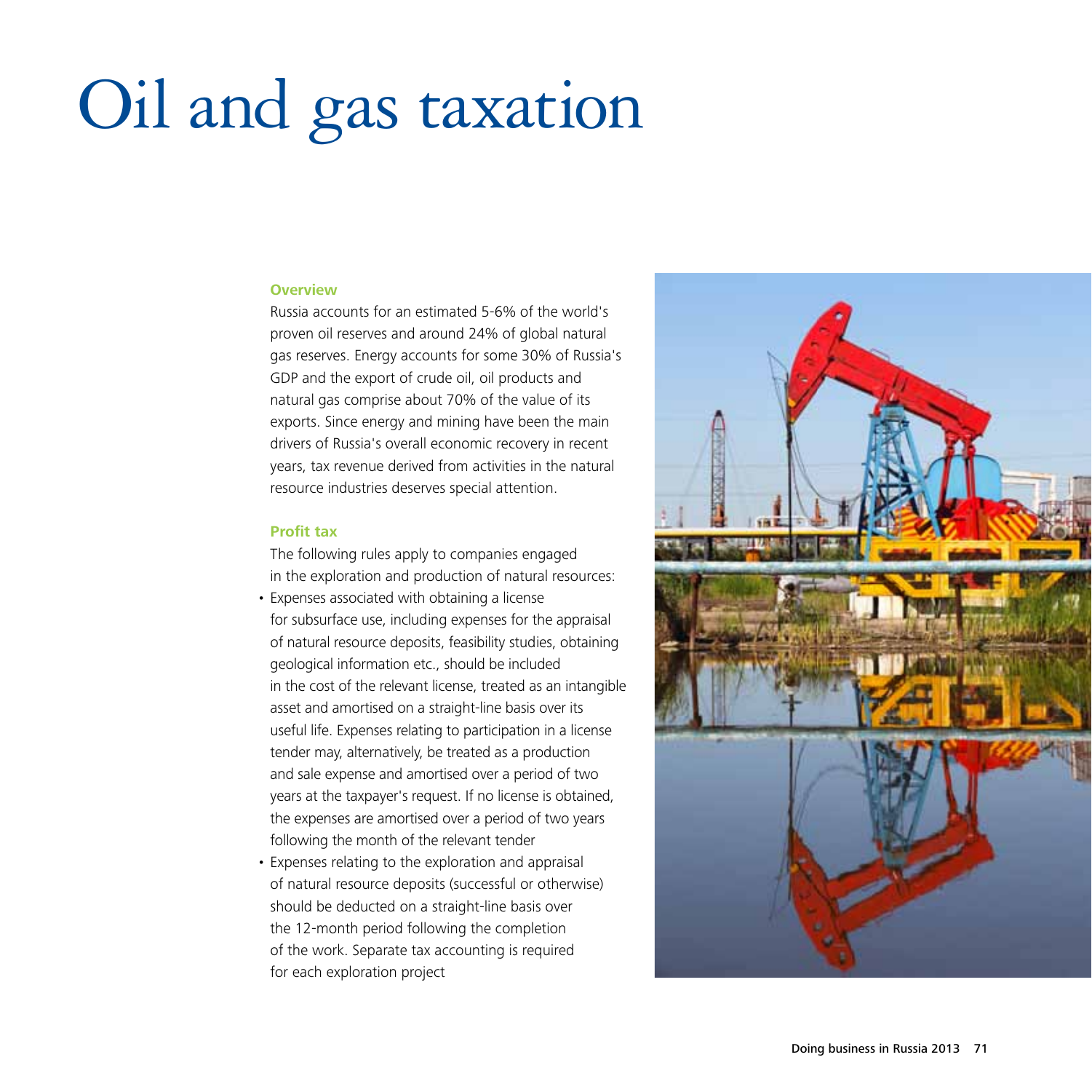# Oil and gas taxation

## Overview

Russia accounts for an estimated 5-6% of the world's proven oil reserves and around 24% of global natural gas reserves. Energy accounts for some 30% of Russia's GDP and the export of crude oil, oil products and natural gas comprise about 70% of the value of its exports. Since energy and mining have been the main drivers of Russia's overall economic recovery in recent years, tax revenue derived from activities in the natural resource industries deserves special attention.

## Profit tax

The following rules apply to companies engaged in the exploration and production of natural resources:

- Expenses associated with obtaining a license for subsurface use, including expenses for the appraisal of natural resource deposits, feasibility studies, obtaining geological information etc., should be included in the cost of the relevant license, treated as an intangible asset and amortised on a straight-line basis over its useful life. Expenses relating to participation in a license tender may, alternatively, be treated as a production and sale expense and amortised over a period of two years at the taxpayer's request. If no license is obtained, the expenses are amortised over a period of two years following the month of the relevant tender
- Expenses relating to the exploration and appraisal of natural resource deposits (successful or otherwise) should be deducted on a straight-line basis over the 12-month period following the completion of the work. Separate tax accounting is required for each exploration project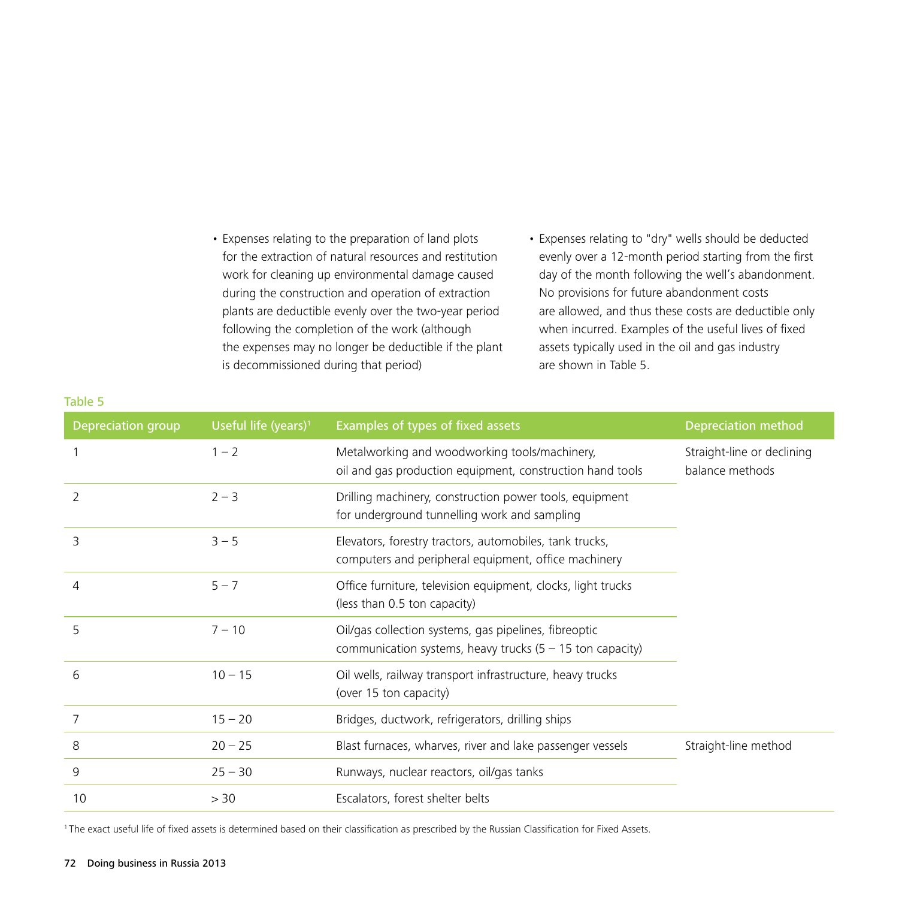- Expenses relating to the preparation of land plots for the extraction of natural resources and restitution work for cleaning up environmental damage caused during the construction and operation of extraction plants are deductible evenly over the two-year period following the completion of the work (although the expenses may no longer be deductible if the plant is decommissioned during that period)
- Expenses relating to "dry" wells should be deducted evenly over a 12-month period starting from the first day of the month following the well's abandonment. No provisions for future abandonment costs are allowed, and thus these costs are deductible only when incurred. Examples of the useful lives of fixed assets typically used in the oil and gas industry are shown in Table 5.

Table 5

| Depreciation group | Useful life (years)[1] | Examples of types of fixed assets | Depreciation method |
|---|---|---|---|
| 1 | 1 – 2 | Metalworking and woodworking tools/machinery, oil and gas production equipment, construction hand tools | Straight-line or declining balance methods |
| 2 | 2 – 3 | Drilling machinery, construction power tools, equipment for underground tunnelling work and sampling | |
| 3 | 3 – 5 | Elevators, forestry tractors, automobiles, tank trucks, computers and peripheral equipment, office machinery | |
| 4 | 5 – 7 | Office furniture, television equipment, clocks, light trucks (less than 0.5 ton capacity) | |
| 5 | 7 – 10 | Oil/gas collection systems, gas pipelines, fibreoptic communication systems, heavy trucks (5 – 15 ton capacity) | |
| 6 | 10 – 15 | Oil wells, railway transport infrastructure, heavy trucks (over 15 ton capacity) | |
| 7 | 15 – 20 | Bridges, ductwork, refrigerators, drilling ships | |
| 8 | 20 – 25 | Blast furnaces, wharves, river and lake passenger vessels | Straight-line method |
| 9 | 25 – 30 | Runways, nuclear reactors, oil/gas tanks | |
| 10 | > 30 | Escalators, forest shelter belts | |

[1] The exact useful life of fixed assets is determined based on their classification as prescribed by the Russian Classification for Fixed Assets.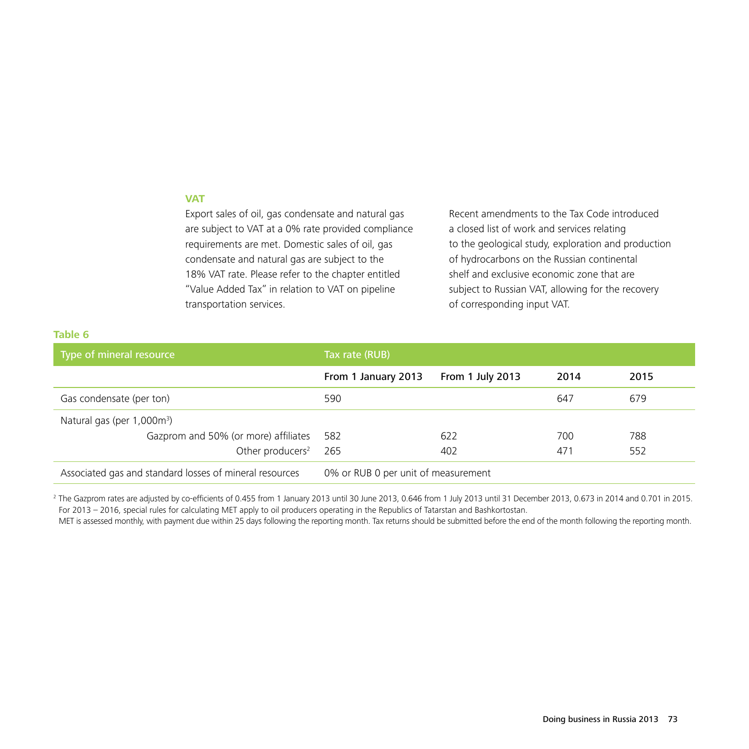### VAT

Export sales of oil, gas condensate and natural gas are subject to VAT at a 0% rate provided compliance requirements are met. Domestic sales of oil, gas condensate and natural gas are subject to the 18% VAT rate. Please refer to the chapter entitled "Value Added Tax" in relation to VAT on pipeline transportation services.

Recent amendments to the Tax Code introduced a closed list of work and services relating to the geological study, exploration and production of hydrocarbons on the Russian continental shelf and exclusive economic zone that are subject to Russian VAT, allowing for the recovery of corresponding input VAT.

**Table 6**

| Type of mineral resource | Tax rate (RUB) | | | |
|---|---|---|---|---|
| | From 1 January 2013 | From 1 July 2013 | 2014 | 2015 |
| Gas condensate (per ton) | 590 | | 647 | 679 |
| Natural gas (per 1,000m$^3$) | | | | |
| Gazprom and 50% (or more) affiliates | 582 | 622 | 700 | 788 |
| Other producers[2] | 265 | 402 | 471 | 552 |
| Associated gas and standard losses of mineral resources | 0% or RUB 0 per unit of measurement | | | |

[2] The Gazprom rates are adjusted by co-efficients of 0.455 from 1 January 2013 until 30 June 2013, 0.646 from 1 July 2013 until 31 December 2013, 0.673 in 2014 and 0.701 in 2015. For 2013 – 2016, special rules for calculating MET apply to oil producers operating in the Republics of Tatarstan and Bashkortostan.
MET is assessed monthly, with payment due within 25 days following the reporting month. Tax returns should be submitted before the end of the month following the reporting month.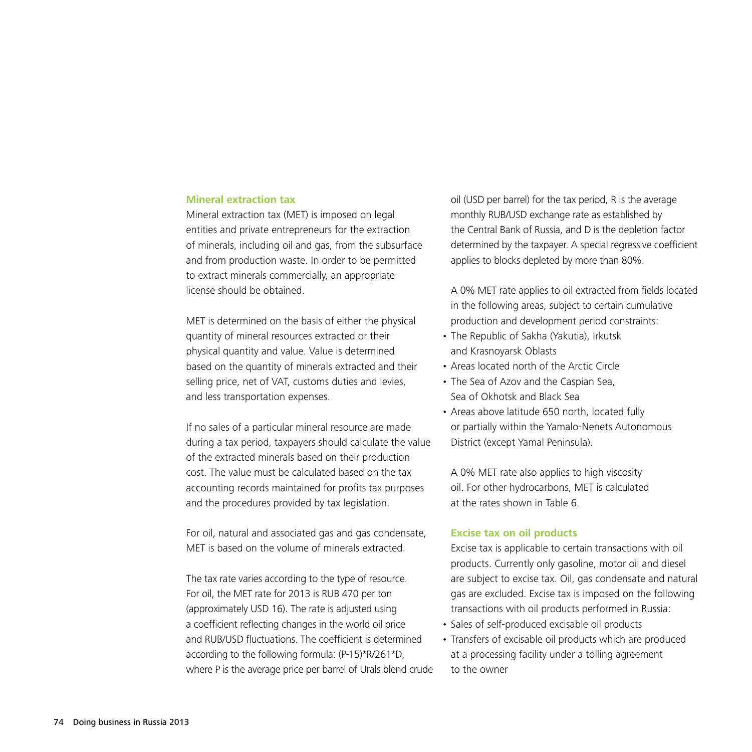## Mineral extraction tax

Mineral extraction tax (MET) is imposed on legal entities and private entrepreneurs for the extraction of minerals, including oil and gas, from the subsurface and from production waste. In order to be permitted to extract minerals commercially, an appropriate license should be obtained.

MET is determined on the basis of either the physical quantity of mineral resources extracted or their physical quantity and value. Value is determined based on the quantity of minerals extracted and their selling price, net of VAT, customs duties and levies, and less transportation expenses.

If no sales of a particular mineral resource are made during a tax period, taxpayers should calculate the value of the extracted minerals based on their production cost. The value must be calculated based on the tax accounting records maintained for profits tax purposes and the procedures provided by tax legislation.

For oil, natural and associated gas and gas condensate, MET is based on the volume of minerals extracted.

The tax rate varies according to the type of resource. For oil, the MET rate for 2013 is RUB 470 per ton (approximately USD 16). The rate is adjusted using a coefficient reflecting changes in the world oil price and RUB/USD fluctuations. The coefficient is determined according to the following formula: $(P-15)*R/261*D$, where P is the average price per barrel of Urals blend crude oil (USD per barrel) for the tax period, R is the average monthly RUB/USD exchange rate as established by the Central Bank of Russia, and D is the depletion factor determined by the taxpayer. A special regressive coefficient applies to blocks depleted by more than 80%.

A 0% MET rate applies to oil extracted from fields located in the following areas, subject to certain cumulative production and development period constraints:

- The Republic of Sakha (Yakutia), Irkutsk and Krasnoyarsk Oblasts
- Areas located north of the Arctic Circle
- The Sea of Azov and the Caspian Sea, Sea of Okhotsk and Black Sea
- Areas above latitude 650 north, located fully or partially within the Yamalo-Nenets Autonomous District (except Yamal Peninsula).

A 0% MET rate also applies to high viscosity oil. For other hydrocarbons, MET is calculated at the rates shown in Table 6.

## Excise tax on oil products

Excise tax is applicable to certain transactions with oil products. Currently only gasoline, motor oil and diesel are subject to excise tax. Oil, gas condensate and natural gas are excluded. Excise tax is imposed on the following transactions with oil products performed in Russia:

- Sales of self-produced excisable oil products
- Transfers of excisable oil products which are produced at a processing facility under a tolling agreement to the owner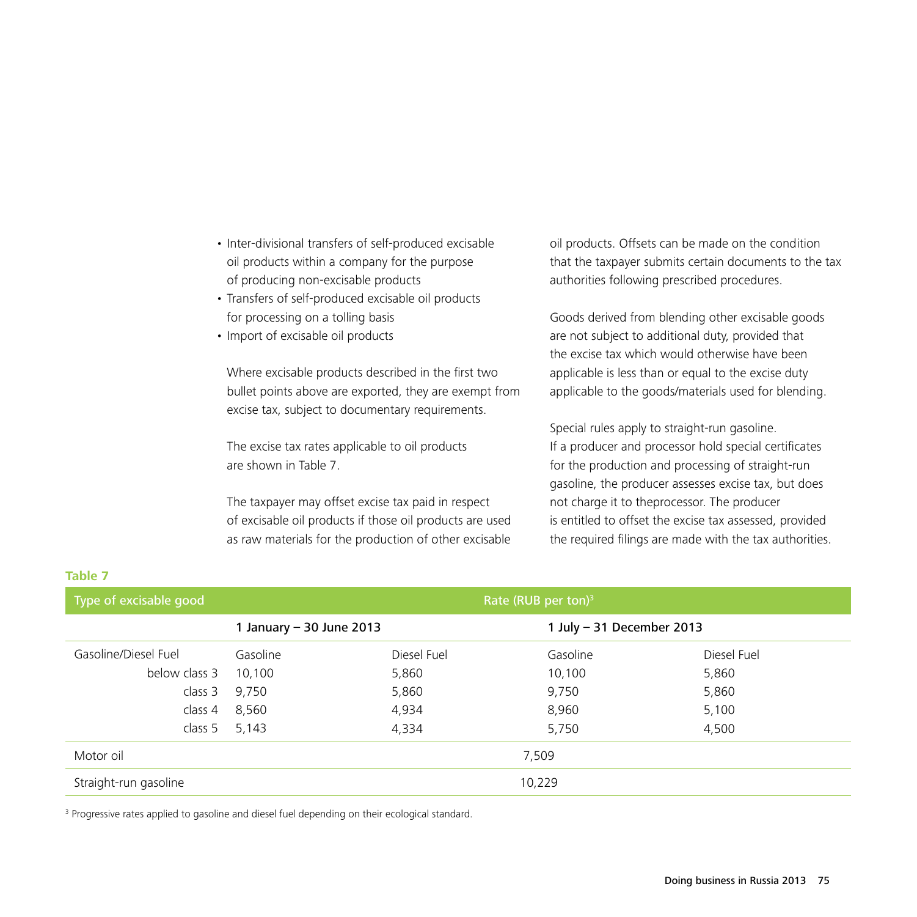- Inter-divisional transfers of self-produced excisable oil products within a company for the purpose of producing non-excisable products
- Transfers of self-produced excisable oil products for processing on a tolling basis
- Import of excisable oil products

Where excisable products described in the first two bullet points above are exported, they are exempt from excise tax, subject to documentary requirements.

The excise tax rates applicable to oil products are shown in Table 7.

The taxpayer may offset excise tax paid in respect of excisable oil products if those oil products are used as raw materials for the production of other excisable oil products. Offsets can be made on the condition that the taxpayer submits certain documents to the tax authorities following prescribed procedures.

Goods derived from blending other excisable goods are not subject to additional duty, provided that the excise tax which would otherwise have been applicable is less than or equal to the excise duty applicable to the goods/materials used for blending.

Special rules apply to straight-run gasoline. If a producer and processor hold special certificates for the production and processing of straight-run gasoline, the producer assesses excise tax, but does not charge it to theprocessor. The producer is entitled to offset the excise tax assessed, provided the required filings are made with the tax authorities.

**Table 7**

| Type of excisable good | Rate (RUB per ton)[3] | | | |
|---|---|---|---|---|
| | 1 January – 30 June 2013 | | 1 July – 31 December 2013 | |
| Gasoline/Diesel Fuel | Gasoline | Diesel Fuel | Gasoline | Diesel Fuel |
| below class 3 | 10,100 | 5,860 | 10,100 | 5,860 |
| class 3 | 9,750 | 5,860 | 9,750 | 5,860 |
| class 4 | 8,560 | 4,934 | 8,960 | 5,100 |
| class 5 | 5,143 | 4,334 | 5,750 | 4,500 |
| Motor oil | 7,509 | | | |
| Straight-run gasoline | 10,229 | | | |

[3] Progressive rates applied to gasoline and diesel fuel depending on their ecological standard.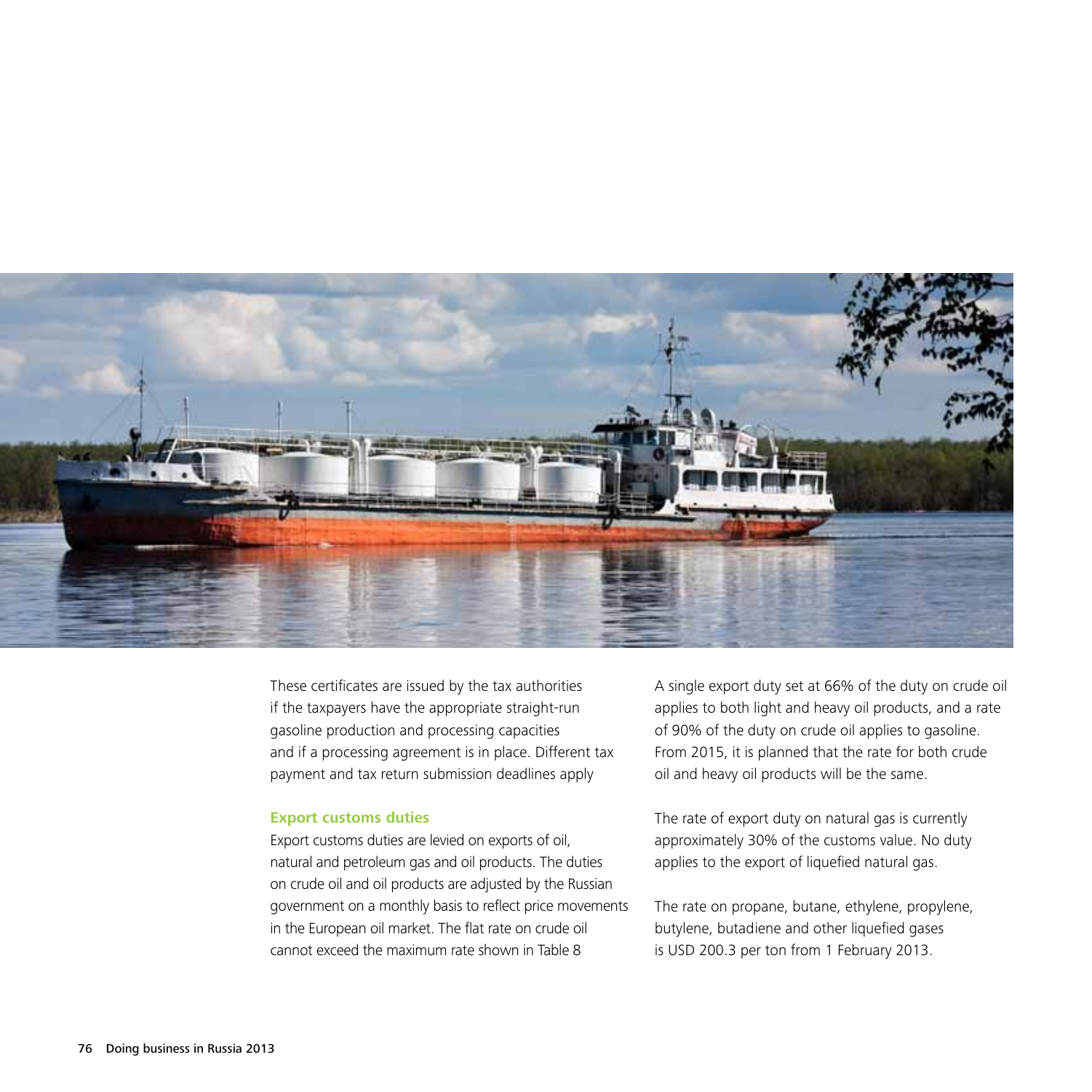These certificates are issued by the tax authorities if the taxpayers have the appropriate straight-run gasoline production and processing capacities and if a processing agreement is in place. Different tax payment and tax return submission deadlines apply

### Export customs duties

Export customs duties are levied on exports of oil, natural and petroleum gas and oil products. The duties on crude oil and oil products are adjusted by the Russian government on a monthly basis to reflect price movements in the European oil market. The flat rate on crude oil cannot exceed the maximum rate shown in Table 8

A single export duty set at 66% of the duty on crude oil applies to both light and heavy oil products, and a rate of 90% of the duty on crude oil applies to gasoline. From 2015, it is planned that the rate for both crude oil and heavy oil products will be the same.

The rate of export duty on natural gas is currently approximately 30% of the customs value. No duty applies to the export of liquefied natural gas.

The rate on propane, butane, ethylene, propylene, butylene, butadiene and other liquefied gases is USD 200.3 per ton from 1 February 2013.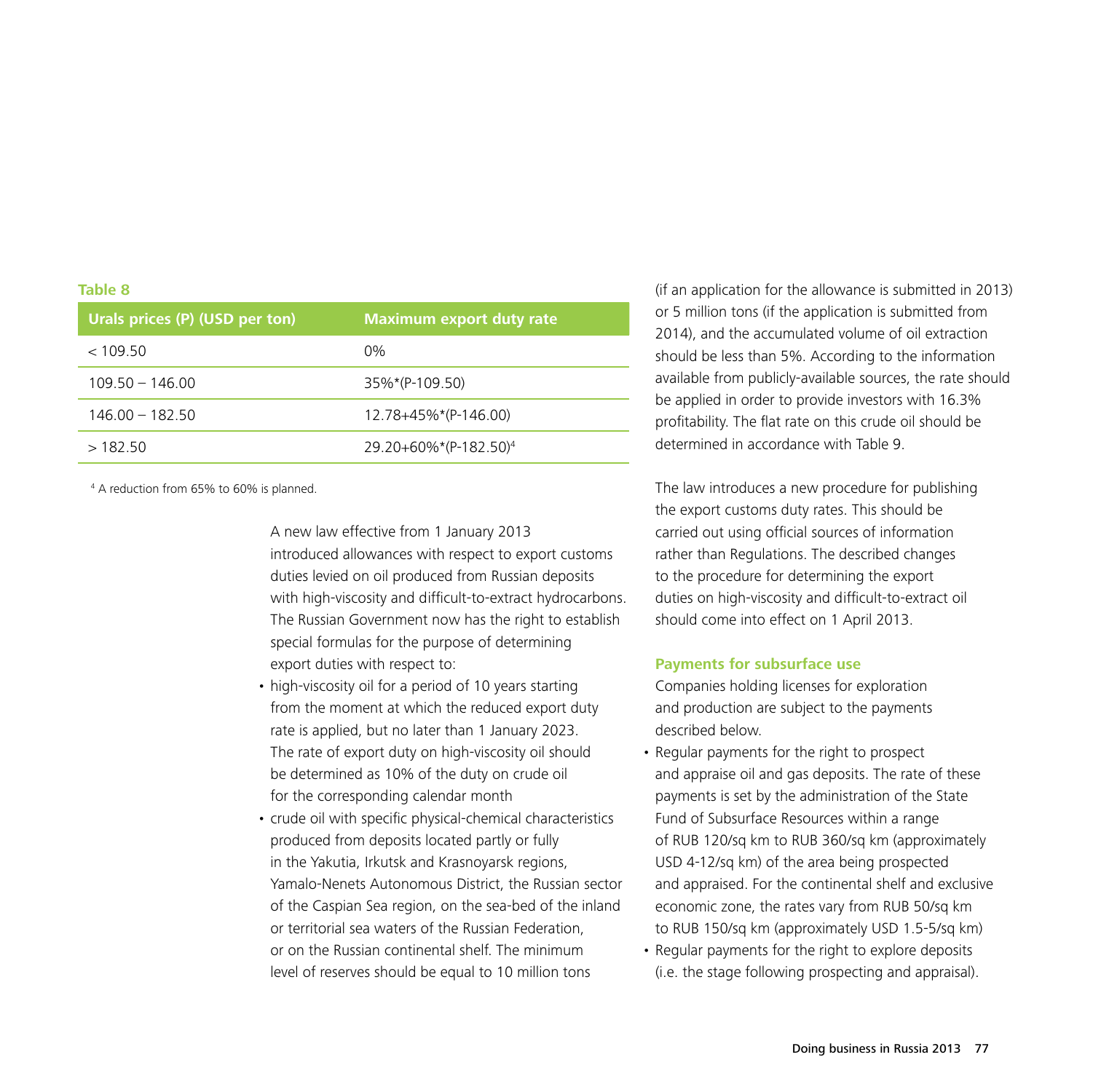**Table 8**

| Urals prices (P) (USD per ton) | Maximum export duty rate |
|---|---|
| < 109.50 | 0% |
| 109.50 – 146.00 | 35%*(P-109.50) |
| 146.00 – 182.50 | 12.78+45%*(P-146.00) |
| > 182.50 | 29.20+60%*(P-182.50)[4] |

[4] A reduction from 65% to 60% is planned.

A new law effective from 1 January 2013 introduced allowances with respect to export customs duties levied on oil produced from Russian deposits with high-viscosity and difficult-to-extract hydrocarbons. The Russian Government now has the right to establish special formulas for the purpose of determining export duties with respect to:

- high-viscosity oil for a period of 10 years starting from the moment at which the reduced export duty rate is applied, but no later than 1 January 2023. The rate of export duty on high-viscosity oil should be determined as 10% of the duty on crude oil for the corresponding calendar month
- crude oil with specific physical-chemical characteristics produced from deposits located partly or fully in the Yakutia, Irkutsk and Krasnoyarsk regions, Yamalo-Nenets Autonomous District, the Russian sector of the Caspian Sea region, on the sea-bed of the inland or territorial sea waters of the Russian Federation, or on the Russian continental shelf. The minimum level of reserves should be equal to 10 million tons (if an application for the allowance is submitted in 2013) or 5 million tons (if the application is submitted from 2014), and the accumulated volume of oil extraction should be less than 5%. According to the information available from publicly-available sources, the rate should be applied in order to provide investors with 16.3% profitability. The flat rate on this crude oil should be determined in accordance with Table 9.

The law introduces a new procedure for publishing the export customs duty rates. This should be carried out using official sources of information rather than Regulations. The described changes to the procedure for determining the export duties on high-viscosity and difficult-to-extract oil should come into effect on 1 April 2013.

### Payments for subsurface use

Companies holding licenses for exploration and production are subject to the payments described below.

- Regular payments for the right to prospect and appraise oil and gas deposits. The rate of these payments is set by the administration of the State Fund of Subsurface Resources within a range of RUB 120/sq km to RUB 360/sq km (approximately USD 4-12/sq km) of the area being prospected and appraised. For the continental shelf and exclusive economic zone, the rates vary from RUB 50/sq km to RUB 150/sq km (approximately USD 1.5-5/sq km)
- Regular payments for the right to explore deposits (i.e. the stage following prospecting and appraisal).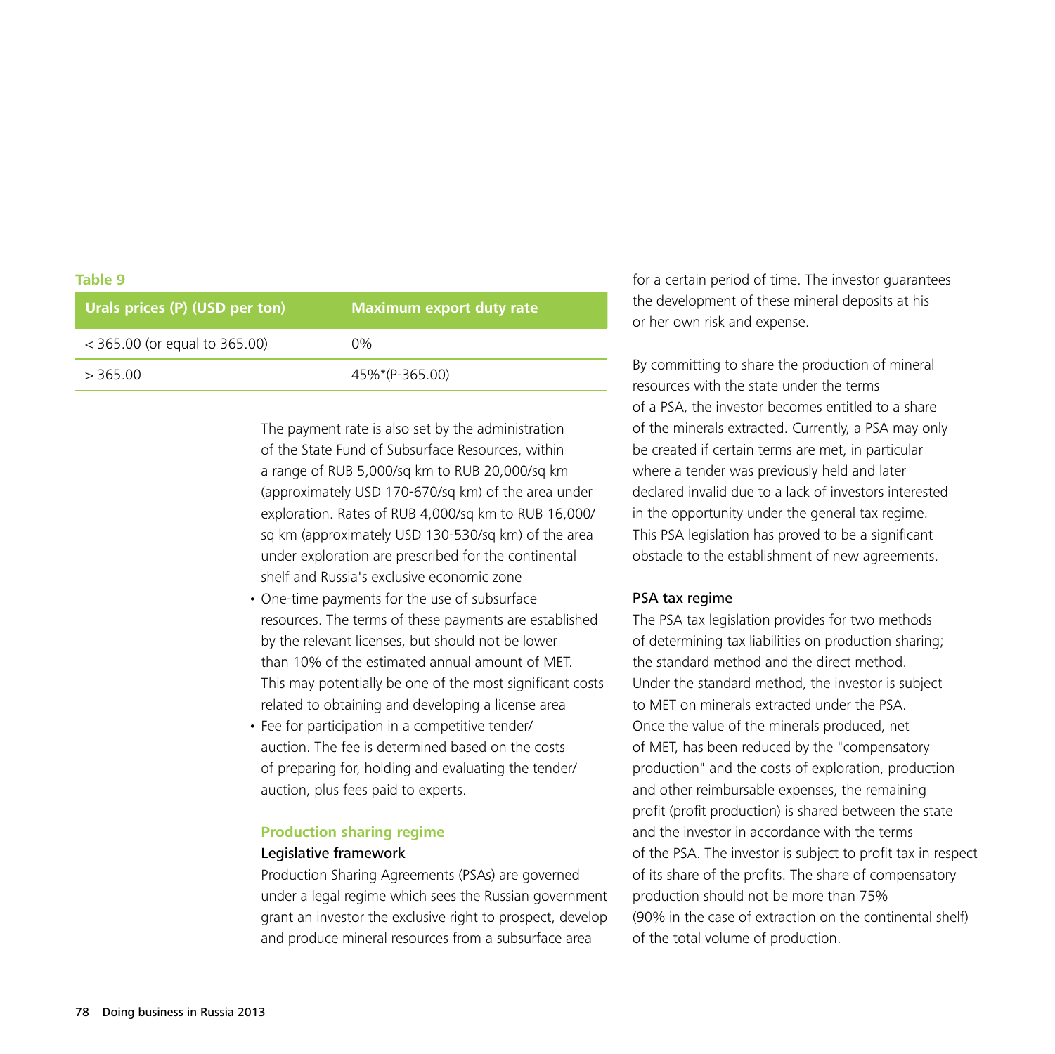**Table 9**

| Urals prices (P) (USD per ton) | Maximum export duty rate |
|---|---|
| < 365.00 (or equal to 365.00) | 0% |
| > 365.00 | 45%*(P-365.00) |

The payment rate is also set by the administration of the State Fund of Subsurface Resources, within a range of RUB 5,000/sq km to RUB 20,000/sq km (approximately USD 170-670/sq km) of the area under exploration. Rates of RUB 4,000/sq km to RUB 16,000/sq km (approximately USD 130-530/sq km) of the area under exploration are prescribed for the continental shelf and Russia's exclusive economic zone

- One-time payments for the use of subsurface resources. The terms of these payments are established by the relevant licenses, but should not be lower than 10% of the estimated annual amount of MET. This may potentially be one of the most significant costs related to obtaining and developing a license area
- Fee for participation in a competitive tender/auction. The fee is determined based on the costs of preparing for, holding and evaluating the tender/auction, plus fees paid to experts.

## Production sharing regime

### Legislative framework

Production Sharing Agreements (PSAs) are governed under a legal regime which sees the Russian government grant an investor the exclusive right to prospect, develop and produce mineral resources from a subsurface area for a certain period of time. The investor guarantees the development of these mineral deposits at his or her own risk and expense.

By committing to share the production of mineral resources with the state under the terms of a PSA, the investor becomes entitled to a share of the minerals extracted. Currently, a PSA may only be created if certain terms are met, in particular where a tender was previously held and later declared invalid due to a lack of investors interested in the opportunity under the general tax regime. This PSA legislation has proved to be a significant obstacle to the establishment of new agreements.

### PSA tax regime

The PSA tax legislation provides for two methods of determining tax liabilities on production sharing; the standard method and the direct method. Under the standard method, the investor is subject to MET on minerals extracted under the PSA. Once the value of the minerals produced, net of MET, has been reduced by the "compensatory production" and the costs of exploration, production and other reimbursable expenses, the remaining profit (profit production) is shared between the state and the investor in accordance with the terms of the PSA. The investor is subject to profit tax in respect of its share of the profits. The share of compensatory production should not be more than 75% (90% in the case of extraction on the continental shelf) of the total volume of production.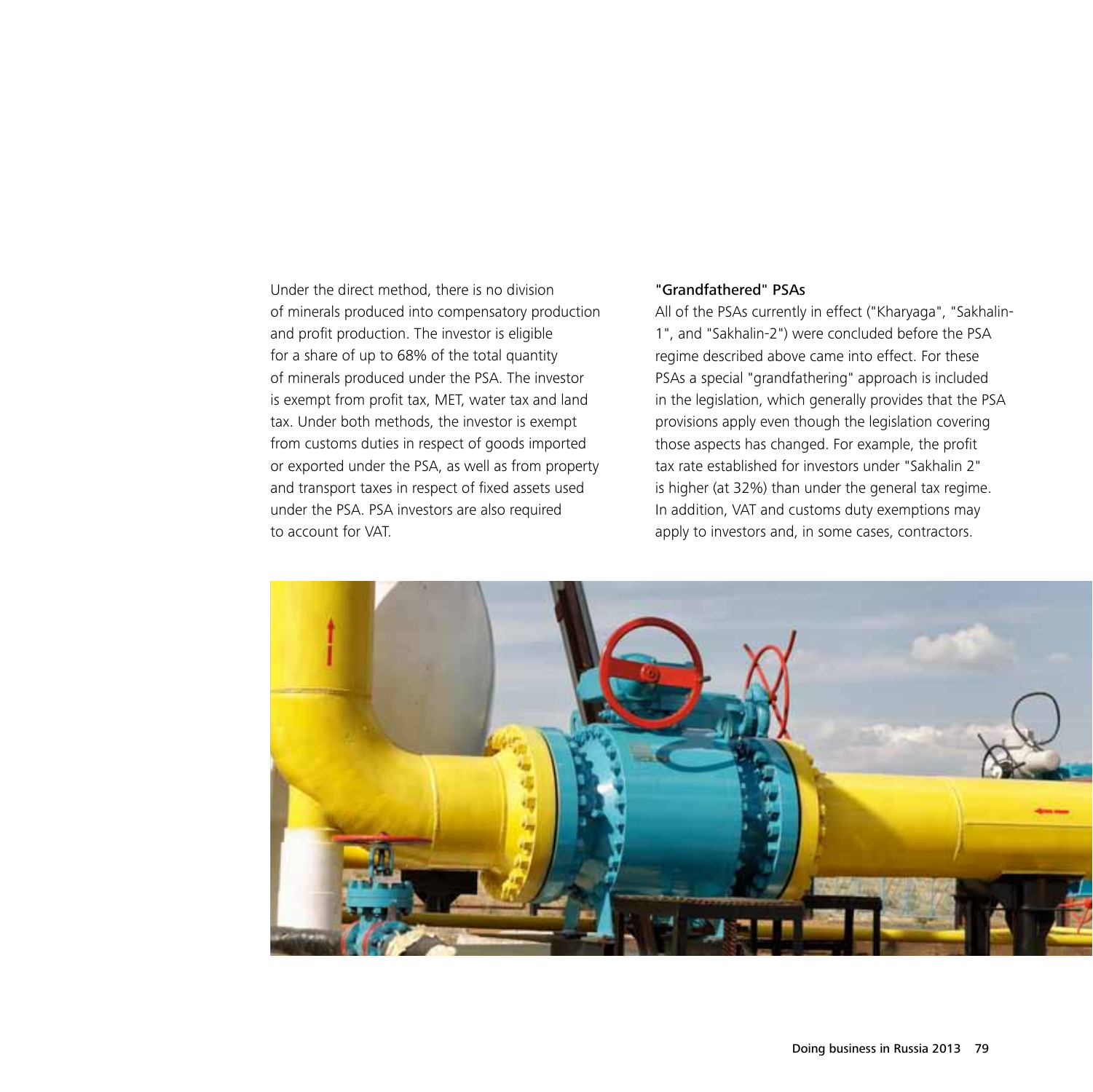Under the direct method, there is no division of minerals produced into compensatory production and profit production. The investor is eligible for a share of up to 68% of the total quantity of minerals produced under the PSA. The investor is exempt from profit tax, MET, water tax and land tax. Under both methods, the investor is exempt from customs duties in respect of goods imported or exported under the PSA, as well as from property and transport taxes in respect of fixed assets used under the PSA. PSA investors are also required to account for VAT.

### "Grandfathered" PSAs

All of the PSAs currently in effect ("Kharyaga", "Sakhalin-1", and "Sakhalin-2") were concluded before the PSA regime described above came into effect. For these PSAs a special "grandfathering" approach is included in the legislation, which generally provides that the PSA provisions apply even though the legislation covering those aspects has changed. For example, the profit tax rate established for investors under "Sakhalin 2" is higher (at 32%) than under the general tax regime. In addition, VAT and customs duty exemptions may apply to investors and, in some cases, contractors.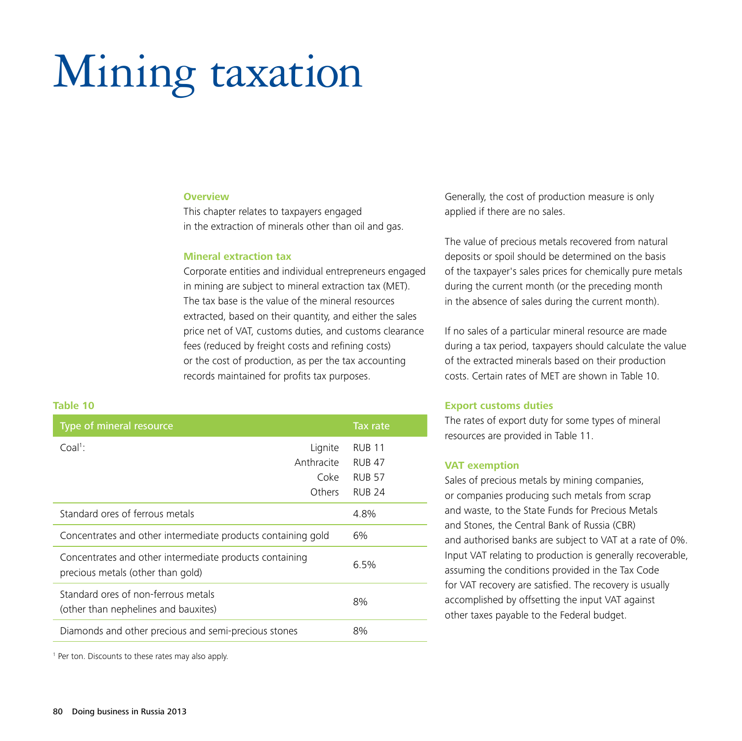# Mining taxation

### Overview

This chapter relates to taxpayers engaged in the extraction of minerals other than oil and gas.

### Mineral extraction tax

Corporate entities and individual entrepreneurs engaged in mining are subject to mineral extraction tax (MET). The tax base is the value of the mineral resources extracted, based on their quantity, and either the sales price net of VAT, customs duties, and customs clearance fees (reduced by freight costs and refining costs) or the cost of production, as per the tax accounting records maintained for profits tax purposes.

Generally, the cost of production measure is only applied if there are no sales.

The value of precious metals recovered from natural deposits or spoil should be determined on the basis of the taxpayer's sales prices for chemically pure metals during the current month (or the preceding month in the absence of sales during the current month).

If no sales of a particular mineral resource are made during a tax period, taxpayers should calculate the value of the extracted minerals based on their production costs. Certain rates of MET are shown in Table 10.

**Table 10**

| Type of mineral resource | | Tax rate |
|---|---|---|
| Coal[1]: | Lignite | RUB 11 |
| | Anthracite | RUB 47 |
| | Coke | RUB 57 |
| | Others | RUB 24 |
| Standard ores of ferrous metals | | 4.8% |
| Concentrates and other intermediate products containing gold | | 6% |
| Concentrates and other intermediate products containing precious metals (other than gold) | | 6.5% |
| Standard ores of non-ferrous metals (other than nephelines and bauxites) | | 8% |
| Diamonds and other precious and semi-precious stones | | 8% |

[1] Per ton. Discounts to these rates may also apply.

### Export customs duties

The rates of export duty for some types of mineral resources are provided in Table 11.

### VAT exemption

Sales of precious metals by mining companies, or companies producing such metals from scrap and waste, to the State Funds for Precious Metals and Stones, the Central Bank of Russia (CBR) and authorised banks are subject to VAT at a rate of 0%. Input VAT relating to production is generally recoverable, assuming the conditions provided in the Tax Code for VAT recovery are satisfied. The recovery is usually accomplished by offsetting the input VAT against other taxes payable to the Federal budget.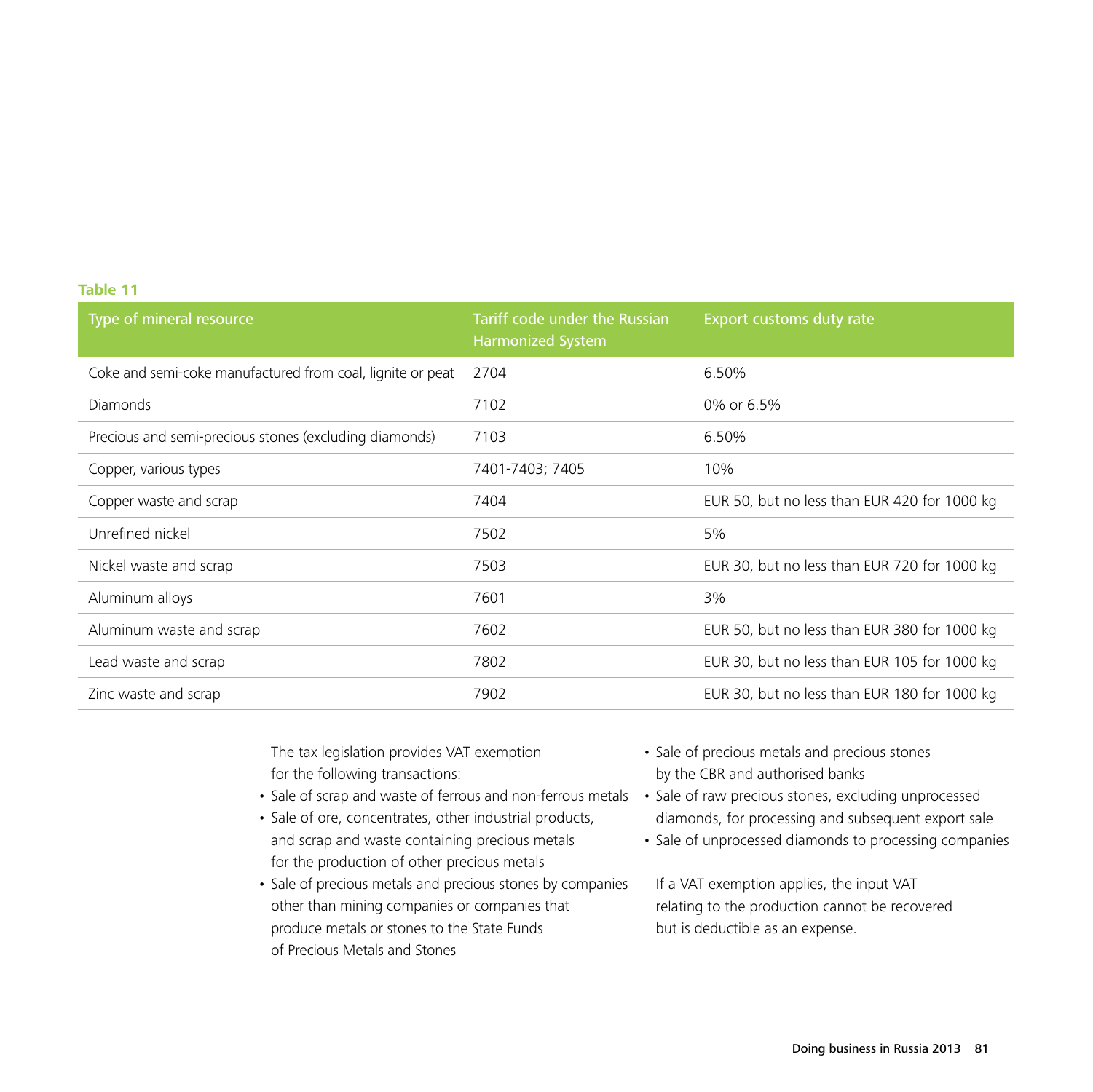**Table 11**

| Type of mineral resource | Tariff code under the Russian Harmonized System | Export customs duty rate |
|---|---|---|
| Coke and semi-coke manufactured from coal, lignite or peat | 2704 | 6.50% |
| Diamonds | 7102 | 0% or 6.5% |
| Precious and semi-precious stones (excluding diamonds) | 7103 | 6.50% |
| Copper, various types | 7401-7403; 7405 | 10% |
| Copper waste and scrap | 7404 | EUR 50, but no less than EUR 420 for 1000 kg |
| Unrefined nickel | 7502 | 5% |
| Nickel waste and scrap | 7503 | EUR 30, but no less than EUR 720 for 1000 kg |
| Aluminum alloys | 7601 | 3% |
| Aluminum waste and scrap | 7602 | EUR 50, but no less than EUR 380 for 1000 kg |
| Lead waste and scrap | 7802 | EUR 30, but no less than EUR 105 for 1000 kg |
| Zinc waste and scrap | 7902 | EUR 30, but no less than EUR 180 for 1000 kg |

The tax legislation provides VAT exemption for the following transactions:

- Sale of scrap and waste of ferrous and non-ferrous metals
- Sale of ore, concentrates, other industrial products, and scrap and waste containing precious metals for the production of other precious metals
- Sale of precious metals and precious stones by companies other than mining companies or companies that produce metals or stones to the State Funds of Precious Metals and Stones
- Sale of precious metals and precious stones by the CBR and authorised banks
- Sale of raw precious stones, excluding unprocessed diamonds, for processing and subsequent export sale
- Sale of unprocessed diamonds to processing companies

If a VAT exemption applies, the input VAT relating to the production cannot be recovered but is deductible as an expense.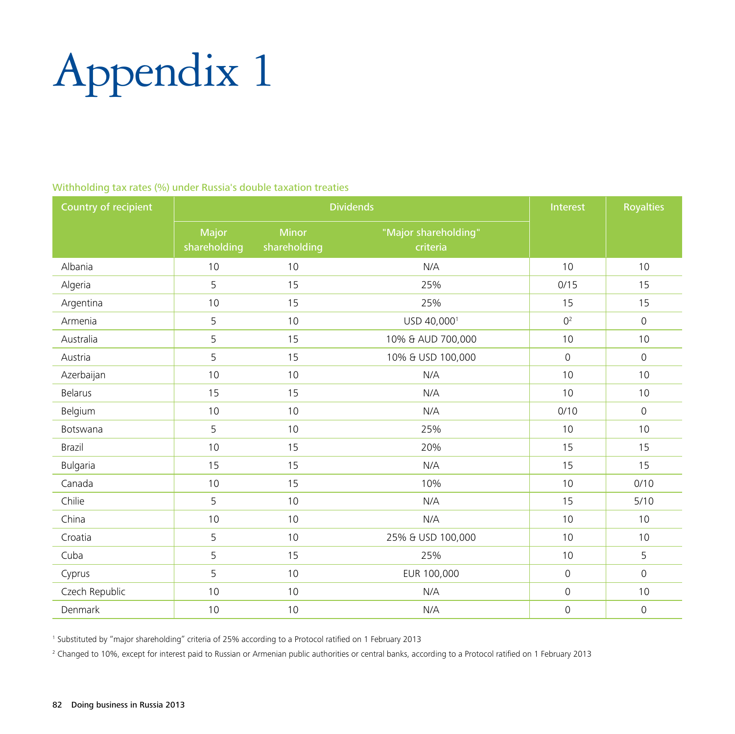# Appendix 1

Withholding tax rates (%) under Russia's double taxation treaties

| Country of recipient | Dividends | | | Interest | Royalties |
|---|---|---|---|---|---|
| | Major shareholding | Minor shareholding | "Major shareholding" criteria | | |
| Albania | 10 | 10 | N/A | 10 | 10 |
| Algeria | 5 | 15 | 25% | 0/15 | 15 |
| Argentina | 10 | 15 | 25% | 15 | 15 |
| Armenia | 5 | 10 | USD 40,000[1] | 0[2] | 0 |
| Australia | 5 | 15 | 10% & AUD 700,000 | 10 | 10 |
| Austria | 5 | 15 | 10% & USD 100,000 | 0 | 0 |
| Azerbaijan | 10 | 10 | N/A | 10 | 10 |
| Belarus | 15 | 15 | N/A | 10 | 10 |
| Belgium | 10 | 10 | N/A | 0/10 | 0 |
| Botswana | 5 | 10 | 25% | 10 | 10 |
| Brazil | 10 | 15 | 20% | 15 | 15 |
| Bulgaria | 15 | 15 | N/A | 15 | 15 |
| Canada | 10 | 15 | 10% | 10 | 0/10 |
| Chilie | 5 | 10 | N/A | 15 | 5/10 |
| China | 10 | 10 | N/A | 10 | 10 |
| Croatia | 5 | 10 | 25% & USD 100,000 | 10 | 10 |
| Cuba | 5 | 15 | 25% | 10 | 5 |
| Cyprus | 5 | 10 | EUR 100,000 | 0 | 0 |
| Czech Republic | 10 | 10 | N/A | 0 | 10 |
| Denmark | 10 | 10 | N/A | 0 | 0 |

[1] Substituted by "major shareholding" criteria of 25% according to a Protocol ratified on 1 February 2013

[2] Changed to 10%, except for interest paid to Russian or Armenian public authorities or central banks, according to a Protocol ratified on 1 February 2013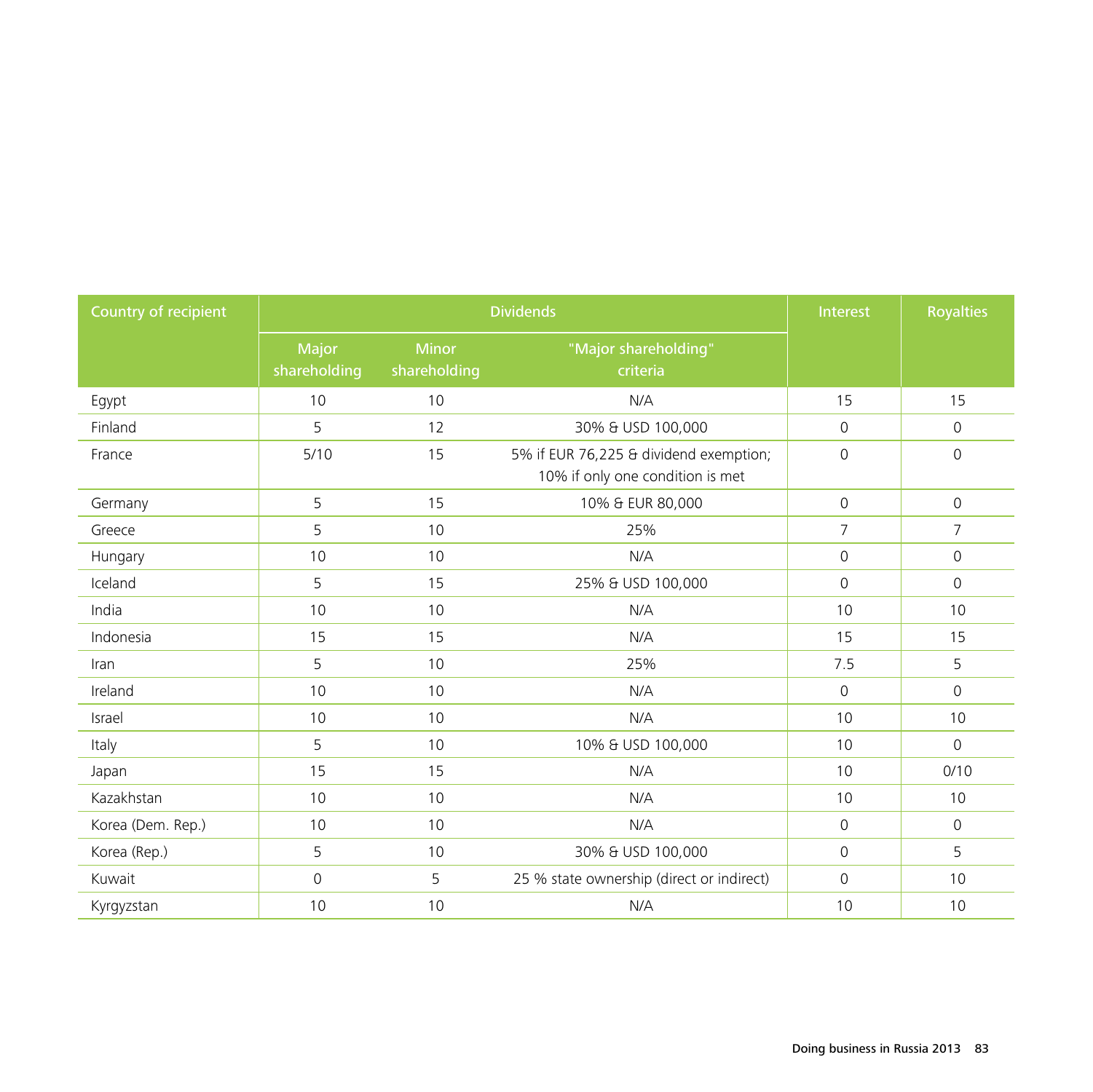| Country of recipient | Dividends | | | Interest | Royalties |
|---|---|---|---|---|---|
| | Major shareholding | Minor shareholding | "Major shareholding" criteria | | |
| Egypt | 10 | 10 | N/A | 15 | 15 |
| Finland | 5 | 12 | 30% & USD 100,000 | 0 | 0 |
| France | 5/10 | 15 | 5% if EUR 76,225 & dividend exemption; 10% if only one condition is met | 0 | 0 |
| Germany | 5 | 15 | 10% & EUR 80,000 | 0 | 0 |
| Greece | 5 | 10 | 25% | 7 | 7 |
| Hungary | 10 | 10 | N/A | 0 | 0 |
| Iceland | 5 | 15 | 25% & USD 100,000 | 0 | 0 |
| India | 10 | 10 | N/A | 10 | 10 |
| Indonesia | 15 | 15 | N/A | 15 | 15 |
| Iran | 5 | 10 | 25% | 7.5 | 5 |
| Ireland | 10 | 10 | N/A | 0 | 0 |
| Israel | 10 | 10 | N/A | 10 | 10 |
| Italy | 5 | 10 | 10% & USD 100,000 | 10 | 0 |
| Japan | 15 | 15 | N/A | 10 | 0/10 |
| Kazakhstan | 10 | 10 | N/A | 10 | 10 |
| Korea (Dem. Rep.) | 10 | 10 | N/A | 0 | 0 |
| Korea (Rep.) | 5 | 10 | 30% & USD 100,000 | 0 | 5 |
| Kuwait | 0 | 5 | 25 % state ownership (direct or indirect) | 0 | 10 |
| Kyrgyzstan | 10 | 10 | N/A | 10 | 10 |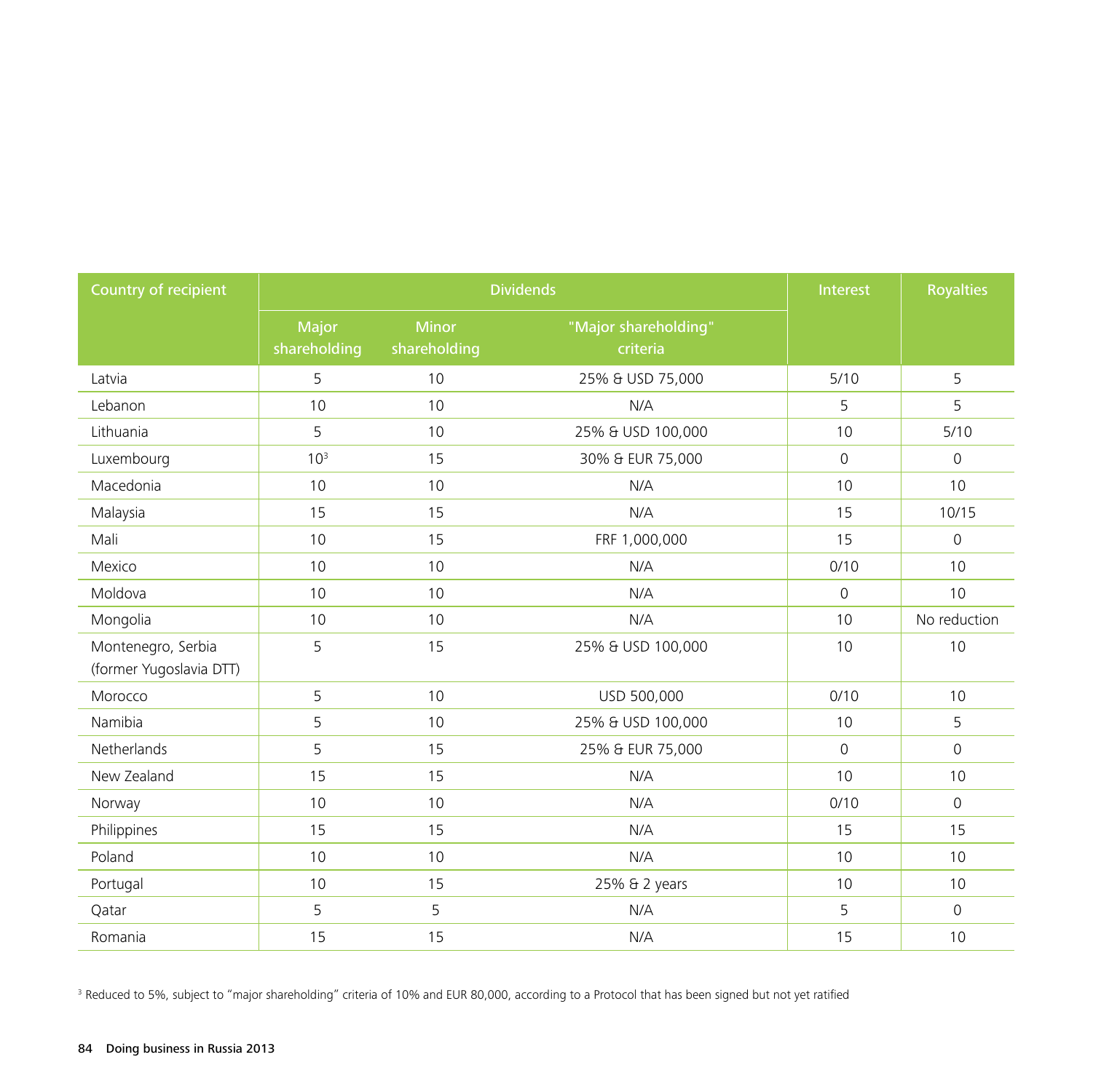| Country of recipient | Dividends | | | Interest | Royalties |
|---|---|---|---|---|---|
| | Major shareholding | Minor shareholding | "Major shareholding" criteria | | |
| Latvia | 5 | 10 | 25% & USD 75,000 | 5/10 | 5 |
| Lebanon | 10 | 10 | N/A | 5 | 5 |
| Lithuania | 5 | 10 | 25% & USD 100,000 | 10 | 5/10 |
| Luxembourg | 10[3] | 15 | 30% & EUR 75,000 | 0 | 0 |
| Macedonia | 10 | 10 | N/A | 10 | 10 |
| Malaysia | 15 | 15 | N/A | 15 | 10/15 |
| Mali | 10 | 15 | FRF 1,000,000 | 15 | 0 |
| Mexico | 10 | 10 | N/A | 0/10 | 10 |
| Moldova | 10 | 10 | N/A | 0 | 10 |
| Mongolia | 10 | 10 | N/A | 10 | No reduction |
| Montenegro, Serbia (former Yugoslavia DTT) | 5 | 15 | 25% & USD 100,000 | 10 | 10 |
| Morocco | 5 | 10 | USD 500,000 | 0/10 | 10 |
| Namibia | 5 | 10 | 25% & USD 100,000 | 10 | 5 |
| Netherlands | 5 | 15 | 25% & EUR 75,000 | 0 | 0 |
| New Zealand | 15 | 15 | N/A | 10 | 10 |
| Norway | 10 | 10 | N/A | 0/10 | 0 |
| Philippines | 15 | 15 | N/A | 15 | 15 |
| Poland | 10 | 10 | N/A | 10 | 10 |
| Portugal | 10 | 15 | 25% & 2 years | 10 | 10 |
| Qatar | 5 | 5 | N/A | 5 | 0 |
| Romania | 15 | 15 | N/A | 15 | 10 |

[3] Reduced to 5%, subject to “major shareholding” criteria of 10% and EUR 80,000, according to a Protocol that has been signed but not yet ratified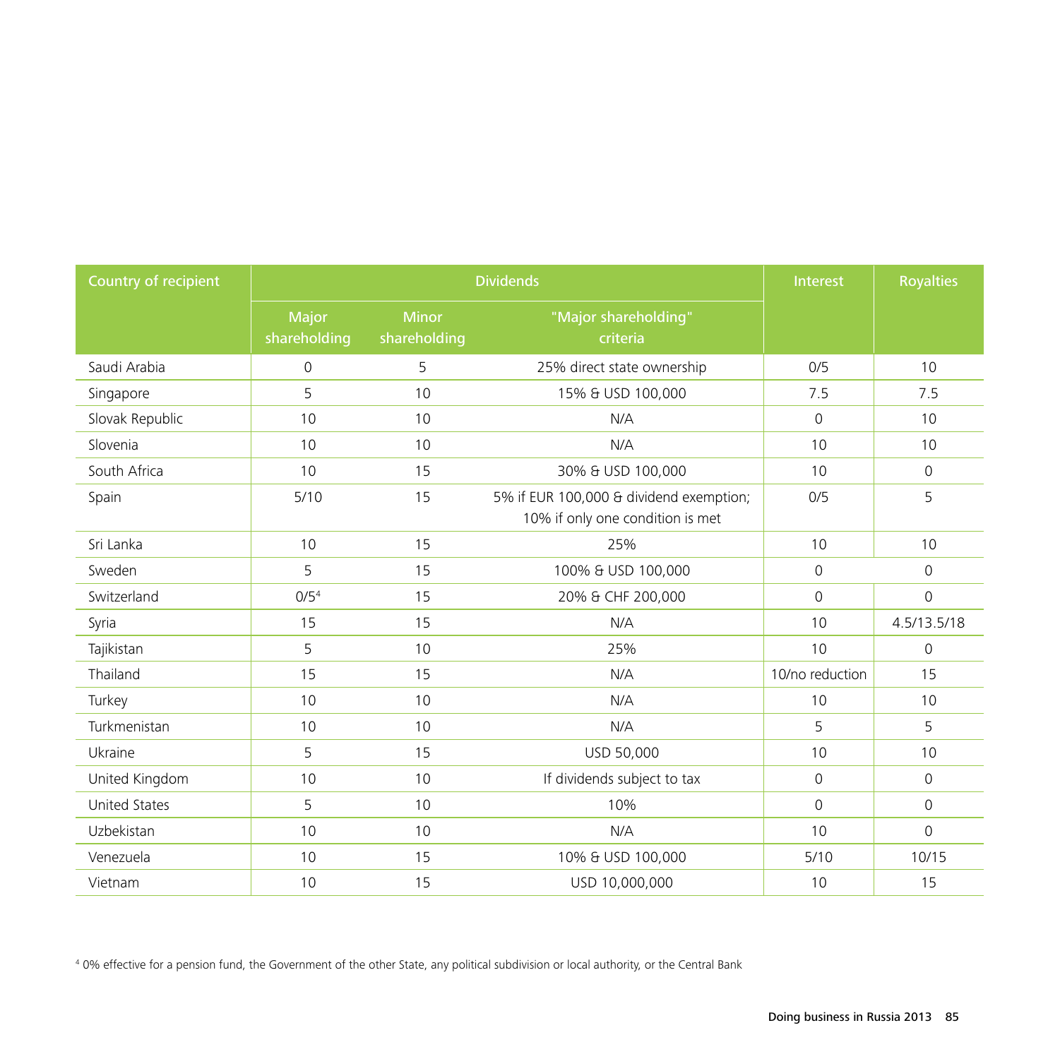| Country of recipient | Dividends | | | Interest | Royalties |
|---|---|---|---|---|---|
| | Major shareholding | Minor shareholding | "Major shareholding" criteria | | |
| Saudi Arabia | 0 | 5 | 25% direct state ownership | 0/5 | 10 |
| Singapore | 5 | 10 | 15% & USD 100,000 | 7.5 | 7.5 |
| Slovak Republic | 10 | 10 | N/A | 0 | 10 |
| Slovenia | 10 | 10 | N/A | 10 | 10 |
| South Africa | 10 | 15 | 30% & USD 100,000 | 10 | 0 |
| Spain | 5/10 | 15 | 5% if EUR 100,000 & dividend exemption; 10% if only one condition is met | 0/5 | 5 |
| Sri Lanka | 10 | 15 | 25% | 10 | 10 |
| Sweden | 5 | 15 | 100% & USD 100,000 | 0 | 0 |
| Switzerland | 0/5[4] | 15 | 20% & CHF 200,000 | 0 | 0 |
| Syria | 15 | 15 | N/A | 10 | 4.5/13.5/18 |
| Tajikistan | 5 | 10 | 25% | 10 | 0 |
| Thailand | 15 | 15 | N/A | 10/no reduction | 15 |
| Turkey | 10 | 10 | N/A | 10 | 10 |
| Turkmenistan | 10 | 10 | N/A | 5 | 5 |
| Ukraine | 5 | 15 | USD 50,000 | 10 | 10 |
| United Kingdom | 10 | 10 | If dividends subject to tax | 0 | 0 |
| United States | 5 | 10 | 10% | 0 | 0 |
| Uzbekistan | 10 | 10 | N/A | 10 | 0 |
| Venezuela | 10 | 15 | 10% & USD 100,000 | 5/10 | 10/15 |
| Vietnam | 10 | 15 | USD 10,000,000 | 10 | 15 |

[4] 0% effective for a pension fund, the Government of the other State, any political subdivision or local authority, or the Central Bank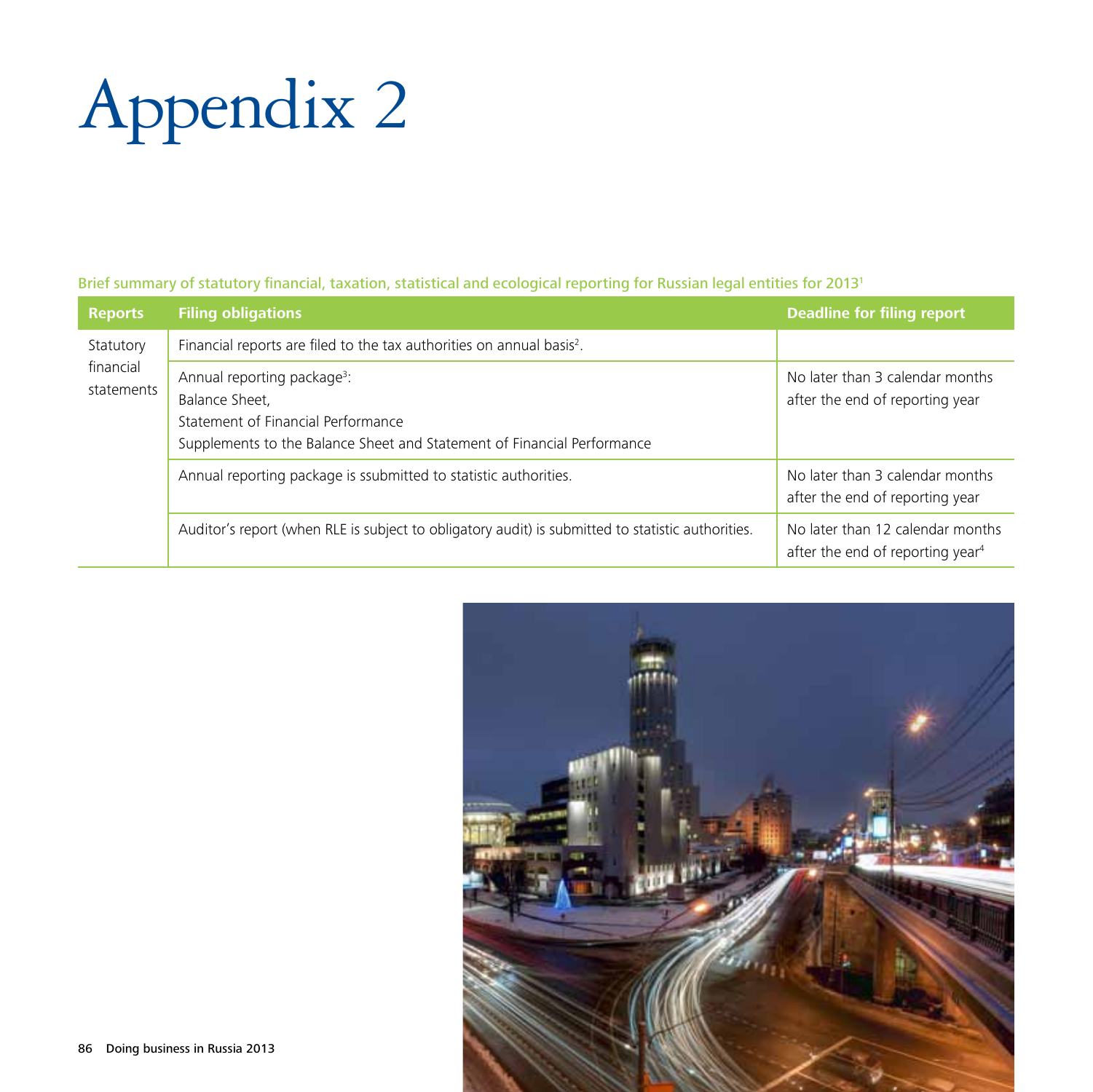# Appendix 2

Brief summary of statutory financial, taxation, statistical and ecological reporting for Russian legal entities for 2013[1]

| Reports | Filing obligations | Deadline for filing report |
|---|---|---|
| Statutory financial statements | Financial reports are filed to the tax authorities on annual basis[2]. | |
| | Annual reporting package[3]:<br>Balance Sheet,<br>Statement of Financial Performance<br>Supplements to the Balance Sheet and Statement of Financial Performance | No later than 3 calendar months after the end of reporting year |
| | Annual reporting package is ssubmitted to statistic authorities. | No later than 3 calendar months after the end of reporting year |
| | Auditor's report (when RLE is subject to obligatory audit) is submitted to statistic authorities. | No later than 12 calendar months after the end of reporting year[4] |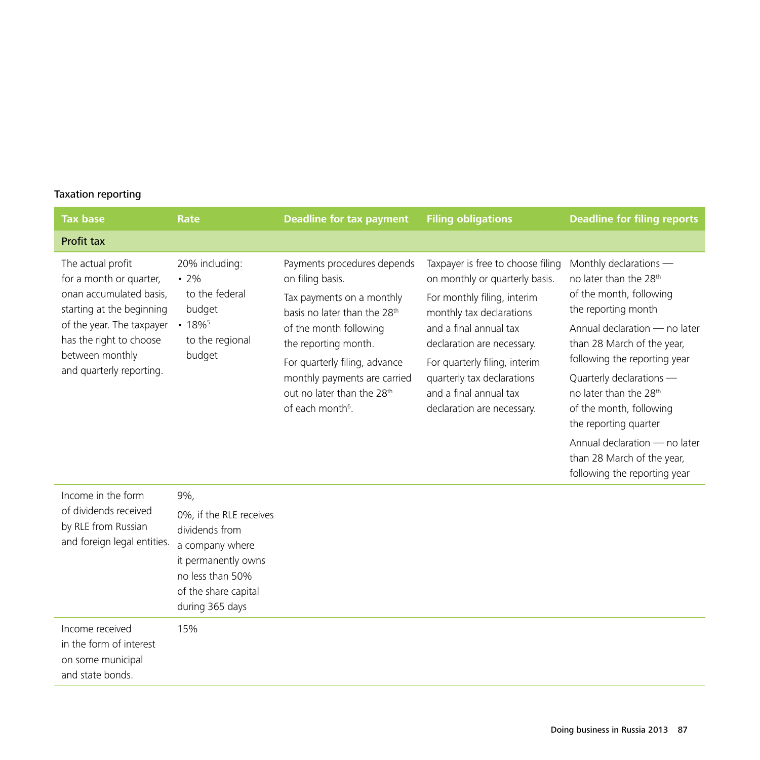Taxation reporting

| Tax base | Rate | Deadline for tax payment | Filing obligations | Deadline for filing reports |
|---|---|---|---|---|
| **Profit tax** | | | | |
| The actual profit for a month or quarter, onan accumulated basis, starting at the beginning of the year. The taxpayer has the right to choose between monthly and quarterly reporting. | 20% including: • 2% to the federal budget • 18%[5] to the regional budget | Payments procedures depends on filing basis. Tax payments on a monthly basis no later than the 28th of the month following the reporting month. For quarterly filing, advance monthly payments are carried out no later than the 28th of each month[6]. | Taxpayer is free to choose filing on monthly or quarterly basis. For monthly filing, interim monthly tax declarations and a final annual tax declaration are necessary. For quarterly filing, interim quarterly tax declarations and a final annual tax declaration are necessary. | Monthly declarations — no later than the 28th of the month, following the reporting month. Annual declaration — no later than 28 March of the year, following the reporting year. Quarterly declarations — no later than the 28th of the month, following the reporting quarter. Annual declaration — no later than 28 March of the year, following the reporting year |
| Income in the form of dividends received by RLE from Russian and foreign legal entities. | 9%, 0%, if the RLE receives dividends from a company where it permanently owns no less than 50% of the share capital during 365 days | | | |
| Income received in the form of interest on some municipal and state bonds. | 15% | | | |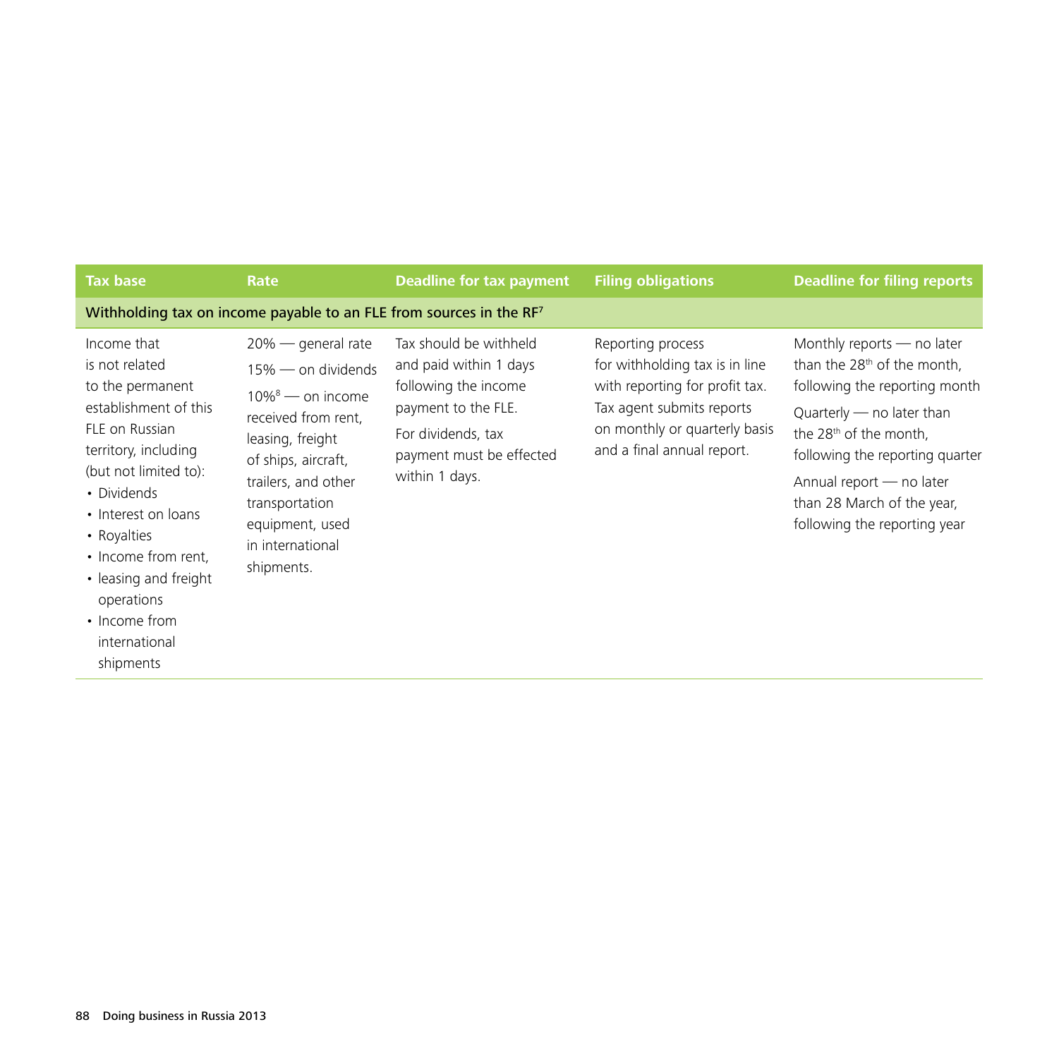| Tax base | Rate | Deadline for tax payment | Filing obligations | Deadline for filing reports |
|---|---|---|---|---|
| **Withholding tax on income payable to an FLE from sources in the RF[7]** | | | | |
| Income that is not related to the permanent establishment of this FLE on Russian territory, including (but not limited to):<br>• Dividends<br>• Interest on loans<br>• Royalties<br>• Income from rent,<br>• leasing and freight operations<br>• Income from international shipments | 20% — general rate<br>15% — on dividends<br>10%[8] — on income received from rent, leasing, freight of ships, aircraft, trailers, and other transportation equipment, used in international shipments. | Tax should be withheld and paid within 1 days following the income payment to the FLE.<br>For dividends, tax payment must be effected within 1 days. | Reporting process for withholding tax is in line with reporting for profit tax. Tax agent submits reports on monthly or quarterly basis and a final annual report. | Monthly reports — no later than the 28th of the month, following the reporting month<br>Quarterly — no later than the 28th of the month, following the reporting quarter<br>Annual report — no later than 28 March of the year, following the reporting year |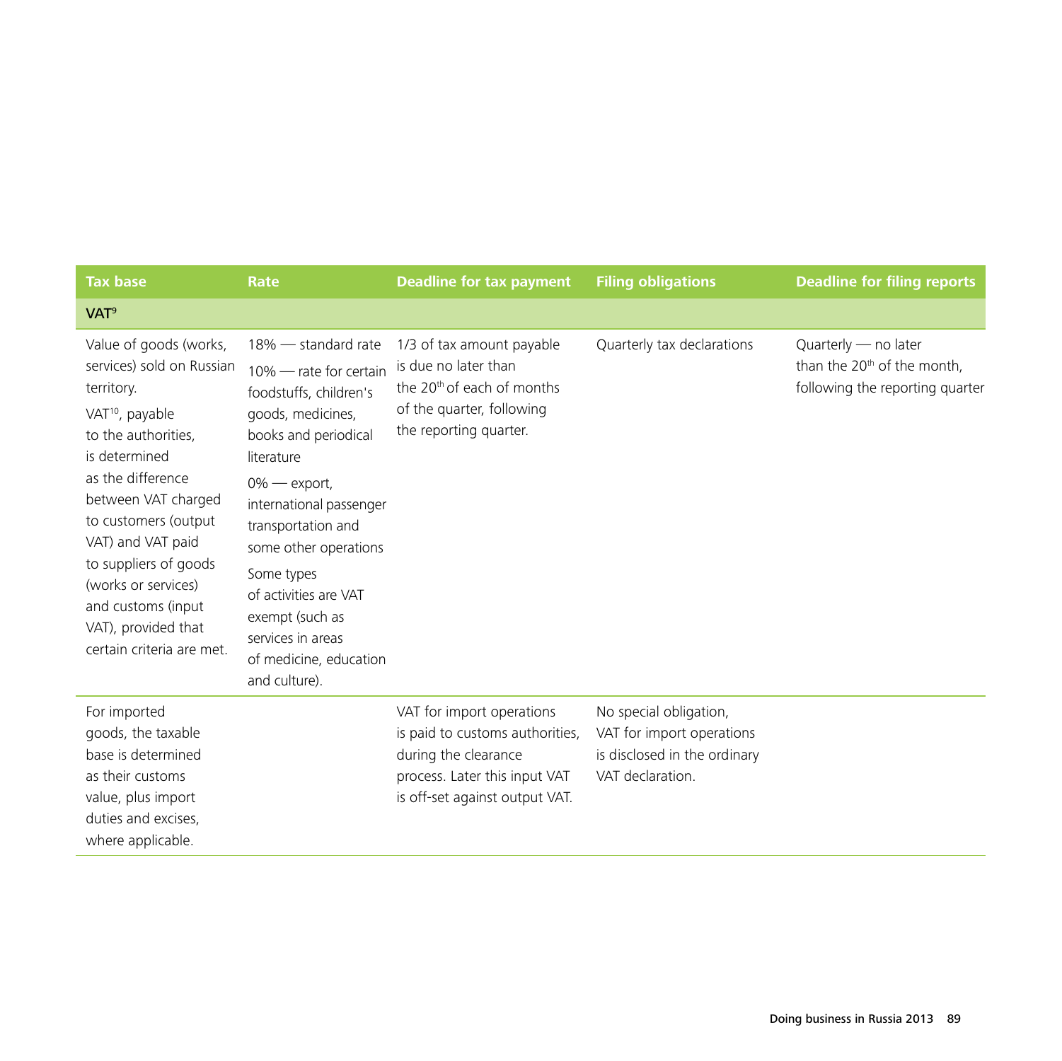| Tax base | Rate | Deadline for tax payment | Filing obligations | Deadline for filing reports |
|---|---|---|---|---|
| **VAT**[9] | | | | |
| Value of goods (works, services) sold on Russian territory.<br>VAT[10], payable to the authorities, is determined as the difference between VAT charged to customers (output VAT) and VAT paid to suppliers of goods (works or services) and customs (input VAT), provided that certain criteria are met. | 18% — standard rate<br>10% — rate for certain foodstuffs, children's goods, medicines, books and periodical literature<br>0% — export, international passenger transportation and some other operations<br>Some types of activities are VAT exempt (such as services in areas of medicine, education and culture). | 1/3 of tax amount payable is due no later than the 20th of each of months of the quarter, following the reporting quarter. | Quarterly tax declarations | Quarterly — no later than the 20th of the month, following the reporting quarter |
| For imported goods, the taxable base is determined as their customs value, plus import duties and excises, where applicable. | | VAT for import operations is paid to customs authorities, during the clearance process. Later this input VAT is off-set against output VAT. | No special obligation, VAT for import operations is disclosed in the ordinary VAT declaration. | |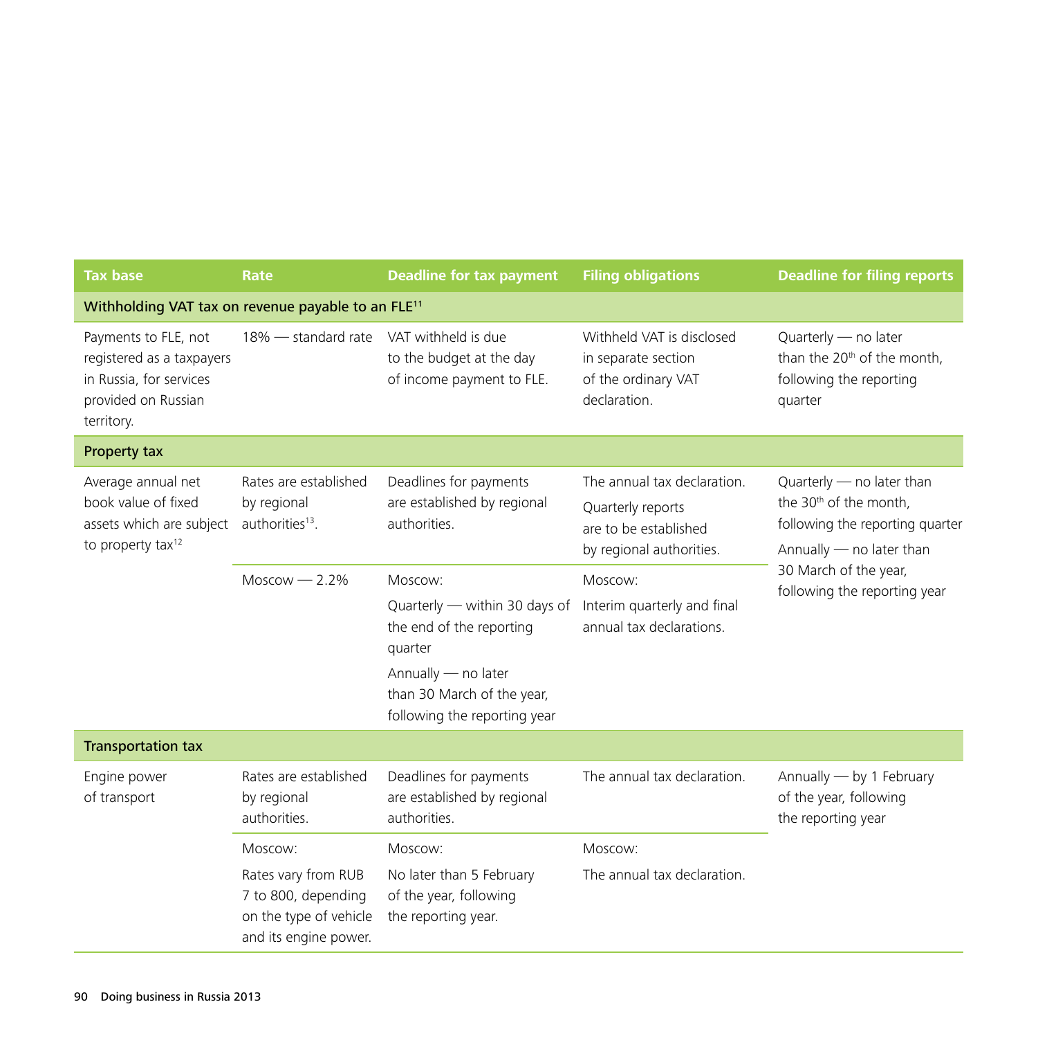| Tax base | Rate | Deadline for tax payment | Filing obligations | Deadline for filing reports |
|---|---|---|---|---|
| **Withholding VAT tax on revenue payable to an FLE[11]** | | | | |
| Payments to FLE, not registered as a taxpayers in Russia, for services provided on Russian territory. | 18% — standard rate | VAT withheld is due to the budget at the day of income payment to FLE. | Withheld VAT is disclosed in separate section of the ordinary VAT declaration. | Quarterly — no later than the 20th of the month, following the reporting quarter |
| **Property tax** | | | | |
| Average annual net book value of fixed assets which are subject to property tax[12] | Rates are established by regional authorities[13]. | Deadlines for payments are established by regional authorities. | The annual tax declaration. Quarterly reports are to be established by regional authorities. | Quarterly — no later than the 30th of the month, following the reporting quarter Annually — no later than 30 March of the year, following the reporting year |
| | Moscow — 2.2% | Moscow: Quarterly — within 30 days of the end of the reporting quarter Annually — no later than 30 March of the year, following the reporting year | Moscow: Interim quarterly and final annual tax declarations. | |
| **Transportation tax** | | | | |
| Engine power of transport | Rates are established by regional authorities. | Deadlines for payments are established by regional authorities. | The annual tax declaration. | Annually — by 1 February of the year, following the reporting year |
| | Moscow: Rates vary from RUB 7 to 800, depending on the type of vehicle and its engine power. | Moscow: No later than 5 February of the year, following the reporting year. | Moscow: The annual tax declaration. | |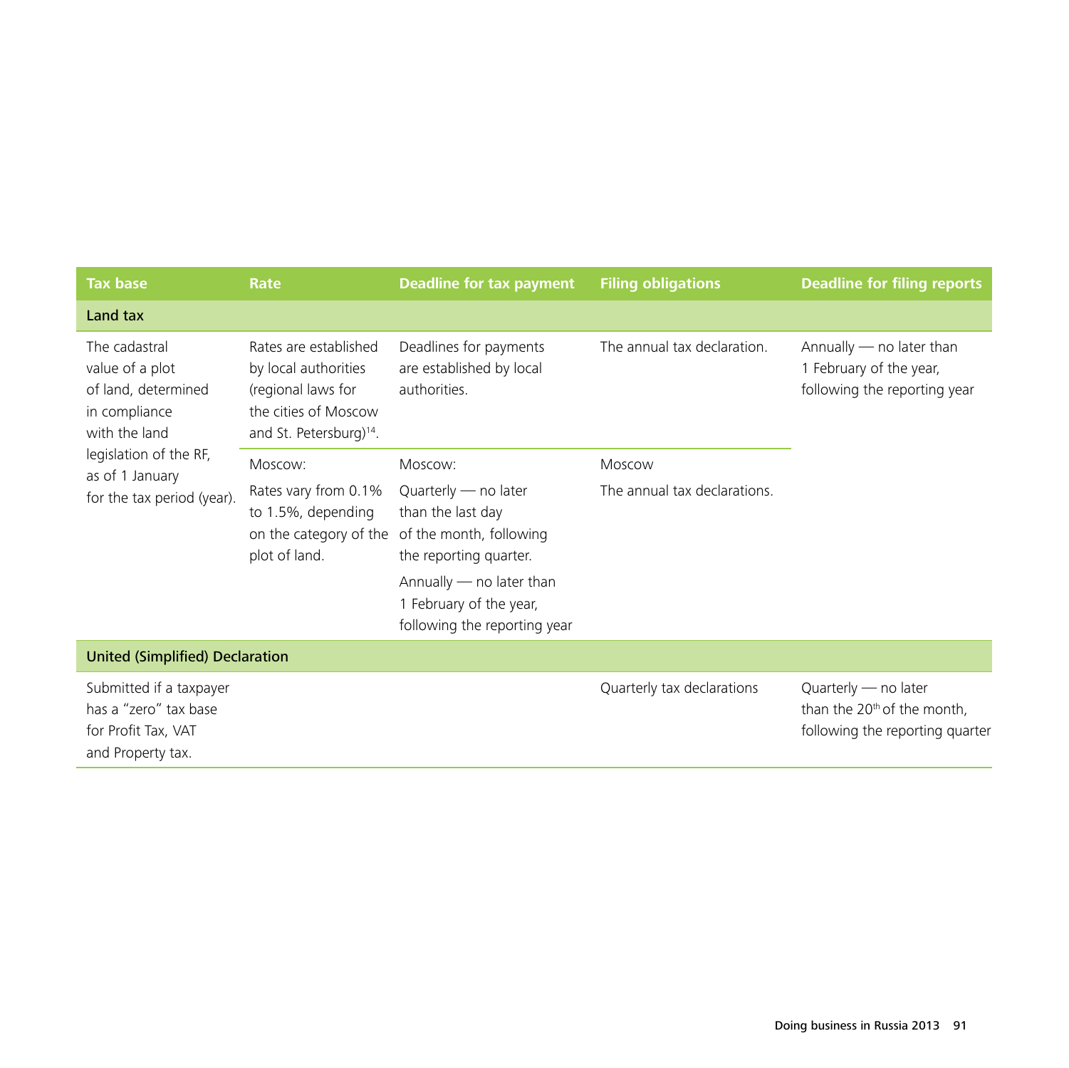| Tax base | Rate | Deadline for tax payment | Filing obligations | Deadline for filing reports |
|---|---|---|---|---|
| **Land tax** | | | | |
| The cadastral value of a plot of land, determined in compliance with the land legislation of the RF, as of 1 January for the tax period (year). | Rates are established by local authorities (regional laws for the cities of Moscow and St. Petersburg)[14]. | Deadlines for payments are established by local authorities. | The annual tax declaration. | Annually — no later than 1 February of the year, following the reporting year |
| | Moscow:<br>Rates vary from 0.1% to 1.5%, depending on the category of the plot of land. | Moscow:<br>Quarterly — no later than the last day of the month, following the reporting quarter.<br>Annually — no later than 1 February of the year, following the reporting year | Moscow<br>The annual tax declarations. | |
| **United (Simplified) Declaration** | | | | |
| Submitted if a taxpayer has a "zero" tax base for Profit Tax, VAT and Property tax. | | | Quarterly tax declarations | Quarterly — no later than the 20th of the month, following the reporting quarter |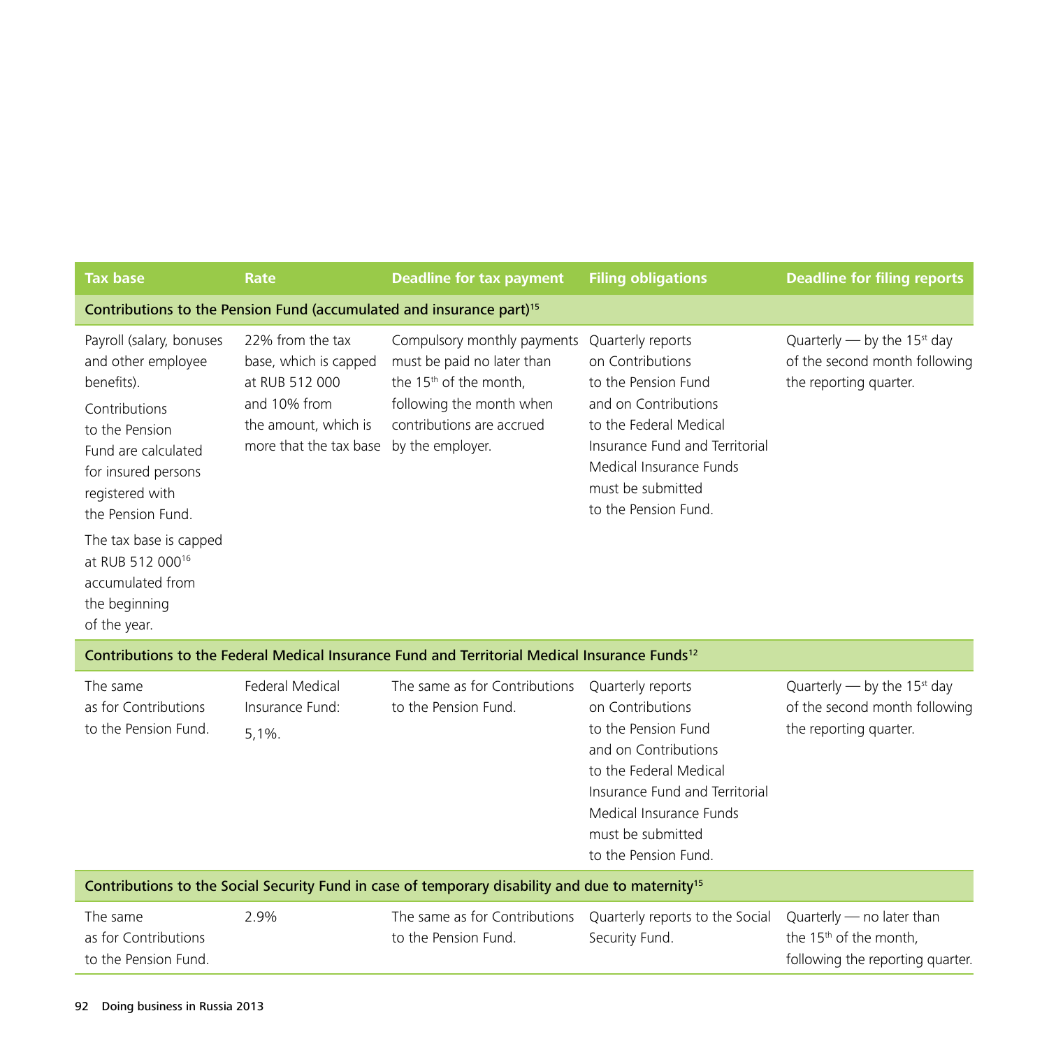| Tax base | Rate | Deadline for tax payment | Filing obligations | Deadline for filing reports |
|---|---|---|---|---|
| **Contributions to the Pension Fund (accumulated and insurance part)[15]** | | | | |
| Payroll (salary, bonuses and other employee benefits). Contributions to the Pension Fund are calculated for insured persons registered with the Pension Fund. The tax base is capped at RUB 512 000[16] accumulated from the beginning of the year. | 22% from the tax base, which is capped at RUB 512 000 and 10% from the amount, which is more that the tax base | Compulsory monthly payments must be paid no later than the 15th of the month, following the month when contributions are accrued by the employer. | Quarterly reports on Contributions to the Pension Fund and on Contributions to the Federal Medical Insurance Fund and Territorial Medical Insurance Funds must be submitted to the Pension Fund. | Quarterly — by the 15st day of the second month following the reporting quarter. |
| **Contributions to the Federal Medical Insurance Fund and Territorial Medical Insurance Funds[12]** | | | | |
| The same as for Contributions to the Pension Fund. | Federal Medical Insurance Fund: 5,1%. | The same as for Contributions to the Pension Fund. | Quarterly reports on Contributions to the Pension Fund and on Contributions to the Federal Medical Insurance Fund and Territorial Medical Insurance Funds must be submitted to the Pension Fund. | Quarterly — by the 15st day of the second month following the reporting quarter. |
| **Contributions to the Social Security Fund in case of temporary disability and due to maternity[15]** | | | | |
| The same as for Contributions to the Pension Fund. | 2.9% | The same as for Contributions to the Pension Fund. | Quarterly reports to the Social Security Fund. | Quarterly — no later than the 15th of the month, following the reporting quarter. |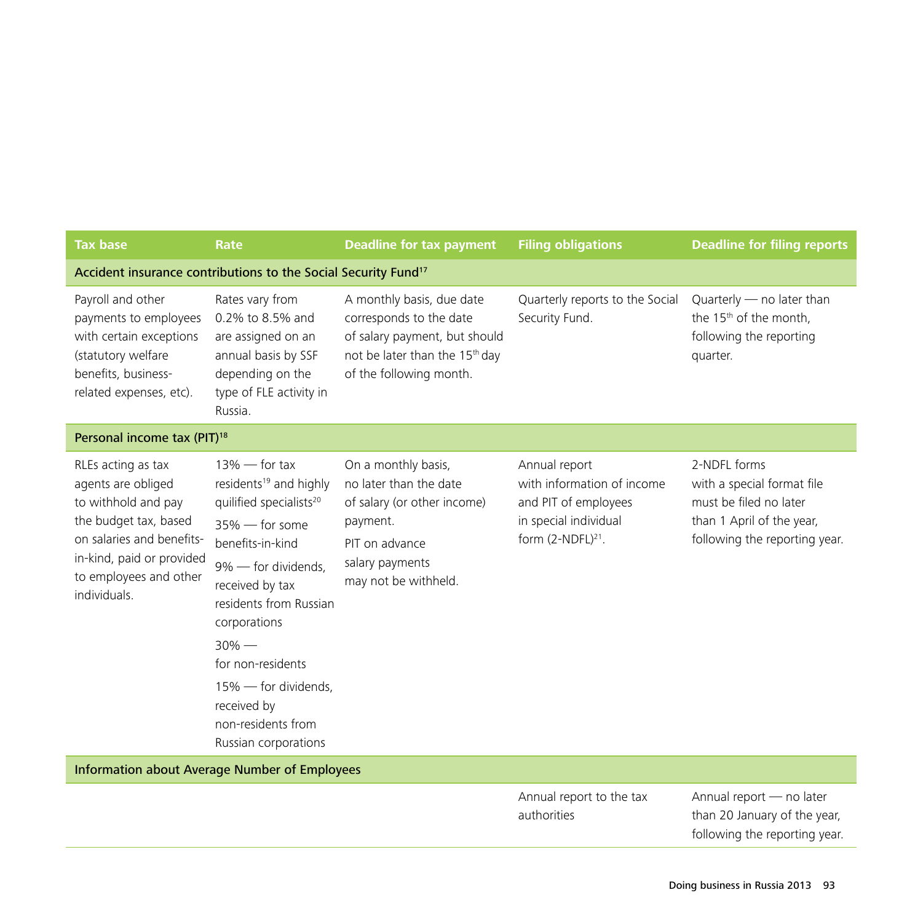| Tax base | Rate | Deadline for tax payment | Filing obligations | Deadline for filing reports |
|---|---|---|---|---|
| **Accident insurance contributions to the Social Security Fund[17]** | | | | |
| Payroll and other payments to employees with certain exceptions (statutory welfare benefits, business-related expenses, etc). | Rates vary from 0.2% to 8.5% and are assigned on an annual basis by SSF depending on the type of FLE activity in Russia. | A monthly basis, due date corresponds to the date of salary payment, but should not be later than the 15th day of the following month. | Quarterly reports to the Social Security Fund. | Quarterly — no later than the 15th of the month, following the reporting quarter. |
| **Personal income tax (PIT)[18]** | | | | |
| RLEs acting as tax agents are obliged to withhold and pay the budget tax, based on salaries and benefits-in-kind, paid or provided to employees and other individuals. | 13% — for tax residents[19] and highly quilified specialists[20]<br>35% — for some benefits-in-kind<br>9% — for dividends, received by tax residents from Russian corporations<br>30% — for non-residents<br>15% — for dividends, received by non-residents from Russian corporations | On a monthly basis, no later than the date of salary (or other income) payment.<br>PIT on advance salary payments may not be withheld. | Annual report with information of income and PIT of employees in special individual form (2-NDFL)[21]. | 2-NDFL forms with a special format file must be filed no later than 1 April of the year, following the reporting year. |
| **Information about Average Number of Employees** | | | | |
| | | | Annual report to the tax authorities | Annual report — no later than 20 January of the year, following the reporting year. |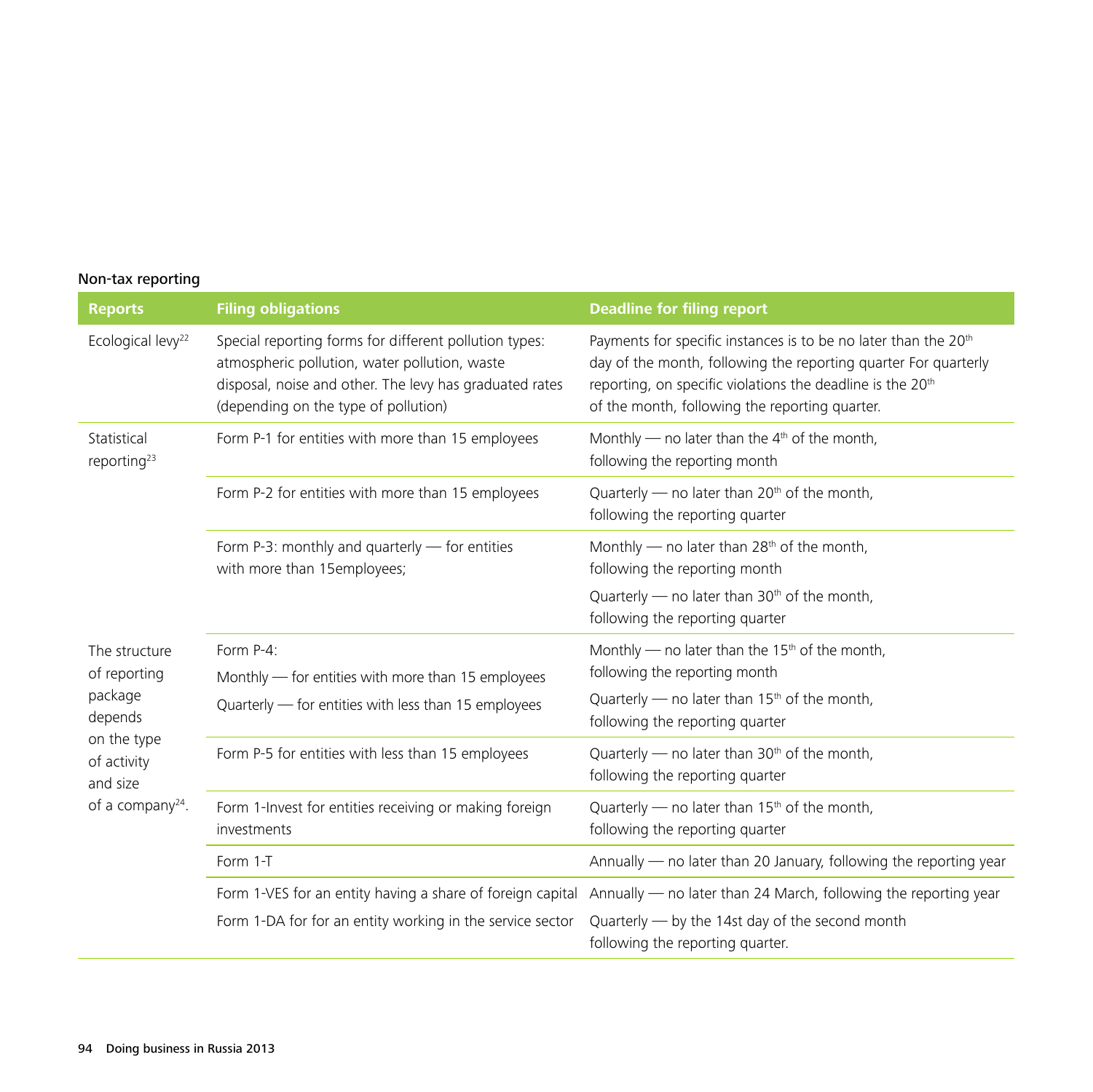Non-tax reporting

| Reports | Filing obligations | Deadline for filing report |
|---|---|---|
| Ecological levy[22] | Special reporting forms for different pollution types: atmospheric pollution, water pollution, waste disposal, noise and other. The levy has graduated rates (depending on the type of pollution) | Payments for specific instances is to be no later than the 20th day of the month, following the reporting quarter For quarterly reporting, on specific violations the deadline is the 20th of the month, following the reporting quarter. |
| Statistical reporting[23] | Form P-1 for entities with more than 15 employees | Monthly — no later than the 4th of the month, following the reporting month |
| | Form P-2 for entities with more than 15 employees | Quarterly — no later than 20th of the month, following the reporting quarter |
| | Form P-3: monthly and quarterly — for entities with more than 15employees; | Monthly — no later than 28th of the month, following the reporting month<br>Quarterly — no later than 30th of the month, following the reporting quarter |
| The structure of reporting package depends on the type of activity and size of a company[24]. | Form P-4:<br>Monthly — for entities with more than 15 employees<br>Quarterly — for entities with less than 15 employees | Monthly — no later than the 15th of the month, following the reporting month<br>Quarterly — no later than 15th of the month, following the reporting quarter |
| | Form P-5 for entities with less than 15 employees | Quarterly — no later than 30th of the month, following the reporting quarter |
| | Form 1-Invest for entities receiving or making foreign investments | Quarterly — no later than 15th of the month, following the reporting quarter |
| | Form 1-T | Annually — no later than 20 January, following the reporting year |
| | Form 1-VES for an entity having a share of foreign capital<br>Form 1-DA for for an entity working in the service sector | Annually — no later than 24 March, following the reporting year<br>Quarterly — by the 14st day of the second month following the reporting quarter. |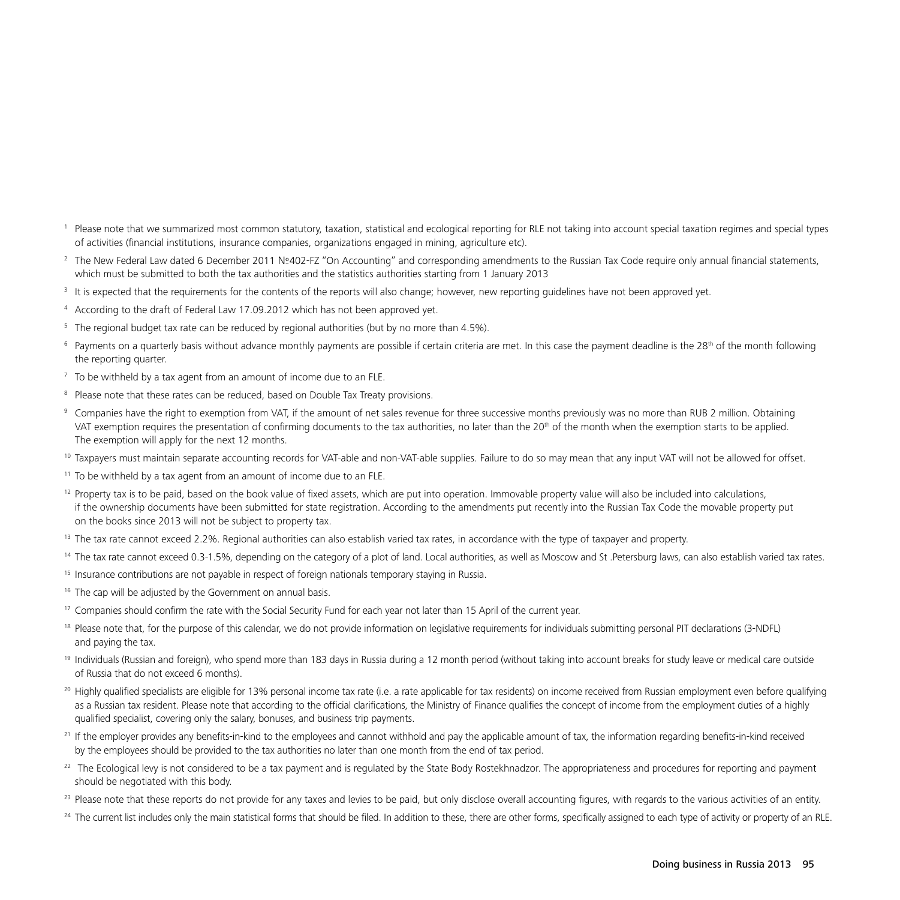[1] Please note that we summarized most common statutory, taxation, statistical and ecological reporting for RLE not taking into account special taxation regimes and special types of activities (financial institutions, insurance companies, organizations engaged in mining, agriculture etc).

[2] The New Federal Law dated 6 December 2011 №402-FZ "On Accounting" and corresponding amendments to the Russian Tax Code require only annual financial statements, which must be submitted to both the tax authorities and the statistics authorities starting from 1 January 2013

[3] It is expected that the requirements for the contents of the reports will also change; however, new reporting guidelines have not been approved yet.

[4] According to the draft of Federal Law 17.09.2012 which has not been approved yet.

[5] The regional budget tax rate can be reduced by regional authorities (but by no more than 4.5%).

[6] Payments on a quarterly basis without advance monthly payments are possible if certain criteria are met. In this case the payment deadline is the 28th of the month following the reporting quarter.

[7] To be withheld by a tax agent from an amount of income due to an FLE.

[8] Please note that these rates can be reduced, based on Double Tax Treaty provisions.

[9] Companies have the right to exemption from VAT, if the amount of net sales revenue for three successive months previously was no more than RUB 2 million. Obtaining VAT exemption requires the presentation of confirming documents to the tax authorities, no later than the 20th of the month when the exemption starts to be applied. The exemption will apply for the next 12 months.

[10] Taxpayers must maintain separate accounting records for VAT-able and non-VAT-able supplies. Failure to do so may mean that any input VAT will not be allowed for offset.

[11] To be withheld by a tax agent from an amount of income due to an FLE.

[12] Property tax is to be paid, based on the book value of fixed assets, which are put into operation. Immovable property value will also be included into calculations, if the ownership documents have been submitted for state registration. According to the amendments put recently into the Russian Tax Code the movable property put on the books since 2013 will not be subject to property tax.

[13] The tax rate cannot exceed 2.2%. Regional authorities can also establish varied tax rates, in accordance with the type of taxpayer and property.

[14] The tax rate cannot exceed 0.3-1.5%, depending on the category of a plot of land. Local authorities, as well as Moscow and St .Petersburg laws, can also establish varied tax rates.

[15] Insurance contributions are not payable in respect of foreign nationals temporary staying in Russia.

[16] The cap will be adjusted by the Government on annual basis.

[17] Companies should confirm the rate with the Social Security Fund for each year not later than 15 April of the current year.

[18] Please note that, for the purpose of this calendar, we do not provide information on legislative requirements for individuals submitting personal PIT declarations (3-NDFL) and paying the tax.

[19] Individuals (Russian and foreign), who spend more than 183 days in Russia during a 12 month period (without taking into account breaks for study leave or medical care outside of Russia that do not exceed 6 months).

[20] Highly qualified specialists are eligible for 13% personal income tax rate (i.e. a rate applicable for tax residents) on income received from Russian employment even before qualifying as a Russian tax resident. Please note that according to the official clarifications, the Ministry of Finance qualifies the concept of income from the employment duties of a highly qualified specialist, covering only the salary, bonuses, and business trip payments.

[21] If the employer provides any benefits-in-kind to the employees and cannot withhold and pay the applicable amount of tax, the information regarding benefits-in-kind received by the employees should be provided to the tax authorities no later than one month from the end of tax period.

[22] The Ecological levy is not considered to be a tax payment and is regulated by the State Body Rostekhnadzor. The appropriateness and procedures for reporting and payment should be negotiated with this body.

[23] Please note that these reports do not provide for any taxes and levies to be paid, but only disclose overall accounting figures, with regards to the various activities of an entity.

[24] The current list includes only the main statistical forms that should be filed. In addition to these, there are other forms, specifically assigned to each type of activity or property of an RLE.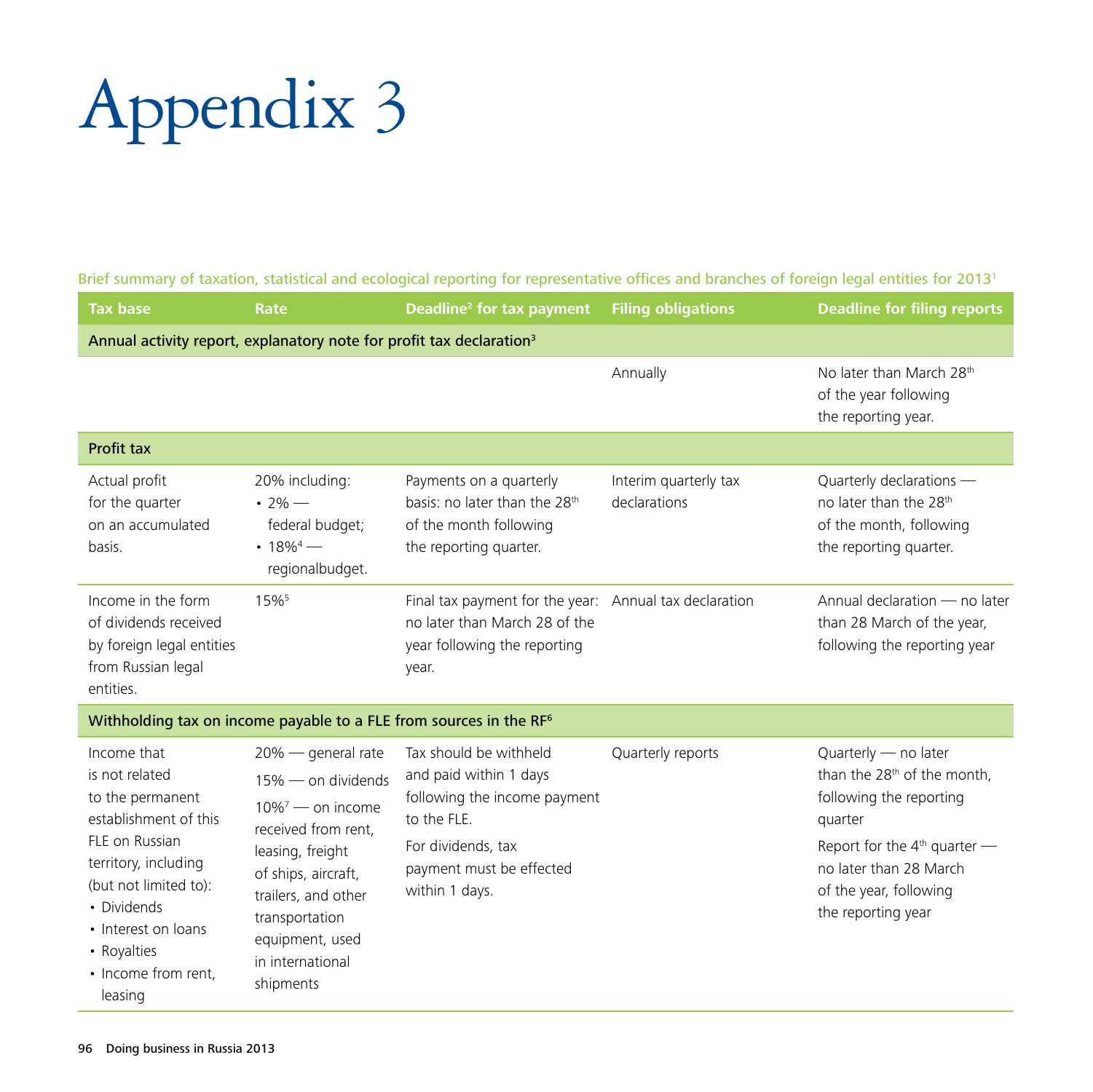# Appendix 3

Brief summary of taxation, statistical and ecological reporting for representative offices and branches of foreign legal entities for 2013[1]

| Tax base | Rate | Deadline[2] for tax payment | Filing obligations | Deadline for filing reports |
|---|---|---|---|---|
| **Annual activity report, explanatory note for profit tax declaration[3]** | | | | |
| | | | Annually | No later than March 28th of the year following the reporting year. |
| **Profit tax** | | | | |
| Actual profit for the quarter on an accumulated basis. | 20% including: • 2% — federal budget; • 18%[4] — regionalbudget. | Payments on a quarterly basis: no later than the 28th of the month following the reporting quarter. | Interim quarterly tax declarations | Quarterly declarations — no later than the 28th of the month, following the reporting quarter. |
| Income in the form of dividends received by foreign legal entities from Russian legal entities. | 15%[5] | Final tax payment for the year: no later than March 28 of the year following the reporting year. | Annual tax declaration | Annual declaration — no later than 28 March of the year, following the reporting year |
| **Withholding tax on income payable to a FLE from sources in the RF[6]** | | | | |
| Income that is not related to the permanent establishment of this FLE on Russian territory, including (but not limited to): • Dividends • Interest on loans • Royalties • Income from rent, leasing | 20% — general rate<br>15% — on dividends<br>10%[7] — on income received from rent, leasing, freight of ships, aircraft, trailers, and other transportation equipment, used in international shipments | Tax should be withheld and paid within 1 days following the income payment to the FLE.<br>For dividends, tax payment must be effected within 1 days. | Quarterly reports | Quarterly — no later than the 28th of the month, following the reporting quarter<br>Report for the 4th quarter — no later than 28 March of the year, following the reporting year |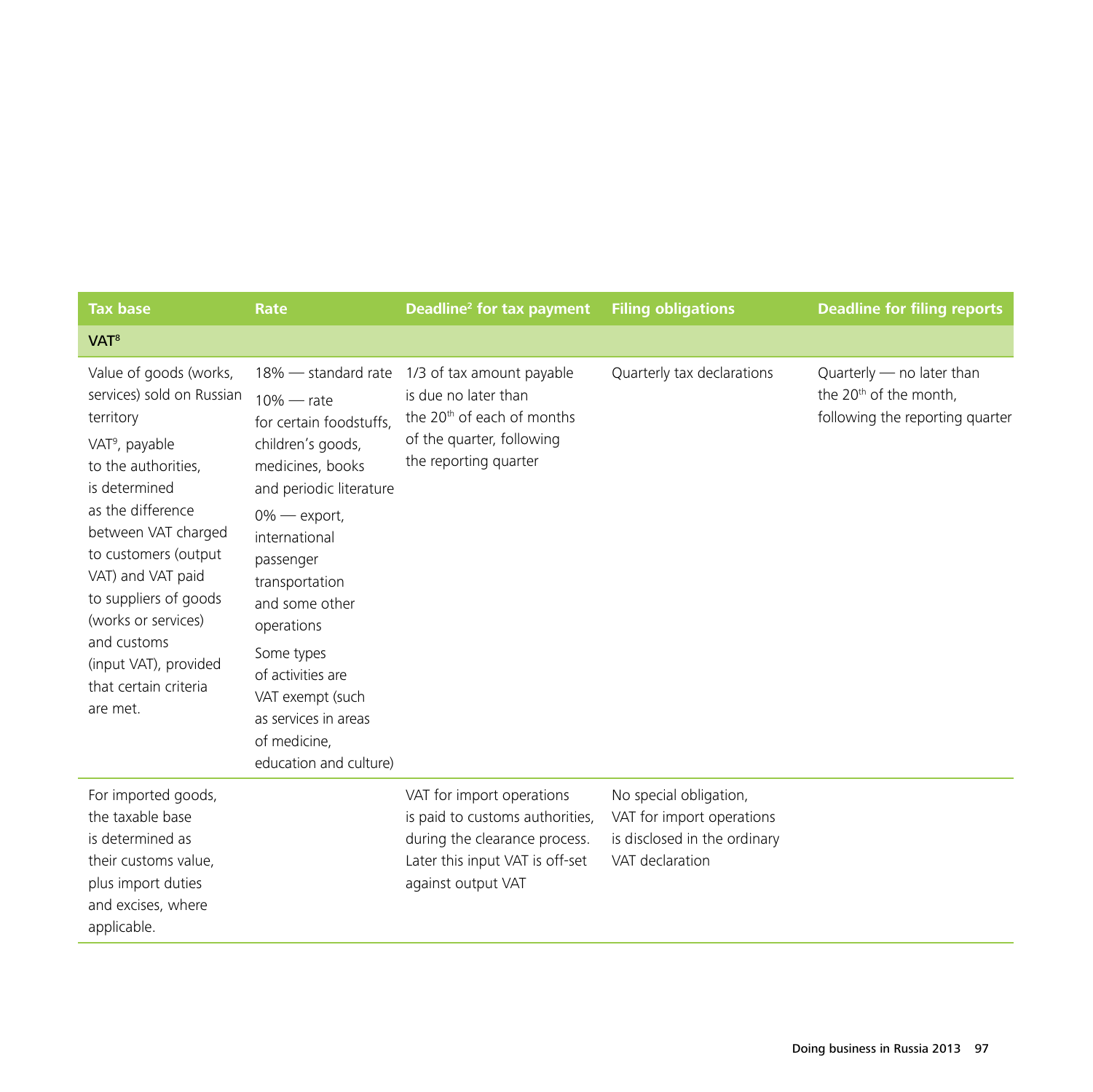| Tax base | Rate | Deadline[2] for tax payment | Filing obligations | Deadline for filing reports |
|---|---|---|---|---|
| **VAT[8]** | | | | |
| Value of goods (works, services) sold on Russian territory<br>VAT[9], payable to the authorities, is determined as the difference between VAT charged to customers (output VAT) and VAT paid to suppliers of goods (works or services) and customs (input VAT), provided that certain criteria are met. | 18% — standard rate<br>10% — rate for certain foodstuffs, children's goods, medicines, books and periodic literature<br>0% — export, international passenger transportation and some other operations<br>Some types of activities are VAT exempt (such as services in areas of medicine, education and culture) | 1/3 of tax amount payable is due no later than the 20th of each of months of the quarter, following the reporting quarter | Quarterly tax declarations | Quarterly — no later than the 20th of the month, following the reporting quarter |
| For imported goods, the taxable base is determined as their customs value, plus import duties and excises, where applicable. | | VAT for import operations is paid to customs authorities, during the clearance process. Later this input VAT is off-set against output VAT | No special obligation, VAT for import operations is disclosed in the ordinary VAT declaration | |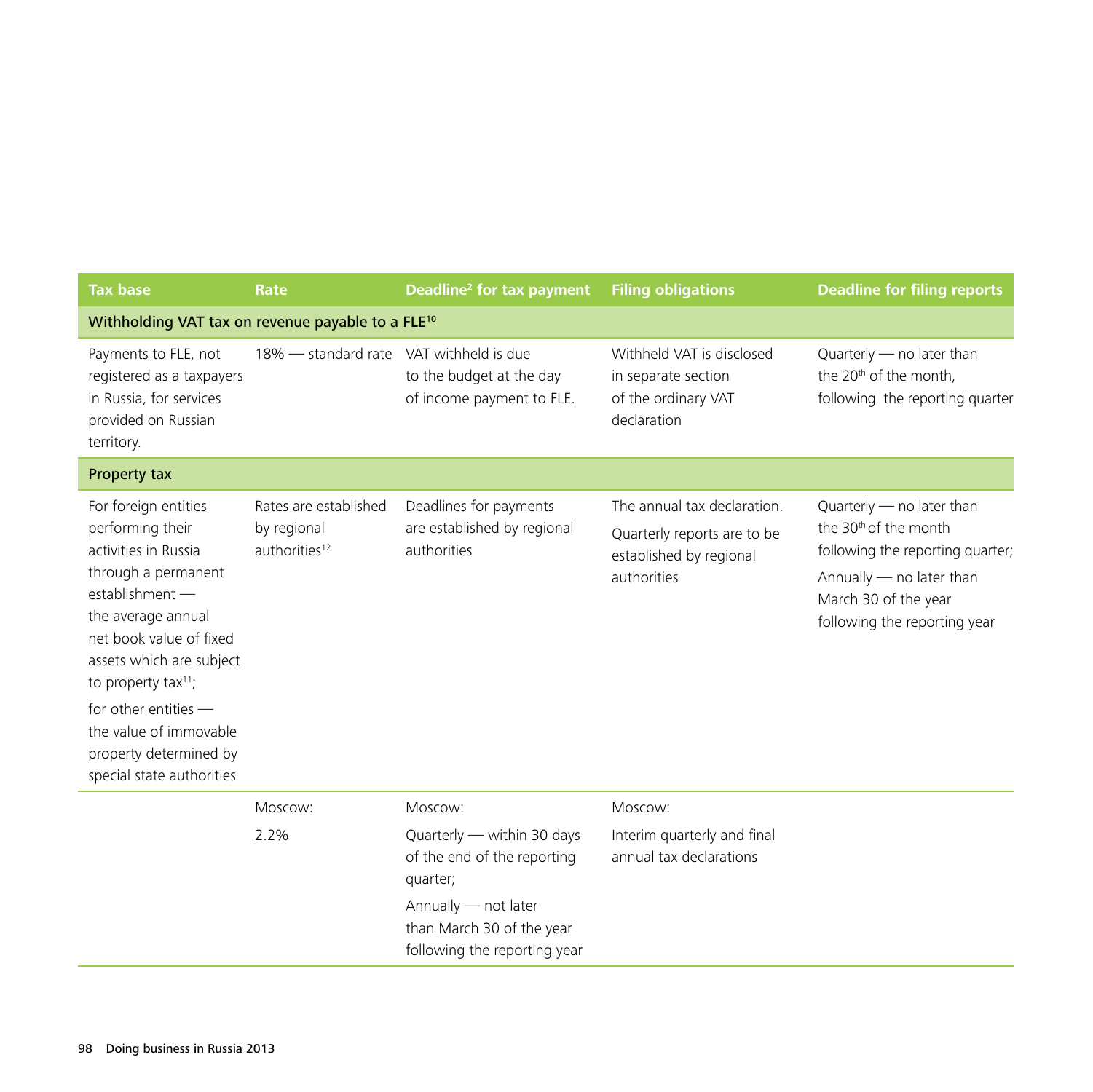| Tax base | Rate | Deadline[2] for tax payment | Filing obligations | Deadline for filing reports |
|---|---|---|---|---|
| **Withholding VAT tax on revenue payable to a FLE[10]** | | | | |
| Payments to FLE, not registered as a taxpayers in Russia, for services provided on Russian territory. | 18% — standard rate | VAT withheld is due to the budget at the day of income payment to FLE. | Withheld VAT is disclosed in separate section of the ordinary VAT declaration | Quarterly — no later than the 20th of the month, following the reporting quarter |
| **Property tax** | | | | |
| For foreign entities performing their activities in Russia through a permanent establishment — the average annual net book value of fixed assets which are subject to property tax[11]; for other entities — the value of immovable property determined by special state authorities | Rates are established by regional authorities[12] | Deadlines for payments are established by regional authorities | The annual tax declaration. Quarterly reports are to be established by regional authorities | Quarterly — no later than the 30th of the month following the reporting quarter; Annually — no later than March 30 of the year following the reporting year |
| | Moscow: 2.2% | Moscow: Quarterly — within 30 days of the end of the reporting quarter; Annually — not later than March 30 of the year following the reporting year | Moscow: Interim quarterly and final annual tax declarations | |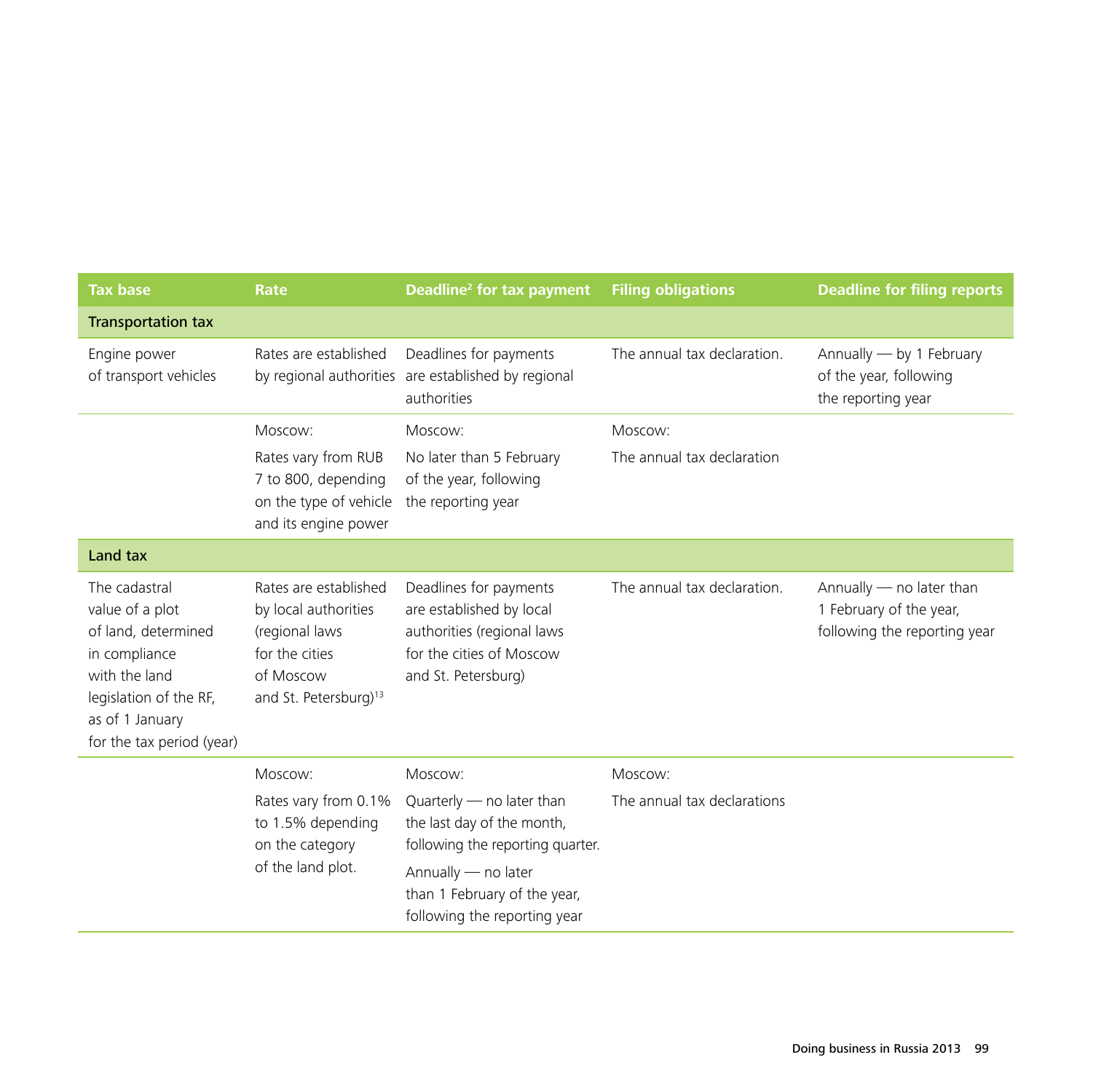| Tax base | Rate | Deadline[2] for tax payment | Filing obligations | Deadline for filing reports |
|---|---|---|---|---|
| **Transportation tax** | | | | |
| Engine power of transport vehicles | Rates are established by regional authorities | Deadlines for payments are established by regional authorities | The annual tax declaration. | Annually — by 1 February of the year, following the reporting year |
| | Moscow: Rates vary from RUB 7 to 800, depending on the type of vehicle and its engine power | Moscow: No later than 5 February of the year, following the reporting year | Moscow: The annual tax declaration | |
| **Land tax** | | | | |
| The cadastral value of a plot of land, determined in compliance with the land legislation of the RF, as of 1 January for the tax period (year) | Rates are established by local authorities (regional laws for the cities of Moscow and St. Petersburg)[13] | Deadlines for payments are established by local authorities (regional laws for the cities of Moscow and St. Petersburg) | The annual tax declaration. | Annually — no later than 1 February of the year, following the reporting year |
| | Moscow: Rates vary from 0.1% to 1.5% depending on the category of the land plot. | Moscow: Quarterly — no later than the last day of the month, following the reporting quarter. Annually — no later than 1 February of the year, following the reporting year | Moscow: The annual tax declarations | |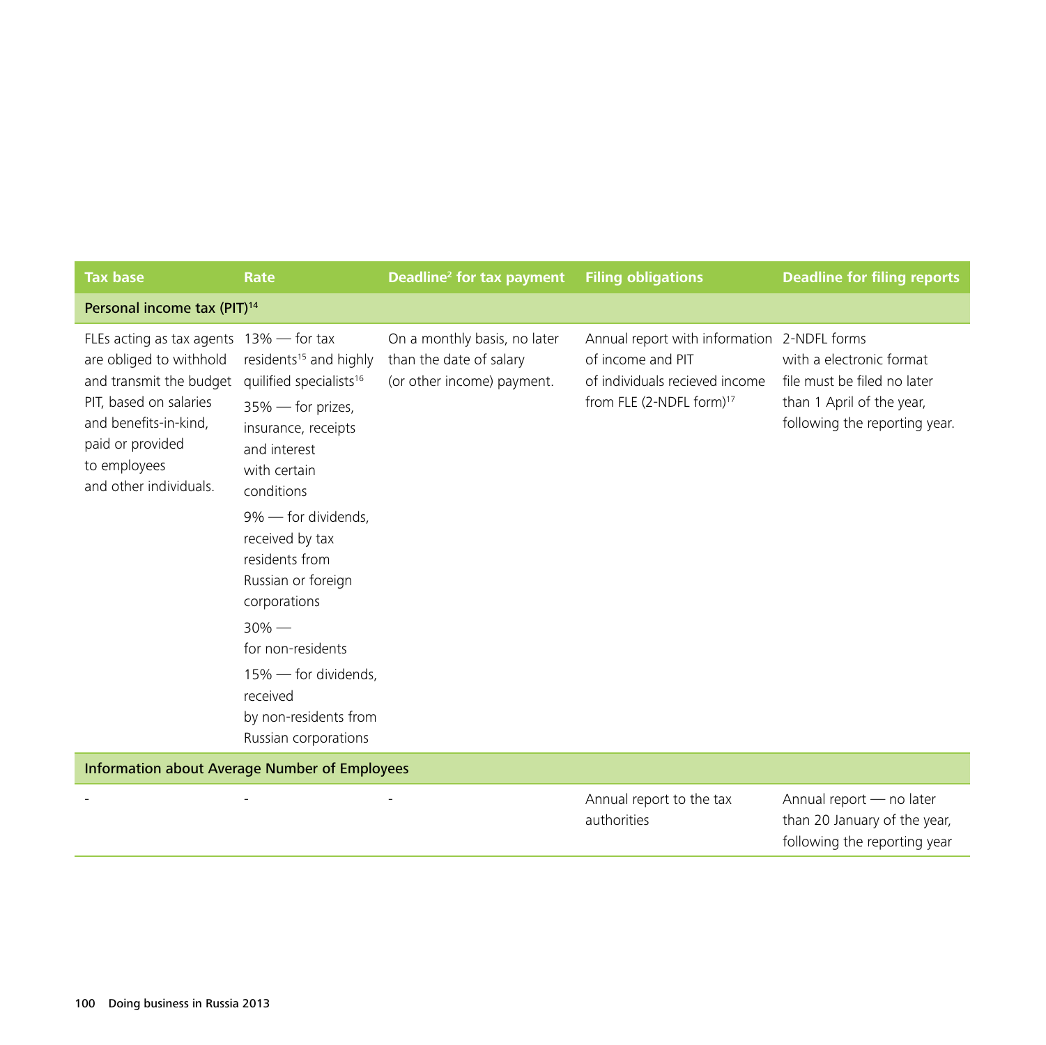| Tax base | Rate | Deadline[2] for tax payment | Filing obligations | Deadline for filing reports |
|---|---|---|---|---|
| **Personal income tax (PIT)[14]** | | | | |
| FLEs acting as tax agents are obliged to withhold and transmit the budget PIT, based on salaries and benefits-in-kind, paid or provided to employees and other individuals. | 13% — for tax residents[15] and highly quilified specialists[16]<br><br>35% — for prizes, insurance, receipts and interest with certain conditions<br><br>9% — for dividends, received by tax residents from Russian or foreign corporations<br><br>30% — for non-residents<br><br>15% — for dividends, received by non-residents from Russian corporations | On a monthly basis, no later than the date of salary (or other income) payment. | Annual report with information of income and PIT of individuals recieved income from FLE (2-NDFL form)[17] | 2-NDFL forms with a electronic format file must be filed no later than 1 April of the year, following the reporting year. |
| **Information about Average Number of Employees** | | | | |
| - | - | - | Annual report to the tax authorities | Annual report — no later than 20 January of the year, following the reporting year |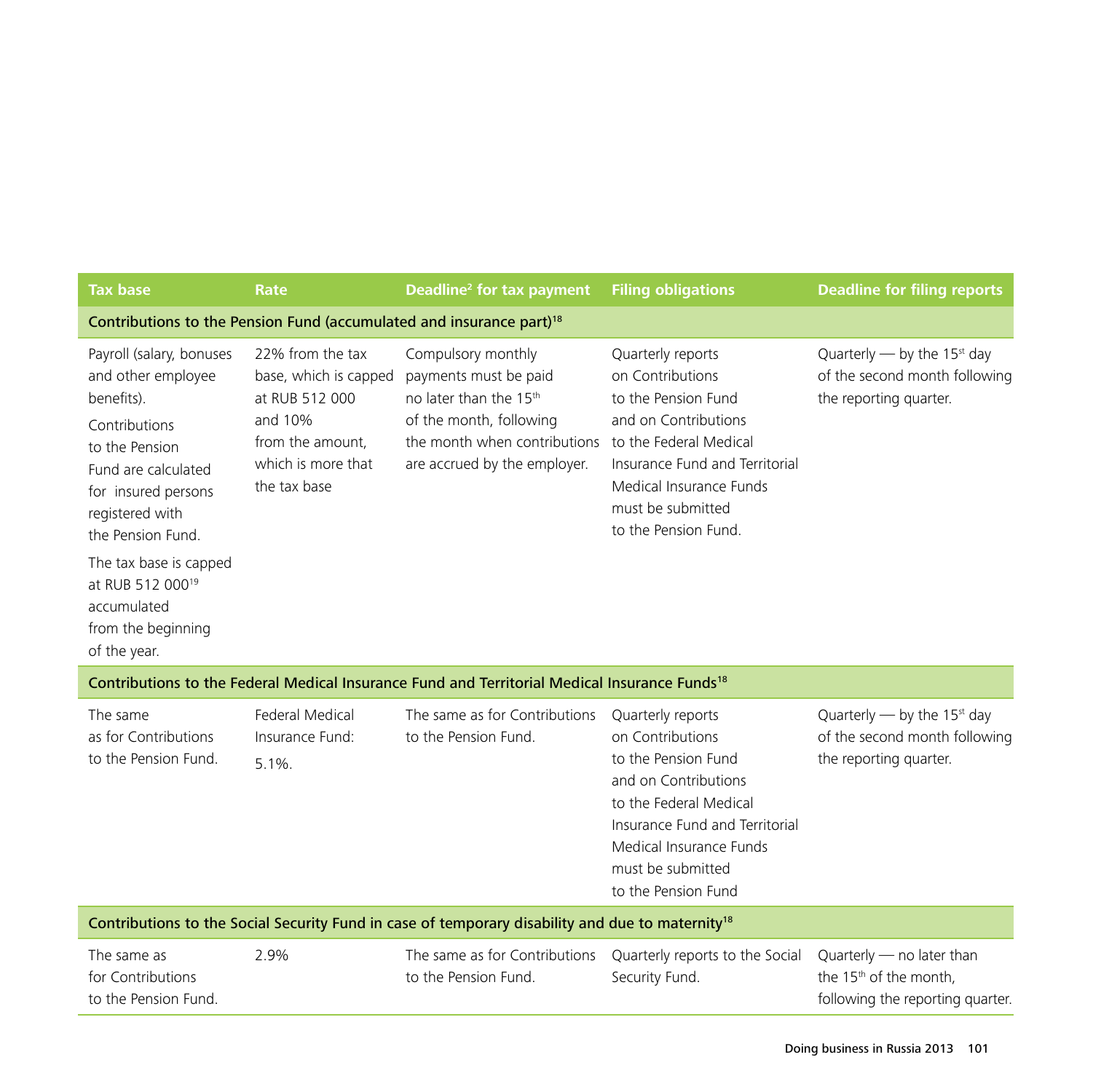| Tax base | Rate | Deadline[2] for tax payment | Filing obligations | Deadline for filing reports |
|---|---|---|---|---|
| **Contributions to the Pension Fund (accumulated and insurance part)[18]** | | | | |
| Payroll (salary, bonuses and other employee benefits). Contributions to the Pension Fund are calculated for insured persons registered with the Pension Fund. The tax base is capped at RUB 512 000[19] accumulated from the beginning of the year. | 22% from the tax base, which is capped at RUB 512 000 and 10% from the amount, which is more that the tax base | Compulsory monthly payments must be paid no later than the 15th of the month, following the month when contributions are accrued by the employer. | Quarterly reports on Contributions to the Pension Fund and on Contributions to the Federal Medical Insurance Fund and Territorial Medical Insurance Funds must be submitted to the Pension Fund. | Quarterly — by the 15st day of the second month following the reporting quarter. |
| **Contributions to the Federal Medical Insurance Fund and Territorial Medical Insurance Funds[18]** | | | | |
| The same as for Contributions to the Pension Fund. | Federal Medical Insurance Fund: 5.1%. | The same as for Contributions to the Pension Fund. | Quarterly reports on Contributions to the Pension Fund and on Contributions to the Federal Medical Insurance Fund and Territorial Medical Insurance Funds must be submitted to the Pension Fund | Quarterly — by the 15st day of the second month following the reporting quarter. |
| **Contributions to the Social Security Fund in case of temporary disability and due to maternity[18]** | | | | |
| The same as for Contributions to the Pension Fund. | 2.9% | The same as for Contributions to the Pension Fund. | Quarterly reports to the Social Security Fund. | Quarterly — no later than the 15th of the month, following the reporting quarter. |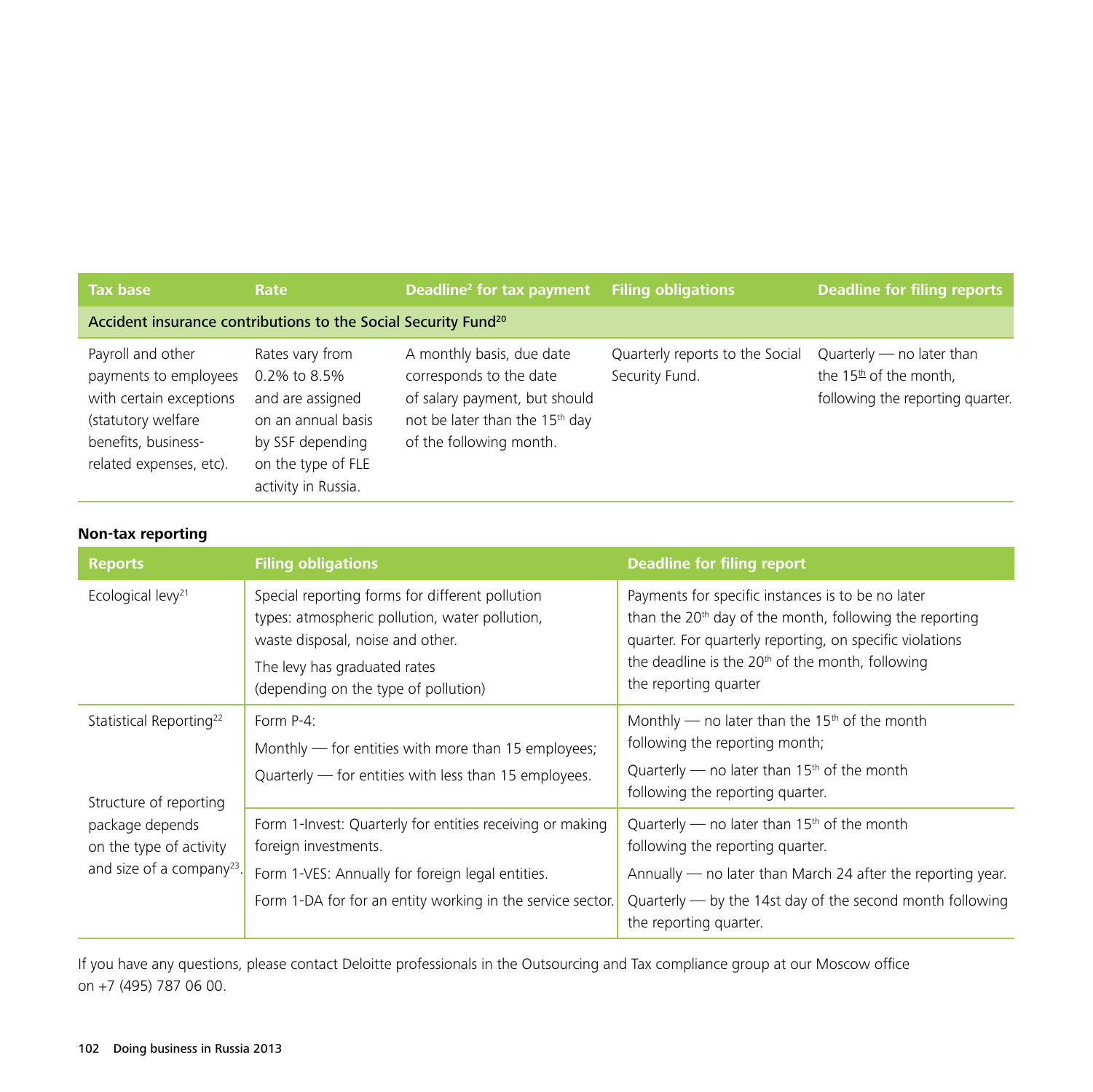| Tax base | Rate | Deadline[2] for tax payment | Filing obligations | Deadline for filing reports |
|---|---|---|---|---|
| **Accident insurance contributions to the Social Security Fund[20]** | | | | |
| Payroll and other payments to employees with certain exceptions (statutory welfare benefits, business-related expenses, etc). | Rates vary from 0.2% to 8.5% and are assigned on an annual basis by SSF depending on the type of FLE activity in Russia. | A monthly basis, due date corresponds to the date of salary payment, but should not be later than the 15th day of the following month. | Quarterly reports to the Social Security Fund. | Quarterly — no later than the 15th of the month, following the reporting quarter. |

**Non-tax reporting**

| Reports | Filing obligations | Deadline for filing report |
|---|---|---|
| Ecological levy[21] | Special reporting forms for different pollution types: atmospheric pollution, water pollution, waste disposal, noise and other. The levy has graduated rates (depending on the type of pollution) | Payments for specific instances is to be no later than the 20th day of the month, following the reporting quarter. For quarterly reporting, on specific violations the deadline is the 20th of the month, following the reporting quarter |
| Statistical Reporting[22] | Form P-4: Monthly — for entities with more than 15 employees; Quarterly — for entities with less than 15 employees. | Monthly — no later than the 15th of the month following the reporting month; Quarterly — no later than 15th of the month following the reporting quarter. |
| Structure of reporting package depends on the type of activity and size of a company[23]. | Form 1-Invest: Quarterly for entities receiving or making foreign investments. Form 1-VES: Annually for foreign legal entities. Form 1-DA for for an entity working in the service sector. | Quarterly — no later than 15th of the month following the reporting quarter. Annually — no later than March 24 after the reporting year. Quarterly — by the 14st day of the second month following the reporting quarter. |

If you have any questions, please contact Deloitte professionals in the Outsourcing and Tax compliance group at our Moscow office on +7 (495) 787 06 00.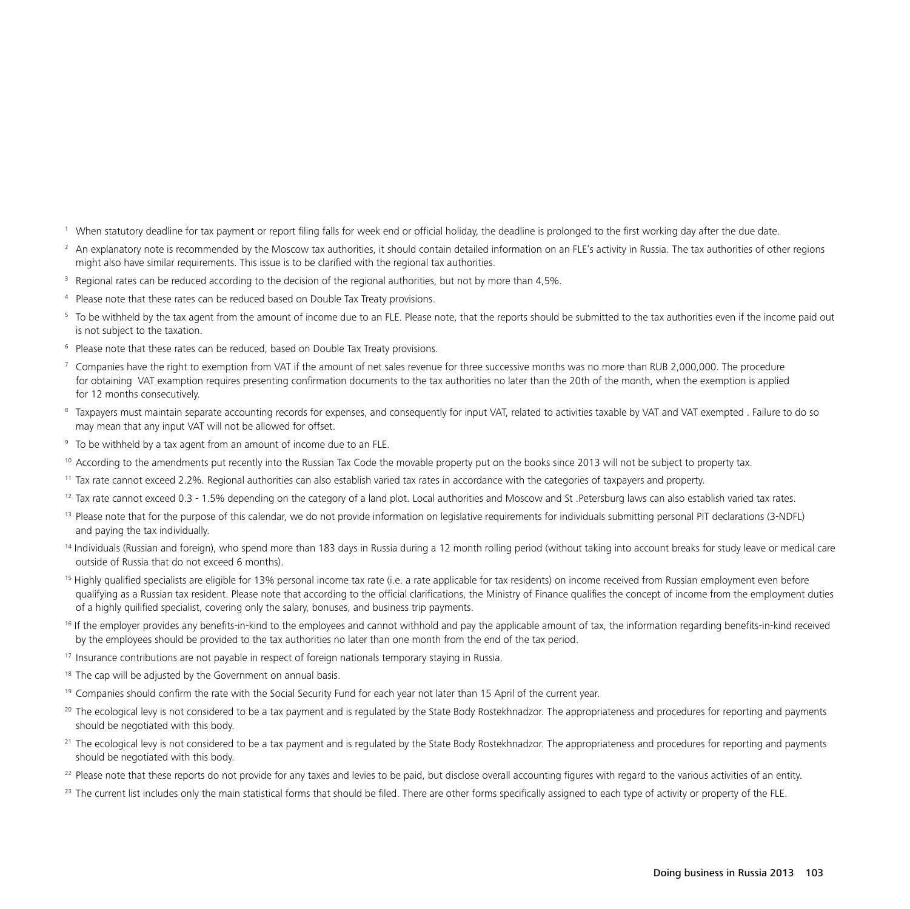[1] When statutory deadline for tax payment or report filing falls for week end or official holiday, the deadline is prolonged to the first working day after the due date.

[2] An explanatory note is recommended by the Moscow tax authorities, it should contain detailed information on an FLE's activity in Russia. The tax authorities of other regions might also have similar requirements. This issue is to be clarified with the regional tax authorities.

[3] Regional rates can be reduced according to the decision of the regional authorities, but not by more than 4,5%.

[4] Please note that these rates can be reduced based on Double Tax Treaty provisions.

[5] To be withheld by the tax agent from the amount of income due to an FLE. Please note, that the reports should be submitted to the tax authorities even if the income paid out is not subject to the taxation.

[6] Please note that these rates can be reduced, based on Double Tax Treaty provisions.

[7] Companies have the right to exemption from VAT if the amount of net sales revenue for three successive months was no more than RUB 2,000,000. The procedure for obtaining VAT examption requires presenting confirmation documents to the tax authorities no later than the 20th of the month, when the exemption is applied for 12 months consecutively.

[8] Taxpayers must maintain separate accounting records for expenses, and consequently for input VAT, related to activities taxable by VAT and VAT exempted . Failure to do so may mean that any input VAT will not be allowed for offset.

[9] To be withheld by a tax agent from an amount of income due to an FLE.

[10] According to the amendments put recently into the Russian Tax Code the movable property put on the books since 2013 will not be subject to property tax.

[11] Tax rate cannot exceed 2.2%. Regional authorities can also establish varied tax rates in accordance with the categories of taxpayers and property.

[12] Tax rate cannot exceed 0.3 - 1.5% depending on the category of a land plot. Local authorities and Moscow and St .Petersburg laws can also establish varied tax rates.

[13] Please note that for the purpose of this calendar, we do not provide information on legislative requirements for individuals submitting personal PIT declarations (3-NDFL) and paying the tax individually.

[14] Individuals (Russian and foreign), who spend more than 183 days in Russia during a 12 month rolling period (without taking into account breaks for study leave or medical care outside of Russia that do not exceed 6 months).

[15] Highly qualified specialists are eligible for 13% personal income tax rate (i.e. a rate applicable for tax residents) on income received from Russian employment even before qualifying as a Russian tax resident. Please note that according to the official clarifications, the Ministry of Finance qualifies the concept of income from the employment duties of a highly quilified specialist, covering only the salary, bonuses, and business trip payments.

[16] If the employer provides any benefits-in-kind to the employees and cannot withhold and pay the applicable amount of tax, the information regarding benefits-in-kind received by the employees should be provided to the tax authorities no later than one month from the end of the tax period.

[17] Insurance contributions are not payable in respect of foreign nationals temporary staying in Russia.

[18] The cap will be adjusted by the Government on annual basis.

[19] Companies should confirm the rate with the Social Security Fund for each year not later than 15 April of the current year.

[20] The ecological levy is not considered to be a tax payment and is regulated by the State Body Rostekhnadzor. The appropriateness and procedures for reporting and payments should be negotiated with this body.

[21] The ecological levy is not considered to be a tax payment and is regulated by the State Body Rostekhnadzor. The appropriateness and procedures for reporting and payments should be negotiated with this body.

[22] Please note that these reports do not provide for any taxes and levies to be paid, but disclose overall accounting figures with regard to the various activities of an entity.

[23] The current list includes only the main statistical forms that should be filed. There are other forms specifically assigned to each type of activity or property of the FLE.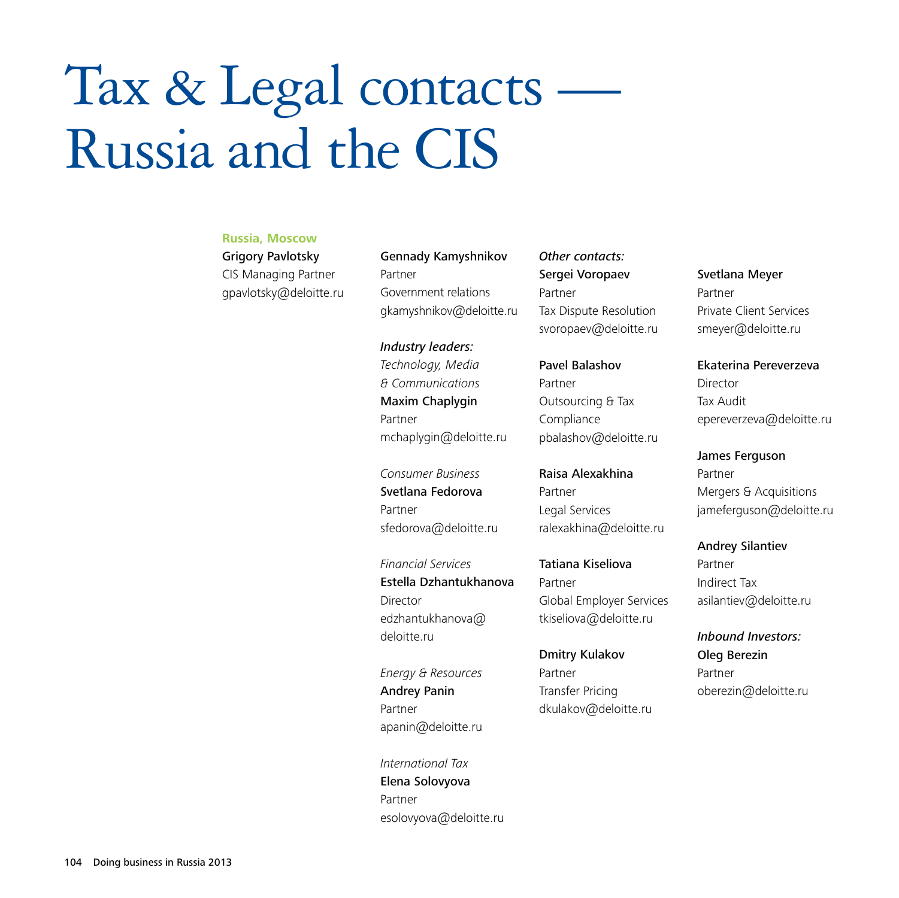# Tax & Legal contacts — Russia and the CIS

**Russia, Moscow**

**Grigory Pavlotsky**
CIS Managing Partner
gpavlotsky@deloitte.ru

**Gennady Kamyshnikov**
Partner
Government relations
gkamyshnikov@deloitte.ru

***Industry leaders:***

*Technology, Media & Communications*
**Maxim Chaplygin**
Partner
mchaplygin@deloitte.ru

*Consumer Business*
**Svetlana Fedorova**
Partner
sfedorova@deloitte.ru

*Financial Services*
**Estella Dzhantukhanova**
Director
edzhantukhanova@deloitte.ru

*Energy & Resources*
**Andrey Panin**
Partner
apanin@deloitte.ru

*International Tax*
**Elena Solovyova**
Partner
esolovyova@deloitte.ru

*Other contacts:*

**Sergei Voropaev**
Partner
Tax Dispute Resolution
svoropaev@deloitte.ru

**Pavel Balashov**
Partner
Outsourcing & Tax Compliance
pbalashov@deloitte.ru

**Raisa Alexakhina**
Partner
Legal Services
ralexakhina@deloitte.ru

**Tatiana Kiseliova**
Partner
Global Employer Services
tkiseliova@deloitte.ru

**Dmitry Kulakov**
Partner
Transfer Pricing
dkulakov@deloitte.ru

**Svetlana Meyer**
Partner
Private Client Services
smeyer@deloitte.ru

**Ekaterina Pereverzeva**
Director
Tax Audit
epereverzeva@deloitte.ru

**James Ferguson**
Partner
Mergers & Acquisitions
jameferguson@deloitte.ru

**Andrey Silantiev**
Partner
Indirect Tax
asilantiev@deloitte.ru

***Inbound Investors:***

**Oleg Berezin**
Partner
oberezin@deloitte.ru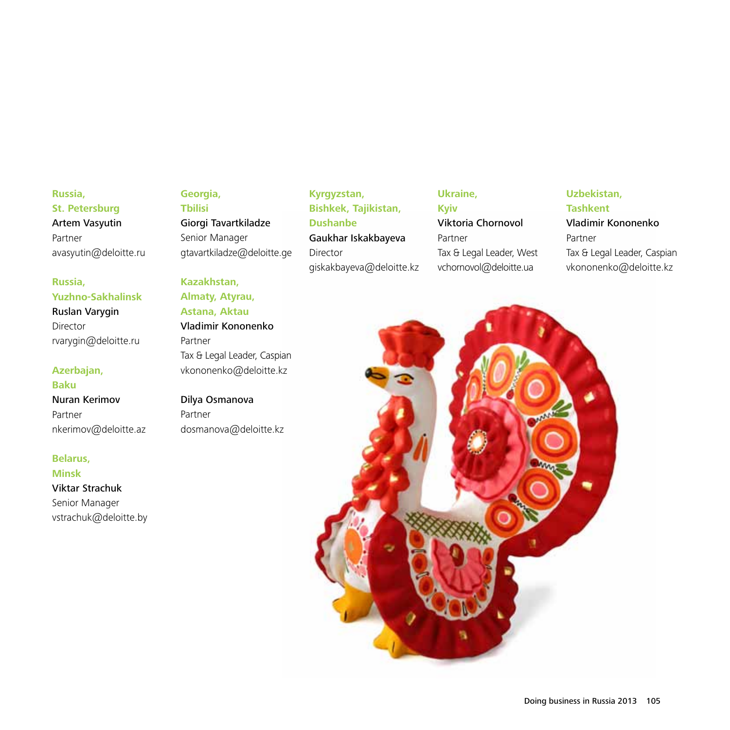**Russia, St. Petersburg**
Artem Vasyutin
Partner
avasyutin@deloitte.ru

**Russia, Yuzhno-Sakhalinsk**
Ruslan Varygin
Director
rvarygin@deloitte.ru

**Azerbajan, Baku**
Nuran Kerimov
Partner
nkerimov@deloitte.az

**Belarus, Minsk**
Viktar Strachuk
Senior Manager
vstrachuk@deloitte.by

**Georgia, Tbilisi**
Giorgi Tavartkiladze
Senior Manager
gtavartkiladze@deloitte.ge

**Kazakhstan, Almaty, Atyrau, Astana, Aktau**
Vladimir Kononenko
Partner
Tax & Legal Leader, Caspian
vkononenko@deloitte.kz

Dilya Osmanova
Partner
dosmanova@deloitte.kz

**Kyrgyzstan, Bishkek, Tajikistan, Dushanbe**
Gaukhar Iskakbayeva
Director
giskakbayeva@deloitte.kz

**Ukraine, Kyiv**
Viktoria Chornovol
Partner
Tax & Legal Leader, West
vchornovol@deloitte.ua

**Uzbekistan, Tashkent**
Vladimir Kononenko
Partner
Tax & Legal Leader, Caspian
vkononenko@deloitte.kz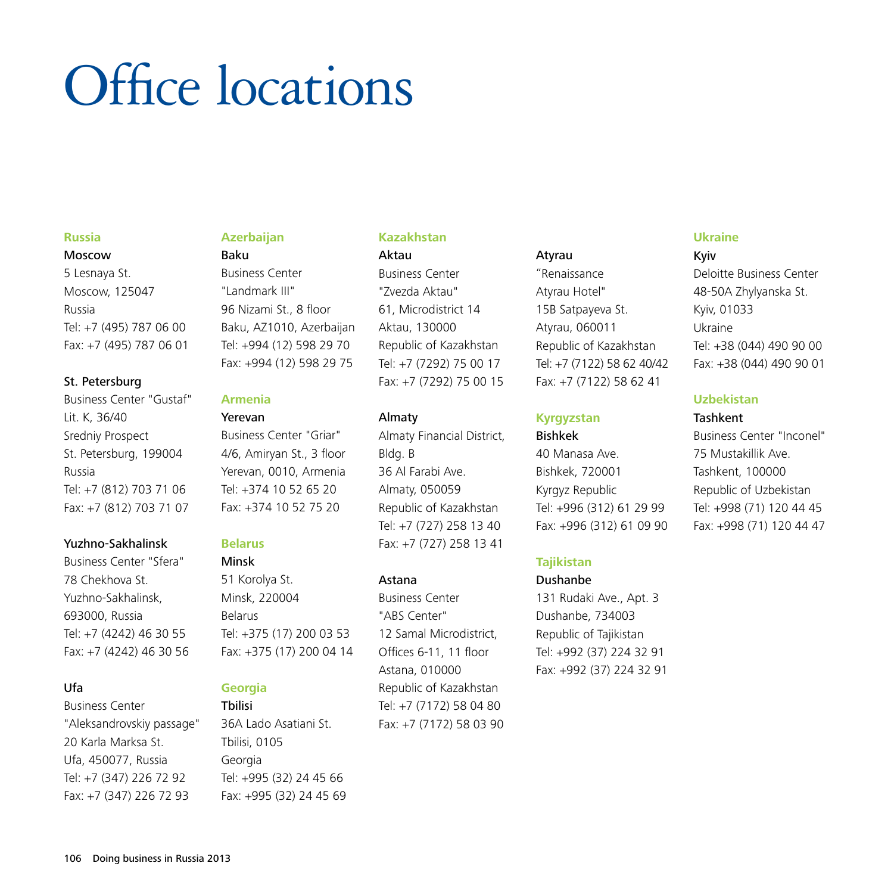# Office locations

## Russia

**Moscow**
5 Lesnaya St.
Moscow, 125047
Russia
Tel: +7 (495) 787 06 00
Fax: +7 (495) 787 06 01

**St. Petersburg**
Business Center "Gustaf"
Lit. K, 36/40
Sredniy Prospect
St. Petersburg, 199004
Russia
Tel: +7 (812) 703 71 06
Fax: +7 (812) 703 71 07

**Yuzhno-Sakhalinsk**
Business Center "Sfera"
78 Chekhova St.
Yuzhno-Sakhalinsk,
693000, Russia
Tel: +7 (4242) 46 30 55
Fax: +7 (4242) 46 30 56

**Ufa**
Business Center
"Aleksandrovskiy passage"
20 Karla Marksa St.
Ufa, 450077, Russia
Tel: +7 (347) 226 72 92
Fax: +7 (347) 226 72 93

## Azerbaijan

**Baku**
Business Center
"Landmark III"
96 Nizami St., 8 floor
Baku, AZ1010, Azerbaijan
Tel: +994 (12) 598 29 70
Fax: +994 (12) 598 29 75

## Armenia

**Yerevan**
Business Center "Griar"
4/6, Amiryan St., 3 floor
Yerevan, 0010, Armenia
Tel: +374 10 52 65 20
Fax: +374 10 52 75 20

## Belarus

**Minsk**
51 Korolya St.
Minsk, 220004
Belarus
Tel: +375 (17) 200 03 53
Fax: +375 (17) 200 04 14

## Georgia

**Tbilisi**
36A Lado Asatiani St.
Tbilisi, 0105
Georgia
Tel: +995 (32) 24 45 66
Fax: +995 (32) 24 45 69

## Kazakhstan

**Aktau**
Business Center
"Zvezda Aktau"
61, Microdistrict 14
Aktau, 130000
Republic of Kazakhstan
Tel: +7 (7292) 75 00 17
Fax: +7 (7292) 75 00 15

**Almaty**
Almaty Financial District,
Bldg. B
36 Al Farabi Ave.
Almaty, 050059
Republic of Kazakhstan
Tel: +7 (727) 258 13 40
Fax: +7 (727) 258 13 41

**Astana**
Business Center
"ABS Center"
12 Samal Microdistrict,
Offices 6-11, 11 floor
Astana, 010000
Republic of Kazakhstan
Tel: +7 (7172) 58 04 80
Fax: +7 (7172) 58 03 90

**Atyrau**
"Renaissance
Atyrau Hotel"
15B Satpayeva St.
Atyrau, 060011
Republic of Kazakhstan
Tel: +7 (7122) 58 62 40/42
Fax: +7 (7122) 58 62 41

## Kyrgyzstan

**Bishkek**
40 Manasa Ave.
Bishkek, 720001
Kyrgyz Republic
Tel: +996 (312) 61 29 99
Fax: +996 (312) 61 09 90

## Tajikistan

**Dushanbe**
131 Rudaki Ave., Apt. 3
Dushanbe, 734003
Republic of Tajikistan
Tel: +992 (37) 224 32 91
Fax: +992 (37) 224 32 91

## Ukraine

**Kyiv**
Deloitte Business Center
48-50A Zhylyanska St.
Kyiv, 01033
Ukraine
Tel: +38 (044) 490 90 00
Fax: +38 (044) 490 90 01

## Uzbekistan

**Tashkent**
Business Center "Inconel"
75 Mustakillik Ave.
Tashkent, 100000
Republic of Uzbekistan
Tel: +998 (71) 120 44 45
Fax: +998 (71) 120 44 47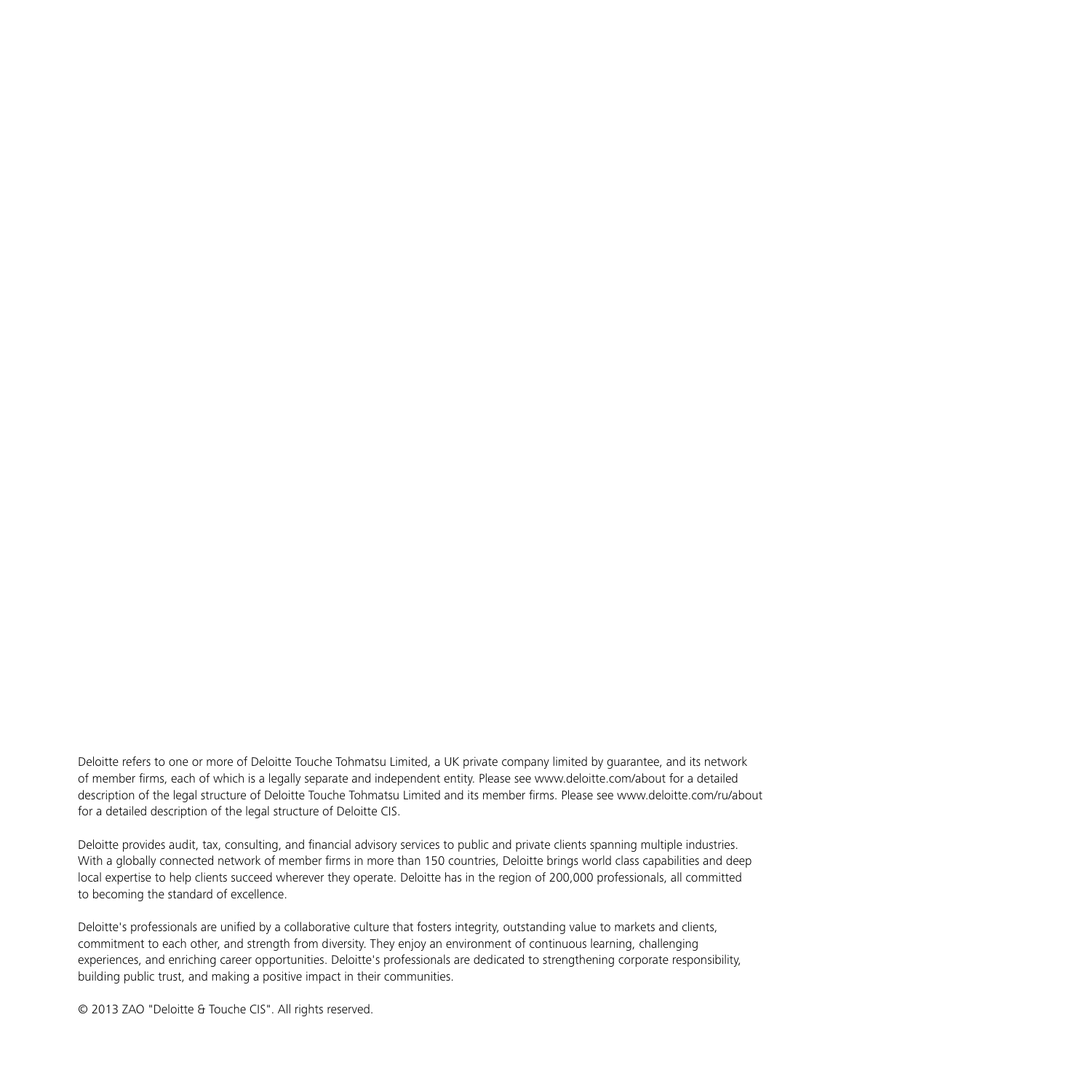Deloitte refers to one or more of Deloitte Touche Tohmatsu Limited, a UK private company limited by guarantee, and its network of member firms, each of which is a legally separate and independent entity. Please see www.deloitte.com/about for a detailed description of the legal structure of Deloitte Touche Tohmatsu Limited and its member firms. Please see www.deloitte.com/ru/about for a detailed description of the legal structure of Deloitte CIS.

Deloitte provides audit, tax, consulting, and financial advisory services to public and private clients spanning multiple industries. With a globally connected network of member firms in more than 150 countries, Deloitte brings world class capabilities and deep local expertise to help clients succeed wherever they operate. Deloitte has in the region of 200,000 professionals, all committed to becoming the standard of excellence.

Deloitte's professionals are unified by a collaborative culture that fosters integrity, outstanding value to markets and clients, commitment to each other, and strength from diversity. They enjoy an environment of continuous learning, challenging experiences, and enriching career opportunities. Deloitte's professionals are dedicated to strengthening corporate responsibility, building public trust, and making a positive impact in their communities.

© 2013 ZAO "Deloitte & Touche CIS". All rights reserved.